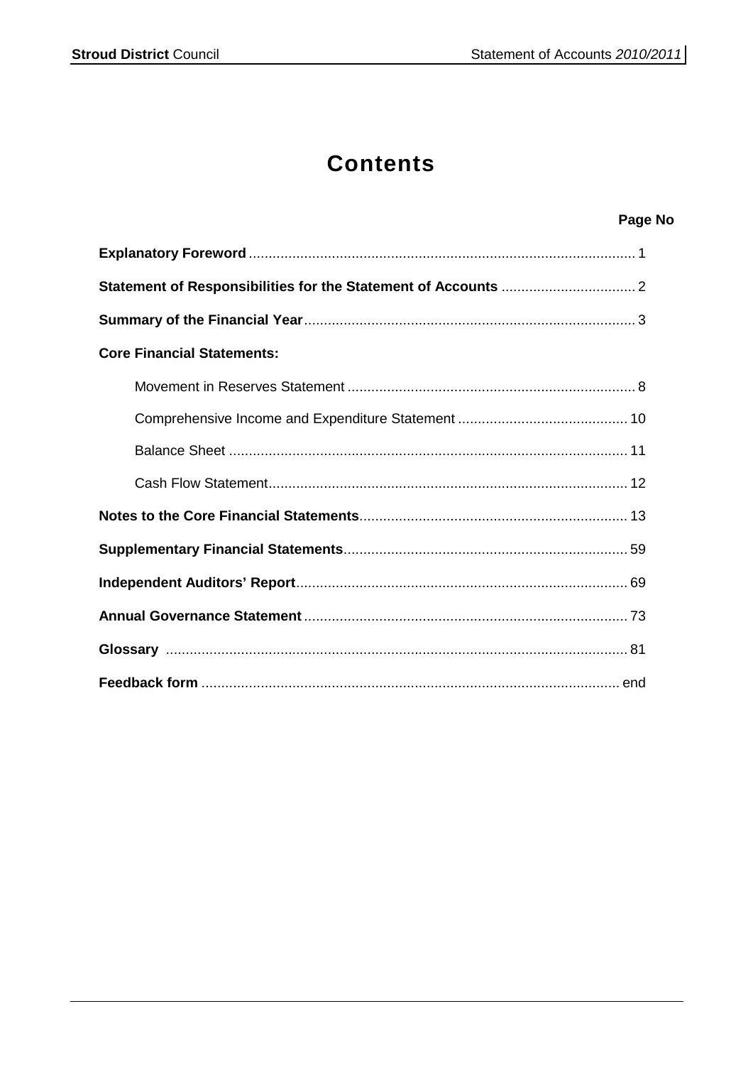# Contents

| | Page No |
|---|---|
| **Explanatory Foreword** | 1 |
| **Statement of Responsibilities for the Statement of Accounts** | 2 |
| **Summary of the Financial Year** | 3 |
| **Core Financial Statements:** | |
| Movement in Reserves Statement | 8 |
| Comprehensive Income and Expenditure Statement | 10 |
| Balance Sheet | 11 |
| Cash Flow Statement | 12 |
| **Notes to the Core Financial Statements** | 13 |
| **Supplementary Financial Statements** | 59 |
| **Independent Auditors' Report** | 69 |
| **Annual Governance Statement** | 73 |
| **Glossary** | 81 |
| **Feedback form** | end |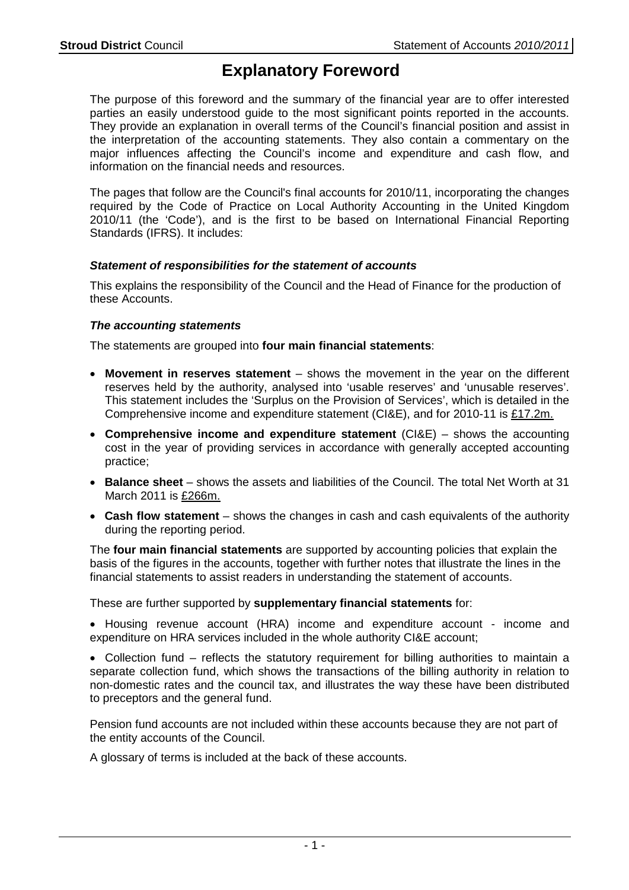# Explanatory Foreword

The purpose of this foreword and the summary of the financial year are to offer interested parties an easily understood guide to the most significant points reported in the accounts. They provide an explanation in overall terms of the Council's financial position and assist in the interpretation of the accounting statements. They also contain a commentary on the major influences affecting the Council's income and expenditure and cash flow, and information on the financial needs and resources.

The pages that follow are the Council's final accounts for 2010/11, incorporating the changes required by the Code of Practice on Local Authority Accounting in the United Kingdom 2010/11 (the 'Code'), and is the first to be based on International Financial Reporting Standards (IFRS). It includes:

### *Statement of responsibilities for the statement of accounts*

This explains the responsibility of the Council and the Head of Finance for the production of these Accounts.

### *The accounting statements*

The statements are grouped into **four main financial statements**:

- **Movement in reserves statement** – shows the movement in the year on the different reserves held by the authority, analysed into 'usable reserves' and 'unusable reserves'. This statement includes the 'Surplus on the Provision of Services', which is detailed in the Comprehensive income and expenditure statement (CI&E), and for 2010-11 is £17.2m.
- **Comprehensive income and expenditure statement** (CI&E) – shows the accounting cost in the year of providing services in accordance with generally accepted accounting practice;
- **Balance sheet** – shows the assets and liabilities of the Council. The total Net Worth at 31 March 2011 is £266m.
- **Cash flow statement** – shows the changes in cash and cash equivalents of the authority during the reporting period.

The **four main financial statements** are supported by accounting policies that explain the basis of the figures in the accounts, together with further notes that illustrate the lines in the financial statements to assist readers in understanding the statement of accounts.

These are further supported by **supplementary financial statements** for:

- Housing revenue account (HRA) income and expenditure account - income and expenditure on HRA services included in the whole authority CI&E account;
- Collection fund – reflects the statutory requirement for billing authorities to maintain a separate collection fund, which shows the transactions of the billing authority in relation to non-domestic rates and the council tax, and illustrates the way these have been distributed to preceptors and the general fund.

Pension fund accounts are not included within these accounts because they are not part of the entity accounts of the Council.

A glossary of terms is included at the back of these accounts.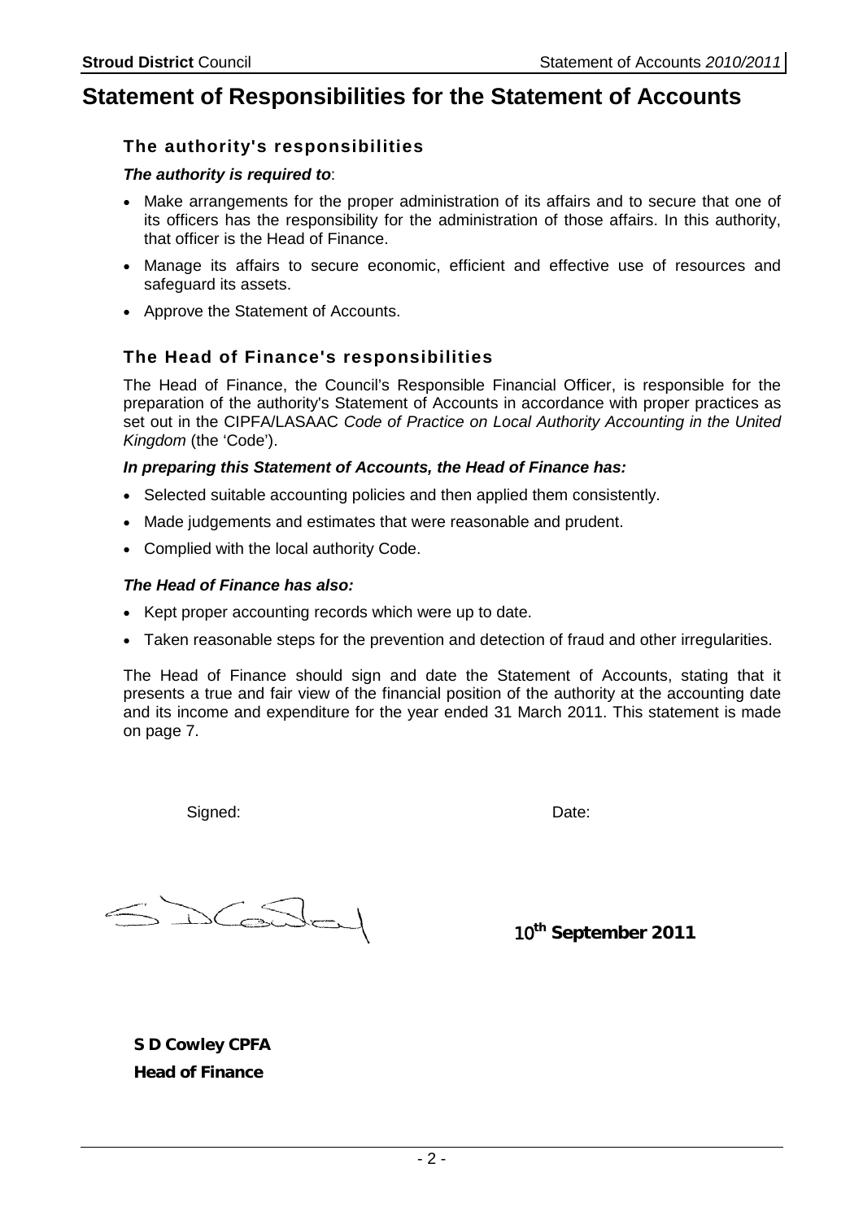# Statement of Responsibilities for the Statement of Accounts

## The authority's responsibilities

***The authority is required to***:

- Make arrangements for the proper administration of its affairs and to secure that one of its officers has the responsibility for the administration of those affairs. In this authority, that officer is the Head of Finance.
- Manage its affairs to secure economic, efficient and effective use of resources and safeguard its assets.
- Approve the Statement of Accounts.

## The Head of Finance's responsibilities

The Head of Finance, the Council's Responsible Financial Officer, is responsible for the preparation of the authority's Statement of Accounts in accordance with proper practices as set out in the CIPFA/LASAAC *Code of Practice on Local Authority Accounting in the United Kingdom* (the 'Code').

***In preparing this Statement of Accounts, the Head of Finance has:***

- Selected suitable accounting policies and then applied them consistently.
- Made judgements and estimates that were reasonable and prudent.
- Complied with the local authority Code.

***The Head of Finance has also:***

- Kept proper accounting records which were up to date.
- Taken reasonable steps for the prevention and detection of fraud and other irregularities.

The Head of Finance should sign and date the Statement of Accounts, stating that it presents a true and fair view of the financial position of the authority at the accounting date and its income and expenditure for the year ended 31 March 2011. This statement is made on page 7.

Signed: Date:

**10th September 2011**

**S D Cowley CPFA**
**Head of Finance**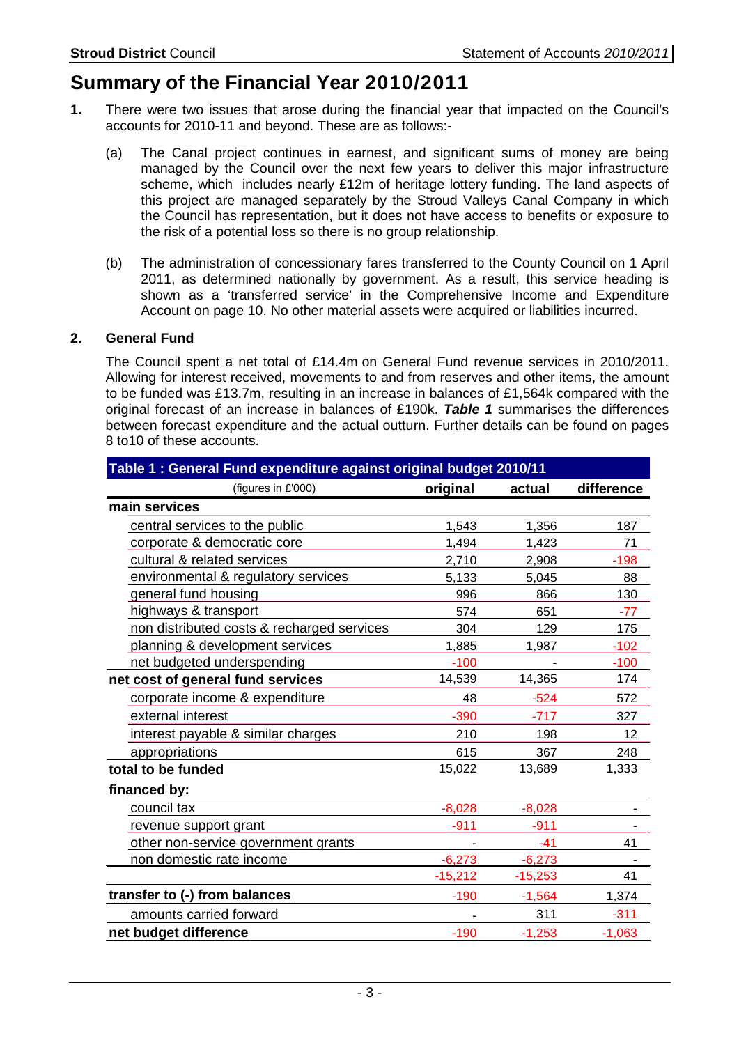# Summary of the Financial Year 2010/2011

1. There were two issues that arose during the financial year that impacted on the Council's accounts for 2010-11 and beyond. These are as follows:-

   (a) The Canal project continues in earnest, and significant sums of money are being managed by the Council over the next few years to deliver this major infrastructure scheme, which includes nearly £12m of heritage lottery funding. The land aspects of this project are managed separately by the Stroud Valleys Canal Company in which the Council has representation, but it does not have access to benefits or exposure to the risk of a potential loss so there is no group relationship.

   (b) The administration of concessionary fares transferred to the County Council on 1 April 2011, as determined nationally by government. As a result, this service heading is shown as a 'transferred service' in the Comprehensive Income and Expenditure Account on page 10. No other material assets were acquired or liabilities incurred.

2. **General Fund**

   The Council spent a net total of £14.4m on General Fund revenue services in 2010/2011. Allowing for interest received, movements to and from reserves and other items, the amount to be funded was £13.7m, resulting in an increase in balances of £1,564k compared with the original forecast of an increase in balances of £190k. ***Table 1*** summarises the differences between forecast expenditure and the actual outturn. Further details can be found on pages 8 to10 of these accounts.

**Table 1 : General Fund expenditure against original budget 2010/11**

| (figures in £'000) | original | actual | difference |
|---|---|---|---|
| **main services** | | | |
| central services to the public | 1,543 | 1,356 | 187 |
| corporate & democratic core | 1,494 | 1,423 | 71 |
| cultural & related services | 2,710 | 2,908 | -198 |
| environmental & regulatory services | 5,133 | 5,045 | 88 |
| general fund housing | 996 | 866 | 130 |
| highways & transport | 574 | 651 | -77 |
| non distributed costs & recharged services | 304 | 129 | 175 |
| planning & development services | 1,885 | 1,987 | -102 |
| net budgeted underspending | -100 | - | -100 |
| **net cost of general fund services** | 14,539 | 14,365 | 174 |
| corporate income & expenditure | 48 | -524 | 572 |
| external interest | -390 | -717 | 327 |
| interest payable & similar charges | 210 | 198 | 12 |
| appropriations | 615 | 367 | 248 |
| **total to be funded** | 15,022 | 13,689 | 1,333 |
| **financed by:** | | | |
| council tax | -8,028 | -8,028 | - |
| revenue support grant | -911 | -911 | - |
| other non-service government grants | - | -41 | 41 |
| non domestic rate income | -6,273 | -6,273 | - |
| | -15,212 | -15,253 | 41 |
| **transfer to (-) from balances** | -190 | -1,564 | 1,374 |
| amounts carried forward | - | 311 | -311 |
| **net budget difference** | -190 | -1,253 | -1,063 |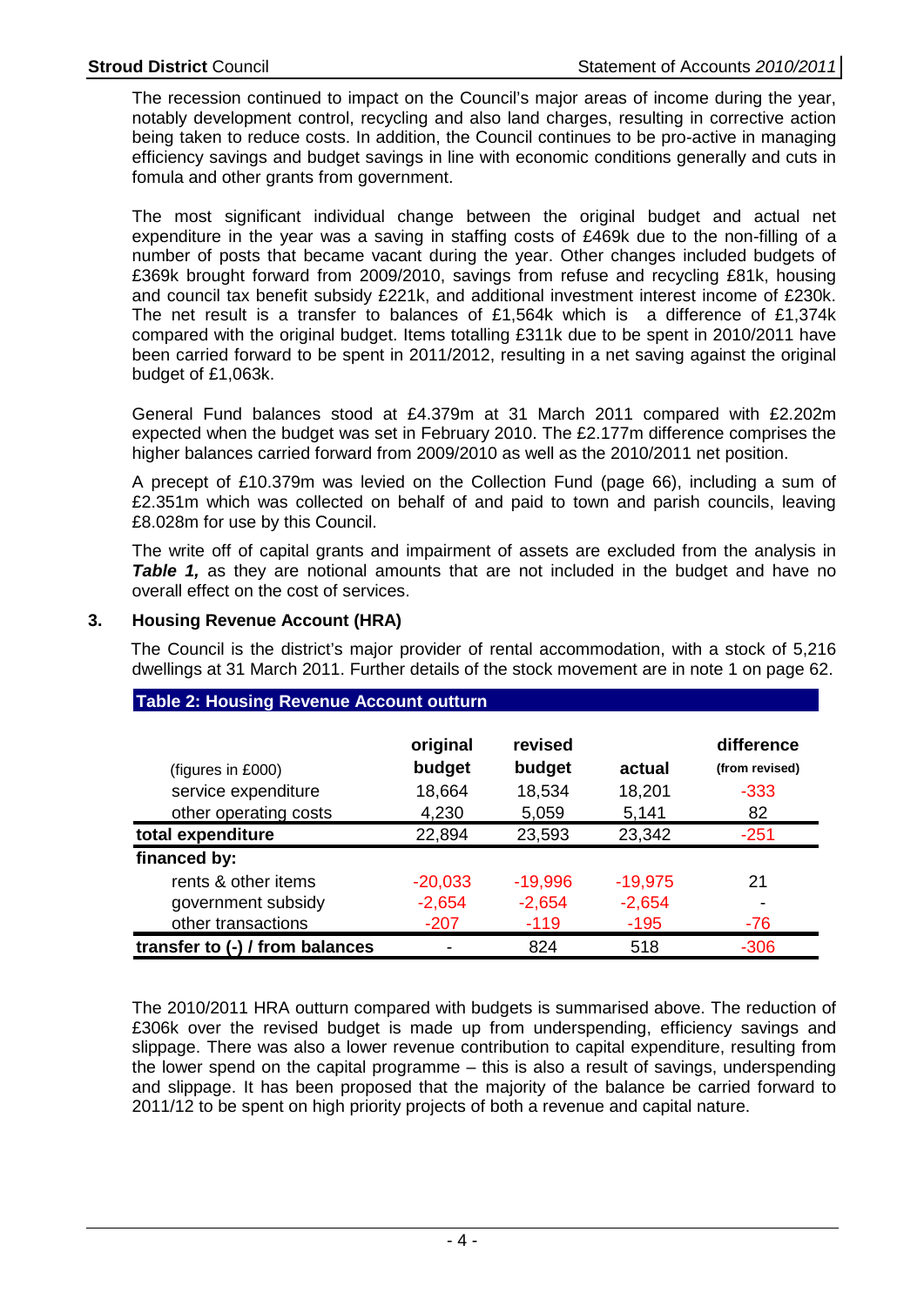The recession continued to impact on the Council's major areas of income during the year, notably development control, recycling and also land charges, resulting in corrective action being taken to reduce costs. In addition, the Council continues to be pro-active in managing efficiency savings and budget savings in line with economic conditions generally and cuts in fomula and other grants from government.

The most significant individual change between the original budget and actual net expenditure in the year was a saving in staffing costs of £469k due to the non-filling of a number of posts that became vacant during the year. Other changes included budgets of £369k brought forward from 2009/2010, savings from refuse and recycling £81k, housing and council tax benefit subsidy £221k, and additional investment interest income of £230k. The net result is a transfer to balances of £1,564k which is a difference of £1,374k compared with the original budget. Items totalling £311k due to be spent in 2010/2011 have been carried forward to be spent in 2011/2012, resulting in a net saving against the original budget of £1,063k.

General Fund balances stood at £4.379m at 31 March 2011 compared with £2.202m expected when the budget was set in February 2010. The £2.177m difference comprises the higher balances carried forward from 2009/2010 as well as the 2010/2011 net position.

A precept of £10.379m was levied on the Collection Fund (page 66), including a sum of £2.351m which was collected on behalf of and paid to town and parish councils, leaving £8.028m for use by this Council.

The write off of capital grants and impairment of assets are excluded from the analysis in ***Table 1,*** as they are notional amounts that are not included in the budget and have no overall effect on the cost of services.

## 3. Housing Revenue Account (HRA)

The Council is the district's major provider of rental accommodation, with a stock of 5,216 dwellings at 31 March 2011. Further details of the stock movement are in note 1 on page 62.

**Table 2: Housing Revenue Account outturn**

| (figures in £000) | original budget | revised budget | actual | difference (from revised) |
|---|---|---|---|---|
| service expenditure | 18,664 | 18,534 | 18,201 | -333 |
| other operating costs | 4,230 | 5,059 | 5,141 | 82 |
| **total expenditure** | 22,894 | 23,593 | 23,342 | -251 |
| **financed by:** | | | | |
| rents & other items | -20,033 | -19,996 | -19,975 | 21 |
| government subsidy | -2,654 | -2,654 | -2,654 | - |
| other transactions | -207 | -119 | -195 | -76 |
| **transfer to (-) / from balances** | - | 824 | 518 | -306 |

The 2010/2011 HRA outturn compared with budgets is summarised above. The reduction of £306k over the revised budget is made up from underspending, efficiency savings and slippage. There was also a lower revenue contribution to capital expenditure, resulting from the lower spend on the capital programme – this is also a result of savings, underspending and slippage. It has been proposed that the majority of the balance be carried forward to 2011/12 to be spent on high priority projects of both a revenue and capital nature.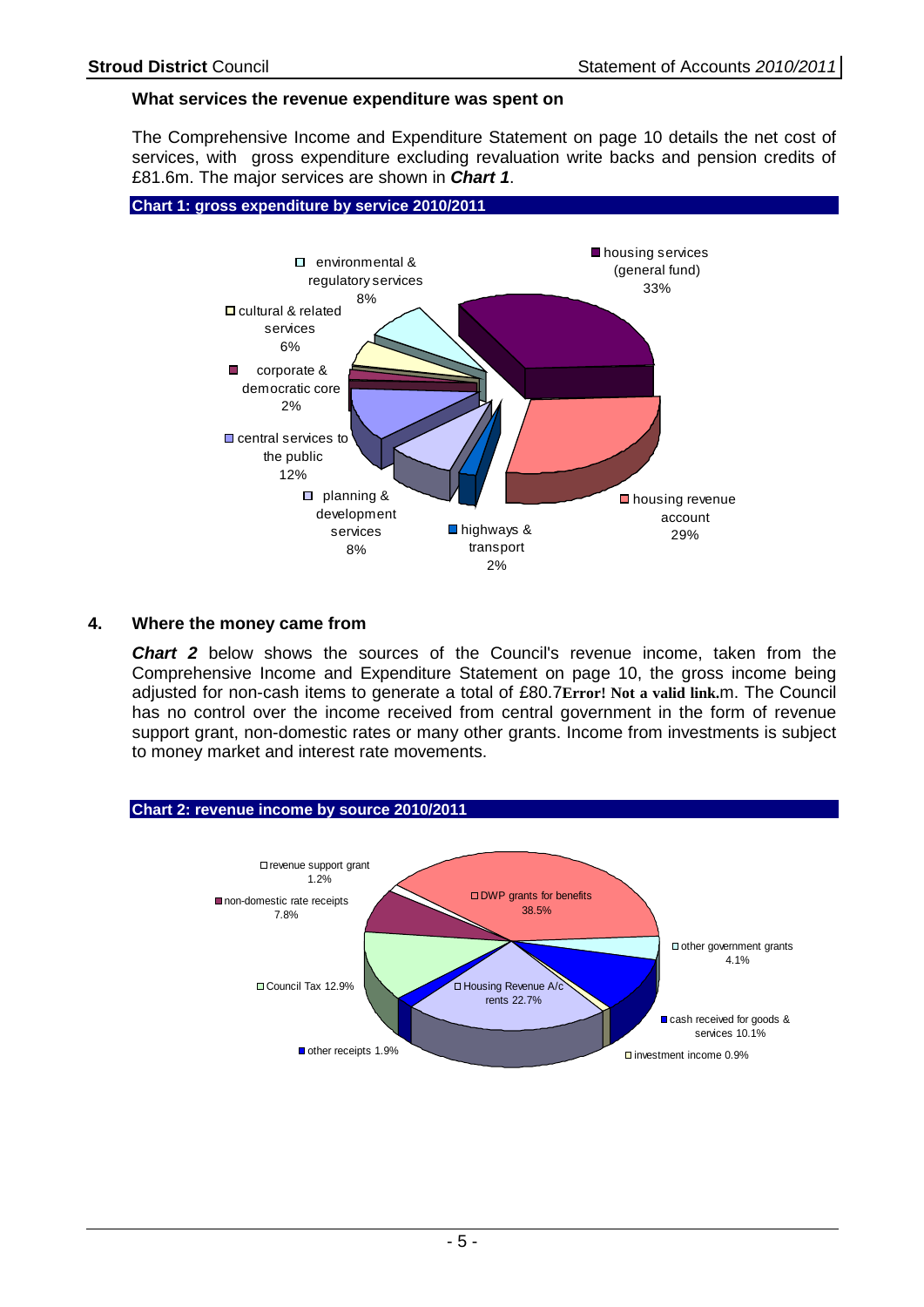### What services the revenue expenditure was spent on

The Comprehensive Income and Expenditure Statement on page 10 details the net cost of services, with gross expenditure excluding revaluation write backs and pension credits of £81.6m. The major services are shown in ***Chart 1***.

**Chart 1: gross expenditure by service 2010/2011**

| Service | % |
|---|---|
| housing services (general fund) | 33% |
| housing revenue account | 29% |
| highways & transport | 2% |
| planning & development services | 8% |
| central services to the public | 12% |
| corporate & democratic core | 2% |
| cultural & related services | 6% |
| environmental & regulatory services | 8% |

## 4. Where the money came from

***Chart 2*** below shows the sources of the Council's revenue income, taken from the Comprehensive Income and Expenditure Statement on page 10, the gross income being adjusted for non-cash items to generate a total of £80.7**Error! Not a valid link.**m. The Council has no control over the income received from central government in the form of revenue support grant, non-domestic rates or many other grants. Income from investments is subject to money market and interest rate movements.

**Chart 2: revenue income by source 2010/2011**

| Source | % |
|---|---|
| DWP grants for benefits | 38.5% |
| other government grants | 4.1% |
| cash received for goods & services | 10.1% |
| investment income | 0.9% |
| Housing Revenue A/c rents | 22.7% |
| other receipts | 1.9% |
| Council Tax | 12.9% |
| non-domestic rate receipts | 7.8% |
| revenue support grant | 1.2% |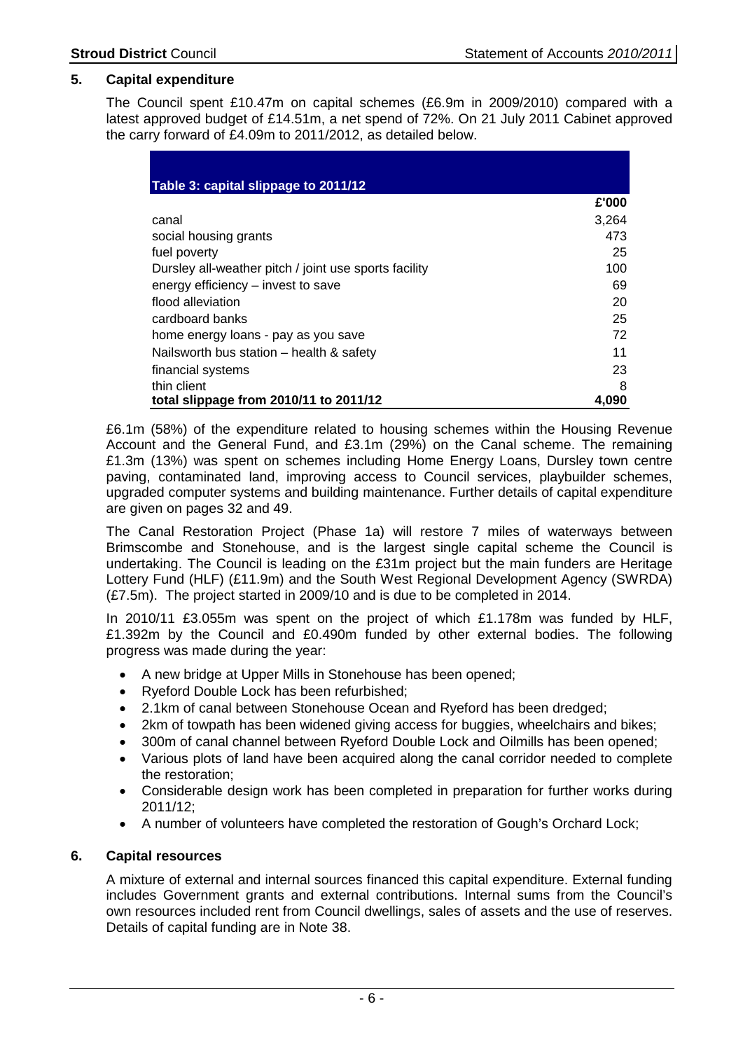## 5. Capital expenditure

The Council spent £10.47m on capital schemes (£6.9m in 2009/2010) compared with a latest approved budget of £14.51m, a net spend of 72%. On 21 July 2011 Cabinet approved the carry forward of £4.09m to 2011/2012, as detailed below.

| Table 3: capital slippage to 2011/12 | |
|---|---|
| | £'000 |
| canal | 3,264 |
| social housing grants | 473 |
| fuel poverty | 25 |
| Dursley all-weather pitch / joint use sports facility | 100 |
| energy efficiency – invest to save | 69 |
| flood alleviation | 20 |
| cardboard banks | 25 |
| home energy loans - pay as you save | 72 |
| Nailsworth bus station – health & safety | 11 |
| financial systems | 23 |
| thin client | 8 |
| **total slippage from 2010/11 to 2011/12** | **4,090** |

£6.1m (58%) of the expenditure related to housing schemes within the Housing Revenue Account and the General Fund, and £3.1m (29%) on the Canal scheme. The remaining £1.3m (13%) was spent on schemes including Home Energy Loans, Dursley town centre paving, contaminated land, improving access to Council services, playbuilder schemes, upgraded computer systems and building maintenance. Further details of capital expenditure are given on pages 32 and 49.

The Canal Restoration Project (Phase 1a) will restore 7 miles of waterways between Brimscombe and Stonehouse, and is the largest single capital scheme the Council is undertaking. The Council is leading on the £31m project but the main funders are Heritage Lottery Fund (HLF) (£11.9m) and the South West Regional Development Agency (SWRDA) (£7.5m). The project started in 2009/10 and is due to be completed in 2014.

In 2010/11 £3.055m was spent on the project of which £1.178m was funded by HLF, £1.392m by the Council and £0.490m funded by other external bodies. The following progress was made during the year:

- A new bridge at Upper Mills in Stonehouse has been opened;
- Ryeford Double Lock has been refurbished;
- 2.1km of canal between Stonehouse Ocean and Ryeford has been dredged;
- 2km of towpath has been widened giving access for buggies, wheelchairs and bikes;
- 300m of canal channel between Ryeford Double Lock and Oilmills has been opened;
- Various plots of land have been acquired along the canal corridor needed to complete the restoration;
- Considerable design work has been completed in preparation for further works during 2011/12;
- A number of volunteers have completed the restoration of Gough's Orchard Lock;

## 6. Capital resources

A mixture of external and internal sources financed this capital expenditure. External funding includes Government grants and external contributions. Internal sums from the Council's own resources included rent from Council dwellings, sales of assets and the use of reserves. Details of capital funding are in Note 38.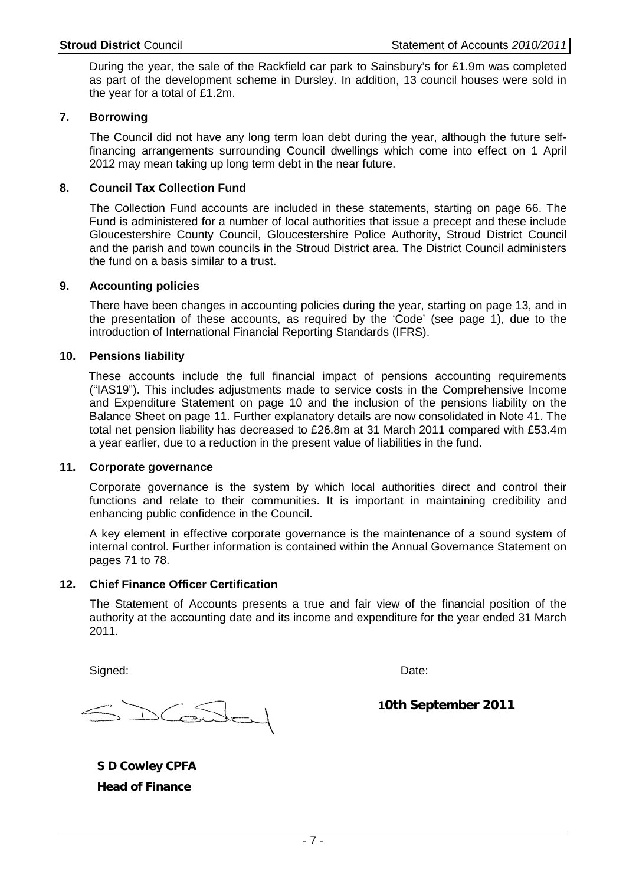During the year, the sale of the Rackfield car park to Sainsbury's for £1.9m was completed as part of the development scheme in Dursley. In addition, 13 council houses were sold in the year for a total of £1.2m.

## 7. Borrowing

The Council did not have any long term loan debt during the year, although the future self-financing arrangements surrounding Council dwellings which come into effect on 1 April 2012 may mean taking up long term debt in the near future.

## 8. Council Tax Collection Fund

The Collection Fund accounts are included in these statements, starting on page 66. The Fund is administered for a number of local authorities that issue a precept and these include Gloucestershire County Council, Gloucestershire Police Authority, Stroud District Council and the parish and town councils in the Stroud District area. The District Council administers the fund on a basis similar to a trust.

## 9. Accounting policies

There have been changes in accounting policies during the year, starting on page 13, and in the presentation of these accounts, as required by the 'Code' (see page 1), due to the introduction of International Financial Reporting Standards (IFRS).

## 10. Pensions liability

These accounts include the full financial impact of pensions accounting requirements ("IAS19"). This includes adjustments made to service costs in the Comprehensive Income and Expenditure Statement on page 10 and the inclusion of the pensions liability on the Balance Sheet on page 11. Further explanatory details are now consolidated in Note 41. The total net pension liability has decreased to £26.8m at 31 March 2011 compared with £53.4m a year earlier, due to a reduction in the present value of liabilities in the fund.

## 11. Corporate governance

Corporate governance is the system by which local authorities direct and control their functions and relate to their communities. It is important in maintaining credibility and enhancing public confidence in the Council.

A key element in effective corporate governance is the maintenance of a sound system of internal control. Further information is contained within the Annual Governance Statement on pages 71 to 78.

## 12. Chief Finance Officer Certification

The Statement of Accounts presents a true and fair view of the financial position of the authority at the accounting date and its income and expenditure for the year ended 31 March 2011.

Signed: Date:

**10th September 2011**

**S D Cowley CPFA**

**Head of Finance**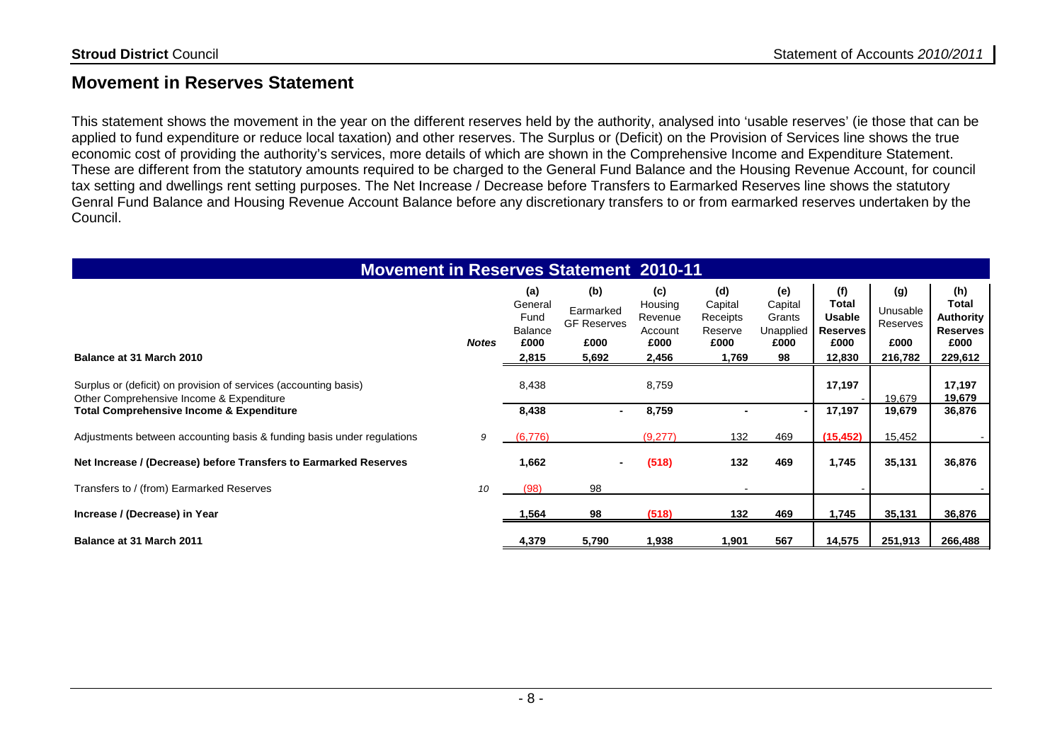## Movement in Reserves Statement

This statement shows the movement in the year on the different reserves held by the authority, analysed into 'usable reserves' (ie those that can be applied to fund expenditure or reduce local taxation) and other reserves. The Surplus or (Deficit) on the Provision of Services line shows the true economic cost of providing the authority's services, more details of which are shown in the Comprehensive Income and Expenditure Statement. These are different from the statutory amounts required to be charged to the General Fund Balance and the Housing Revenue Account, for council tax setting and dwellings rent setting purposes. The Net Increase / Decrease before Transfers to Earmarked Reserves line shows the statutory Genral Fund Balance and Housing Revenue Account Balance before any discretionary transfers to or from earmarked reserves undertaken by the Council.

**Movement in Reserves Statement 2010-11**

| | Notes | (a) General Fund Balance £000 | (b) Earmarked GF Reserves £000 | (c) Housing Revenue Account £000 | (d) Capital Receipts Reserve £000 | (e) Capital Grants Unapplied £000 | (f) Total Usable Reserves £000 | (g) Unusable Reserves £000 | (h) Total Authority Reserves £000 |
|---|---|---|---|---|---|---|---|---|---|
| **Balance at 31 March 2010** | | **2,815** | **5,692** | **2,456** | **1,769** | **98** | **12,830** | **216,782** | **229,612** |
| Surplus or (deficit) on provision of services (accounting basis) | | 8,438 | | 8,759 | | | **17,197** | | **17,197** |
| Other Comprehensive Income & Expenditure | | | | | | | - | 19,679 | **19,679** |
| **Total Comprehensive Income & Expenditure** | | **8,438** | **-** | **8,759** | **-** | **-** | **17,197** | **19,679** | **36,876** |
| Adjustments between accounting basis & funding basis under regulations | 9 | (6,776) | | (9,277) | 132 | 469 | **(15,452)** | 15,452 | - |
| **Net Increase / (Decrease) before Transfers to Earmarked Reserves** | | **1,662** | **-** | **(518)** | **132** | **469** | **1,745** | **35,131** | **36,876** |
| Transfers to / (from) Earmarked Reserves | 10 | (98) | 98 | | - | | - | | - |
| **Increase / (Decrease) in Year** | | **1,564** | **98** | **(518)** | **132** | **469** | **1,745** | **35,131** | **36,876** |
| **Balance at 31 March 2011** | | **4,379** | **5,790** | **1,938** | **1,901** | **567** | **14,575** | **251,913** | **266,488** |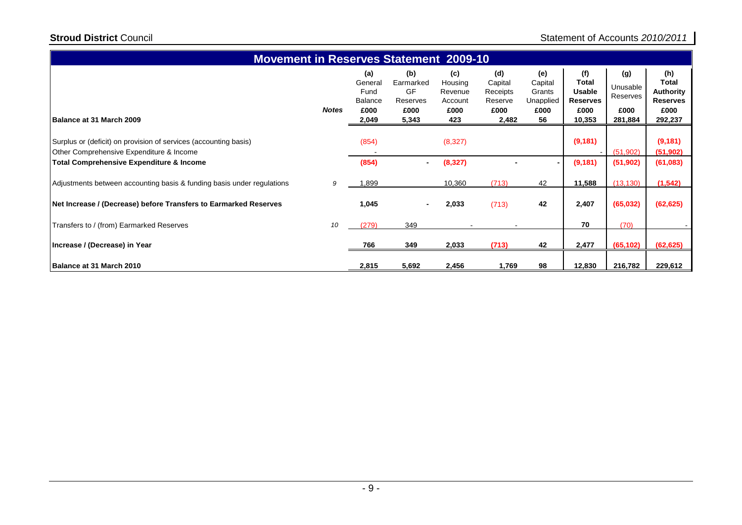# Movement in Reserves Statement 2009-10

| | Notes | (a) General Fund Balance £000 | (b) Earmarked GF Reserves £000 | (c) Housing Revenue Account £000 | (d) Capital Receipts Reserve £000 | (e) Capital Grants Unapplied £000 | (f) **Total Usable Reserves** £000 | (g) Unusable Reserves £000 | (h) **Total Authority Reserves** £000 |
|---|---|---|---|---|---|---|---|---|---|
| **Balance at 31 March 2009** | | 2,049 | 5,343 | 423 | 2,482 | 56 | 10,353 | 281,884 | 292,237 |
| Surplus or (deficit) on provision of services (accounting basis) | | (854) | | (8,327) | | | **(9,181)** | | **(9,181)** |
| Other Comprehensive Expenditure & Income | | - | | | | | - | (51,902) | **(51,902)** |
| **Total Comprehensive Expenditure & Income** | | **(854)** | **-** | **(8,327)** | **-** | **-** | **(9,181)** | **(51,902)** | **(61,083)** |
| Adjustments between accounting basis & funding basis under regulations | *9* | 1,899 | | 10,360 | (713) | 42 | **11,588** | (13,130) | **(1,542)** |
| **Net Increase / (Decrease) before Transfers to Earmarked Reserves** | | **1,045** | **-** | **2,033** | (713) | **42** | **2,407** | **(65,032)** | **(62,625)** |
| Transfers to / (from) Earmarked Reserves | *10* | (279) | 349 | - | - | | **70** | (70) | - |
| **Increase / (Decrease) in Year** | | **766** | **349** | **2,033** | **(713)** | **42** | **2,477** | **(65,102)** | **(62,625)** |
| **Balance at 31 March 2010** | | **2,815** | **5,692** | **2,456** | **1,769** | **98** | **12,830** | **216,782** | **229,612** |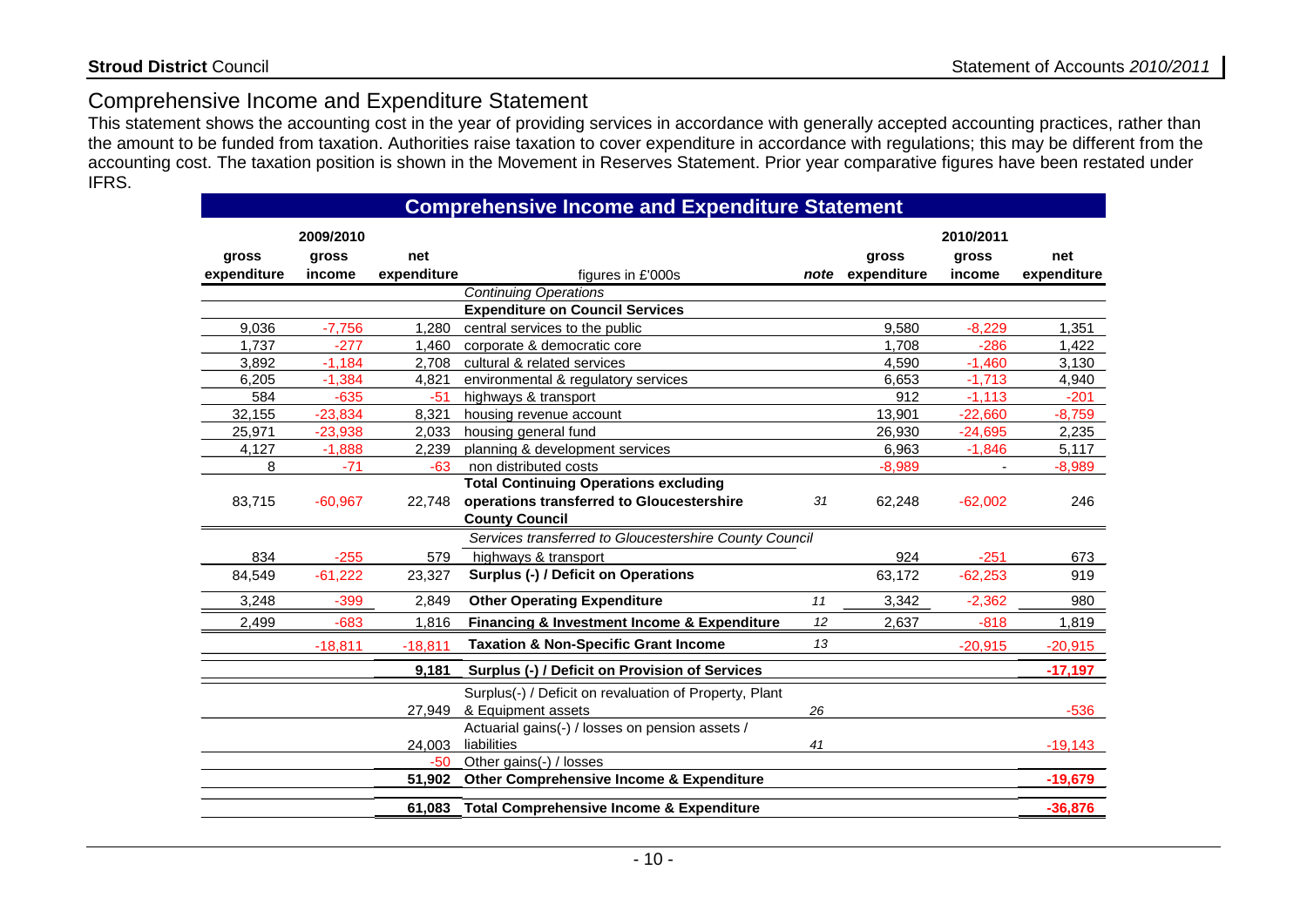## Comprehensive Income and Expenditure Statement

This statement shows the accounting cost in the year of providing services in accordance with generally accepted accounting practices, rather than the amount to be funded from taxation. Authorities raise taxation to cover expenditure in accordance with regulations; this may be different from the accounting cost. The taxation position is shown in the Movement in Reserves Statement. Prior year comparative figures have been restated under IFRS.

**Comprehensive Income and Expenditure Statement**

| | 2009/2010 | | | | | 2010/2011 | |
|---|---|---|---|---|---|---|---|
| gross expenditure | gross income | net expenditure | figures in £'000s | note | gross expenditure | gross income | net expenditure |
| | | | *Continuing Operations* | | | | |
| | | | **Expenditure on Council Services** | | | | |
| 9,036 | -7,756 | 1,280 | central services to the public | | 9,580 | -8,229 | 1,351 |
| 1,737 | -277 | 1,460 | corporate & democratic core | | 1,708 | -286 | 1,422 |
| 3,892 | -1,184 | 2,708 | cultural & related services | | 4,590 | -1,460 | 3,130 |
| 6,205 | -1,384 | 4,821 | environmental & regulatory services | | 6,653 | -1,713 | 4,940 |
| 584 | -635 | -51 | highways & transport | | 912 | -1,113 | -201 |
| 32,155 | -23,834 | 8,321 | housing revenue account | | 13,901 | -22,660 | -8,759 |
| 25,971 | -23,938 | 2,033 | housing general fund | | 26,930 | -24,695 | 2,235 |
| 4,127 | -1,888 | 2,239 | planning & development services | | 6,963 | -1,846 | 5,117 |
| 8 | -71 | -63 | non distributed costs | | -8,989 | - | -8,989 |
| 83,715 | -60,967 | 22,748 | **Total Continuing Operations excluding operations transferred to Gloucestershire County Council** | 31 | 62,248 | -62,002 | 246 |
| | | | *Services transferred to Gloucestershire County Council* | | | | |
| 834 | -255 | 579 | highways & transport | | 924 | -251 | 673 |
| 84,549 | -61,222 | 23,327 | **Surplus (-) / Deficit on Operations** | | 63,172 | -62,253 | 919 |
| 3,248 | -399 | 2,849 | **Other Operating Expenditure** | 11 | 3,342 | -2,362 | 980 |
| 2,499 | -683 | 1,816 | **Financing & Investment Income & Expenditure** | 12 | 2,637 | -818 | 1,819 |
| | -18,811 | -18,811 | **Taxation & Non-Specific Grant Income** | 13 | | -20,915 | -20,915 |
| | | **9,181** | **Surplus (-) / Deficit on Provision of Services** | | | | **-17,197** |
| | | 27,949 | Surplus(-) / Deficit on revaluation of Property, Plant & Equipment assets | 26 | | | -536 |
| | | 24,003 | Actuarial gains(-) / losses on pension assets / liabilities | 41 | | | -19,143 |
| | | -50 | Other gains(-) / losses | | | | |
| | | **51,902** | **Other Comprehensive Income & Expenditure** | | | | **-19,679** |
| | | **61,083** | **Total Comprehensive Income & Expenditure** | | | | **-36,876** |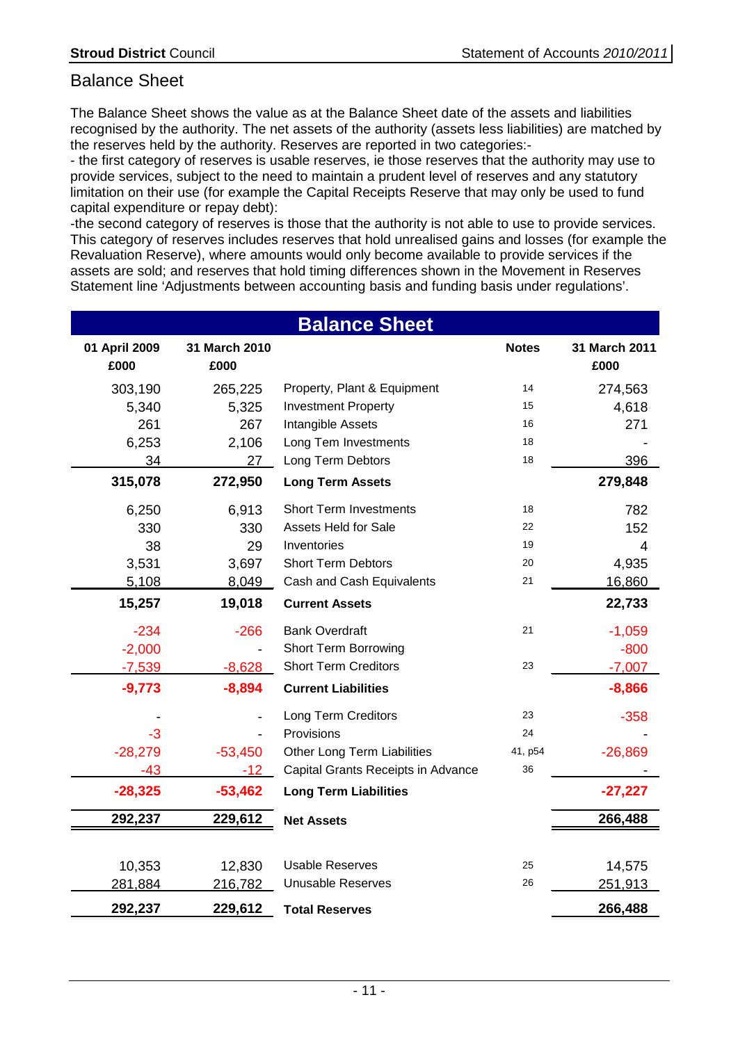# Balance Sheet

The Balance Sheet shows the value as at the Balance Sheet date of the assets and liabilities recognised by the authority. The net assets of the authority (assets less liabilities) are matched by the reserves held by the authority. Reserves are reported in two categories:-

- the first category of reserves is usable reserves, ie those reserves that the authority may use to provide services, subject to the need to maintain a prudent level of reserves and any statutory limitation on their use (for example the Capital Receipts Reserve that may only be used to fund capital expenditure or repay debt):

-the second category of reserves is those that the authority is not able to use to provide services. This category of reserves includes reserves that hold unrealised gains and losses (for example the Revaluation Reserve), where amounts would only become available to provide services if the assets are sold; and reserves that hold timing differences shown in the Movement in Reserves Statement line 'Adjustments between accounting basis and funding basis under regulations'.

## Balance Sheet

| 01 April 2009 £000 | 31 March 2010 £000 | | Notes | 31 March 2011 £000 |
|---|---|---|---|---|
| 303,190 | 265,225 | Property, Plant & Equipment | 14 | 274,563 |
| 5,340 | 5,325 | Investment Property | 15 | 4,618 |
| 261 | 267 | Intangible Assets | 16 | 271 |
| 6,253 | 2,106 | Long Tem Investments | 18 | - |
| 34 | 27 | Long Term Debtors | 18 | 396 |
| **315,078** | **272,950** | **Long Term Assets** | | **279,848** |
| 6,250 | 6,913 | Short Term Investments | 18 | 782 |
| 330 | 330 | Assets Held for Sale | 22 | 152 |
| 38 | 29 | Inventories | 19 | 4 |
| 3,531 | 3,697 | Short Term Debtors | 20 | 4,935 |
| 5,108 | 8,049 | Cash and Cash Equivalents | 21 | 16,860 |
| **15,257** | **19,018** | **Current Assets** | | **22,733** |
| -234 | -266 | Bank Overdraft | 21 | -1,059 |
| -2,000 | - | Short Term Borrowing | | -800 |
| -7,539 | -8,628 | Short Term Creditors | 23 | -7,007 |
| **-9,773** | **-8,894** | **Current Liabilities** | | **-8,866** |
| - | - | Long Term Creditors | 23 | -358 |
| -3 | - | Provisions | 24 | - |
| -28,279 | -53,450 | Other Long Term Liabilities | 41, p54 | -26,869 |
| -43 | -12 | Capital Grants Receipts in Advance | 36 | - |
| **-28,325** | **-53,462** | **Long Term Liabilities** | | **-27,227** |
| **292,237** | **229,612** | **Net Assets** | | **266,488** |
| 10,353 | 12,830 | Usable Reserves | 25 | 14,575 |
| 281,884 | 216,782 | Unusable Reserves | 26 | 251,913 |
| **292,237** | **229,612** | **Total Reserves** | | **266,488** |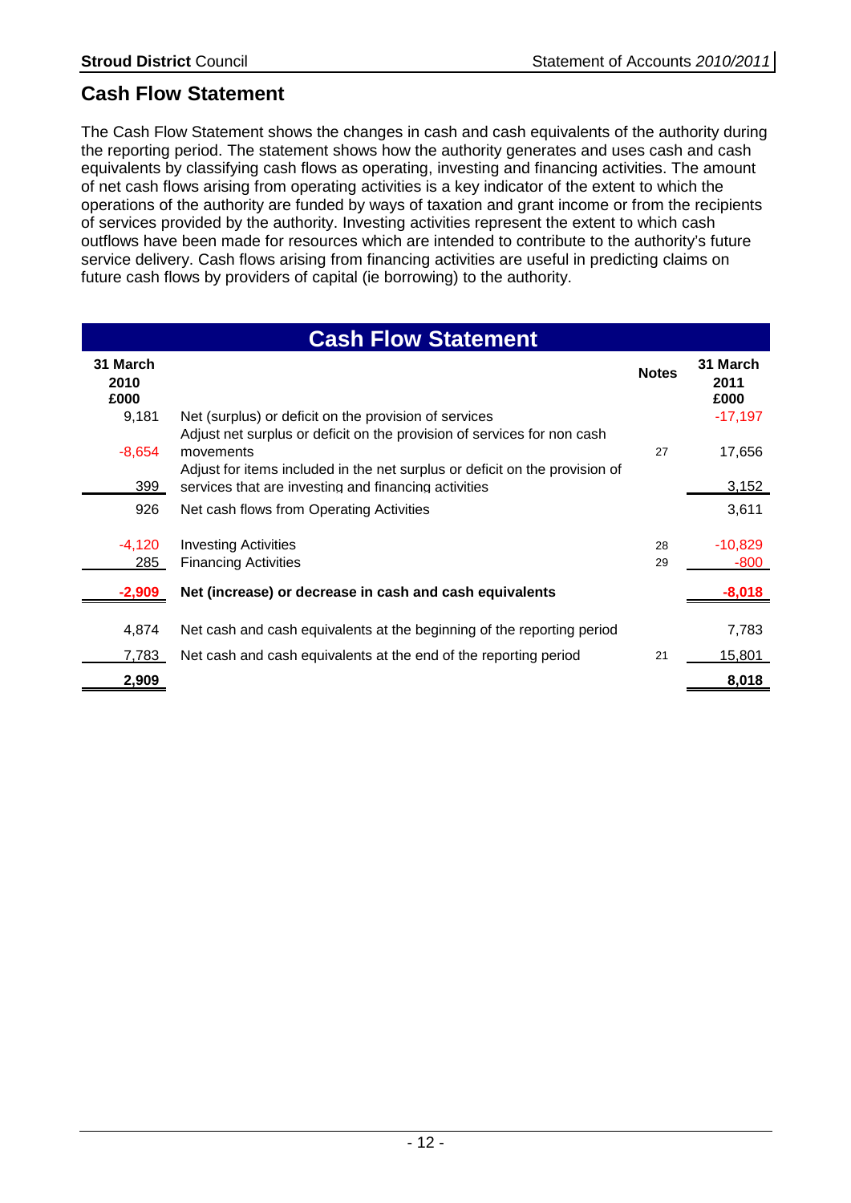## Cash Flow Statement

The Cash Flow Statement shows the changes in cash and cash equivalents of the authority during the reporting period. The statement shows how the authority generates and uses cash and cash equivalents by classifying cash flows as operating, investing and financing activities. The amount of net cash flows arising from operating activities is a key indicator of the extent to which the operations of the authority are funded by ways of taxation and grant income or from the recipients of services provided by the authority. Investing activities represent the extent to which cash outflows have been made for resources which are intended to contribute to the authority's future service delivery. Cash flows arising from financing activities are useful in predicting claims on future cash flows by providers of capital (ie borrowing) to the authority.

| 31 March 2010 £000 | Cash Flow Statement | Notes | 31 March 2011 £000 |
|---|---|---|---|
| 9,181 | Net (surplus) or deficit on the provision of services | | -17,197 |
| -8,654 | Adjust net surplus or deficit on the provision of services for non cash movements | 27 | 17,656 |
| 399 | Adjust for items included in the net surplus or deficit on the provision of services that are investing and financing activities | | 3,152 |
| 926 | Net cash flows from Operating Activities | | 3,611 |
| -4,120 | Investing Activities | 28 | -10,829 |
| 285 | Financing Activities | 29 | -800 |
| **-2,909** | **Net (increase) or decrease in cash and cash equivalents** | | **-8,018** |
| 4,874 | Net cash and cash equivalents at the beginning of the reporting period | | 7,783 |
| 7,783 | Net cash and cash equivalents at the end of the reporting period | 21 | 15,801 |
| **2,909** | | | **8,018** |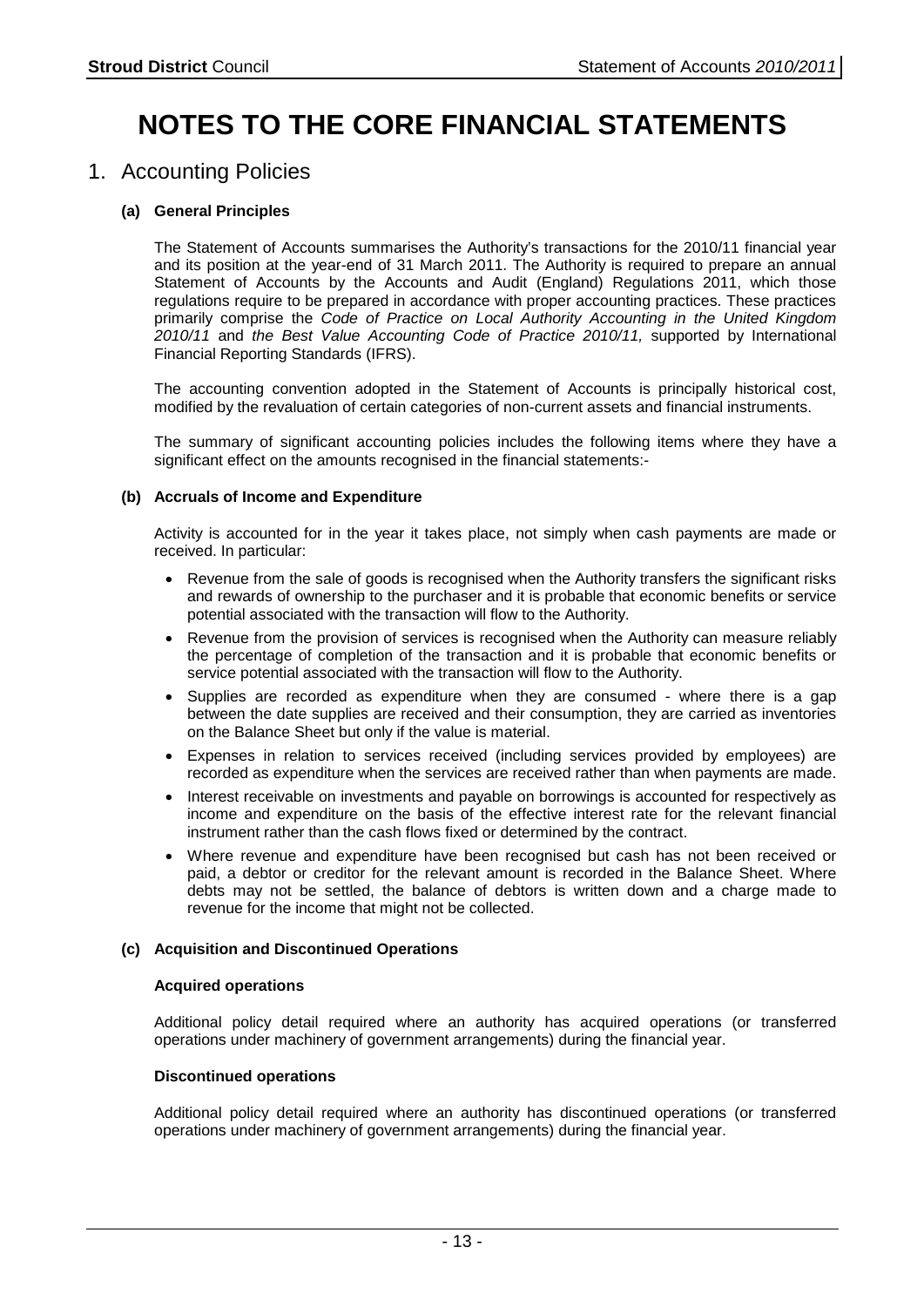# NOTES TO THE CORE FINANCIAL STATEMENTS

## 1. Accounting Policies

### (a) General Principles

The Statement of Accounts summarises the Authority's transactions for the 2010/11 financial year and its position at the year-end of 31 March 2011. The Authority is required to prepare an annual Statement of Accounts by the Accounts and Audit (England) Regulations 2011, which those regulations require to be prepared in accordance with proper accounting practices. These practices primarily comprise the *Code of Practice on Local Authority Accounting in the United Kingdom 2010/11* and *the Best Value Accounting Code of Practice 2010/11,* supported by International Financial Reporting Standards (IFRS).

The accounting convention adopted in the Statement of Accounts is principally historical cost, modified by the revaluation of certain categories of non-current assets and financial instruments.

The summary of significant accounting policies includes the following items where they have a significant effect on the amounts recognised in the financial statements:-

### (b) Accruals of Income and Expenditure

Activity is accounted for in the year it takes place, not simply when cash payments are made or received. In particular:

- Revenue from the sale of goods is recognised when the Authority transfers the significant risks and rewards of ownership to the purchaser and it is probable that economic benefits or service potential associated with the transaction will flow to the Authority.
- Revenue from the provision of services is recognised when the Authority can measure reliably the percentage of completion of the transaction and it is probable that economic benefits or service potential associated with the transaction will flow to the Authority.
- Supplies are recorded as expenditure when they are consumed - where there is a gap between the date supplies are received and their consumption, they are carried as inventories on the Balance Sheet but only if the value is material.
- Expenses in relation to services received (including services provided by employees) are recorded as expenditure when the services are received rather than when payments are made.
- Interest receivable on investments and payable on borrowings is accounted for respectively as income and expenditure on the basis of the effective interest rate for the relevant financial instrument rather than the cash flows fixed or determined by the contract.
- Where revenue and expenditure have been recognised but cash has not been received or paid, a debtor or creditor for the relevant amount is recorded in the Balance Sheet. Where debts may not be settled, the balance of debtors is written down and a charge made to revenue for the income that might not be collected.

### (c) Acquisition and Discontinued Operations

**Acquired operations**

Additional policy detail required where an authority has acquired operations (or transferred operations under machinery of government arrangements) during the financial year.

**Discontinued operations**

Additional policy detail required where an authority has discontinued operations (or transferred operations under machinery of government arrangements) during the financial year.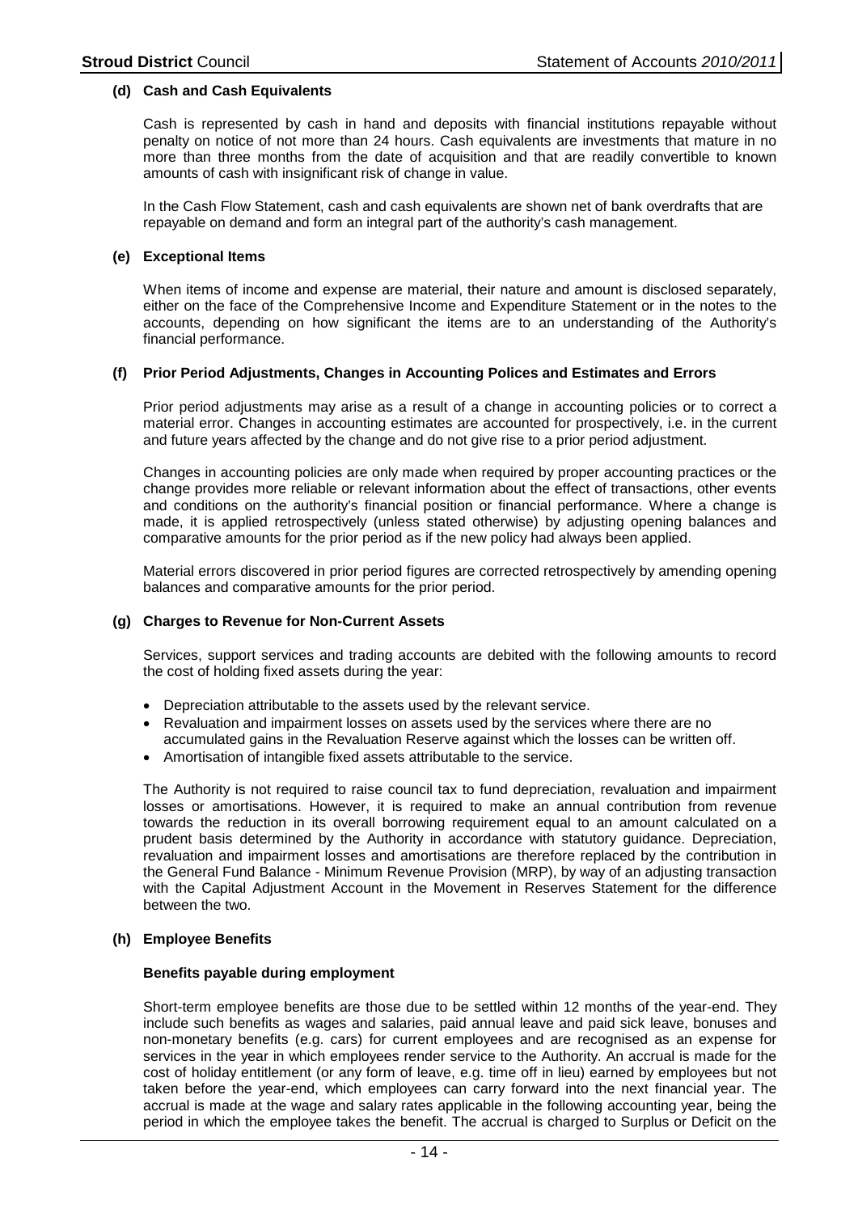#### (d) Cash and Cash Equivalents

Cash is represented by cash in hand and deposits with financial institutions repayable without penalty on notice of not more than 24 hours. Cash equivalents are investments that mature in no more than three months from the date of acquisition and that are readily convertible to known amounts of cash with insignificant risk of change in value.

In the Cash Flow Statement, cash and cash equivalents are shown net of bank overdrafts that are repayable on demand and form an integral part of the authority's cash management.

#### (e) Exceptional Items

When items of income and expense are material, their nature and amount is disclosed separately, either on the face of the Comprehensive Income and Expenditure Statement or in the notes to the accounts, depending on how significant the items are to an understanding of the Authority's financial performance.

#### (f) Prior Period Adjustments, Changes in Accounting Polices and Estimates and Errors

Prior period adjustments may arise as a result of a change in accounting policies or to correct a material error. Changes in accounting estimates are accounted for prospectively, i.e. in the current and future years affected by the change and do not give rise to a prior period adjustment.

Changes in accounting policies are only made when required by proper accounting practices or the change provides more reliable or relevant information about the effect of transactions, other events and conditions on the authority's financial position or financial performance. Where a change is made, it is applied retrospectively (unless stated otherwise) by adjusting opening balances and comparative amounts for the prior period as if the new policy had always been applied.

Material errors discovered in prior period figures are corrected retrospectively by amending opening balances and comparative amounts for the prior period.

#### (g) Charges to Revenue for Non-Current Assets

Services, support services and trading accounts are debited with the following amounts to record the cost of holding fixed assets during the year:

- Depreciation attributable to the assets used by the relevant service.
- Revaluation and impairment losses on assets used by the services where there are no accumulated gains in the Revaluation Reserve against which the losses can be written off.
- Amortisation of intangible fixed assets attributable to the service.

The Authority is not required to raise council tax to fund depreciation, revaluation and impairment losses or amortisations. However, it is required to make an annual contribution from revenue towards the reduction in its overall borrowing requirement equal to an amount calculated on a prudent basis determined by the Authority in accordance with statutory guidance. Depreciation, revaluation and impairment losses and amortisations are therefore replaced by the contribution in the General Fund Balance - Minimum Revenue Provision (MRP), by way of an adjusting transaction with the Capital Adjustment Account in the Movement in Reserves Statement for the difference between the two.

#### (h) Employee Benefits

**Benefits payable during employment**

Short-term employee benefits are those due to be settled within 12 months of the year-end. They include such benefits as wages and salaries, paid annual leave and paid sick leave, bonuses and non-monetary benefits (e.g. cars) for current employees and are recognised as an expense for services in the year in which employees render service to the Authority. An accrual is made for the cost of holiday entitlement (or any form of leave, e.g. time off in lieu) earned by employees but not taken before the year-end, which employees can carry forward into the next financial year. The accrual is made at the wage and salary rates applicable in the following accounting year, being the period in which the employee takes the benefit. The accrual is charged to Surplus or Deficit on the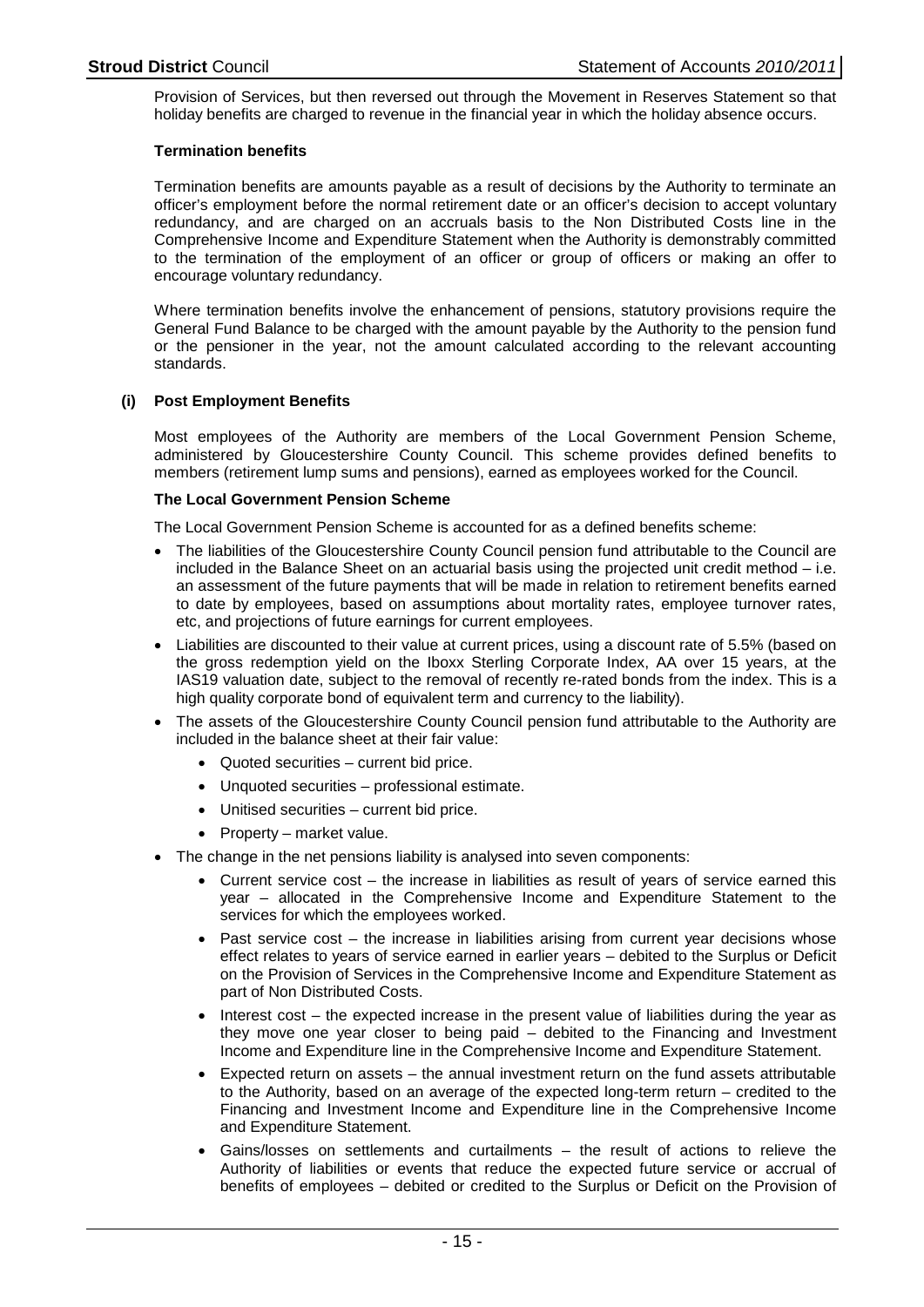Provision of Services, but then reversed out through the Movement in Reserves Statement so that holiday benefits are charged to revenue in the financial year in which the holiday absence occurs.

**Termination benefits**

Termination benefits are amounts payable as a result of decisions by the Authority to terminate an officer's employment before the normal retirement date or an officer's decision to accept voluntary redundancy, and are charged on an accruals basis to the Non Distributed Costs line in the Comprehensive Income and Expenditure Statement when the Authority is demonstrably committed to the termination of the employment of an officer or group of officers or making an offer to encourage voluntary redundancy.

Where termination benefits involve the enhancement of pensions, statutory provisions require the General Fund Balance to be charged with the amount payable by the Authority to the pension fund or the pensioner in the year, not the amount calculated according to the relevant accounting standards.

### (i) Post Employment Benefits

Most employees of the Authority are members of the Local Government Pension Scheme, administered by Gloucestershire County Council. This scheme provides defined benefits to members (retirement lump sums and pensions), earned as employees worked for the Council.

**The Local Government Pension Scheme**

The Local Government Pension Scheme is accounted for as a defined benefits scheme:

- The liabilities of the Gloucestershire County Council pension fund attributable to the Council are included in the Balance Sheet on an actuarial basis using the projected unit credit method – i.e. an assessment of the future payments that will be made in relation to retirement benefits earned to date by employees, based on assumptions about mortality rates, employee turnover rates, etc, and projections of future earnings for current employees.
- Liabilities are discounted to their value at current prices, using a discount rate of 5.5% (based on the gross redemption yield on the Iboxx Sterling Corporate Index, AA over 15 years, at the IAS19 valuation date, subject to the removal of recently re-rated bonds from the index. This is a high quality corporate bond of equivalent term and currency to the liability).
- The assets of the Gloucestershire County Council pension fund attributable to the Authority are included in the balance sheet at their fair value:
  - Quoted securities – current bid price.
  - Unquoted securities – professional estimate.
  - Unitised securities – current bid price.
  - Property – market value.
- The change in the net pensions liability is analysed into seven components:
  - Current service cost – the increase in liabilities as result of years of service earned this year – allocated in the Comprehensive Income and Expenditure Statement to the services for which the employees worked.
  - Past service cost – the increase in liabilities arising from current year decisions whose effect relates to years of service earned in earlier years – debited to the Surplus or Deficit on the Provision of Services in the Comprehensive Income and Expenditure Statement as part of Non Distributed Costs.
  - Interest cost – the expected increase in the present value of liabilities during the year as they move one year closer to being paid – debited to the Financing and Investment Income and Expenditure line in the Comprehensive Income and Expenditure Statement.
  - Expected return on assets – the annual investment return on the fund assets attributable to the Authority, based on an average of the expected long-term return – credited to the Financing and Investment Income and Expenditure line in the Comprehensive Income and Expenditure Statement.
  - Gains/losses on settlements and curtailments – the result of actions to relieve the Authority of liabilities or events that reduce the expected future service or accrual of benefits of employees – debited or credited to the Surplus or Deficit on the Provision of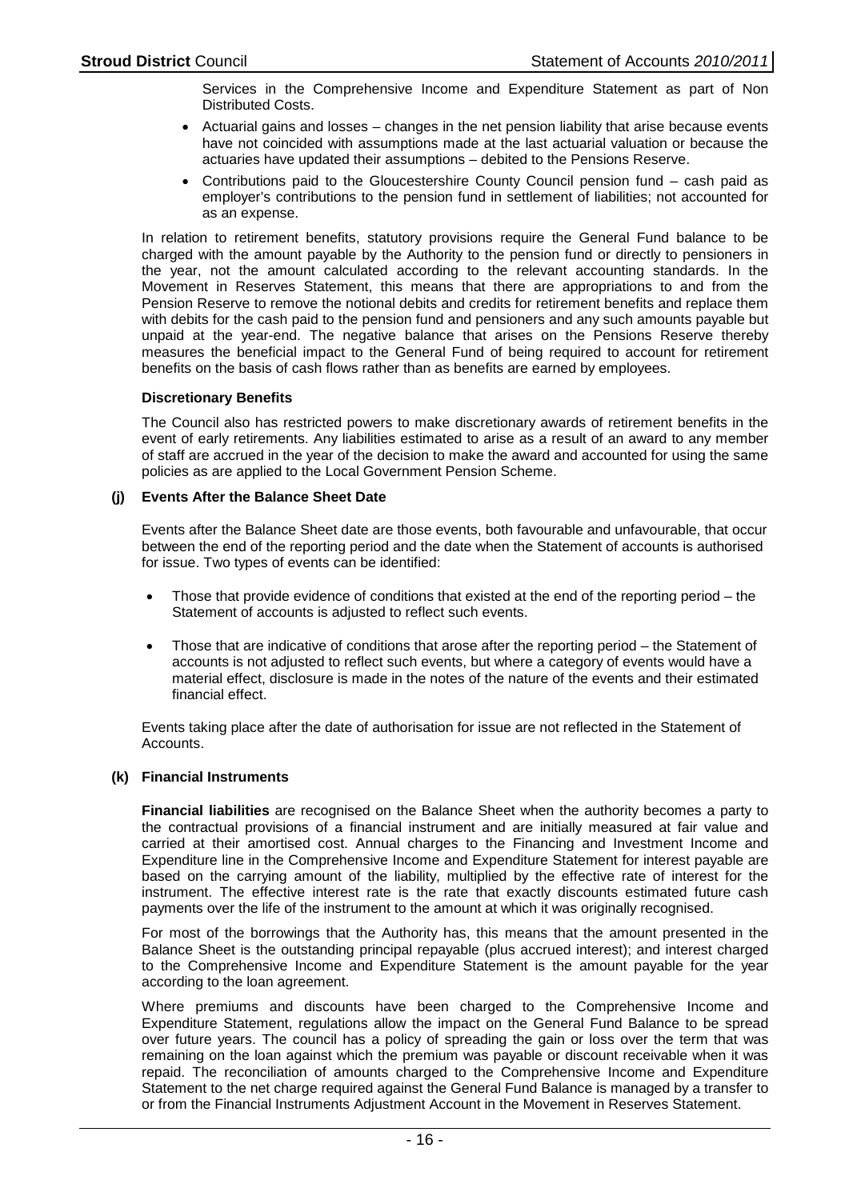Services in the Comprehensive Income and Expenditure Statement as part of Non Distributed Costs.

- Actuarial gains and losses – changes in the net pension liability that arise because events have not coincided with assumptions made at the last actuarial valuation or because the actuaries have updated their assumptions – debited to the Pensions Reserve.
- Contributions paid to the Gloucestershire County Council pension fund – cash paid as employer's contributions to the pension fund in settlement of liabilities; not accounted for as an expense.

In relation to retirement benefits, statutory provisions require the General Fund balance to be charged with the amount payable by the Authority to the pension fund or directly to pensioners in the year, not the amount calculated according to the relevant accounting standards. In the Movement in Reserves Statement, this means that there are appropriations to and from the Pension Reserve to remove the notional debits and credits for retirement benefits and replace them with debits for the cash paid to the pension fund and pensioners and any such amounts payable but unpaid at the year-end. The negative balance that arises on the Pensions Reserve thereby measures the beneficial impact to the General Fund of being required to account for retirement benefits on the basis of cash flows rather than as benefits are earned by employees.

**Discretionary Benefits**

The Council also has restricted powers to make discretionary awards of retirement benefits in the event of early retirements. Any liabilities estimated to arise as a result of an award to any member of staff are accrued in the year of the decision to make the award and accounted for using the same policies as are applied to the Local Government Pension Scheme.

**(j) Events After the Balance Sheet Date**

Events after the Balance Sheet date are those events, both favourable and unfavourable, that occur between the end of the reporting period and the date when the Statement of accounts is authorised for issue. Two types of events can be identified:

- Those that provide evidence of conditions that existed at the end of the reporting period – the Statement of accounts is adjusted to reflect such events.
- Those that are indicative of conditions that arose after the reporting period – the Statement of accounts is not adjusted to reflect such events, but where a category of events would have a material effect, disclosure is made in the notes of the nature of the events and their estimated financial effect.

Events taking place after the date of authorisation for issue are not reflected in the Statement of Accounts.

**(k) Financial Instruments**

**Financial liabilities** are recognised on the Balance Sheet when the authority becomes a party to the contractual provisions of a financial instrument and are initially measured at fair value and carried at their amortised cost. Annual charges to the Financing and Investment Income and Expenditure line in the Comprehensive Income and Expenditure Statement for interest payable are based on the carrying amount of the liability, multiplied by the effective rate of interest for the instrument. The effective interest rate is the rate that exactly discounts estimated future cash payments over the life of the instrument to the amount at which it was originally recognised.

For most of the borrowings that the Authority has, this means that the amount presented in the Balance Sheet is the outstanding principal repayable (plus accrued interest); and interest charged to the Comprehensive Income and Expenditure Statement is the amount payable for the year according to the loan agreement.

Where premiums and discounts have been charged to the Comprehensive Income and Expenditure Statement, regulations allow the impact on the General Fund Balance to be spread over future years. The council has a policy of spreading the gain or loss over the term that was remaining on the loan against which the premium was payable or discount receivable when it was repaid. The reconciliation of amounts charged to the Comprehensive Income and Expenditure Statement to the net charge required against the General Fund Balance is managed by a transfer to or from the Financial Instruments Adjustment Account in the Movement in Reserves Statement.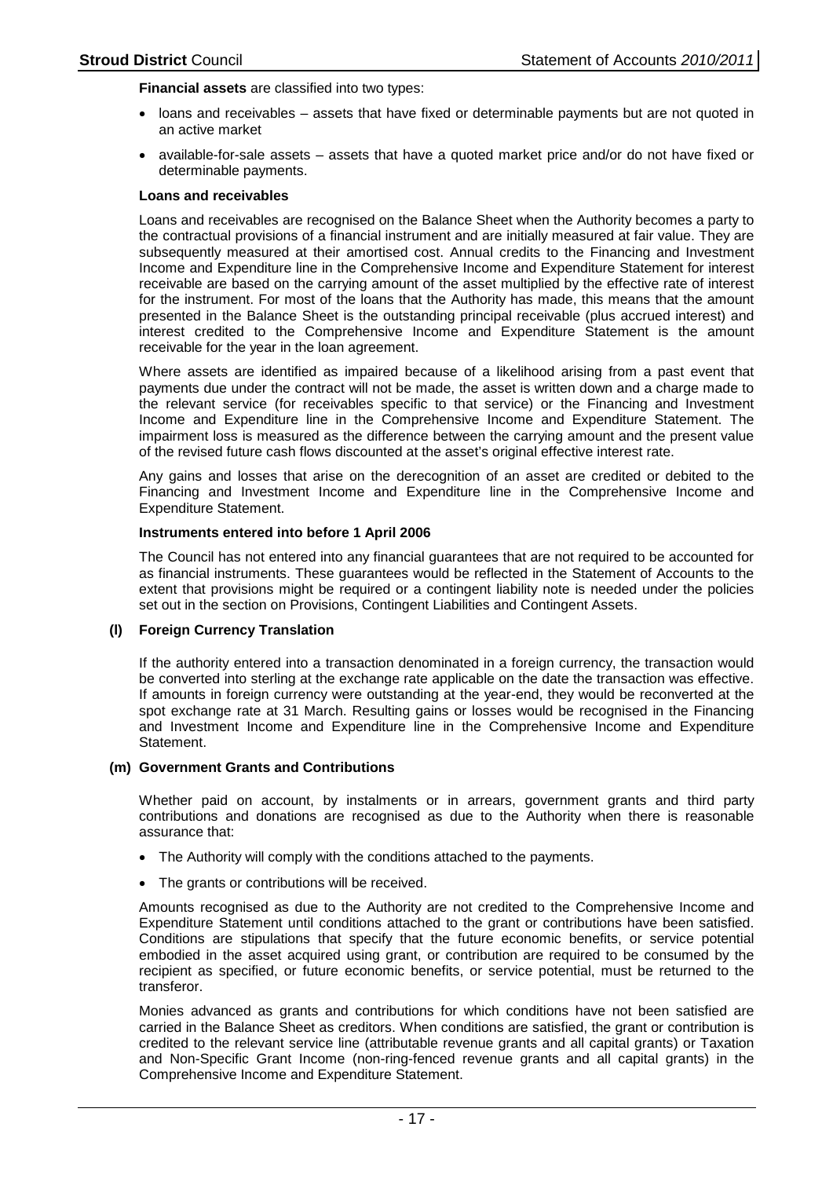**Financial assets** are classified into two types:

- loans and receivables – assets that have fixed or determinable payments but are not quoted in an active market
- available-for-sale assets – assets that have a quoted market price and/or do not have fixed or determinable payments.

**Loans and receivables**

Loans and receivables are recognised on the Balance Sheet when the Authority becomes a party to the contractual provisions of a financial instrument and are initially measured at fair value. They are subsequently measured at their amortised cost. Annual credits to the Financing and Investment Income and Expenditure line in the Comprehensive Income and Expenditure Statement for interest receivable are based on the carrying amount of the asset multiplied by the effective rate of interest for the instrument. For most of the loans that the Authority has made, this means that the amount presented in the Balance Sheet is the outstanding principal receivable (plus accrued interest) and interest credited to the Comprehensive Income and Expenditure Statement is the amount receivable for the year in the loan agreement.

Where assets are identified as impaired because of a likelihood arising from a past event that payments due under the contract will not be made, the asset is written down and a charge made to the relevant service (for receivables specific to that service) or the Financing and Investment Income and Expenditure line in the Comprehensive Income and Expenditure Statement. The impairment loss is measured as the difference between the carrying amount and the present value of the revised future cash flows discounted at the asset's original effective interest rate.

Any gains and losses that arise on the derecognition of an asset are credited or debited to the Financing and Investment Income and Expenditure line in the Comprehensive Income and Expenditure Statement.

**Instruments entered into before 1 April 2006**

The Council has not entered into any financial guarantees that are not required to be accounted for as financial instruments. These guarantees would be reflected in the Statement of Accounts to the extent that provisions might be required or a contingent liability note is needed under the policies set out in the section on Provisions, Contingent Liabilities and Contingent Assets.

### (l) Foreign Currency Translation

If the authority entered into a transaction denominated in a foreign currency, the transaction would be converted into sterling at the exchange rate applicable on the date the transaction was effective. If amounts in foreign currency were outstanding at the year-end, they would be reconverted at the spot exchange rate at 31 March. Resulting gains or losses would be recognised in the Financing and Investment Income and Expenditure line in the Comprehensive Income and Expenditure Statement.

### (m) Government Grants and Contributions

Whether paid on account, by instalments or in arrears, government grants and third party contributions and donations are recognised as due to the Authority when there is reasonable assurance that:

- The Authority will comply with the conditions attached to the payments.
- The grants or contributions will be received.

Amounts recognised as due to the Authority are not credited to the Comprehensive Income and Expenditure Statement until conditions attached to the grant or contributions have been satisfied. Conditions are stipulations that specify that the future economic benefits, or service potential embodied in the asset acquired using grant, or contribution are required to be consumed by the recipient as specified, or future economic benefits, or service potential, must be returned to the transferor.

Monies advanced as grants and contributions for which conditions have not been satisfied are carried in the Balance Sheet as creditors. When conditions are satisfied, the grant or contribution is credited to the relevant service line (attributable revenue grants and all capital grants) or Taxation and Non-Specific Grant Income (non-ring-fenced revenue grants and all capital grants) in the Comprehensive Income and Expenditure Statement.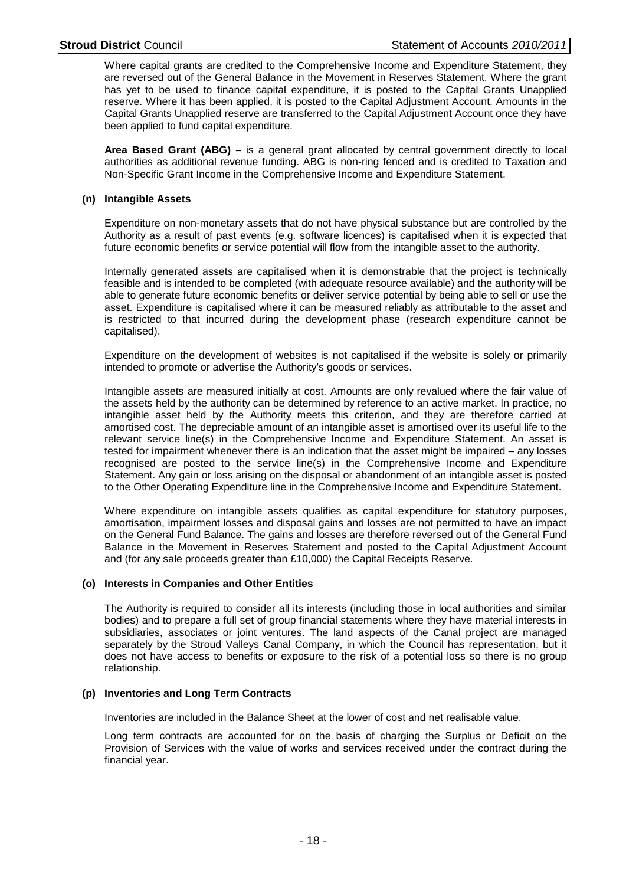Where capital grants are credited to the Comprehensive Income and Expenditure Statement, they are reversed out of the General Balance in the Movement in Reserves Statement. Where the grant has yet to be used to finance capital expenditure, it is posted to the Capital Grants Unapplied reserve. Where it has been applied, it is posted to the Capital Adjustment Account. Amounts in the Capital Grants Unapplied reserve are transferred to the Capital Adjustment Account once they have been applied to fund capital expenditure.

**Area Based Grant (ABG) –** is a general grant allocated by central government directly to local authorities as additional revenue funding. ABG is non-ring fenced and is credited to Taxation and Non-Specific Grant Income in the Comprehensive Income and Expenditure Statement.

### (n) Intangible Assets

Expenditure on non-monetary assets that do not have physical substance but are controlled by the Authority as a result of past events (e.g. software licences) is capitalised when it is expected that future economic benefits or service potential will flow from the intangible asset to the authority.

Internally generated assets are capitalised when it is demonstrable that the project is technically feasible and is intended to be completed (with adequate resource available) and the authority will be able to generate future economic benefits or deliver service potential by being able to sell or use the asset. Expenditure is capitalised where it can be measured reliably as attributable to the asset and is restricted to that incurred during the development phase (research expenditure cannot be capitalised).

Expenditure on the development of websites is not capitalised if the website is solely or primarily intended to promote or advertise the Authority's goods or services.

Intangible assets are measured initially at cost. Amounts are only revalued where the fair value of the assets held by the authority can be determined by reference to an active market. In practice, no intangible asset held by the Authority meets this criterion, and they are therefore carried at amortised cost. The depreciable amount of an intangible asset is amortised over its useful life to the relevant service line(s) in the Comprehensive Income and Expenditure Statement. An asset is tested for impairment whenever there is an indication that the asset might be impaired – any losses recognised are posted to the service line(s) in the Comprehensive Income and Expenditure Statement. Any gain or loss arising on the disposal or abandonment of an intangible asset is posted to the Other Operating Expenditure line in the Comprehensive Income and Expenditure Statement.

Where expenditure on intangible assets qualifies as capital expenditure for statutory purposes, amortisation, impairment losses and disposal gains and losses are not permitted to have an impact on the General Fund Balance. The gains and losses are therefore reversed out of the General Fund Balance in the Movement in Reserves Statement and posted to the Capital Adjustment Account and (for any sale proceeds greater than £10,000) the Capital Receipts Reserve.

### (o) Interests in Companies and Other Entities

The Authority is required to consider all its interests (including those in local authorities and similar bodies) and to prepare a full set of group financial statements where they have material interests in subsidiaries, associates or joint ventures. The land aspects of the Canal project are managed separately by the Stroud Valleys Canal Company, in which the Council has representation, but it does not have access to benefits or exposure to the risk of a potential loss so there is no group relationship.

### (p) Inventories and Long Term Contracts

Inventories are included in the Balance Sheet at the lower of cost and net realisable value.

Long term contracts are accounted for on the basis of charging the Surplus or Deficit on the Provision of Services with the value of works and services received under the contract during the financial year.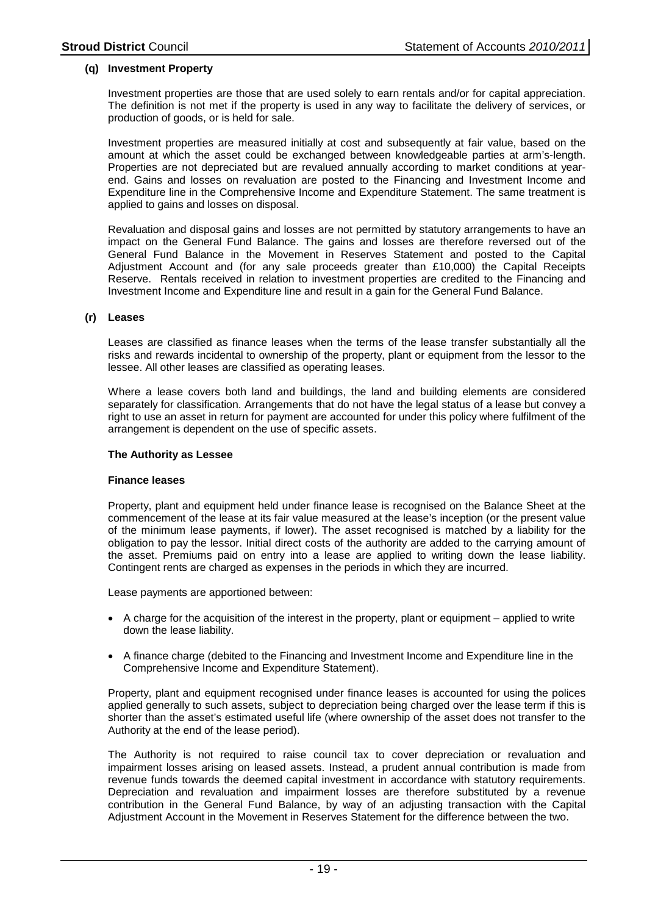### (q) Investment Property

Investment properties are those that are used solely to earn rentals and/or for capital appreciation. The definition is not met if the property is used in any way to facilitate the delivery of services, or production of goods, or is held for sale.

Investment properties are measured initially at cost and subsequently at fair value, based on the amount at which the asset could be exchanged between knowledgeable parties at arm's-length. Properties are not depreciated but are revalued annually according to market conditions at year-end. Gains and losses on revaluation are posted to the Financing and Investment Income and Expenditure line in the Comprehensive Income and Expenditure Statement. The same treatment is applied to gains and losses on disposal.

Revaluation and disposal gains and losses are not permitted by statutory arrangements to have an impact on the General Fund Balance. The gains and losses are therefore reversed out of the General Fund Balance in the Movement in Reserves Statement and posted to the Capital Adjustment Account and (for any sale proceeds greater than £10,000) the Capital Receipts Reserve. Rentals received in relation to investment properties are credited to the Financing and Investment Income and Expenditure line and result in a gain for the General Fund Balance.

### (r) Leases

Leases are classified as finance leases when the terms of the lease transfer substantially all the risks and rewards incidental to ownership of the property, plant or equipment from the lessor to the lessee. All other leases are classified as operating leases.

Where a lease covers both land and buildings, the land and building elements are considered separately for classification. Arrangements that do not have the legal status of a lease but convey a right to use an asset in return for payment are accounted for under this policy where fulfilment of the arrangement is dependent on the use of specific assets.

**The Authority as Lessee**

**Finance leases**

Property, plant and equipment held under finance lease is recognised on the Balance Sheet at the commencement of the lease at its fair value measured at the lease's inception (or the present value of the minimum lease payments, if lower). The asset recognised is matched by a liability for the obligation to pay the lessor. Initial direct costs of the authority are added to the carrying amount of the asset. Premiums paid on entry into a lease are applied to writing down the lease liability. Contingent rents are charged as expenses in the periods in which they are incurred.

Lease payments are apportioned between:

- A charge for the acquisition of the interest in the property, plant or equipment – applied to write down the lease liability.
- A finance charge (debited to the Financing and Investment Income and Expenditure line in the Comprehensive Income and Expenditure Statement).

Property, plant and equipment recognised under finance leases is accounted for using the polices applied generally to such assets, subject to depreciation being charged over the lease term if this is shorter than the asset's estimated useful life (where ownership of the asset does not transfer to the Authority at the end of the lease period).

The Authority is not required to raise council tax to cover depreciation or revaluation and impairment losses arising on leased assets. Instead, a prudent annual contribution is made from revenue funds towards the deemed capital investment in accordance with statutory requirements. Depreciation and revaluation and impairment losses are therefore substituted by a revenue contribution in the General Fund Balance, by way of an adjusting transaction with the Capital Adjustment Account in the Movement in Reserves Statement for the difference between the two.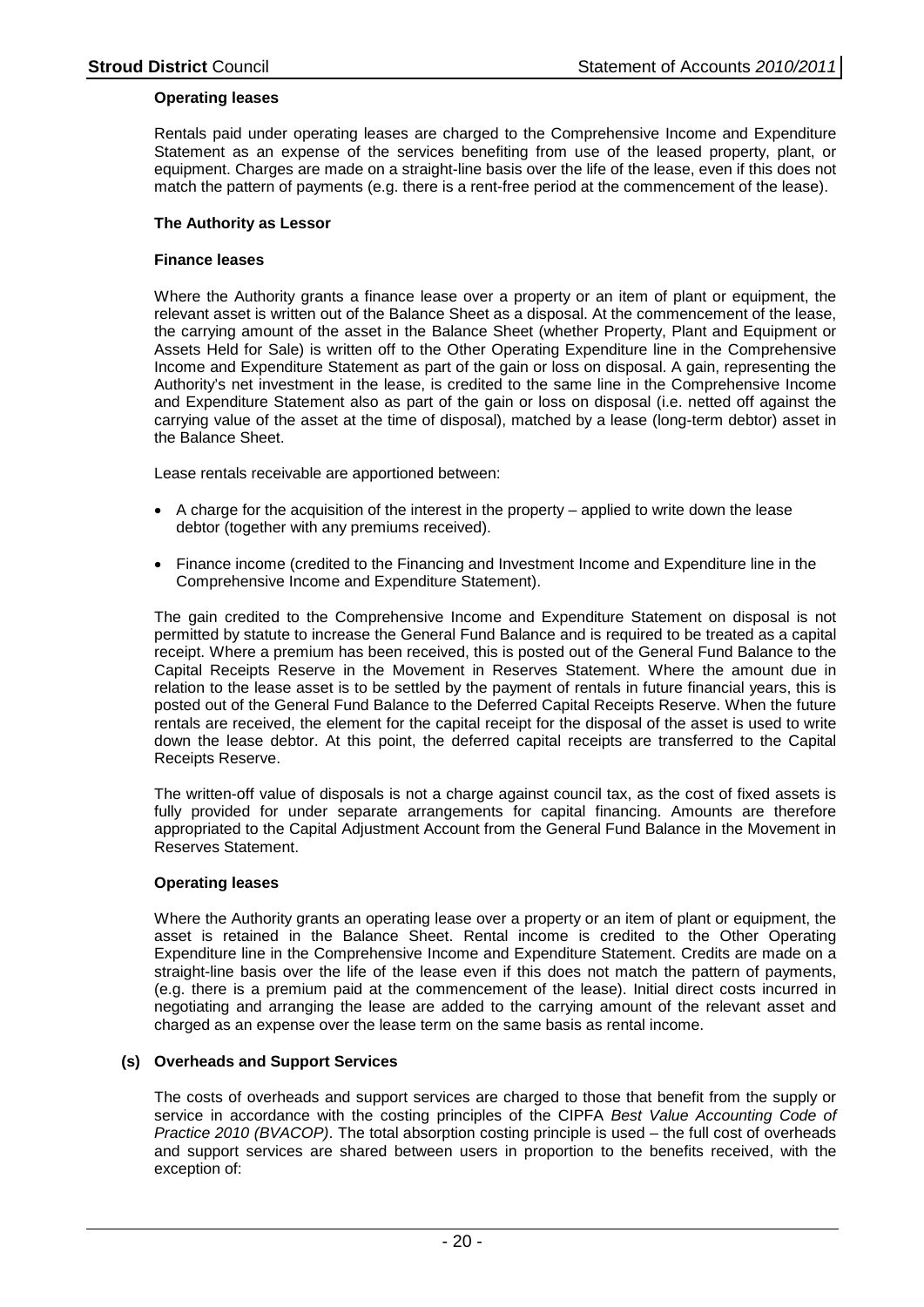**Operating leases**

Rentals paid under operating leases are charged to the Comprehensive Income and Expenditure Statement as an expense of the services benefiting from use of the leased property, plant, or equipment. Charges are made on a straight-line basis over the life of the lease, even if this does not match the pattern of payments (e.g. there is a rent-free period at the commencement of the lease).

**The Authority as Lessor**

**Finance leases**

Where the Authority grants a finance lease over a property or an item of plant or equipment, the relevant asset is written out of the Balance Sheet as a disposal. At the commencement of the lease, the carrying amount of the asset in the Balance Sheet (whether Property, Plant and Equipment or Assets Held for Sale) is written off to the Other Operating Expenditure line in the Comprehensive Income and Expenditure Statement as part of the gain or loss on disposal. A gain, representing the Authority's net investment in the lease, is credited to the same line in the Comprehensive Income and Expenditure Statement also as part of the gain or loss on disposal (i.e. netted off against the carrying value of the asset at the time of disposal), matched by a lease (long-term debtor) asset in the Balance Sheet.

Lease rentals receivable are apportioned between:

- A charge for the acquisition of the interest in the property – applied to write down the lease debtor (together with any premiums received).
- Finance income (credited to the Financing and Investment Income and Expenditure line in the Comprehensive Income and Expenditure Statement).

The gain credited to the Comprehensive Income and Expenditure Statement on disposal is not permitted by statute to increase the General Fund Balance and is required to be treated as a capital receipt. Where a premium has been received, this is posted out of the General Fund Balance to the Capital Receipts Reserve in the Movement in Reserves Statement. Where the amount due in relation to the lease asset is to be settled by the payment of rentals in future financial years, this is posted out of the General Fund Balance to the Deferred Capital Receipts Reserve. When the future rentals are received, the element for the capital receipt for the disposal of the asset is used to write down the lease debtor. At this point, the deferred capital receipts are transferred to the Capital Receipts Reserve.

The written-off value of disposals is not a charge against council tax, as the cost of fixed assets is fully provided for under separate arrangements for capital financing. Amounts are therefore appropriated to the Capital Adjustment Account from the General Fund Balance in the Movement in Reserves Statement.

**Operating leases**

Where the Authority grants an operating lease over a property or an item of plant or equipment, the asset is retained in the Balance Sheet. Rental income is credited to the Other Operating Expenditure line in the Comprehensive Income and Expenditure Statement. Credits are made on a straight-line basis over the life of the lease even if this does not match the pattern of payments, (e.g. there is a premium paid at the commencement of the lease). Initial direct costs incurred in negotiating and arranging the lease are added to the carrying amount of the relevant asset and charged as an expense over the lease term on the same basis as rental income.

**(s) Overheads and Support Services**

The costs of overheads and support services are charged to those that benefit from the supply or service in accordance with the costing principles of the CIPFA *Best Value Accounting Code of Practice 2010 (BVACOP)*. The total absorption costing principle is used – the full cost of overheads and support services are shared between users in proportion to the benefits received, with the exception of: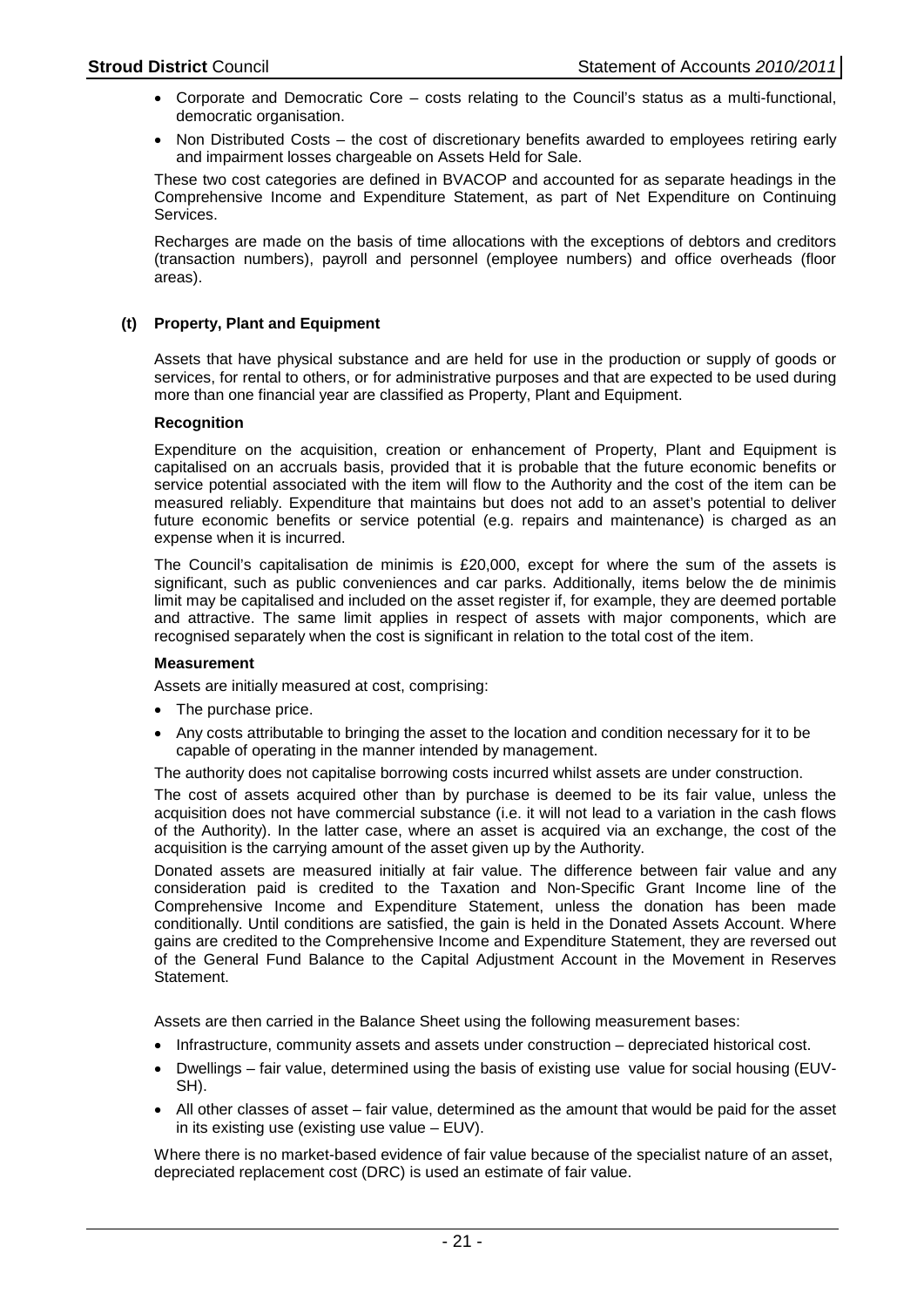- Corporate and Democratic Core – costs relating to the Council's status as a multi-functional, democratic organisation.
- Non Distributed Costs – the cost of discretionary benefits awarded to employees retiring early and impairment losses chargeable on Assets Held for Sale.

These two cost categories are defined in BVACOP and accounted for as separate headings in the Comprehensive Income and Expenditure Statement, as part of Net Expenditure on Continuing Services.

Recharges are made on the basis of time allocations with the exceptions of debtors and creditors (transaction numbers), payroll and personnel (employee numbers) and office overheads (floor areas).

### (t) Property, Plant and Equipment

Assets that have physical substance and are held for use in the production or supply of goods or services, for rental to others, or for administrative purposes and that are expected to be used during more than one financial year are classified as Property, Plant and Equipment.

**Recognition**

Expenditure on the acquisition, creation or enhancement of Property, Plant and Equipment is capitalised on an accruals basis, provided that it is probable that the future economic benefits or service potential associated with the item will flow to the Authority and the cost of the item can be measured reliably. Expenditure that maintains but does not add to an asset's potential to deliver future economic benefits or service potential (e.g. repairs and maintenance) is charged as an expense when it is incurred.

The Council's capitalisation de minimis is £20,000, except for where the sum of the assets is significant, such as public conveniences and car parks. Additionally, items below the de minimis limit may be capitalised and included on the asset register if, for example, they are deemed portable and attractive. The same limit applies in respect of assets with major components, which are recognised separately when the cost is significant in relation to the total cost of the item.

**Measurement**

Assets are initially measured at cost, comprising:

- The purchase price.
- Any costs attributable to bringing the asset to the location and condition necessary for it to be capable of operating in the manner intended by management.

The authority does not capitalise borrowing costs incurred whilst assets are under construction.

The cost of assets acquired other than by purchase is deemed to be its fair value, unless the acquisition does not have commercial substance (i.e. it will not lead to a variation in the cash flows of the Authority). In the latter case, where an asset is acquired via an exchange, the cost of the acquisition is the carrying amount of the asset given up by the Authority.

Donated assets are measured initially at fair value. The difference between fair value and any consideration paid is credited to the Taxation and Non-Specific Grant Income line of the Comprehensive Income and Expenditure Statement, unless the donation has been made conditionally. Until conditions are satisfied, the gain is held in the Donated Assets Account. Where gains are credited to the Comprehensive Income and Expenditure Statement, they are reversed out of the General Fund Balance to the Capital Adjustment Account in the Movement in Reserves Statement.

Assets are then carried in the Balance Sheet using the following measurement bases:

- Infrastructure, community assets and assets under construction – depreciated historical cost.
- Dwellings – fair value, determined using the basis of existing use value for social housing (EUV-SH).
- All other classes of asset – fair value, determined as the amount that would be paid for the asset in its existing use (existing use value – EUV).

Where there is no market-based evidence of fair value because of the specialist nature of an asset, depreciated replacement cost (DRC) is used an estimate of fair value.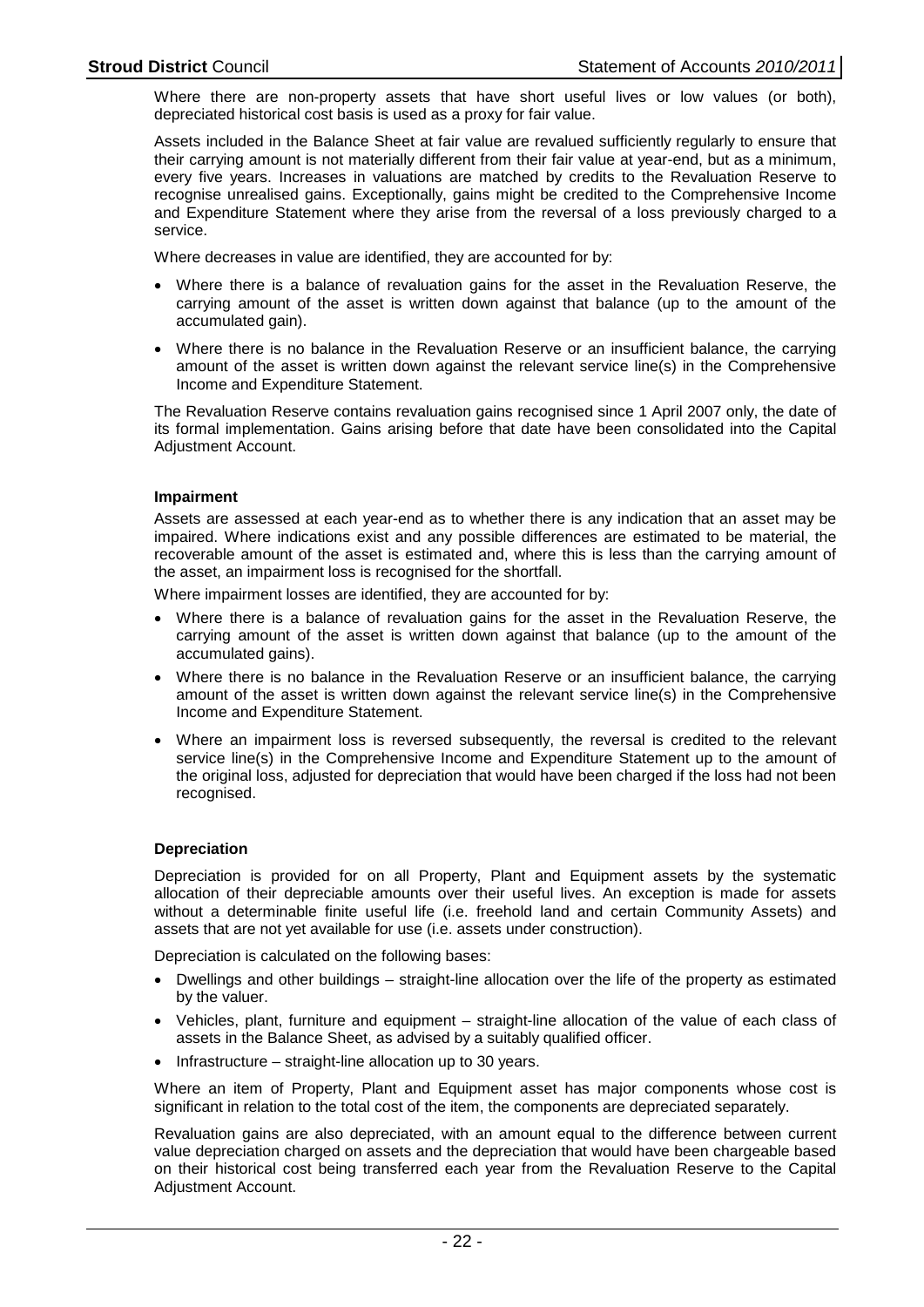Where there are non-property assets that have short useful lives or low values (or both), depreciated historical cost basis is used as a proxy for fair value.

Assets included in the Balance Sheet at fair value are revalued sufficiently regularly to ensure that their carrying amount is not materially different from their fair value at year-end, but as a minimum, every five years. Increases in valuations are matched by credits to the Revaluation Reserve to recognise unrealised gains. Exceptionally, gains might be credited to the Comprehensive Income and Expenditure Statement where they arise from the reversal of a loss previously charged to a service.

Where decreases in value are identified, they are accounted for by:

- Where there is a balance of revaluation gains for the asset in the Revaluation Reserve, the carrying amount of the asset is written down against that balance (up to the amount of the accumulated gain).
- Where there is no balance in the Revaluation Reserve or an insufficient balance, the carrying amount of the asset is written down against the relevant service line(s) in the Comprehensive Income and Expenditure Statement.

The Revaluation Reserve contains revaluation gains recognised since 1 April 2007 only, the date of its formal implementation. Gains arising before that date have been consolidated into the Capital Adjustment Account.

**Impairment**

Assets are assessed at each year-end as to whether there is any indication that an asset may be impaired. Where indications exist and any possible differences are estimated to be material, the recoverable amount of the asset is estimated and, where this is less than the carrying amount of the asset, an impairment loss is recognised for the shortfall.

Where impairment losses are identified, they are accounted for by:

- Where there is a balance of revaluation gains for the asset in the Revaluation Reserve, the carrying amount of the asset is written down against that balance (up to the amount of the accumulated gains).
- Where there is no balance in the Revaluation Reserve or an insufficient balance, the carrying amount of the asset is written down against the relevant service line(s) in the Comprehensive Income and Expenditure Statement.
- Where an impairment loss is reversed subsequently, the reversal is credited to the relevant service line(s) in the Comprehensive Income and Expenditure Statement up to the amount of the original loss, adjusted for depreciation that would have been charged if the loss had not been recognised.

**Depreciation**

Depreciation is provided for on all Property, Plant and Equipment assets by the systematic allocation of their depreciable amounts over their useful lives. An exception is made for assets without a determinable finite useful life (i.e. freehold land and certain Community Assets) and assets that are not yet available for use (i.e. assets under construction).

Depreciation is calculated on the following bases:

- Dwellings and other buildings – straight-line allocation over the life of the property as estimated by the valuer.
- Vehicles, plant, furniture and equipment – straight-line allocation of the value of each class of assets in the Balance Sheet, as advised by a suitably qualified officer.
- Infrastructure – straight-line allocation up to 30 years.

Where an item of Property, Plant and Equipment asset has major components whose cost is significant in relation to the total cost of the item, the components are depreciated separately.

Revaluation gains are also depreciated, with an amount equal to the difference between current value depreciation charged on assets and the depreciation that would have been chargeable based on their historical cost being transferred each year from the Revaluation Reserve to the Capital Adjustment Account.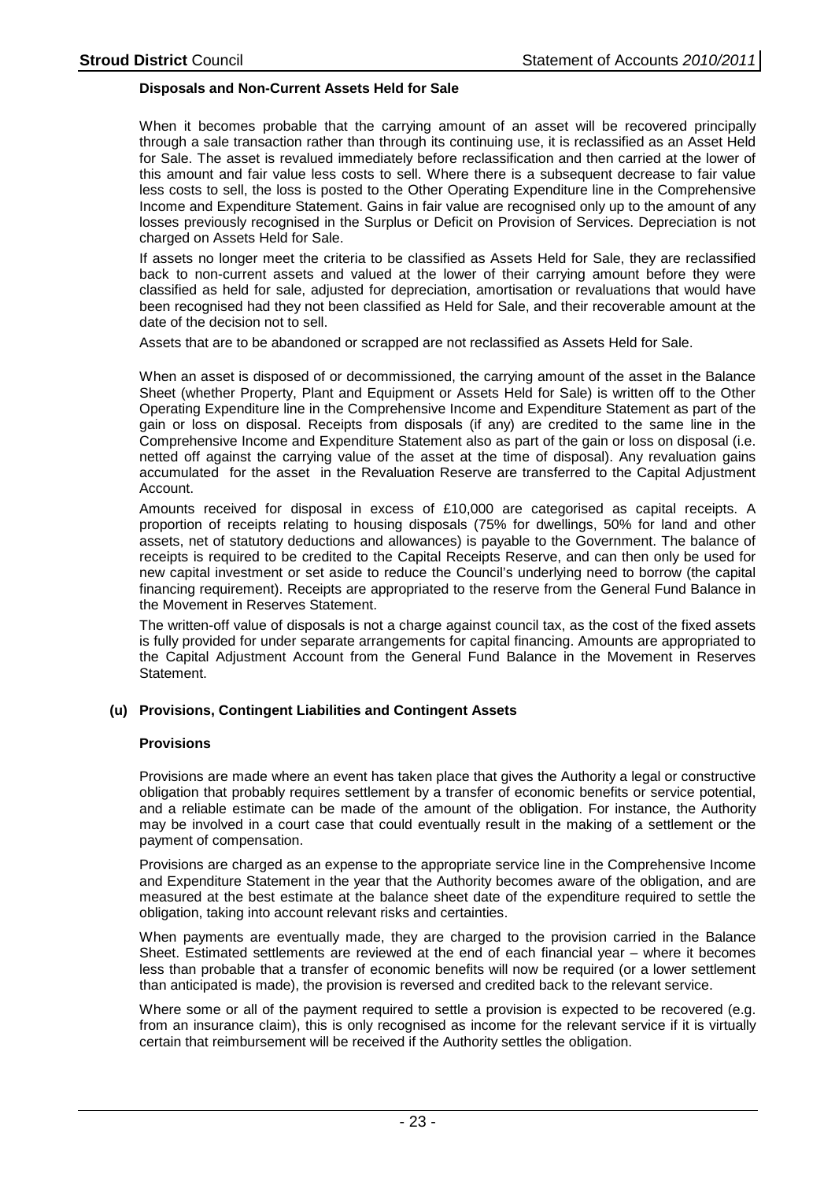**Disposals and Non-Current Assets Held for Sale**

When it becomes probable that the carrying amount of an asset will be recovered principally through a sale transaction rather than through its continuing use, it is reclassified as an Asset Held for Sale. The asset is revalued immediately before reclassification and then carried at the lower of this amount and fair value less costs to sell. Where there is a subsequent decrease to fair value less costs to sell, the loss is posted to the Other Operating Expenditure line in the Comprehensive Income and Expenditure Statement. Gains in fair value are recognised only up to the amount of any losses previously recognised in the Surplus or Deficit on Provision of Services. Depreciation is not charged on Assets Held for Sale.

If assets no longer meet the criteria to be classified as Assets Held for Sale, they are reclassified back to non-current assets and valued at the lower of their carrying amount before they were classified as held for sale, adjusted for depreciation, amortisation or revaluations that would have been recognised had they not been classified as Held for Sale, and their recoverable amount at the date of the decision not to sell.

Assets that are to be abandoned or scrapped are not reclassified as Assets Held for Sale.

When an asset is disposed of or decommissioned, the carrying amount of the asset in the Balance Sheet (whether Property, Plant and Equipment or Assets Held for Sale) is written off to the Other Operating Expenditure line in the Comprehensive Income and Expenditure Statement as part of the gain or loss on disposal. Receipts from disposals (if any) are credited to the same line in the Comprehensive Income and Expenditure Statement also as part of the gain or loss on disposal (i.e. netted off against the carrying value of the asset at the time of disposal). Any revaluation gains accumulated for the asset in the Revaluation Reserve are transferred to the Capital Adjustment Account.

Amounts received for disposal in excess of £10,000 are categorised as capital receipts. A proportion of receipts relating to housing disposals (75% for dwellings, 50% for land and other assets, net of statutory deductions and allowances) is payable to the Government. The balance of receipts is required to be credited to the Capital Receipts Reserve, and can then only be used for new capital investment or set aside to reduce the Council's underlying need to borrow (the capital financing requirement). Receipts are appropriated to the reserve from the General Fund Balance in the Movement in Reserves Statement.

The written-off value of disposals is not a charge against council tax, as the cost of the fixed assets is fully provided for under separate arrangements for capital financing. Amounts are appropriated to the Capital Adjustment Account from the General Fund Balance in the Movement in Reserves Statement.

**(u) Provisions, Contingent Liabilities and Contingent Assets**

**Provisions**

Provisions are made where an event has taken place that gives the Authority a legal or constructive obligation that probably requires settlement by a transfer of economic benefits or service potential, and a reliable estimate can be made of the amount of the obligation. For instance, the Authority may be involved in a court case that could eventually result in the making of a settlement or the payment of compensation.

Provisions are charged as an expense to the appropriate service line in the Comprehensive Income and Expenditure Statement in the year that the Authority becomes aware of the obligation, and are measured at the best estimate at the balance sheet date of the expenditure required to settle the obligation, taking into account relevant risks and certainties.

When payments are eventually made, they are charged to the provision carried in the Balance Sheet. Estimated settlements are reviewed at the end of each financial year – where it becomes less than probable that a transfer of economic benefits will now be required (or a lower settlement than anticipated is made), the provision is reversed and credited back to the relevant service.

Where some or all of the payment required to settle a provision is expected to be recovered (e.g. from an insurance claim), this is only recognised as income for the relevant service if it is virtually certain that reimbursement will be received if the Authority settles the obligation.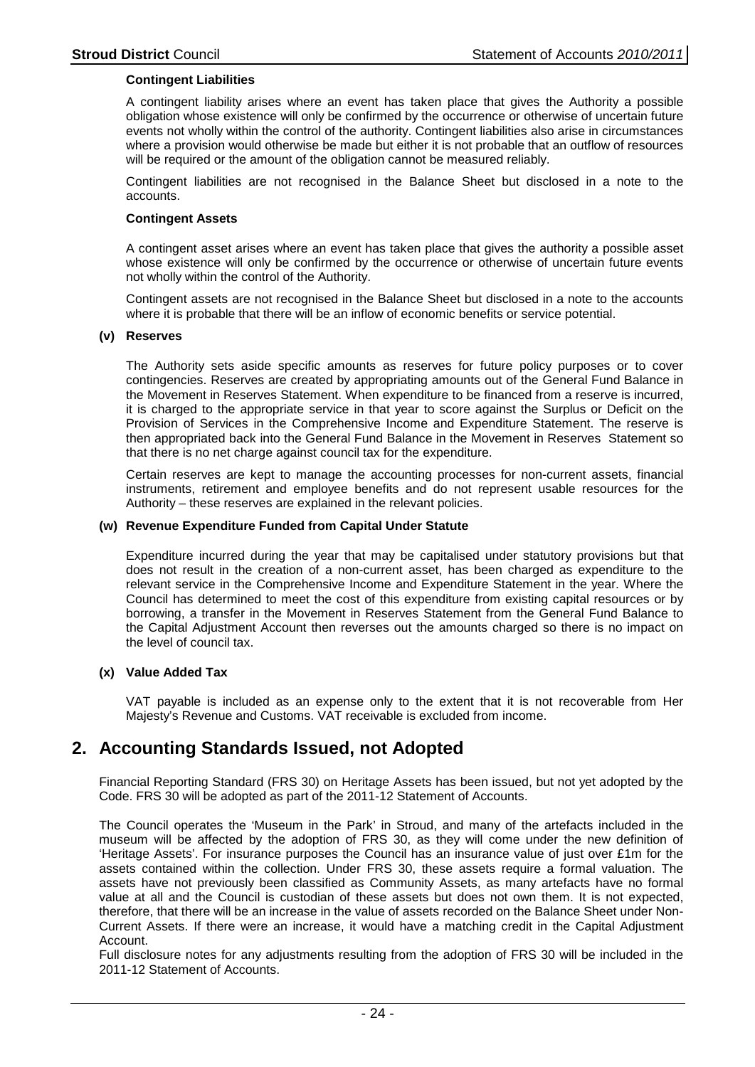**Contingent Liabilities**

A contingent liability arises where an event has taken place that gives the Authority a possible obligation whose existence will only be confirmed by the occurrence or otherwise of uncertain future events not wholly within the control of the authority. Contingent liabilities also arise in circumstances where a provision would otherwise be made but either it is not probable that an outflow of resources will be required or the amount of the obligation cannot be measured reliably.

Contingent liabilities are not recognised in the Balance Sheet but disclosed in a note to the accounts.

**Contingent Assets**

A contingent asset arises where an event has taken place that gives the authority a possible asset whose existence will only be confirmed by the occurrence or otherwise of uncertain future events not wholly within the control of the Authority.

Contingent assets are not recognised in the Balance Sheet but disclosed in a note to the accounts where it is probable that there will be an inflow of economic benefits or service potential.

**(v) Reserves**

The Authority sets aside specific amounts as reserves for future policy purposes or to cover contingencies. Reserves are created by appropriating amounts out of the General Fund Balance in the Movement in Reserves Statement. When expenditure to be financed from a reserve is incurred, it is charged to the appropriate service in that year to score against the Surplus or Deficit on the Provision of Services in the Comprehensive Income and Expenditure Statement. The reserve is then appropriated back into the General Fund Balance in the Movement in Reserves Statement so that there is no net charge against council tax for the expenditure.

Certain reserves are kept to manage the accounting processes for non-current assets, financial instruments, retirement and employee benefits and do not represent usable resources for the Authority – these reserves are explained in the relevant policies.

**(w) Revenue Expenditure Funded from Capital Under Statute**

Expenditure incurred during the year that may be capitalised under statutory provisions but that does not result in the creation of a non-current asset, has been charged as expenditure to the relevant service in the Comprehensive Income and Expenditure Statement in the year. Where the Council has determined to meet the cost of this expenditure from existing capital resources or by borrowing, a transfer in the Movement in Reserves Statement from the General Fund Balance to the Capital Adjustment Account then reverses out the amounts charged so there is no impact on the level of council tax.

**(x) Value Added Tax**

VAT payable is included as an expense only to the extent that it is not recoverable from Her Majesty's Revenue and Customs. VAT receivable is excluded from income.

## 2. Accounting Standards Issued, not Adopted

Financial Reporting Standard (FRS 30) on Heritage Assets has been issued, but not yet adopted by the Code. FRS 30 will be adopted as part of the 2011-12 Statement of Accounts.

The Council operates the 'Museum in the Park' in Stroud, and many of the artefacts included in the museum will be affected by the adoption of FRS 30, as they will come under the new definition of 'Heritage Assets'. For insurance purposes the Council has an insurance value of just over £1m for the assets contained within the collection. Under FRS 30, these assets require a formal valuation. The assets have not previously been classified as Community Assets, as many artefacts have no formal value at all and the Council is custodian of these assets but does not own them. It is not expected, therefore, that there will be an increase in the value of assets recorded on the Balance Sheet under Non-Current Assets. If there were an increase, it would have a matching credit in the Capital Adjustment Account.

Full disclosure notes for any adjustments resulting from the adoption of FRS 30 will be included in the 2011-12 Statement of Accounts.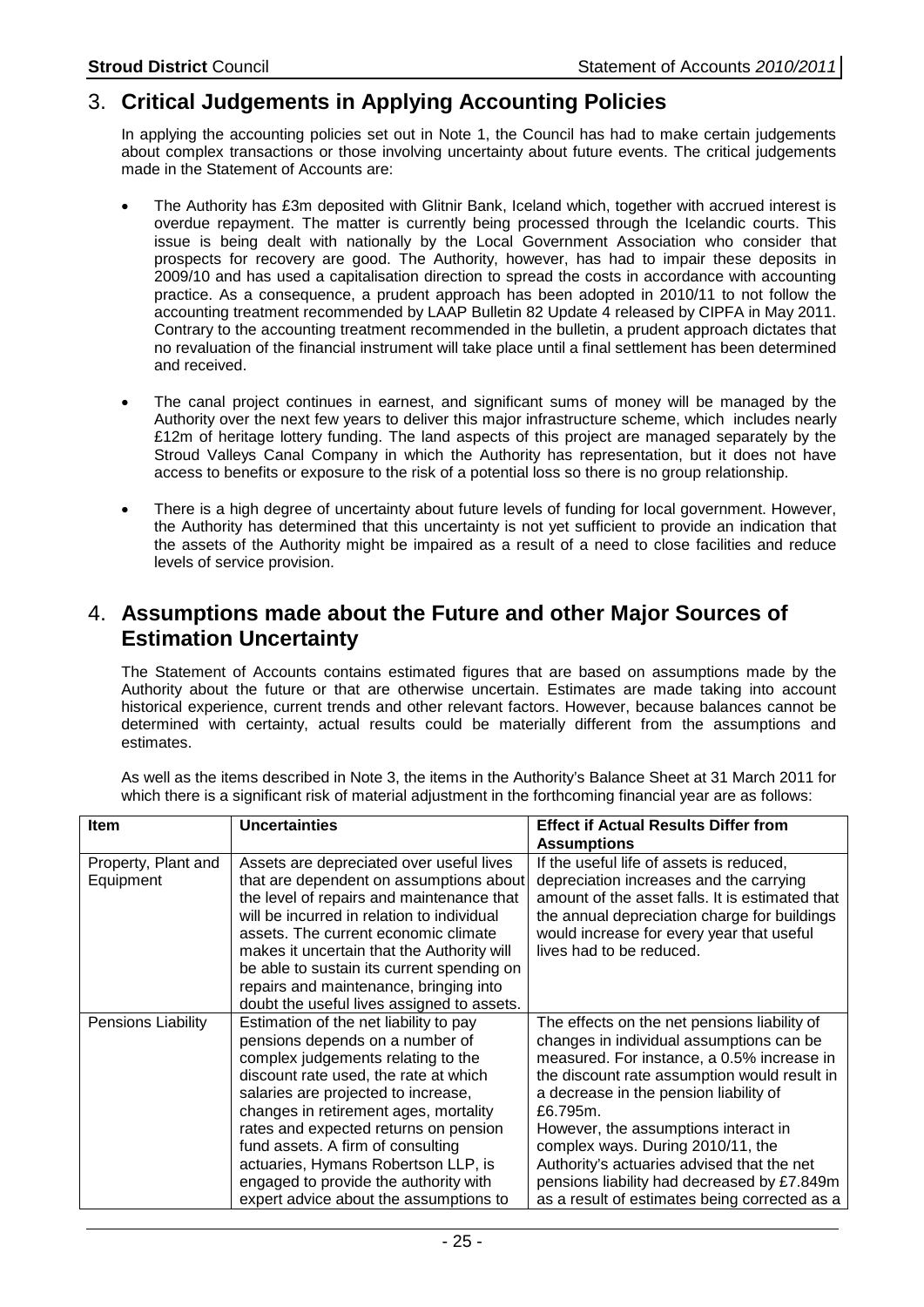## 3. **Critical Judgements in Applying Accounting Policies**

In applying the accounting policies set out in Note 1, the Council has had to make certain judgements about complex transactions or those involving uncertainty about future events. The critical judgements made in the Statement of Accounts are:

- The Authority has £3m deposited with Glitnir Bank, Iceland which, together with accrued interest is overdue repayment. The matter is currently being processed through the Icelandic courts. This issue is being dealt with nationally by the Local Government Association who consider that prospects for recovery are good. The Authority, however, has had to impair these deposits in 2009/10 and has used a capitalisation direction to spread the costs in accordance with accounting practice. As a consequence, a prudent approach has been adopted in 2010/11 to not follow the accounting treatment recommended by LAAP Bulletin 82 Update 4 released by CIPFA in May 2011. Contrary to the accounting treatment recommended in the bulletin, a prudent approach dictates that no revaluation of the financial instrument will take place until a final settlement has been determined and received.

- The canal project continues in earnest, and significant sums of money will be managed by the Authority over the next few years to deliver this major infrastructure scheme, which includes nearly £12m of heritage lottery funding. The land aspects of this project are managed separately by the Stroud Valleys Canal Company in which the Authority has representation, but it does not have access to benefits or exposure to the risk of a potential loss so there is no group relationship.

- There is a high degree of uncertainty about future levels of funding for local government. However, the Authority has determined that this uncertainty is not yet sufficient to provide an indication that the assets of the Authority might be impaired as a result of a need to close facilities and reduce levels of service provision.

## 4. **Assumptions made about the Future and other Major Sources of Estimation Uncertainty**

The Statement of Accounts contains estimated figures that are based on assumptions made by the Authority about the future or that are otherwise uncertain. Estimates are made taking into account historical experience, current trends and other relevant factors. However, because balances cannot be determined with certainty, actual results could be materially different from the assumptions and estimates.

As well as the items described in Note 3, the items in the Authority's Balance Sheet at 31 March 2011 for which there is a significant risk of material adjustment in the forthcoming financial year are as follows:

| Item | Uncertainties | Effect if Actual Results Differ from Assumptions |
|---|---|---|
| Property, Plant and Equipment | Assets are depreciated over useful lives that are dependent on assumptions about the level of repairs and maintenance that will be incurred in relation to individual assets. The current economic climate makes it uncertain that the Authority will be able to sustain its current spending on repairs and maintenance, bringing into doubt the useful lives assigned to assets. | If the useful life of assets is reduced, depreciation increases and the carrying amount of the asset falls. It is estimated that the annual depreciation charge for buildings would increase for every year that useful lives had to be reduced. |
| Pensions Liability | Estimation of the net liability to pay pensions depends on a number of complex judgements relating to the discount rate used, the rate at which salaries are projected to increase, changes in retirement ages, mortality rates and expected returns on pension fund assets. A firm of consulting actuaries, Hymans Robertson LLP, is engaged to provide the authority with expert advice about the assumptions to | The effects on the net pensions liability of changes in individual assumptions can be measured. For instance, a 0.5% increase in the discount rate assumption would result in a decrease in the pension liability of £6.795m. However, the assumptions interact in complex ways. During 2010/11, the Authority's actuaries advised that the net pensions liability had decreased by £7.849m as a result of estimates being corrected as a |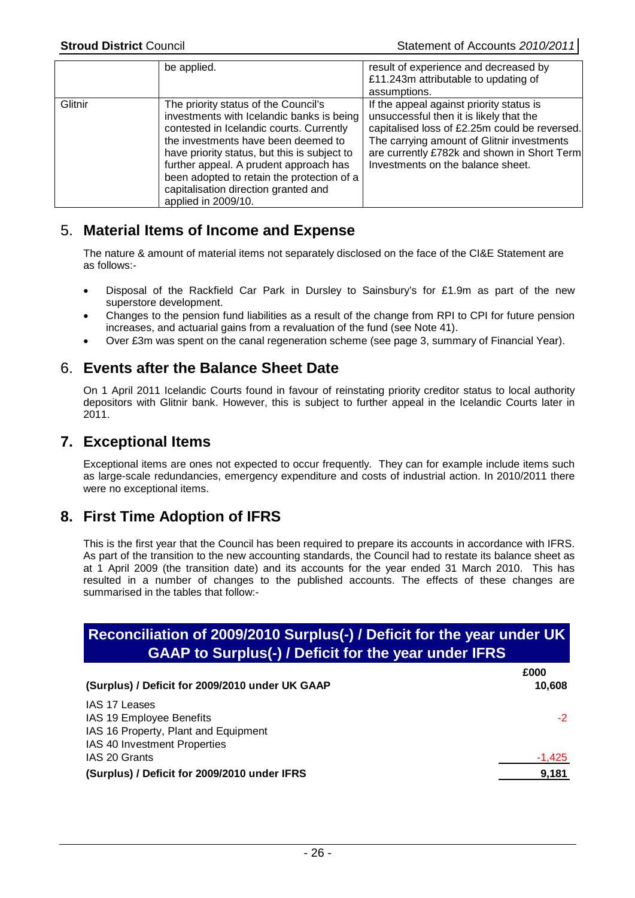| | | |
|---|---|---|
| | be applied. | result of experience and decreased by £11.243m attributable to updating of assumptions. |
| Glitnir | The priority status of the Council's investments with Icelandic banks is being contested in Icelandic courts. Currently the investments have been deemed to have priority status, but this is subject to further appeal. A prudent approach has been adopted to retain the protection of a capitalisation direction granted and applied in 2009/10. | If the appeal against priority status is unsuccessful then it is likely that the capitalised loss of £2.25m could be reversed. The carrying amount of Glitnir investments are currently £782k and shown in Short Term Investments on the balance sheet. |

## 5. Material Items of Income and Expense

The nature & amount of material items not separately disclosed on the face of the CI&E Statement are as follows:-

- Disposal of the Rackfield Car Park in Dursley to Sainsbury's for £1.9m as part of the new superstore development.
- Changes to the pension fund liabilities as a result of the change from RPI to CPI for future pension increases, and actuarial gains from a revaluation of the fund (see Note 41).
- Over £3m was spent on the canal regeneration scheme (see page 3, summary of Financial Year).

## 6. Events after the Balance Sheet Date

On 1 April 2011 Icelandic Courts found in favour of reinstating priority creditor status to local authority depositors with Glitnir bank. However, this is subject to further appeal in the Icelandic Courts later in 2011.

## 7. Exceptional Items

Exceptional items are ones not expected to occur frequently. They can for example include items such as large-scale redundancies, emergency expenditure and costs of industrial action. In 2010/2011 there were no exceptional items.

## 8. First Time Adoption of IFRS

This is the first year that the Council has been required to prepare its accounts in accordance with IFRS. As part of the transition to the new accounting standards, the Council had to restate its balance sheet as at 1 April 2009 (the transition date) and its accounts for the year ended 31 March 2010. This has resulted in a number of changes to the published accounts. The effects of these changes are summarised in the tables that follow:-

### Reconciliation of 2009/2010 Surplus(-) / Deficit for the year under UK GAAP to Surplus(-) / Deficit for the year under IFRS

| | £000 |
|---|---|
| **(Surplus) / Deficit for 2009/2010 under UK GAAP** | **10,608** |
| IAS 17 Leases | |
| IAS 19 Employee Benefits | -2 |
| IAS 16 Property, Plant and Equipment | |
| IAS 40 Investment Properties | |
| IAS 20 Grants | -1,425 |
| **(Surplus) / Deficit for 2009/2010 under IFRS** | **9,181** |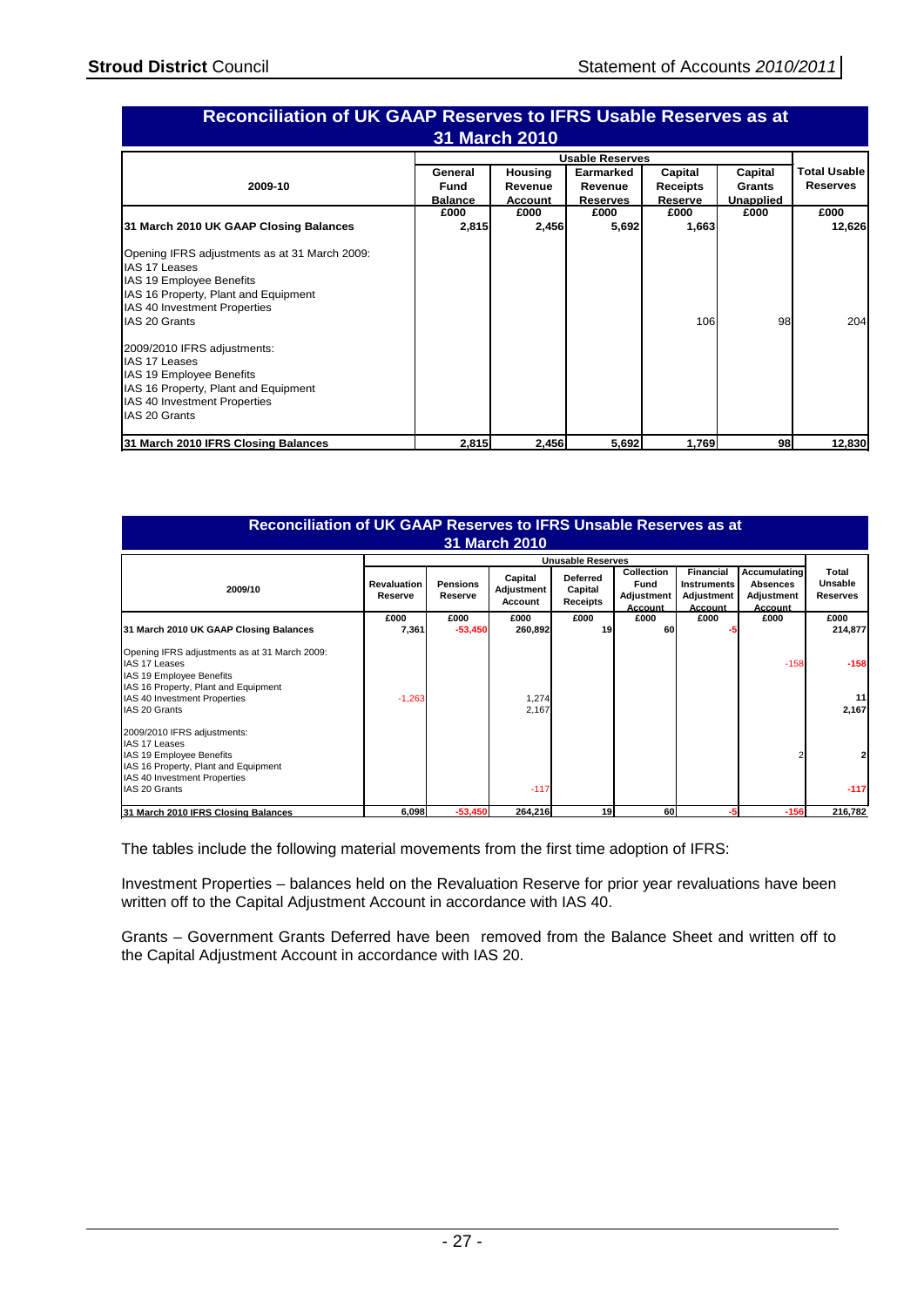## Reconciliation of UK GAAP Reserves to IFRS Usable Reserves as at 31 March 2010

| 2009-10 | General Fund Balance | Housing Revenue Account | Earmarked Revenue Reserves | Capital Receipts Reserve | Capital Grants Unapplied | Total Usable Reserves |
|---|---|---|---|---|---|---|
| | £000 | £000 | £000 | £000 | £000 | £000 |
| **31 March 2010 UK GAAP Closing Balances** | 2,815 | 2,456 | 5,692 | 1,663 | | 12,626 |
| Opening IFRS adjustments as at 31 March 2009: | | | | | | |
| IAS 17 Leases | | | | | | |
| IAS 19 Employee Benefits | | | | | | |
| IAS 16 Property, Plant and Equipment | | | | | | |
| IAS 40 Investment Properties | | | | | | |
| IAS 20 Grants | | | | 106 | 98 | 204 |
| 2009/2010 IFRS adjustments: | | | | | | |
| IAS 17 Leases | | | | | | |
| IAS 19 Employee Benefits | | | | | | |
| IAS 16 Property, Plant and Equipment | | | | | | |
| IAS 40 Investment Properties | | | | | | |
| IAS 20 Grants | | | | | | |
| **31 March 2010 IFRS Closing Balances** | 2,815 | 2,456 | 5,692 | 1,769 | 98 | 12,830 |

## Reconciliation of UK GAAP Reserves to IFRS Unsable Reserves as at 31 March 2010

| 2009/10 | Revaluation Reserve | Pensions Reserve | Capital Adjustment Account | Deferred Capital Receipts | Collection Fund Adjustment Account | Financial Instruments Adjustment Account | Accumulating Absences Adjustment Account | Total Unsable Reserves |
|---|---|---|---|---|---|---|---|---|
| | £000 | £000 | £000 | £000 | £000 | £000 | £000 | £000 |
| **31 March 2010 UK GAAP Closing Balances** | 7,361 | -53,450 | 260,892 | 19 | 60 | -5 | | 214,877 |
| Opening IFRS adjustments as at 31 March 2009: | | | | | | | | |
| IAS 17 Leases | | | | | | | -158 | -158 |
| IAS 19 Employee Benefits | | | | | | | | |
| IAS 16 Property, Plant and Equipment | | | | | | | | |
| IAS 40 Investment Properties | -1,263 | | 1,274 | | | | | 11 |
| IAS 20 Grants | | | 2,167 | | | | | 2,167 |
| 2009/2010 IFRS adjustments: | | | | | | | | |
| IAS 17 Leases | | | | | | | | |
| IAS 19 Employee Benefits | | | | | | | 2 | 2 |
| IAS 16 Property, Plant and Equipment | | | | | | | | |
| IAS 40 Investment Properties | | | | | | | | |
| IAS 20 Grants | | | -117 | | | | | -117 |
| **31 March 2010 IFRS Closing Balances** | 6,098 | -53,450 | 264,216 | 19 | 60 | -5 | -156 | 216,782 |

The tables include the following material movements from the first time adoption of IFRS:

Investment Properties – balances held on the Revaluation Reserve for prior year revaluations have been written off to the Capital Adjustment Account in accordance with IAS 40.

Grants – Government Grants Deferred have been removed from the Balance Sheet and written off to the Capital Adjustment Account in accordance with IAS 20.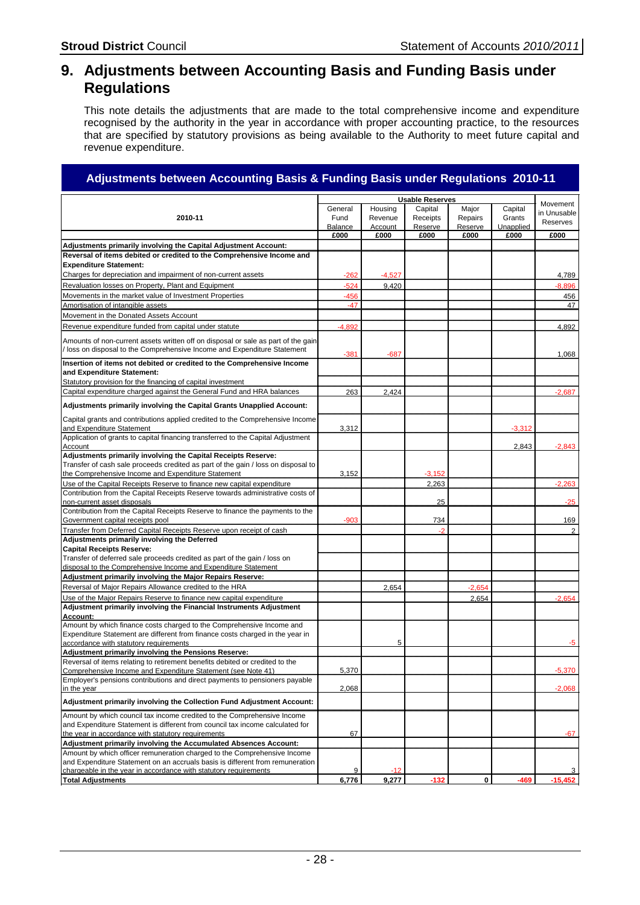# 9. Adjustments between Accounting Basis and Funding Basis under Regulations

This note details the adjustments that are made to the total comprehensive income and expenditure recognised by the authority in the year in accordance with proper accounting practice, to the resources that are specified by statutory provisions as being available to the Authority to meet future capital and revenue expenditure.

## Adjustments between Accounting Basis & Funding Basis under Regulations 2010-11

| 2010-11 | Usable Reserves | | | | | Movement in Unusable Reserves |
|---|---|---|---|---|---|---|
| | General Fund Balance | Housing Revenue Account | Capital Receipts Reserve | Major Repairs Reserve | Capital Grants Unapplied | |
| | £000 | £000 | £000 | £000 | £000 | £000 |
| **Adjustments primarily involving the Capital Adjustment Account:** | | | | | | |
| **Reversal of items debited or credited to the Comprehensive Income and Expenditure Statement:** | | | | | | |
| Charges for depreciation and impairment of non-current assets | -262 | -4,527 | | | | 4,789 |
| Revaluation losses on Property, Plant and Equipment | -524 | 9,420 | | | | -8,896 |
| Movements in the market value of Investment Properties | -456 | | | | | 456 |
| Amortisation of intangible assets | -47 | | | | | 47 |
| Movement in the Donated Assets Account | | | | | | |
| Revenue expenditure funded from capital under statute | -4,892 | | | | | 4,892 |
| Amounts of non-current assets written off on disposal or sale as part of the gain / loss on disposal to the Comprehensive Income and Expenditure Statement | -381 | -687 | | | | 1,068 |
| **Insertion of items not debited or credited to the Comprehensive Income and Expenditure Statement:** | | | | | | |
| Statutory provision for the financing of capital investment | | | | | | |
| Capital expenditure charged against the General Fund and HRA balances | 263 | 2,424 | | | | -2,687 |
| **Adjustments primarily involving the Capital Grants Unapplied Account:** | | | | | | |
| Capital grants and contributions applied credited to the Comprehensive Income and Expenditure Statement | 3,312 | | | | -3,312 | |
| Application of grants to capital financing transferred to the Capital Adjustment Account | | | | | 2,843 | -2,843 |
| **Adjustments primarily involving the Capital Receipts Reserve:** | | | | | | |
| Transfer of cash sale proceeds credited as part of the gain / loss on disposal to the Comprehensive Income and Expenditure Statement | 3,152 | | -3,152 | | | |
| Use of the Capital Receipts Reserve to finance new capital expenditure | | | 2,263 | | | -2,263 |
| Contribution from the Capital Receipts Reserve towards administrative costs of non-current asset disposals | | | 25 | | | -25 |
| Contribution from the Capital Receipts Reserve to finance the payments to the Government capital receipts pool | -903 | | 734 | | | 169 |
| Transfer from Deferred Capital Receipts Reserve upon receipt of cash | | | -2 | | | 2 |
| **Adjustments primarily involving the Deferred Capital Receipts Reserve:** | | | | | | |
| Transfer of deferred sale proceeds credited as part of the gain / loss on disposal to the Comprehensive Income and Expenditure Statement | | | | | | |
| **Adjustment primarily involving the Major Repairs Reserve:** | | | | | | |
| Reversal of Major Repairs Allowance credited to the HRA | | 2,654 | | -2,654 | | |
| Use of the Major Repairs Reserve to finance new capital expenditure | | | | 2,654 | | -2,654 |
| **Adjustment primarily involving the Financial Instruments Adjustment Account:** | | | | | | |
| Amount by which finance costs charged to the Comprehensive Income and Expenditure Statement are different from finance costs charged in the year in accordance with statutory requirements | | 5 | | | | -5 |
| **Adjustment primarily involving the Pensions Reserve:** | | | | | | |
| Reversal of items relating to retirement benefits debited or credited to the Comprehensive Income and Expenditure Statement (see Note 41) | 5,370 | | | | | -5,370 |
| Employer's pensions contributions and direct payments to pensioners payable in the year | 2,068 | | | | | -2,068 |
| **Adjustment primarily involving the Collection Fund Adjustment Account:** | | | | | | |
| Amount by which council tax income credited to the Comprehensive Income and Expenditure Statement is different from council tax income calculated for the year in accordance with statutory requirements | 67 | | | | | -67 |
| **Adjustment primarily involving the Accumulated Absences Account:** | | | | | | |
| Amount by which officer remuneration charged to the Comprehensive Income and Expenditure Statement on an accruals basis is different from remuneration chargeable in the year in accordance with statutory requirements | 9 | -12 | | | | 3 |
| **Total Adjustments** | **6,776** | **9,277** | **-132** | **0** | **-469** | **-15,452** |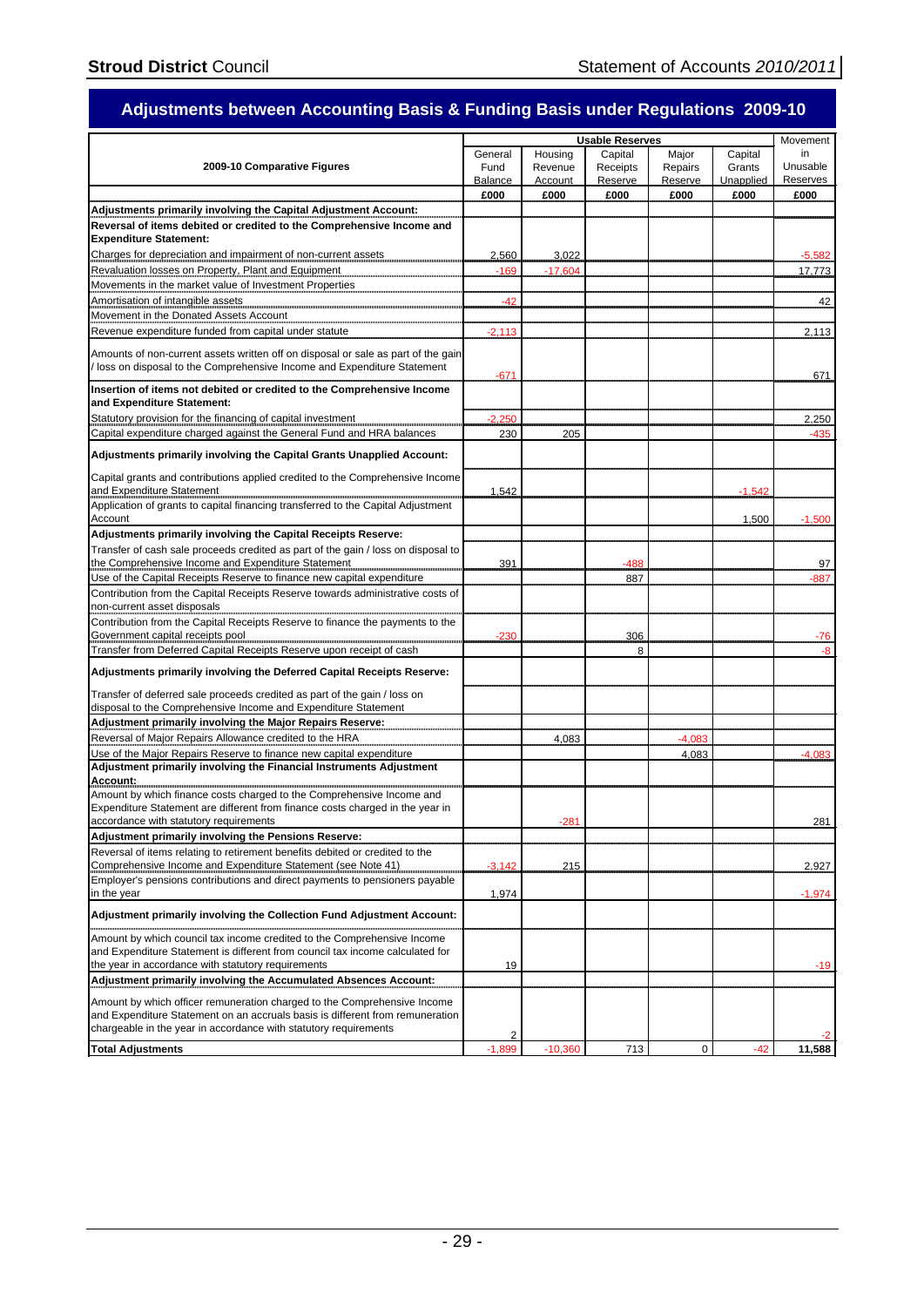## Adjustments between Accounting Basis & Funding Basis under Regulations 2009-10

| 2009-10 Comparative Figures | Usable Reserves | | | | | Movement in Unusable Reserves |
|---|---|---|---|---|---|---|
| | General Fund Balance | Housing Revenue Account | Capital Receipts Reserve | Major Repairs Reserve | Capital Grants Unapplied | |
| | £000 | £000 | £000 | £000 | £000 | £000 |
| **Adjustments primarily involving the Capital Adjustment Account:** | | | | | | |
| **Reversal of items debited or credited to the Comprehensive Income and Expenditure Statement:** | | | | | | |
| Charges for depreciation and impairment of non-current assets | 2,560 | 3,022 | | | | -5,582 |
| Revaluation losses on Property, Plant and Equipment | -169 | -17,604 | | | | 17,773 |
| Movements in the market value of Investment Properties | | | | | | |
| Amortisation of intangible assets | -42 | | | | | 42 |
| Movement in the Donated Assets Account | | | | | | |
| Revenue expenditure funded from capital under statute | -2,113 | | | | | 2,113 |
| Amounts of non-current assets written off on disposal or sale as part of the gain / loss on disposal to the Comprehensive Income and Expenditure Statement | -671 | | | | | 671 |
| **Insertion of items not debited or credited to the Comprehensive Income and Expenditure Statement:** | | | | | | |
| Statutory provision for the financing of capital investment | -2,250 | | | | | 2,250 |
| Capital expenditure charged against the General Fund and HRA balances | 230 | 205 | | | | -435 |
| **Adjustments primarily involving the Capital Grants Unapplied Account:** | | | | | | |
| Capital grants and contributions applied credited to the Comprehensive Income and Expenditure Statement | 1,542 | | | | -1,542 | |
| Application of grants to capital financing transferred to the Capital Adjustment Account | | | | | 1,500 | -1,500 |
| **Adjustments primarily involving the Capital Receipts Reserve:** | | | | | | |
| Transfer of cash sale proceeds credited as part of the gain / loss on disposal to the Comprehensive Income and Expenditure Statement | 391 | | -488 | | | 97 |
| Use of the Capital Receipts Reserve to finance new capital expenditure | | | 887 | | | -887 |
| Contribution from the Capital Receipts Reserve towards administrative costs of non-current asset disposals | | | | | | |
| Contribution from the Capital Receipts Reserve to finance the payments to the Government capital receipts pool | -230 | | 306 | | | -76 |
| Transfer from Deferred Capital Receipts Reserve upon receipt of cash | | | 8 | | | -8 |
| **Adjustments primarily involving the Deferred Capital Receipts Reserve:** | | | | | | |
| Transfer of deferred sale proceeds credited as part of the gain / loss on disposal to the Comprehensive Income and Expenditure Statement | | | | | | |
| **Adjustment primarily involving the Major Repairs Reserve:** | | | | | | |
| Reversal of Major Repairs Allowance credited to the HRA | | 4,083 | | -4,083 | | |
| Use of the Major Repairs Reserve to finance new capital expenditure | | | | 4,083 | | -4,083 |
| **Adjustment primarily involving the Financial Instruments Adjustment Account:** | | | | | | |
| Amount by which finance costs charged to the Comprehensive Income and Expenditure Statement are different from finance costs charged in the year in accordance with statutory requirements | | -281 | | | | 281 |
| **Adjustment primarily involving the Pensions Reserve:** | | | | | | |
| Reversal of items relating to retirement benefits debited or credited to the Comprehensive Income and Expenditure Statement (see Note 41) | -3,142 | 215 | | | | 2,927 |
| Employer's pensions contributions and direct payments to pensioners payable in the year | 1,974 | | | | | -1,974 |
| **Adjustment primarily involving the Collection Fund Adjustment Account:** | | | | | | |
| Amount by which council tax income credited to the Comprehensive Income and Expenditure Statement is different from council tax income calculated for the year in accordance with statutory requirements | 19 | | | | | -19 |
| **Adjustment primarily involving the Accumulated Absences Account:** | | | | | | |
| Amount by which officer remuneration charged to the Comprehensive Income and Expenditure Statement on an accruals basis is different from remuneration chargeable in the year in accordance with statutory requirements | 2 | | | | | -2 |
| **Total Adjustments** | -1,899 | -10,360 | 713 | 0 | -42 | **11,588** |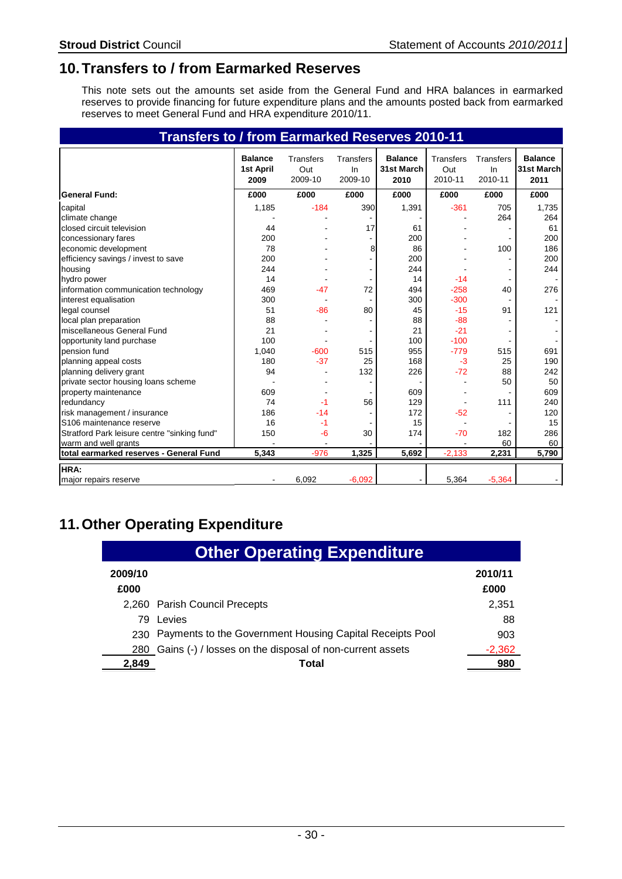## 10. Transfers to / from Earmarked Reserves

This note sets out the amounts set aside from the General Fund and HRA balances in earmarked reserves to provide financing for future expenditure plans and the amounts posted back from earmarked reserves to meet General Fund and HRA expenditure 2010/11.

**Transfers to / from Earmarked Reserves 2010-11**

| | Balance 1st April 2009 | Transfers Out 2009-10 | Transfers In 2009-10 | Balance 31st March 2010 | Transfers Out 2010-11 | Transfers In 2010-11 | Balance 31st March 2011 |
|---|---|---|---|---|---|---|---|
| **General Fund:** | **£000** | **£000** | **£000** | **£000** | **£000** | **£000** | **£000** |
| capital | 1,185 | -184 | 390 | 1,391 | -361 | 705 | 1,735 |
| climate change | - | - | - | - | - | 264 | 264 |
| closed circuit television | 44 | - | 17 | 61 | - | - | 61 |
| concessionary fares | 200 | - | - | 200 | - | - | 200 |
| economic development | 78 | - | 8 | 86 | - | 100 | 186 |
| efficiency savings / invest to save | 200 | - | - | 200 | - | - | 200 |
| housing | 244 | - | - | 244 | - | - | 244 |
| hydro power | 14 | - | - | 14 | -14 | - | - |
| information communication technology | 469 | -47 | 72 | 494 | -258 | 40 | 276 |
| interest equalisation | 300 | - | - | 300 | -300 | - | - |
| legal counsel | 51 | -86 | 80 | 45 | -15 | 91 | 121 |
| local plan preparation | 88 | - | - | 88 | -88 | - | - |
| miscellaneous General Fund | 21 | - | - | 21 | -21 | - | - |
| opportunity land purchase | 100 | - | - | 100 | -100 | - | - |
| pension fund | 1,040 | -600 | 515 | 955 | -779 | 515 | 691 |
| planning appeal costs | 180 | -37 | 25 | 168 | -3 | 25 | 190 |
| planning delivery grant | 94 | - | 132 | 226 | -72 | 88 | 242 |
| private sector housing loans scheme | - | - | - | - | - | 50 | 50 |
| property maintenance | 609 | - | - | 609 | - | - | 609 |
| redundancy | 74 | -1 | 56 | 129 | - | 111 | 240 |
| risk management / insurance | 186 | -14 | - | 172 | -52 | - | 120 |
| S106 maintenance reserve | 16 | -1 | - | 15 | - | - | 15 |
| Stratford Park leisure centre "sinking fund" | 150 | -6 | 30 | 174 | -70 | 182 | 286 |
| warm and well grants | - | - | - | - | - | 60 | 60 |
| **total earmarked reserves - General Fund** | **5,343** | **-976** | **1,325** | **5,692** | **-2,133** | **2,231** | **5,790** |
| **HRA:** | | | | | | | |
| major repairs reserve | - | 6,092 | -6,092 | - | 5,364 | -5,364 | - |

## 11. Other Operating Expenditure

**Other Operating Expenditure**

| 2009/10 £000 | | 2010/11 £000 |
|---|---|---|
| 2,260 | Parish Council Precepts | 2,351 |
| 79 | Levies | 88 |
| 230 | Payments to the Government Housing Capital Receipts Pool | 903 |
| 280 | Gains (-) / losses on the disposal of non-current assets | -2,362 |
| **2,849** | **Total** | **980** |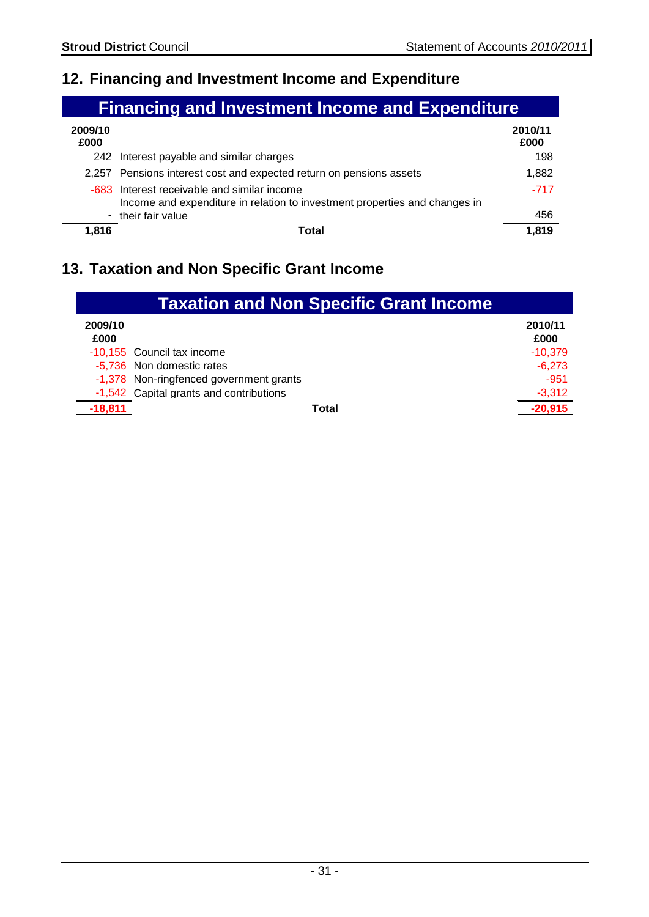## 12. Financing and Investment Income and Expenditure

| Financing and Investment Income and Expenditure | | |
|---|---|---|
| 2009/10 £000 | | 2010/11 £000 |
| 242 | Interest payable and similar charges | 198 |
| 2,257 | Pensions interest cost and expected return on pensions assets | 1,882 |
| -683 | Interest receivable and similar income | -717 |
| - | Income and expenditure in relation to investment properties and changes in their fair value | 456 |
| **1,816** | **Total** | **1,819** |

## 13. Taxation and Non Specific Grant Income

| Taxation and Non Specific Grant Income | | |
|---|---|---|
| 2009/10 £000 | | 2010/11 £000 |
| -10,155 | Council tax income | -10,379 |
| -5,736 | Non domestic rates | -6,273 |
| -1,378 | Non-ringfenced government grants | -951 |
| -1,542 | Capital grants and contributions | -3,312 |
| **-18,811** | **Total** | **-20,915** |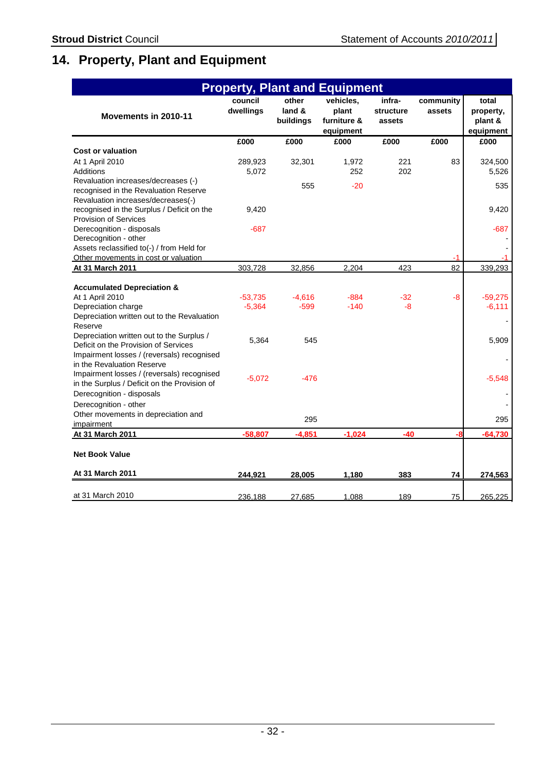# 14. Property, Plant and Equipment

| Property, Plant and Equipment | | | | | | |
|---|---|---|---|---|---|---|
| **Movements in 2010-11** | **council dwellings** | **other land & buildings** | **vehicles, plant furniture & equipment** | **infra-structure assets** | **community assets** | **total property, plant & equipment** |
| | **£000** | **£000** | **£000** | **£000** | **£000** | **£000** |
| **Cost or valuation** | | | | | | |
| At 1 April 2010 | 289,923 | 32,301 | 1,972 | 221 | 83 | 324,500 |
| Additions | 5,072 | | 252 | 202 | | 5,526 |
| Revaluation increases/decreases (-) recognised in the Revaluation Reserve | | 555 | -20 | | | 535 |
| Revaluation increases/decreases(-) recognised in the Surplus / Deficit on the Provision of Services | 9,420 | | | | | 9,420 |
| Derecognition - disposals | -687 | | | | | -687 |
| Derecognition - other | | | | | | - |
| Assets reclassified to(-) / from Held for | | | | | | - |
| Other movements in cost or valuation | | | | | -1 | -1 |
| **At 31 March 2011** | 303,728 | 32,856 | 2,204 | 423 | 82 | 339,293 |
| | | | | | | |
| **Accumulated Depreciation &** | | | | | | |
| At 1 April 2010 | -53,735 | -4,616 | -884 | -32 | -8 | -59,275 |
| Depreciation charge | -5,364 | -599 | -140 | -8 | | -6,111 |
| Depreciation written out to the Revaluation Reserve | | | | | | - |
| Depreciation written out to the Surplus / Deficit on the Provision of Services | 5,364 | 545 | | | | 5,909 |
| Impairment losses / (reversals) recognised in the Revaluation Reserve | | | | | | - |
| Impairment losses / (reversals) recognised in the Surplus / Deficit on the Provision of | -5,072 | -476 | | | | -5,548 |
| Derecognition - disposals | | | | | | - |
| Derecognition - other | | | | | | - |
| Other movements in depreciation and impairment | | 295 | | | | 295 |
| **At 31 March 2011** | **-58,807** | **-4,851** | **-1,024** | **-40** | **-8** | **-64,730** |
| | | | | | | |
| **Net Book Value** | | | | | | |
| **At 31 March 2011** | **244,921** | **28,005** | **1,180** | **383** | **74** | **274,563** |
| at 31 March 2010 | 236,188 | 27,685 | 1,088 | 189 | 75 | 265,225 |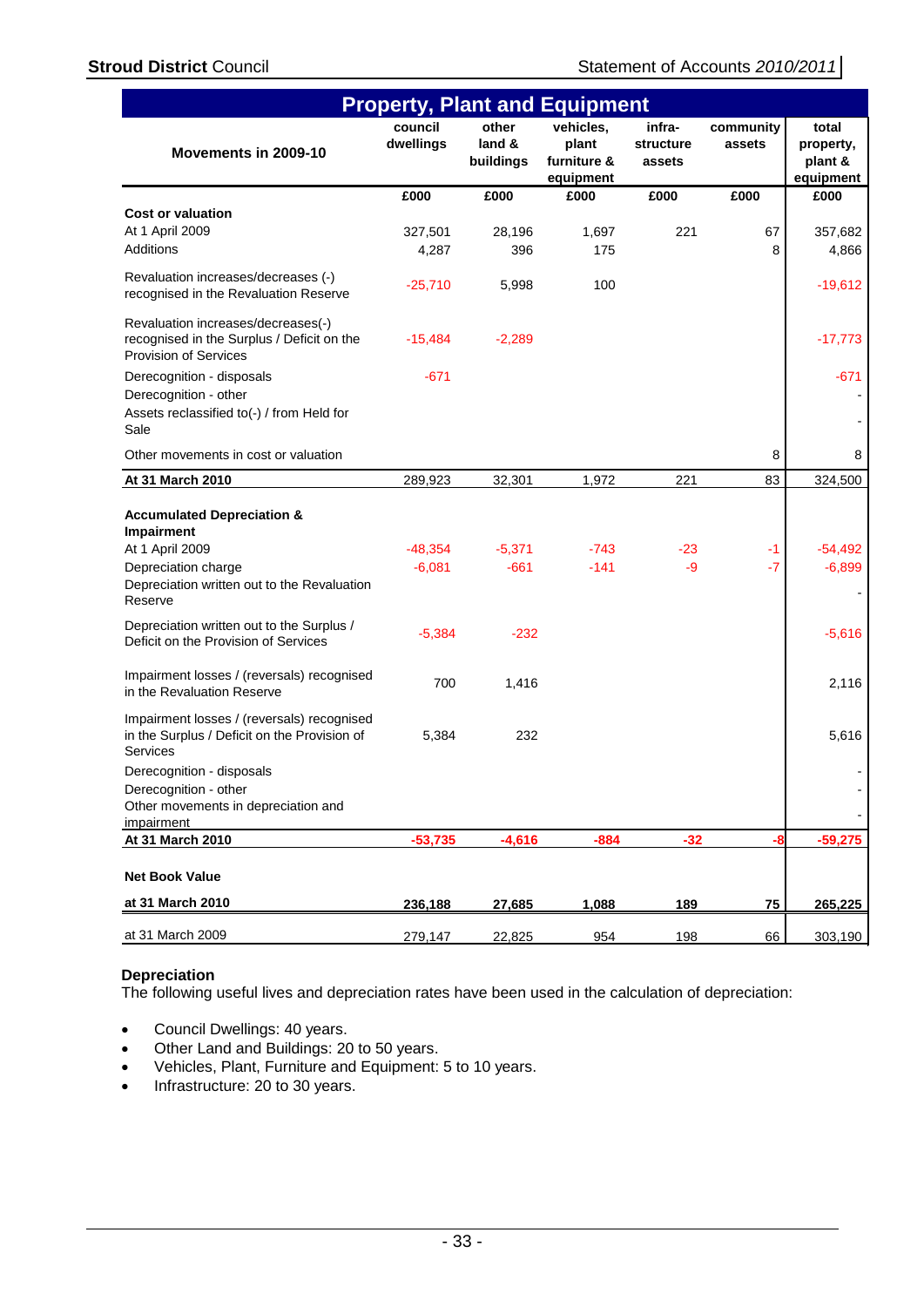## Property, Plant and Equipment

| Movements in 2009-10 | council dwellings | other land & buildings | vehicles, plant furniture & equipment | infra-structure assets | community assets | total property, plant & equipment |
|---|---|---|---|---|---|---|
| | £000 | £000 | £000 | £000 | £000 | £000 |
| **Cost or valuation** | | | | | | |
| At 1 April 2009 | 327,501 | 28,196 | 1,697 | 221 | 67 | 357,682 |
| Additions | 4,287 | 396 | 175 | | 8 | 4,866 |
| Revaluation increases/decreases (-) recognised in the Revaluation Reserve | -25,710 | 5,998 | 100 | | | -19,612 |
| Revaluation increases/decreases(-) recognised in the Surplus / Deficit on the Provision of Services | -15,484 | -2,289 | | | | -17,773 |
| Derecognition - disposals | -671 | | | | | -671 |
| Derecognition - other | | | | | | - |
| Assets reclassified to(-) / from Held for Sale | | | | | | - |
| Other movements in cost or valuation | | | | | 8 | 8 |
| **At 31 March 2010** | 289,923 | 32,301 | 1,972 | 221 | 83 | 324,500 |
| **Accumulated Depreciation & Impairment** | | | | | | |
| At 1 April 2009 | -48,354 | -5,371 | -743 | -23 | -1 | -54,492 |
| Depreciation charge | -6,081 | -661 | -141 | -9 | -7 | -6,899 |
| Depreciation written out to the Revaluation Reserve | | | | | | - |
| Depreciation written out to the Surplus / Deficit on the Provision of Services | -5,384 | -232 | | | | -5,616 |
| Impairment losses / (reversals) recognised in the Revaluation Reserve | 700 | 1,416 | | | | 2,116 |
| Impairment losses / (reversals) recognised in the Surplus / Deficit on the Provision of Services | 5,384 | 232 | | | | 5,616 |
| Derecognition - disposals | | | | | | - |
| Derecognition - other | | | | | | - |
| Other movements in depreciation and impairment | | | | | | - |
| **At 31 March 2010** | **-53,735** | **-4,616** | **-884** | **-32** | **-8** | **-59,275** |
| **Net Book Value** | | | | | | |
| **at 31 March 2010** | **236,188** | **27,685** | **1,088** | **189** | **75** | **265,225** |
| at 31 March 2009 | 279,147 | 22,825 | 954 | 198 | 66 | 303,190 |

**Depreciation**

The following useful lives and depreciation rates have been used in the calculation of depreciation:

- Council Dwellings: 40 years.
- Other Land and Buildings: 20 to 50 years.
- Vehicles, Plant, Furniture and Equipment: 5 to 10 years.
- Infrastructure: 20 to 30 years.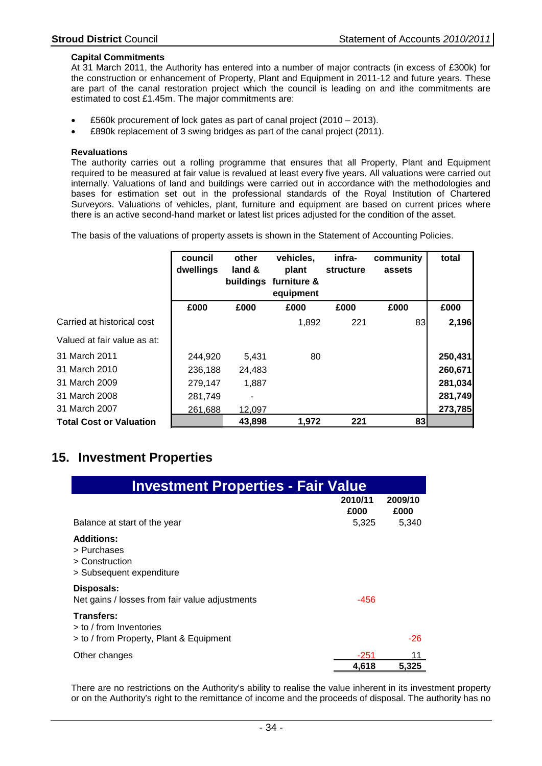**Capital Commitments**

At 31 March 2011, the Authority has entered into a number of major contracts (in excess of £300k) for the construction or enhancement of Property, Plant and Equipment in 2011-12 and future years. These are part of the canal restoration project which the council is leading on and ithe commitments are estimated to cost £1.45m. The major commitments are:

- £560k procurement of lock gates as part of canal project (2010 – 2013).
- £890k replacement of 3 swing bridges as part of the canal project (2011).

**Revaluations**

The authority carries out a rolling programme that ensures that all Property, Plant and Equipment required to be measured at fair value is revalued at least every five years. All valuations were carried out internally. Valuations of land and buildings were carried out in accordance with the methodologies and bases for estimation set out in the professional standards of the Royal Institution of Chartered Surveyors. Valuations of vehicles, plant, furniture and equipment are based on current prices where there is an active second-hand market or latest list prices adjusted for the condition of the asset.

The basis of the valuations of property assets is shown in the Statement of Accounting Policies.

| | council dwellings | other land & buildings | vehicles, plant furniture & equipment | infra-structure | community assets | total |
|---|---|---|---|---|---|---|
| | £000 | £000 | £000 | £000 | £000 | £000 |
| Carried at historical cost | | | 1,892 | 221 | 83 | **2,196** |
| Valued at fair value as at: | | | | | | |
| 31 March 2011 | 244,920 | 5,431 | 80 | | | **250,431** |
| 31 March 2010 | 236,188 | 24,483 | | | | **260,671** |
| 31 March 2009 | 279,147 | 1,887 | | | | **281,034** |
| 31 March 2008 | 281,749 | - | | | | **281,749** |
| 31 March 2007 | 261,688 | 12,097 | | | | **273,785** |
| **Total Cost or Valuation** | | **43,898** | **1,972** | **221** | **83** | |

## 15. Investment Properties

| Investment Properties - Fair Value | 2010/11 £000 | 2009/10 £000 |
|---|---|---|
| Balance at start of the year | 5,325 | 5,340 |
| **Additions:** | | |
| > Purchases | | |
| > Construction | | |
| > Subsequent expenditure | | |
| **Disposals:** | | |
| Net gains / losses from fair value adjustments | -456 | |
| **Transfers:** | | |
| > to / from Inventories | | |
| > to / from Property, Plant & Equipment | | -26 |
| Other changes | -251 | 11 |
| | **4,618** | **5,325** |

There are no restrictions on the Authority's ability to realise the value inherent in its investment property or on the Authority's right to the remittance of income and the proceeds of disposal. The authority has no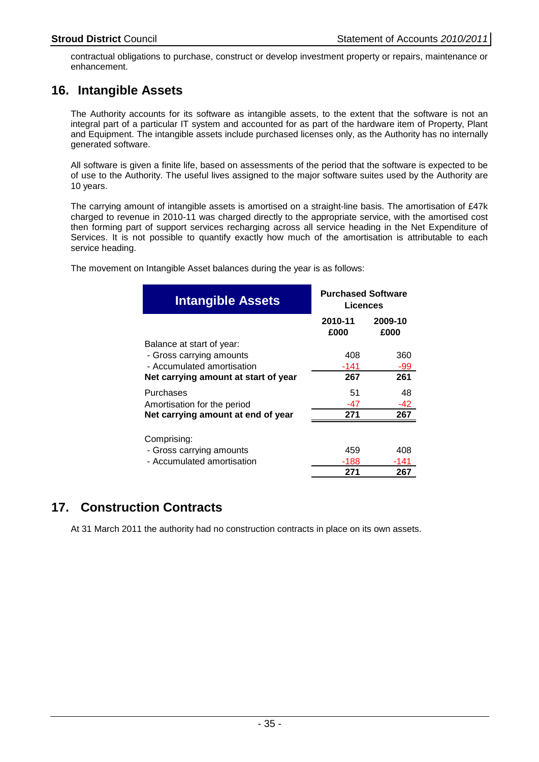contractual obligations to purchase, construct or develop investment property or repairs, maintenance or enhancement.

## 16. Intangible Assets

The Authority accounts for its software as intangible assets, to the extent that the software is not an integral part of a particular IT system and accounted for as part of the hardware item of Property, Plant and Equipment. The intangible assets include purchased licenses only, as the Authority has no internally generated software.

All software is given a finite life, based on assessments of the period that the software is expected to be of use to the Authority. The useful lives assigned to the major software suites used by the Authority are 10 years.

The carrying amount of intangible assets is amortised on a straight-line basis. The amortisation of £47k charged to revenue in 2010-11 was charged directly to the appropriate service, with the amortised cost then forming part of support services recharging across all service heading in the Net Expenditure of Services. It is not possible to quantify exactly how much of the amortisation is attributable to each service heading.

The movement on Intangible Asset balances during the year is as follows:

| Intangible Assets | Purchased Software Licences | |
|---|---|---|
| | 2010-11 £000 | 2009-10 £000 |
| Balance at start of year: | | |
| - Gross carrying amounts | 408 | 360 |
| - Accumulated amortisation | -141 | -99 |
| **Net carrying amount at start of year** | **267** | **261** |
| Purchases | 51 | 48 |
| Amortisation for the period | -47 | -42 |
| **Net carrying amount at end of year** | **271** | **267** |
| Comprising: | | |
| - Gross carrying amounts | 459 | 408 |
| - Accumulated amortisation | -188 | -141 |
| | **271** | **267** |

## 17. Construction Contracts

At 31 March 2011 the authority had no construction contracts in place on its own assets.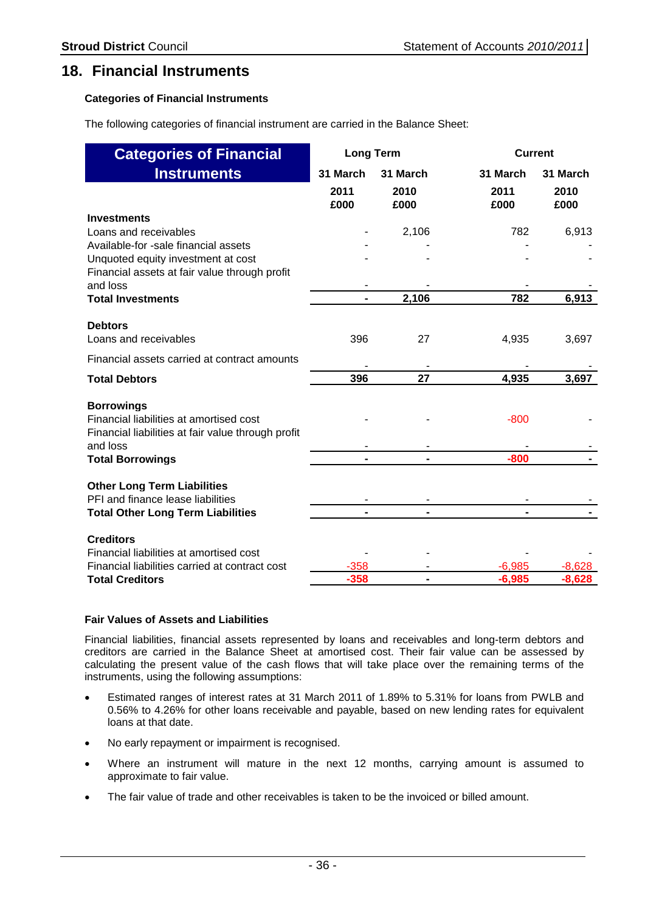# 18. Financial Instruments

### Categories of Financial Instruments

The following categories of financial instrument are carried in the Balance Sheet:

| Categories of Financial Instruments | Long Term | | Current | |
|---|---|---|---|---|
| | 31 March 2011 £000 | 31 March 2010 £000 | 31 March 2011 £000 | 31 March 2010 £000 |
| **Investments** | | | | |
| Loans and receivables | - | 2,106 | 782 | 6,913 |
| Available-for -sale financial assets | - | - | - | - |
| Unquoted equity investment at cost | - | - | - | - |
| Financial assets at fair value through profit and loss | - | - | - | - |
| **Total Investments** | **-** | **2,106** | **782** | **6,913** |
| **Debtors** | | | | |
| Loans and receivables | 396 | 27 | 4,935 | 3,697 |
| Financial assets carried at contract amounts | - | - | - | - |
| **Total Debtors** | **396** | **27** | **4,935** | **3,697** |
| **Borrowings** | | | | |
| Financial liabilities at amortised cost | - | - | -800 | - |
| Financial liabilities at fair value through profit and loss | - | - | - | - |
| **Total Borrowings** | **-** | **-** | **-800** | **-** |
| **Other Long Term Liabilities** | | | | |
| PFI and finance lease liabilities | - | - | - | - |
| **Total Other Long Term Liabilities** | **-** | **-** | **-** | **-** |
| **Creditors** | | | | |
| Financial liabilities at amortised cost | - | - | - | - |
| Financial liabilities carried at contract cost | -358 | - | -6,985 | -8,628 |
| **Total Creditors** | **-358** | **-** | **-6,985** | **-8,628** |

### Fair Values of Assets and Liabilities

Financial liabilities, financial assets represented by loans and receivables and long-term debtors and creditors are carried in the Balance Sheet at amortised cost. Their fair value can be assessed by calculating the present value of the cash flows that will take place over the remaining terms of the instruments, using the following assumptions:

- Estimated ranges of interest rates at 31 March 2011 of 1.89% to 5.31% for loans from PWLB and 0.56% to 4.26% for other loans receivable and payable, based on new lending rates for equivalent loans at that date.
- No early repayment or impairment is recognised.
- Where an instrument will mature in the next 12 months, carrying amount is assumed to approximate to fair value.
- The fair value of trade and other receivables is taken to be the invoiced or billed amount.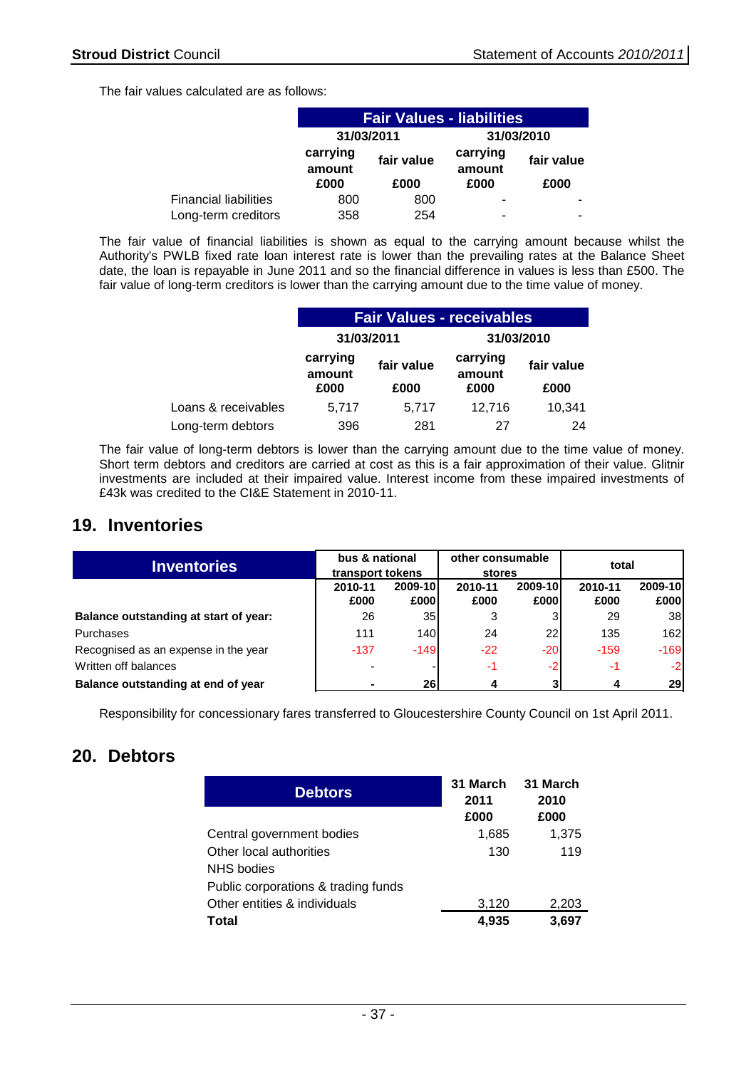The fair values calculated are as follows:

| Fair Values - liabilities | 31/03/2011 | | 31/03/2010 | |
|---|---|---|---|---|
| | carrying amount | fair value | carrying amount | fair value |
| | £000 | £000 | £000 | £000 |
| Financial liabilities | 800 | 800 | - | - |
| Long-term creditors | 358 | 254 | - | - |

The fair value of financial liabilities is shown as equal to the carrying amount because whilst the Authority's PWLB fixed rate loan interest rate is lower than the prevailing rates at the Balance Sheet date, the loan is repayable in June 2011 and so the financial difference in values is less than £500. The fair value of long-term creditors is lower than the carrying amount due to the time value of money.

| Fair Values - receivables | 31/03/2011 | | 31/03/2010 | |
|---|---|---|---|---|
| | carrying amount | fair value | carrying amount | fair value |
| | £000 | £000 | £000 | £000 |
| Loans & receivables | 5,717 | 5,717 | 12,716 | 10,341 |
| Long-term debtors | 396 | 281 | 27 | 24 |

The fair value of long-term debtors is lower than the carrying amount due to the time value of money. Short term debtors and creditors are carried at cost as this is a fair approximation of their value. Glitnir investments are included at their impaired value. Interest income from these impaired investments of £43k was credited to the CI&E Statement in 2010-11.

## 19. Inventories

| Inventories | bus & national transport tokens | | other consumable stores | | total | |
|---|---|---|---|---|---|---|
| | 2010-11 £000 | 2009-10 £000 | 2010-11 £000 | 2009-10 £000 | 2010-11 £000 | 2009-10 £000 |
| **Balance outstanding at start of year:** | 26 | 35 | 3 | 3 | 29 | 38 |
| Purchases | 111 | 140 | 24 | 22 | 135 | 162 |
| Recognised as an expense in the year | -137 | -149 | -22 | -20 | -159 | -169 |
| Written off balances | - | - | -1 | -2 | -1 | -2 |
| **Balance outstanding at end of year** | - | 26 | 4 | 3 | 4 | 29 |

Responsibility for concessionary fares transferred to Gloucestershire County Council on 1st April 2011.

## 20. Debtors

| Debtors | 31 March 2011 £000 | 31 March 2010 £000 |
|---|---|---|
| Central government bodies | 1,685 | 1,375 |
| Other local authorities | 130 | 119 |
| NHS bodies | | |
| Public corporations & trading funds | | |
| Other entities & individuals | 3,120 | 2,203 |
| **Total** | **4,935** | **3,697** |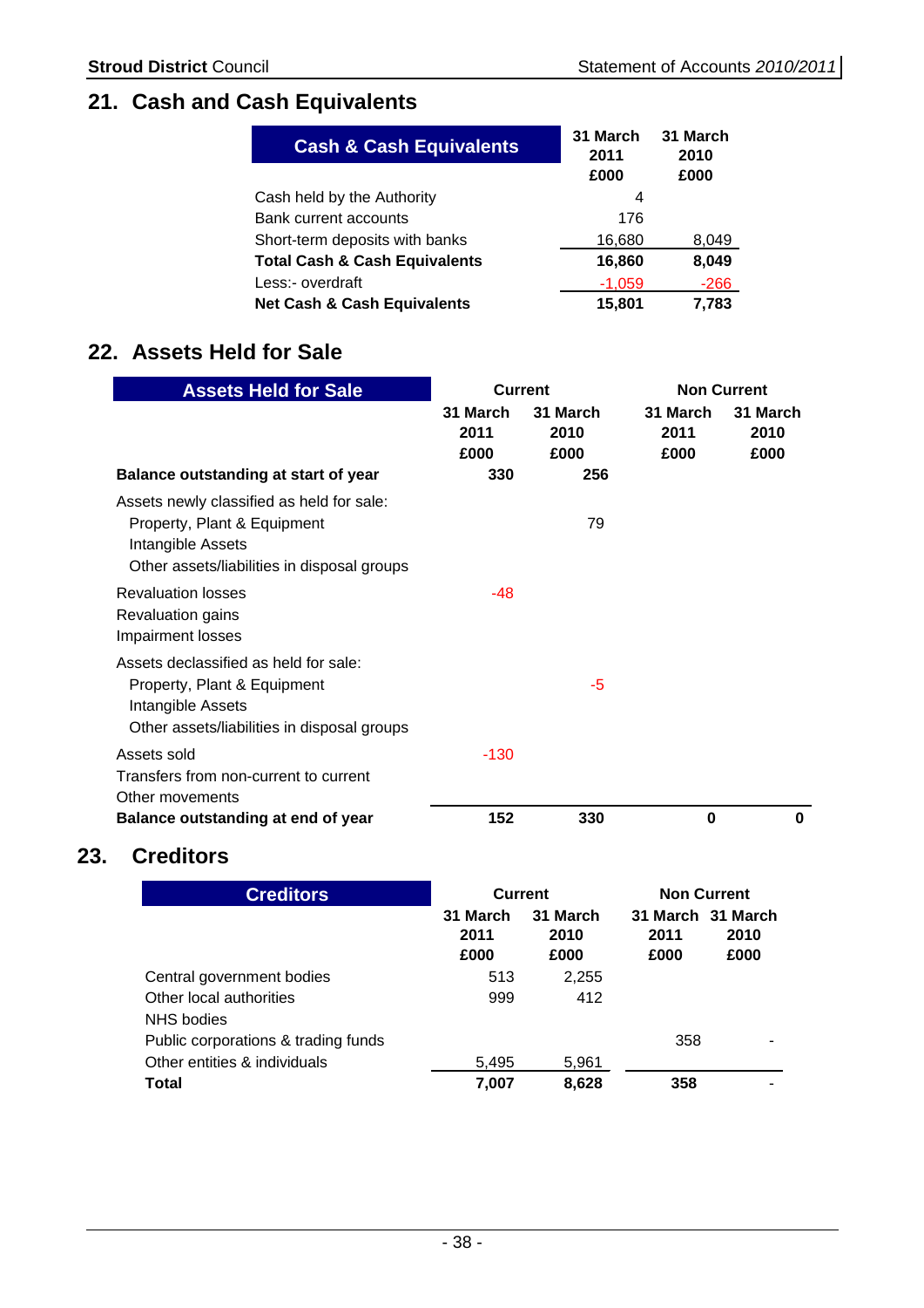## 21. Cash and Cash Equivalents

| Cash & Cash Equivalents | 31 March 2011 £000 | 31 March 2010 £000 |
|---|---|---|
| Cash held by the Authority | 4 | |
| Bank current accounts | 176 | |
| Short-term deposits with banks | 16,680 | 8,049 |
| **Total Cash & Cash Equivalents** | **16,860** | **8,049** |
| Less:- overdraft | -1,059 | -266 |
| **Net Cash & Cash Equivalents** | **15,801** | **7,783** |

## 22. Assets Held for Sale

| Assets Held for Sale | Current | | Non Current | |
|---|---|---|---|---|
| | 31 March 2011 £000 | 31 March 2010 £000 | 31 March 2011 £000 | 31 March 2010 £000 |
| **Balance outstanding at start of year** | **330** | **256** | | |
| Assets newly classified as held for sale: | | | | |
| Property, Plant & Equipment | | 79 | | |
| Intangible Assets | | | | |
| Other assets/liabilities in disposal groups | | | | |
| Revaluation losses | -48 | | | |
| Revaluation gains | | | | |
| Impairment losses | | | | |
| Assets declassified as held for sale: | | | | |
| Property, Plant & Equipment | | -5 | | |
| Intangible Assets | | | | |
| Other assets/liabilities in disposal groups | | | | |
| Assets sold | -130 | | | |
| Transfers from non-current to current | | | | |
| Other movements | | | | |
| **Balance outstanding at end of year** | **152** | **330** | **0** | **0** |

## 23. Creditors

| Creditors | Current | | Non Current | |
|---|---|---|---|---|
| | 31 March 2011 £000 | 31 March 2010 £000 | 31 March 2011 £000 | 31 March 2010 £000 |
| Central government bodies | 513 | 2,255 | | |
| Other local authorities | 999 | 412 | | |
| NHS bodies | | | | |
| Public corporations & trading funds | | | 358 | - |
| Other entities & individuals | 5,495 | 5,961 | | |
| **Total** | **7,007** | **8,628** | **358** | - |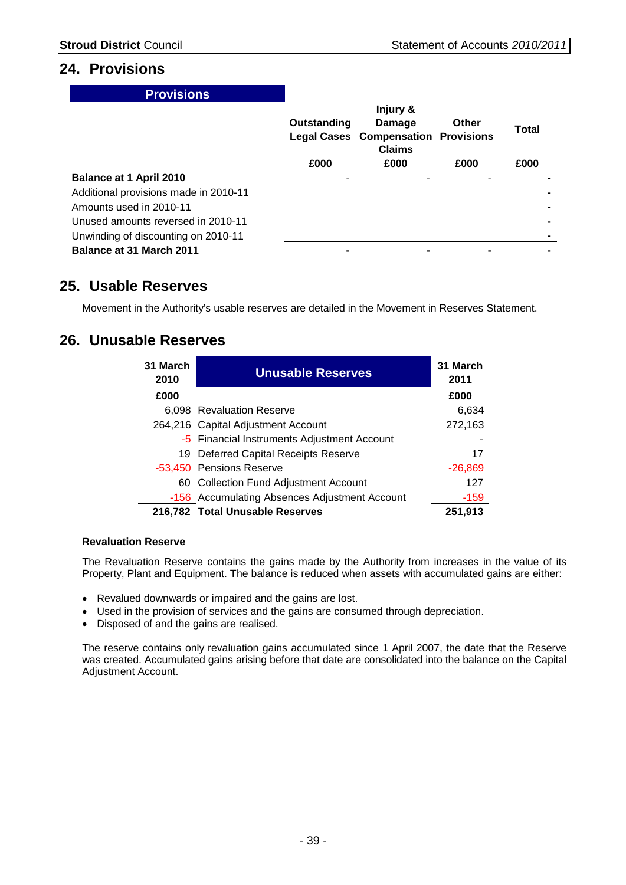## 24. Provisions

| Provisions | Outstanding Legal Cases | Injury & Damage Compensation Claims | Other Provisions | Total |
|---|---|---|---|---|
| | £000 | £000 | £000 | £000 |
| **Balance at 1 April 2010** | - | - | - | - |
| Additional provisions made in 2010-11 | | | | - |
| Amounts used in 2010-11 | | | | - |
| Unused amounts reversed in 2010-11 | | | | - |
| Unwinding of discounting on 2010-11 | | | | - |
| **Balance at 31 March 2011** | - | - | - | - |

## 25. Usable Reserves

Movement in the Authority's usable reserves are detailed in the Movement in Reserves Statement.

## 26. Unusable Reserves

| 31 March 2010 | Unusable Reserves | 31 March 2011 |
|---|---|---|
| £000 | | £000 |
| 6,098 | Revaluation Reserve | 6,634 |
| 264,216 | Capital Adjustment Account | 272,163 |
| -5 | Financial Instruments Adjustment Account | - |
| 19 | Deferred Capital Receipts Reserve | 17 |
| -53,450 | Pensions Reserve | -26,869 |
| 60 | Collection Fund Adjustment Account | 127 |
| -156 | Accumulating Absences Adjustment Account | -159 |
| **216,782** | **Total Unusable Reserves** | **251,913** |

**Revaluation Reserve**

The Revaluation Reserve contains the gains made by the Authority from increases in the value of its Property, Plant and Equipment. The balance is reduced when assets with accumulated gains are either:

- Revalued downwards or impaired and the gains are lost.
- Used in the provision of services and the gains are consumed through depreciation.
- Disposed of and the gains are realised.

The reserve contains only revaluation gains accumulated since 1 April 2007, the date that the Reserve was created. Accumulated gains arising before that date are consolidated into the balance on the Capital Adjustment Account.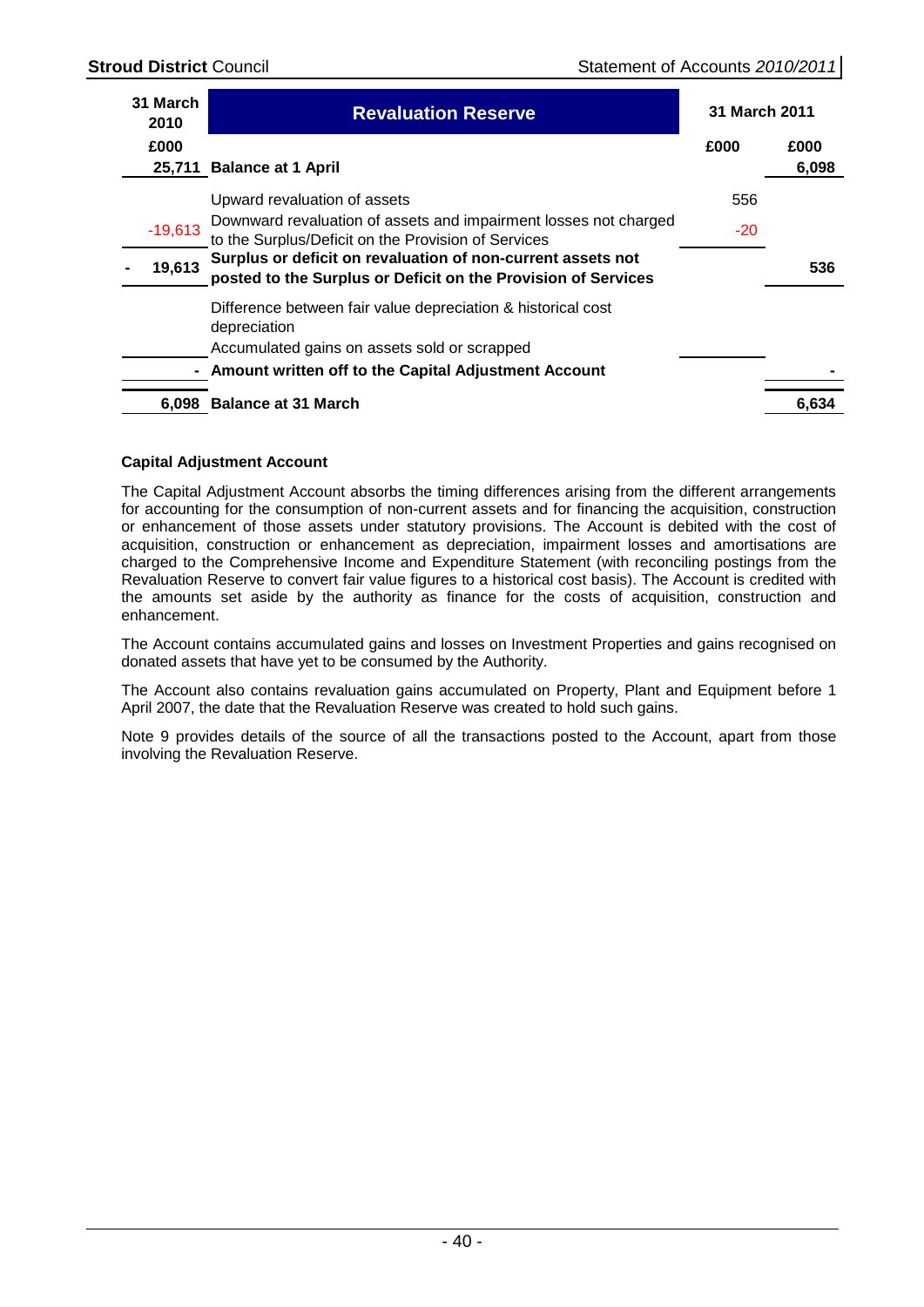| 31 March 2010 | Revaluation Reserve | 31 March 2011 | |
|---|---|---|---|
| £000 | | £000 | £000 |
| 25,711 | **Balance at 1 April** | | 6,098 |
| | Upward revaluation of assets | 556 | |
| -19,613 | Downward revaluation of assets and impairment losses not charged to the Surplus/Deficit on the Provision of Services | -20 | |
| - 19,613 | **Surplus or deficit on revaluation of non-current assets not posted to the Surplus or Deficit on the Provision of Services** | | 536 |
| | Difference between fair value depreciation & historical cost depreciation | | |
| | Accumulated gains on assets sold or scrapped | | |
| - | **Amount written off to the Capital Adjustment Account** | | - |
| 6,098 | **Balance at 31 March** | | 6,634 |

**Capital Adjustment Account**

The Capital Adjustment Account absorbs the timing differences arising from the different arrangements for accounting for the consumption of non-current assets and for financing the acquisition, construction or enhancement of those assets under statutory provisions. The Account is debited with the cost of acquisition, construction or enhancement as depreciation, impairment losses and amortisations are charged to the Comprehensive Income and Expenditure Statement (with reconciling postings from the Revaluation Reserve to convert fair value figures to a historical cost basis). The Account is credited with the amounts set aside by the authority as finance for the costs of acquisition, construction and enhancement.

The Account contains accumulated gains and losses on Investment Properties and gains recognised on donated assets that have yet to be consumed by the Authority.

The Account also contains revaluation gains accumulated on Property, Plant and Equipment before 1 April 2007, the date that the Revaluation Reserve was created to hold such gains.

Note 9 provides details of the source of all the transactions posted to the Account, apart from those involving the Revaluation Reserve.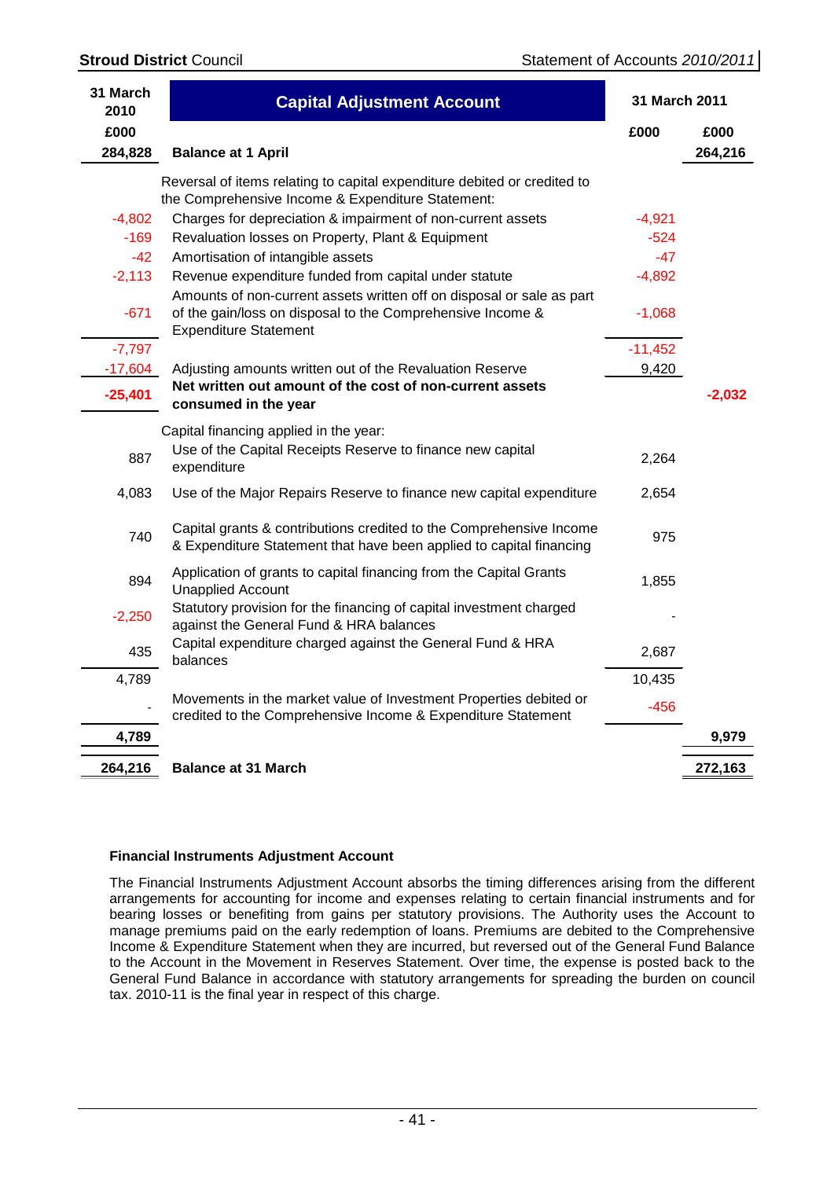| 31 March 2010 | Capital Adjustment Account | 31 March 2011 | |
|---|---|---|---|
| £000 | | £000 | £000 |
| **284,828** | **Balance at 1 April** | | **264,216** |
| | Reversal of items relating to capital expenditure debited or credited to the Comprehensive Income & Expenditure Statement: | | |
| -4,802 | Charges for depreciation & impairment of non-current assets | -4,921 | |
| -169 | Revaluation losses on Property, Plant & Equipment | -524 | |
| -42 | Amortisation of intangible assets | -47 | |
| -2,113 | Revenue expenditure funded from capital under statute | -4,892 | |
| -671 | Amounts of non-current assets written off on disposal or sale as part of the gain/loss on disposal to the Comprehensive Income & Expenditure Statement | -1,068 | |
| -7,797 | | -11,452 | |
| -17,604 | Adjusting amounts written out of the Revaluation Reserve | 9,420 | |
| **-25,401** | **Net written out amount of the cost of non-current assets consumed in the year** | | **-2,032** |
| | Capital financing applied in the year: | | |
| 887 | Use of the Capital Receipts Reserve to finance new capital expenditure | 2,264 | |
| 4,083 | Use of the Major Repairs Reserve to finance new capital expenditure | 2,654 | |
| 740 | Capital grants & contributions credited to the Comprehensive Income & Expenditure Statement that have been applied to capital financing | 975 | |
| 894 | Application of grants to capital financing from the Capital Grants Unapplied Account | 1,855 | |
| -2,250 | Statutory provision for the financing of capital investment charged against the General Fund & HRA balances | - | |
| 435 | Capital expenditure charged against the General Fund & HRA balances | 2,687 | |
| 4,789 | | 10,435 | |
| - | Movements in the market value of Investment Properties debited or credited to the Comprehensive Income & Expenditure Statement | -456 | |
| **4,789** | | | **9,979** |
| **264,216** | **Balance at 31 March** | | **272,163** |

### Financial Instruments Adjustment Account

The Financial Instruments Adjustment Account absorbs the timing differences arising from the different arrangements for accounting for income and expenses relating to certain financial instruments and for bearing losses or benefiting from gains per statutory provisions. The Authority uses the Account to manage premiums paid on the early redemption of loans. Premiums are debited to the Comprehensive Income & Expenditure Statement when they are incurred, but reversed out of the General Fund Balance to the Account in the Movement in Reserves Statement. Over time, the expense is posted back to the General Fund Balance in accordance with statutory arrangements for spreading the burden on council tax. 2010-11 is the final year in respect of this charge.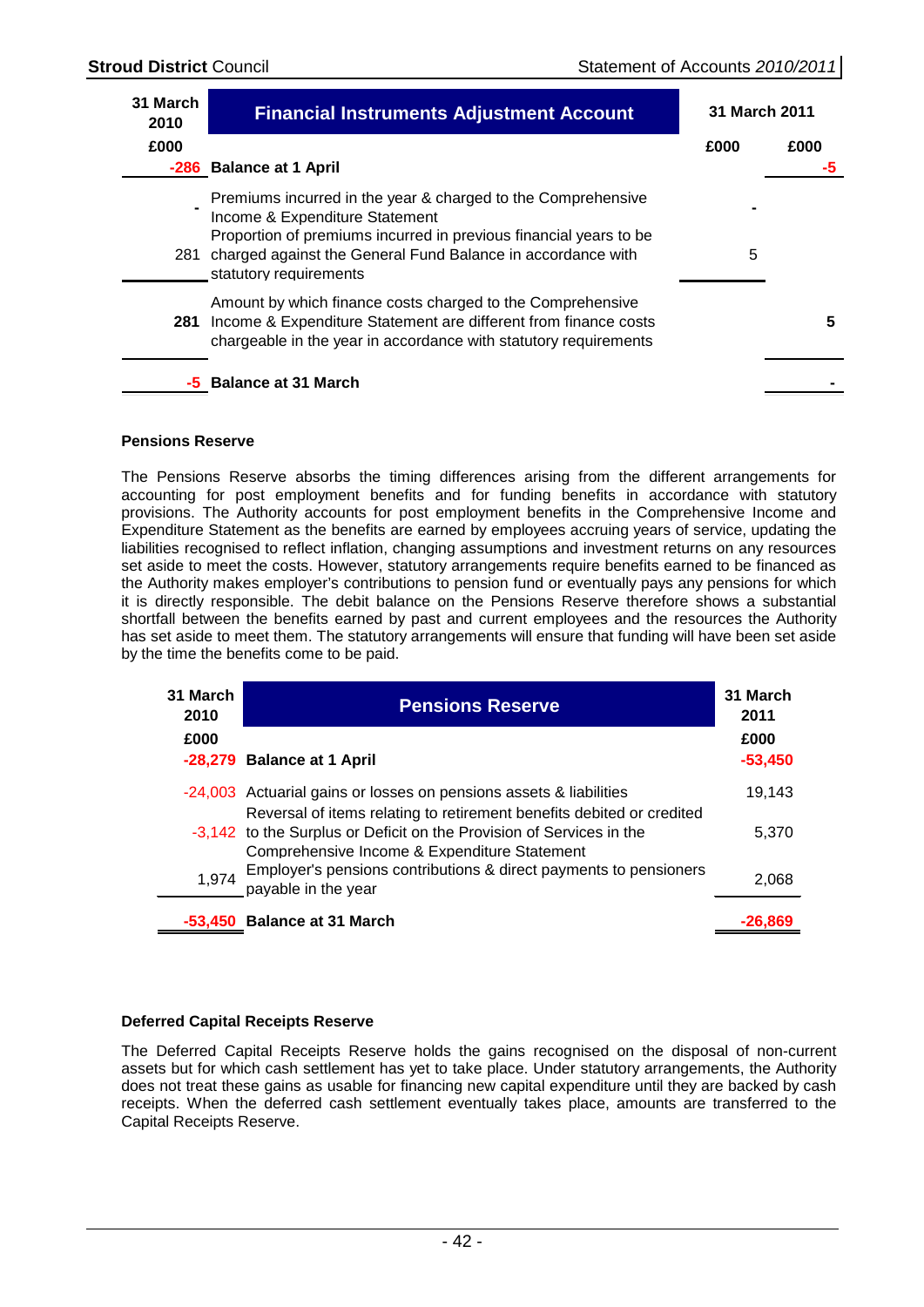| 31 March 2010 | Financial Instruments Adjustment Account | 31 March 2011 | |
|---|---|---|---|
| £000 | | £000 | £000 |
| -286 | **Balance at 1 April** | | -5 |
| - | Premiums incurred in the year & charged to the Comprehensive Income & Expenditure Statement | - | |
| 281 | Proportion of premiums incurred in previous financial years to be charged against the General Fund Balance in accordance with statutory requirements | 5 | |
| **281** | Amount by which finance costs charged to the Comprehensive Income & Expenditure Statement are different from finance costs chargeable in the year in accordance with statutory requirements | | **5** |
| **-5** | **Balance at 31 March** | | **-** |

**Pensions Reserve**

The Pensions Reserve absorbs the timing differences arising from the different arrangements for accounting for post employment benefits and for funding benefits in accordance with statutory provisions. The Authority accounts for post employment benefits in the Comprehensive Income and Expenditure Statement as the benefits are earned by employees accruing years of service, updating the liabilities recognised to reflect inflation, changing assumptions and investment returns on any resources set aside to meet the costs. However, statutory arrangements require benefits earned to be financed as the Authority makes employer's contributions to pension fund or eventually pays any pensions for which it is directly responsible. The debit balance on the Pensions Reserve therefore shows a substantial shortfall between the benefits earned by past and current employees and the resources the Authority has set aside to meet them. The statutory arrangements will ensure that funding will have been set aside by the time the benefits come to be paid.

| 31 March 2010 | Pensions Reserve | 31 March 2011 |
|---|---|---|
| £000 | | £000 |
| **-28,279** | **Balance at 1 April** | **-53,450** |
| -24,003 | Actuarial gains or losses on pensions assets & liabilities | 19,143 |
| -3,142 | Reversal of items relating to retirement benefits debited or credited to the Surplus or Deficit on the Provision of Services in the Comprehensive Income & Expenditure Statement | 5,370 |
| 1,974 | Employer's pensions contributions & direct payments to pensioners payable in the year | 2,068 |
| **-53,450** | **Balance at 31 March** | **-26,869** |

**Deferred Capital Receipts Reserve**

The Deferred Capital Receipts Reserve holds the gains recognised on the disposal of non-current assets but for which cash settlement has yet to take place. Under statutory arrangements, the Authority does not treat these gains as usable for financing new capital expenditure until they are backed by cash receipts. When the deferred cash settlement eventually takes place, amounts are transferred to the Capital Receipts Reserve.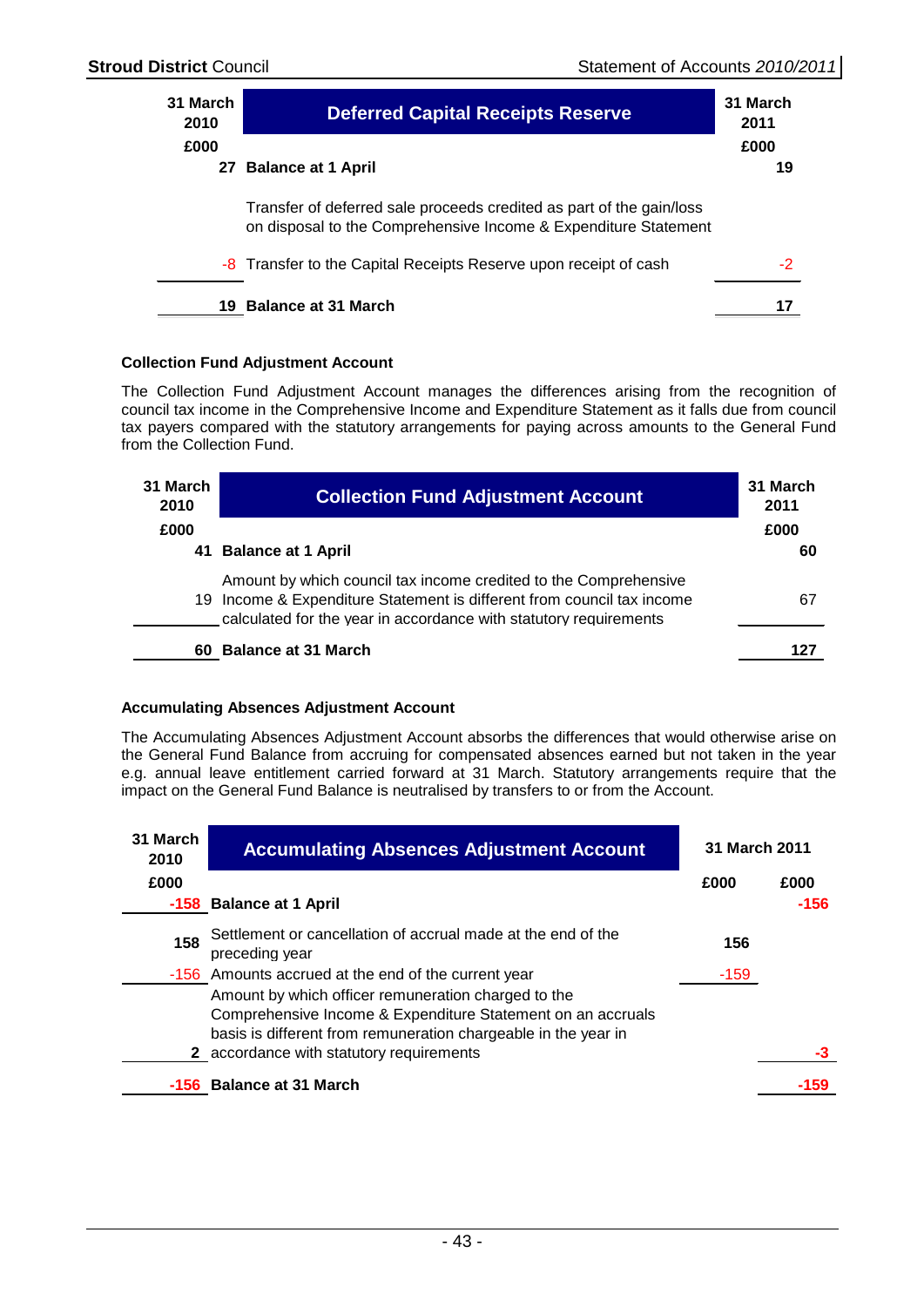| 31 March 2010 £000 | Deferred Capital Receipts Reserve | 31 March 2011 £000 |
|---|---|---|
| 27 | **Balance at 1 April** | 19 |
| | Transfer of deferred sale proceeds credited as part of the gain/loss on disposal to the Comprehensive Income & Expenditure Statement | |
| -8 | Transfer to the Capital Receipts Reserve upon receipt of cash | -2 |
| **19** | **Balance at 31 March** | **17** |

### Collection Fund Adjustment Account

The Collection Fund Adjustment Account manages the differences arising from the recognition of council tax income in the Comprehensive Income and Expenditure Statement as it falls due from council tax payers compared with the statutory arrangements for paying across amounts to the General Fund from the Collection Fund.

| 31 March 2010 £000 | Collection Fund Adjustment Account | 31 March 2011 £000 |
|---|---|---|
| 41 | **Balance at 1 April** | 60 |
| 19 | Amount by which council tax income credited to the Comprehensive Income & Expenditure Statement is different from council tax income calculated for the year in accordance with statutory requirements | 67 |
| **60** | **Balance at 31 March** | **127** |

### Accumulating Absences Adjustment Account

The Accumulating Absences Adjustment Account absorbs the differences that would otherwise arise on the General Fund Balance from accruing for compensated absences earned but not taken in the year e.g. annual leave entitlement carried forward at 31 March. Statutory arrangements require that the impact on the General Fund Balance is neutralised by transfers to or from the Account.

| 31 March 2010 £000 | Accumulating Absences Adjustment Account | 31 March 2011 £000 | 31 March 2011 £000 |
|---|---|---|---|
| -158 | **Balance at 1 April** | | -156 |
| 158 | Settlement or cancellation of accrual made at the end of the preceding year | 156 | |
| -156 | Amounts accrued at the end of the current year | -159 | |
| 2 | Amount by which officer remuneration charged to the Comprehensive Income & Expenditure Statement on an accruals basis is different from remuneration chargeable in the year in accordance with statutory requirements | | -3 |
| **-156** | **Balance at 31 March** | | **-159** |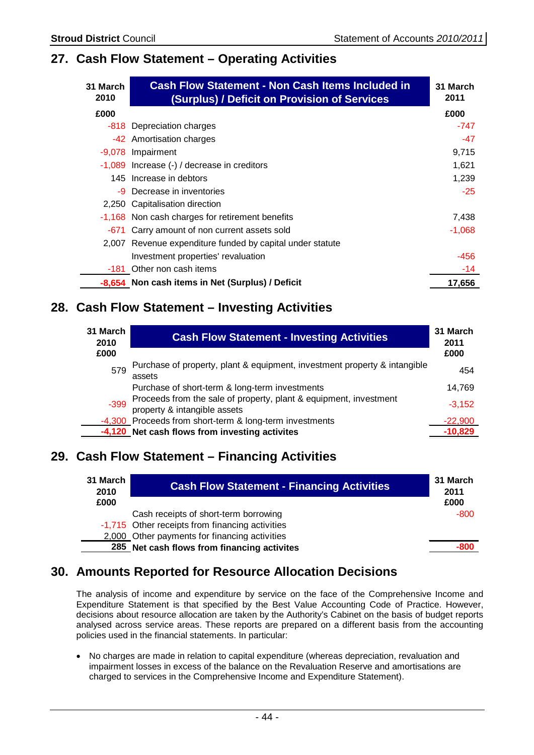## 27. Cash Flow Statement – Operating Activities

| 31 March 2010 £000 | Cash Flow Statement - Non Cash Items Included in (Surplus) / Deficit on Provision of Services | 31 March 2011 £000 |
|---|---|---|
| -818 | Depreciation charges | -747 |
| -42 | Amortisation charges | -47 |
| -9,078 | Impairment | 9,715 |
| -1,089 | Increase (-) / decrease in creditors | 1,621 |
| 145 | Increase in debtors | 1,239 |
| -9 | Decrease in inventories | -25 |
| 2,250 | Capitalisation direction | |
| -1,168 | Non cash charges for retirement benefits | 7,438 |
| -671 | Carry amount of non current assets sold | -1,068 |
| 2,007 | Revenue expenditure funded by capital under statute | |
| | Investment properties' revaluation | -456 |
| -181 | Other non cash items | -14 |
| **-8,654** | **Non cash items in Net (Surplus) / Deficit** | **17,656** |

## 28. Cash Flow Statement – Investing Activities

| 31 March 2010 £000 | Cash Flow Statement - Investing Activities | 31 March 2011 £000 |
|---|---|---|
| 579 | Purchase of property, plant & equipment, investment property & intangible assets | 454 |
| | Purchase of short-term & long-term investments | 14,769 |
| -399 | Proceeds from the sale of property, plant & equipment, investment property & intangible assets | -3,152 |
| -4,300 | Proceeds from short-term & long-term investments | -22,900 |
| **-4,120** | **Net cash flows from investing activites** | **-10,829** |

## 29. Cash Flow Statement – Financing Activities

| 31 March 2010 £000 | Cash Flow Statement - Financing Activities | 31 March 2011 £000 |
|---|---|---|
| | Cash receipts of short-term borrowing | -800 |
| -1,715 | Other receipts from financing activities | |
| 2,000 | Other payments for financing activities | |
| **285** | **Net cash flows from financing activites** | **-800** |

## 30. Amounts Reported for Resource Allocation Decisions

The analysis of income and expenditure by service on the face of the Comprehensive Income and Expenditure Statement is that specified by the Best Value Accounting Code of Practice. However, decisions about resource allocation are taken by the Authority's Cabinet on the basis of budget reports analysed across service areas. These reports are prepared on a different basis from the accounting policies used in the financial statements. In particular:

- No charges are made in relation to capital expenditure (whereas depreciation, revaluation and impairment losses in excess of the balance on the Revaluation Reserve and amortisations are charged to services in the Comprehensive Income and Expenditure Statement).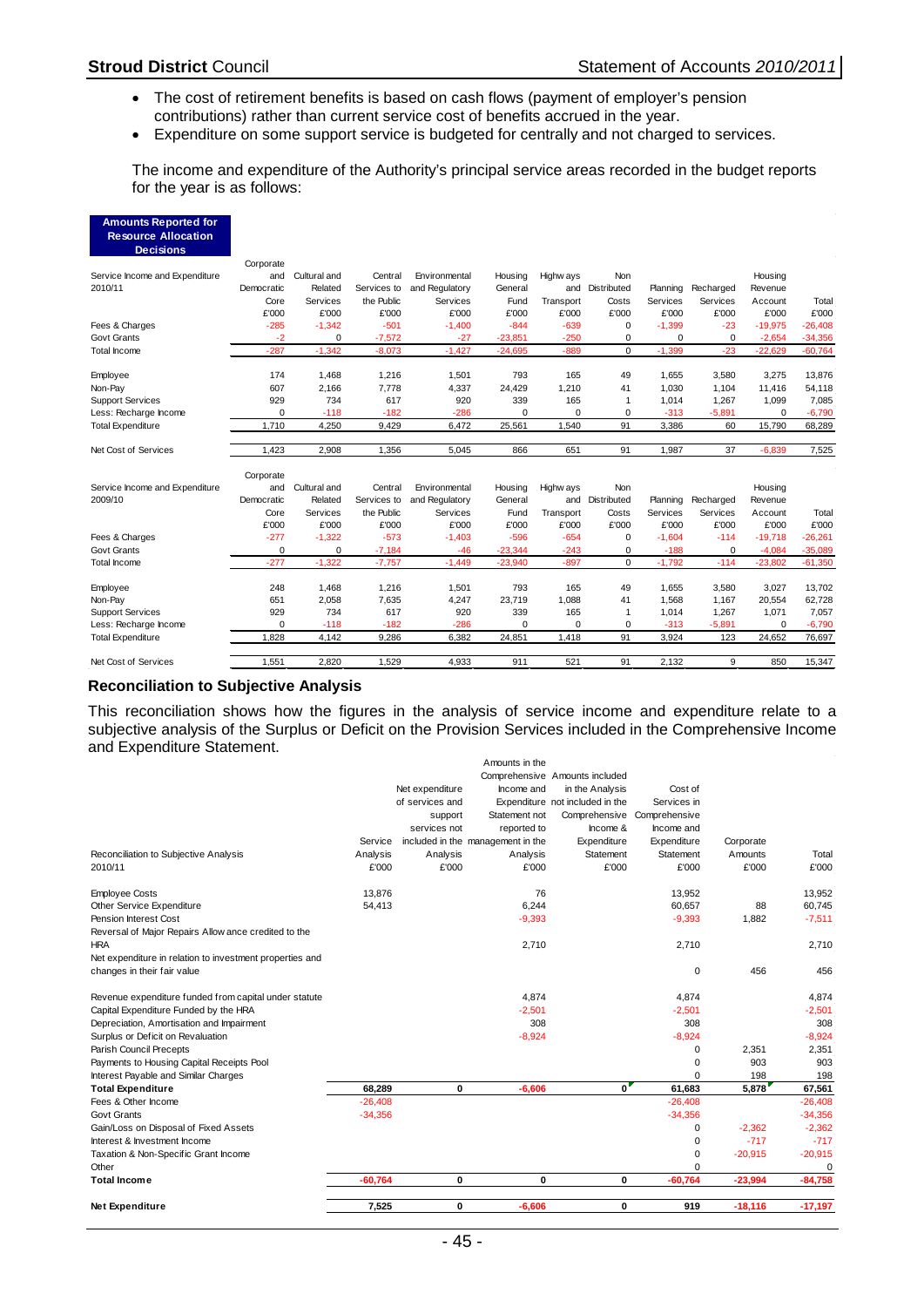- The cost of retirement benefits is based on cash flows (payment of employer's pension contributions) rather than current service cost of benefits accrued in the year.
- Expenditure on some support service is budgeted for centrally and not charged to services.

The income and expenditure of the Authority's principal service areas recorded in the budget reports for the year is as follows:

**Amounts Reported for Resource Allocation Decisions**

| Service Income and Expenditure 2010/11 | Corporate and Democratic Core £'000 | Cultural and Related Services £'000 | Central Services to the Public £'000 | Environmental and Regulatory Services £'000 | Housing General Fund £'000 | Highways and Transport £'000 | Non Distributed Costs £'000 | Planning Services £'000 | Recharged Services £'000 | Housing Revenue Account £'000 | Total £'000 |
|---|---|---|---|---|---|---|---|---|---|---|---|
| Fees & Charges | -285 | -1,342 | -501 | -1,400 | -844 | -639 | 0 | -1,399 | -23 | -19,975 | -26,408 |
| Govt Grants | -2 | 0 | -7,572 | -27 | -23,851 | -250 | 0 | 0 | 0 | -2,654 | -34,356 |
| Total Income | -287 | -1,342 | -8,073 | -1,427 | -24,695 | -889 | 0 | -1,399 | -23 | -22,629 | -60,764 |
| Employee | 174 | 1,468 | 1,216 | 1,501 | 793 | 165 | 49 | 1,655 | 3,580 | 3,275 | 13,876 |
| Non-Pay | 607 | 2,166 | 7,778 | 4,337 | 24,429 | 1,210 | 41 | 1,030 | 1,104 | 11,416 | 54,118 |
| Support Services | 929 | 734 | 617 | 920 | 339 | 165 | 1 | 1,014 | 1,267 | 1,099 | 7,085 |
| Less: Recharge Income | 0 | -118 | -182 | -286 | 0 | 0 | 0 | -313 | -5,891 | 0 | -6,790 |
| Total Expenditure | 1,710 | 4,250 | 9,429 | 6,472 | 25,561 | 1,540 | 91 | 3,386 | 60 | 15,790 | 68,289 |
| Net Cost of Services | 1,423 | 2,908 | 1,356 | 5,045 | 866 | 651 | 91 | 1,987 | 37 | -6,839 | 7,525 |

| Service Income and Expenditure 2009/10 | Corporate and Democratic Core £'000 | Cultural and Related Services £'000 | Central Services to the Public £'000 | Environmental and Regulatory Services £'000 | Housing General Fund £'000 | Highways and Transport £'000 | Non Distributed Costs £'000 | Planning Services £'000 | Recharged Services £'000 | Housing Revenue Account £'000 | Total £'000 |
|---|---|---|---|---|---|---|---|---|---|---|---|
| Fees & Charges | -277 | -1,322 | -573 | -1,403 | -596 | -654 | 0 | -1,604 | -114 | -19,718 | -26,261 |
| Govt Grants | 0 | 0 | -7,184 | -46 | -23,344 | -243 | 0 | -188 | 0 | -4,084 | -35,089 |
| Total Income | -277 | -1,322 | -7,757 | -1,449 | -23,940 | -897 | 0 | -1,792 | -114 | -23,802 | -61,350 |
| Employee | 248 | 1,468 | 1,216 | 1,501 | 793 | 165 | 49 | 1,655 | 3,580 | 3,027 | 13,702 |
| Non-Pay | 651 | 2,058 | 7,635 | 4,247 | 23,719 | 1,088 | 41 | 1,568 | 1,167 | 20,554 | 62,728 |
| Support Services | 929 | 734 | 617 | 920 | 339 | 165 | 1 | 1,014 | 1,267 | 1,071 | 7,057 |
| Less: Recharge Income | 0 | -118 | -182 | -286 | 0 | 0 | 0 | -313 | -5,891 | 0 | -6,790 |
| Total Expenditure | 1,828 | 4,142 | 9,286 | 6,382 | 24,851 | 1,418 | 91 | 3,924 | 123 | 24,652 | 76,697 |
| Net Cost of Services | 1,551 | 2,820 | 1,529 | 4,933 | 911 | 521 | 91 | 2,132 | 9 | 850 | 15,347 |

## Reconciliation to Subjective Analysis

This reconciliation shows how the figures in the analysis of service income and expenditure relate to a subjective analysis of the Surplus or Deficit on the Provision Services included in the Comprehensive Income and Expenditure Statement.

| Reconciliation to Subjective Analysis 2010/11 | Service Analysis £'000 | Net expenditure of services and support services not included in the Analysis £'000 | Amounts in the Comprehensive Income and Expenditure Statement not reported to management in the Analysis £'000 | Amounts included in the Analysis not included in the Comprehensive Income & Expenditure Statement £'000 | Cost of Services in Comprehensive Income and Expenditure Statement £'000 | Corporate Amounts £'000 | Total £'000 |
|---|---|---|---|---|---|---|---|
| Employee Costs | 13,876 | | 76 | | 13,952 | | 13,952 |
| Other Service Expenditure | 54,413 | | 6,244 | | 60,657 | 88 | 60,745 |
| Pension Interest Cost | | | -9,393 | | -9,393 | 1,882 | -7,511 |
| Reversal of Major Repairs Allowance credited to the HRA | | | 2,710 | | 2,710 | | 2,710 |
| Net expenditure in relation to investment properties and changes in their fair value | | | | | 0 | 456 | 456 |
| Revenue expenditure funded from capital under statute | | | 4,874 | | 4,874 | | 4,874 |
| Capital Expenditure Funded by the HRA | | | -2,501 | | -2,501 | | -2,501 |
| Depreciation, Amortisation and Impairment | | | 308 | | 308 | | 308 |
| Surplus or Deficit on Revaluation | | | -8,924 | | -8,924 | | -8,924 |
| Parish Council Precepts | | | | | 0 | 2,351 | 2,351 |
| Payments to Housing Capital Receipts Pool | | | | | 0 | 903 | 903 |
| Interest Payable and Similar Charges | | | | | 0 | 198 | 198 |
| **Total Expenditure** | **68,289** | **0** | **-6,606** | **0** | **61,683** | **5,878** | **67,561** |
| Fees & Other Income | -26,408 | | | | -26,408 | | -26,408 |
| Govt Grants | -34,356 | | | | -34,356 | | -34,356 |
| Gain/Loss on Disposal of Fixed Assets | | | | | 0 | -2,362 | -2,362 |
| Interest & Investment Income | | | | | 0 | -717 | -717 |
| Taxation & Non-Specific Grant Income | | | | | 0 | -20,915 | -20,915 |
| Other | | | | | 0 | | 0 |
| **Total Income** | **-60,764** | **0** | **0** | **0** | **-60,764** | **-23,994** | **-84,758** |
| **Net Expenditure** | **7,525** | **0** | **-6,606** | **0** | **919** | **-18,116** | **-17,197** |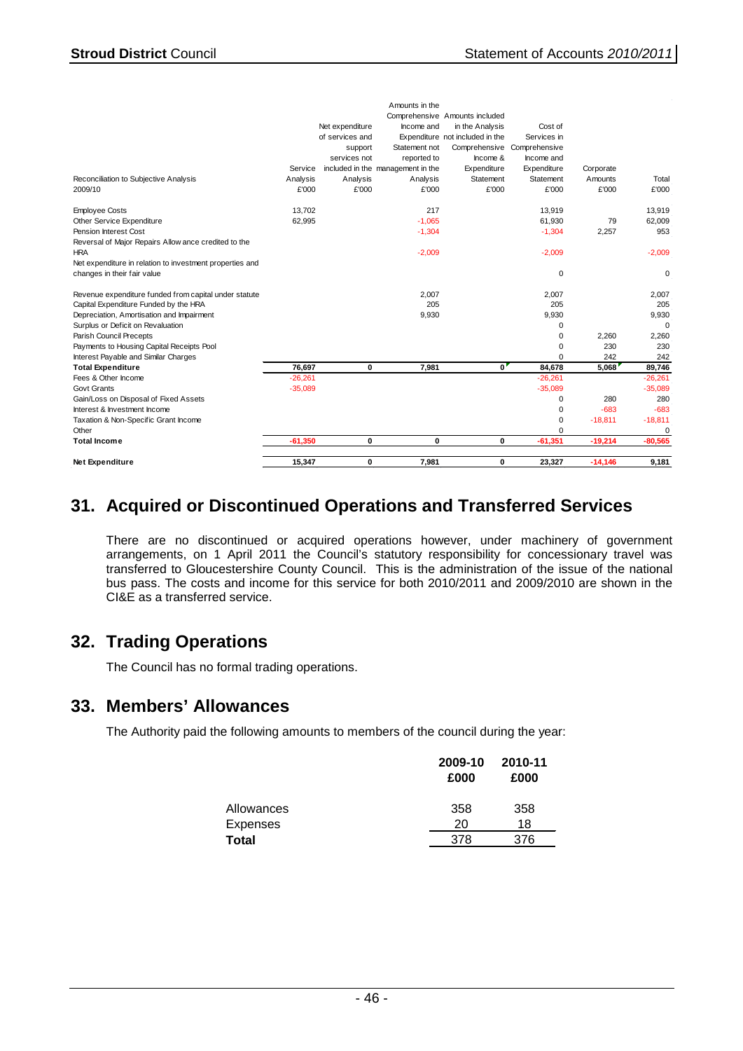| Reconciliation to Subjective Analysis 2009/10 | Service Analysis £'000 | Net expenditure of services and support services not included in the Analysis £'000 | Amounts in the Comprehensive Income and Expenditure Statement not reported to management in the Analysis £'000 | Amounts included in the Analysis not included in the Comprehensive Income & Expenditure Statement £'000 | Cost of Services in Comprehensive Income and Expenditure Statement £'000 | Corporate Amounts £'000 | Total £'000 |
|---|---|---|---|---|---|---|---|
| Employee Costs | 13,702 | | 217 | | 13,919 | | 13,919 |
| Other Service Expenditure | 62,995 | | -1,065 | | 61,930 | 79 | 62,009 |
| Pension Interest Cost | | | -1,304 | | -1,304 | 2,257 | 953 |
| Reversal of Major Repairs Allowance credited to the HRA | | | -2,009 | | -2,009 | | -2,009 |
| Net expenditure in relation to investment properties and changes in their fair value | | | | | 0 | | 0 |
| Revenue expenditure funded from capital under statute | | | 2,007 | | 2,007 | | 2,007 |
| Capital Expenditure Funded by the HRA | | | 205 | | 205 | | 205 |
| Depreciation, Amortisation and Impairment | | | 9,930 | | 9,930 | | 9,930 |
| Surplus or Deficit on Revaluation | | | | | 0 | | 0 |
| Parish Council Precepts | | | | | 0 | 2,260 | 2,260 |
| Payments to Housing Capital Receipts Pool | | | | | 0 | 230 | 230 |
| Interest Payable and Similar Charges | | | | | 0 | 242 | 242 |
| **Total Expenditure** | **76,697** | **0** | **7,981** | **0** | **84,678** | **5,068** | **89,746** |
| Fees & Other Income | -26,261 | | | | -26,261 | | -26,261 |
| Govt Grants | -35,089 | | | | -35,089 | | -35,089 |
| Gain/Loss on Disposal of Fixed Assets | | | | | 0 | 280 | 280 |
| Interest & Investment Income | | | | | 0 | -683 | -683 |
| Taxation & Non-Specific Grant Income | | | | | 0 | -18,811 | -18,811 |
| Other | | | | | 0 | | 0 |
| **Total Income** | **-61,350** | **0** | **0** | **0** | **-61,351** | **-19,214** | **-80,565** |
| **Net Expenditure** | **15,347** | **0** | **7,981** | **0** | **23,327** | **-14,146** | **9,181** |

## 31. Acquired or Discontinued Operations and Transferred Services

There are no discontinued or acquired operations however, under machinery of government arrangements, on 1 April 2011 the Council's statutory responsibility for concessionary travel was transferred to Gloucestershire County Council. This is the administration of the issue of the national bus pass. The costs and income for this service for both 2010/2011 and 2009/2010 are shown in the CI&E as a transferred service.

## 32. Trading Operations

The Council has no formal trading operations.

## 33. Members' Allowances

The Authority paid the following amounts to members of the council during the year:

| | 2009-10 £000 | 2010-11 £000 |
|---|---|---|
| Allowances | 358 | 358 |
| Expenses | 20 | 18 |
| **Total** | 378 | 376 |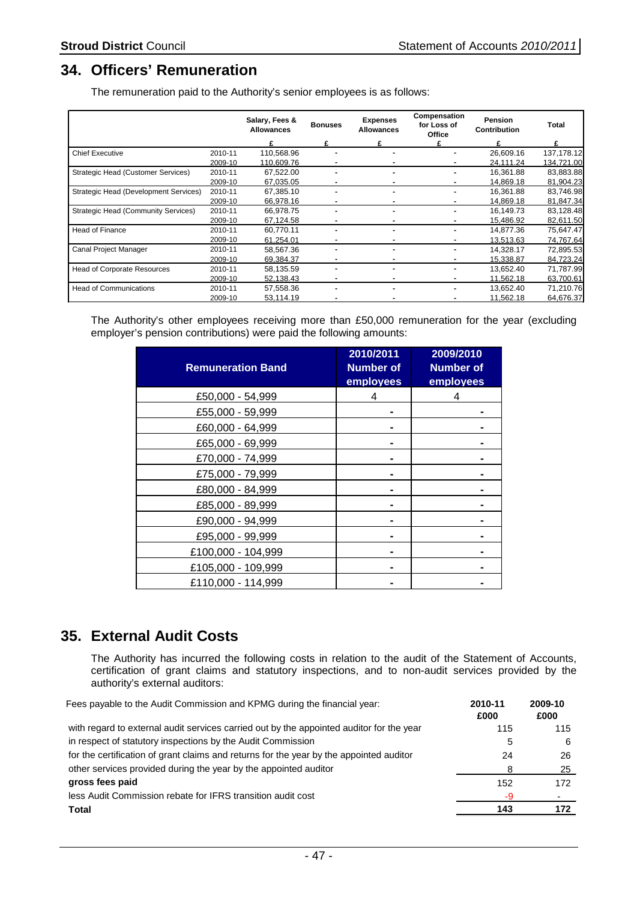## 34. Officers' Remuneration

The remuneration paid to the Authority's senior employees is as follows:

| | | Salary, Fees & Allowances | Bonuses | Expenses Allowances | Compensation for Loss of Office | Pension Contribution | Total |
|---|---|---|---|---|---|---|---|
| | | £ | £ | £ | £ | £ | £ |
| Chief Executive | 2010-11 | 110,568.96 | - | - | - | 26,609.16 | 137,178.12 |
| | 2009-10 | 110,609.76 | - | - | - | 24,111.24 | 134,721.00 |
| Strategic Head (Customer Services) | 2010-11 | 67,522.00 | - | - | - | 16,361.88 | 83,883.88 |
| | 2009-10 | 67,035.05 | - | - | - | 14,869.18 | 81,904.23 |
| Strategic Head (Development Services) | 2010-11 | 67,385.10 | - | - | - | 16,361.88 | 83,746.98 |
| | 2009-10 | 66,978.16 | - | - | - | 14,869.18 | 81,847.34 |
| Strategic Head (Community Services) | 2010-11 | 66,978.75 | - | - | - | 16,149.73 | 83,128.48 |
| | 2009-10 | 67,124.58 | - | - | - | 15,486.92 | 82,611.50 |
| Head of Finance | 2010-11 | 60,770.11 | - | - | - | 14,877.36 | 75,647.47 |
| | 2009-10 | 61,254.01 | - | - | - | 13,513.63 | 74,767.64 |
| Canal Project Manager | 2010-11 | 58,567.36 | - | - | - | 14,328.17 | 72,895.53 |
| | 2009-10 | 69,384.37 | - | - | - | 15,338.87 | 84,723.24 |
| Head of Corporate Resources | 2010-11 | 58,135.59 | - | - | - | 13,652.40 | 71,787.99 |
| | 2009-10 | 52,138.43 | - | - | - | 11,562.18 | 63,700.61 |
| Head of Communications | 2010-11 | 57,558.36 | - | - | - | 13,652.40 | 71,210.76 |
| | 2009-10 | 53,114.19 | - | - | - | 11,562.18 | 64,676.37 |

The Authority's other employees receiving more than £50,000 remuneration for the year (excluding employer's pension contributions) were paid the following amounts:

| Remuneration Band | 2010/2011 Number of employees | 2009/2010 Number of employees |
|---|---|---|
| £50,000 - 54,999 | 4 | 4 |
| £55,000 - 59,999 | - | - |
| £60,000 - 64,999 | - | - |
| £65,000 - 69,999 | - | - |
| £70,000 - 74,999 | - | - |
| £75,000 - 79,999 | - | - |
| £80,000 - 84,999 | - | - |
| £85,000 - 89,999 | - | - |
| £90,000 - 94,999 | - | - |
| £95,000 - 99,999 | - | - |
| £100,000 - 104,999 | - | - |
| £105,000 - 109,999 | - | - |
| £110,000 - 114,999 | - | - |

## 35. External Audit Costs

The Authority has incurred the following costs in relation to the audit of the Statement of Accounts, certification of grant claims and statutory inspections, and to non-audit services provided by the authority's external auditors:

| Fees payable to the Audit Commission and KPMG during the financial year: | 2010-11 £000 | 2009-10 £000 |
|---|---|---|
| with regard to external audit services carried out by the appointed auditor for the year | 115 | 115 |
| in respect of statutory inspections by the Audit Commission | 5 | 6 |
| for the certification of grant claims and returns for the year by the appointed auditor | 24 | 26 |
| other services provided during the year by the appointed auditor | 8 | 25 |
| **gross fees paid** | 152 | 172 |
| less Audit Commission rebate for IFRS transition audit cost | -9 | - |
| **Total** | **143** | **172** |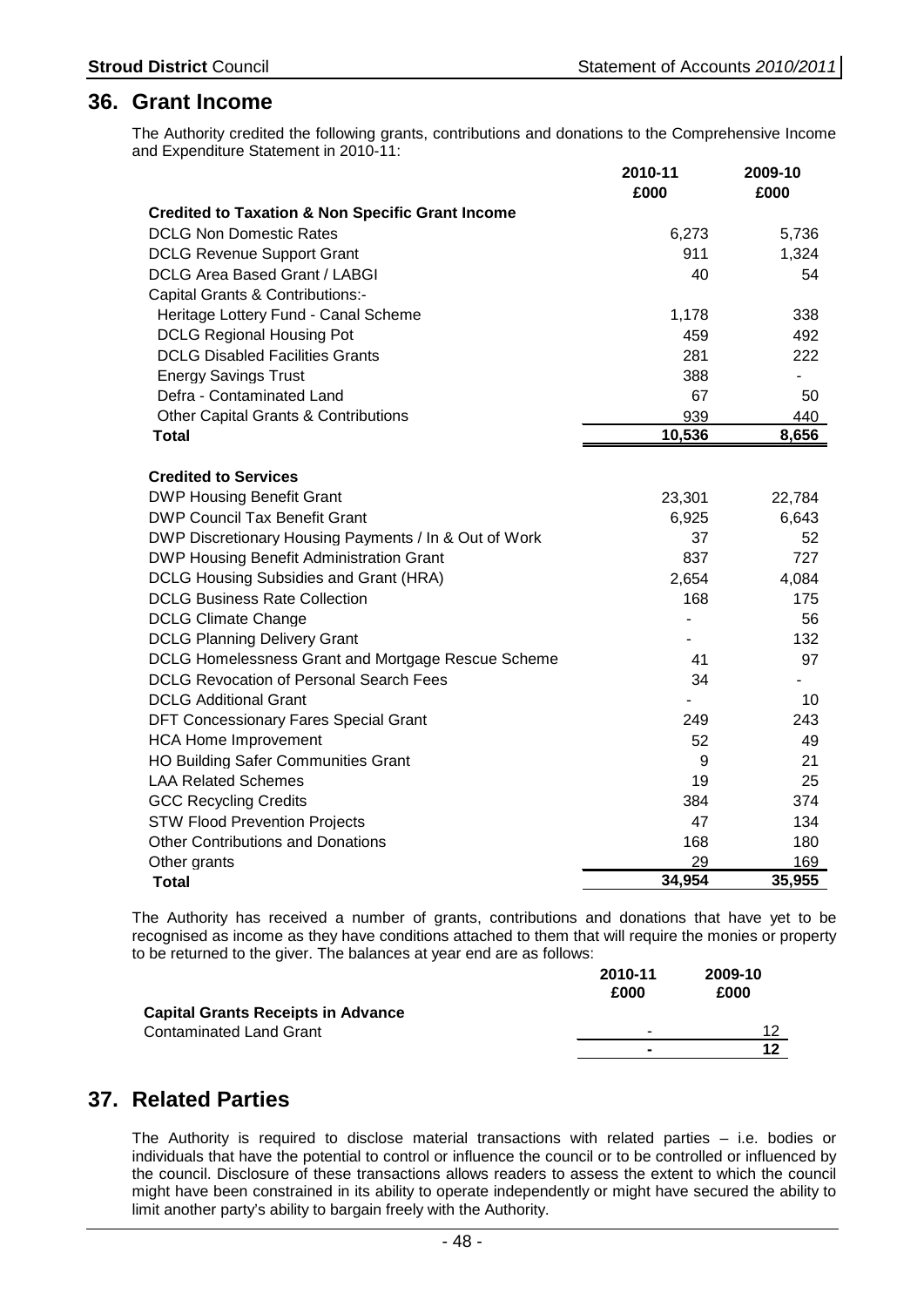## 36. Grant Income

The Authority credited the following grants, contributions and donations to the Comprehensive Income and Expenditure Statement in 2010-11:

| | 2010-11 £000 | 2009-10 £000 |
|---|---|---|
| **Credited to Taxation & Non Specific Grant Income** | | |
| DCLG Non Domestic Rates | 6,273 | 5,736 |
| DCLG Revenue Support Grant | 911 | 1,324 |
| DCLG Area Based Grant / LABGI | 40 | 54 |
| Capital Grants & Contributions:- | | |
| Heritage Lottery Fund - Canal Scheme | 1,178 | 338 |
| DCLG Regional Housing Pot | 459 | 492 |
| DCLG Disabled Facilities Grants | 281 | 222 |
| Energy Savings Trust | 388 | - |
| Defra - Contaminated Land | 67 | 50 |
| Other Capital Grants & Contributions | 939 | 440 |
| **Total** | **10,536** | **8,656** |
| | | |
| **Credited to Services** | | |
| DWP Housing Benefit Grant | 23,301 | 22,784 |
| DWP Council Tax Benefit Grant | 6,925 | 6,643 |
| DWP Discretionary Housing Payments / In & Out of Work | 37 | 52 |
| DWP Housing Benefit Administration Grant | 837 | 727 |
| DCLG Housing Subsidies and Grant (HRA) | 2,654 | 4,084 |
| DCLG Business Rate Collection | 168 | 175 |
| DCLG Climate Change | - | 56 |
| DCLG Planning Delivery Grant | - | 132 |
| DCLG Homelessness Grant and Mortgage Rescue Scheme | 41 | 97 |
| DCLG Revocation of Personal Search Fees | 34 | - |
| DCLG Additional Grant | - | 10 |
| DFT Concessionary Fares Special Grant | 249 | 243 |
| HCA Home Improvement | 52 | 49 |
| HO Building Safer Communities Grant | 9 | 21 |
| LAA Related Schemes | 19 | 25 |
| GCC Recycling Credits | 384 | 374 |
| STW Flood Prevention Projects | 47 | 134 |
| Other Contributions and Donations | 168 | 180 |
| Other grants | 29 | 169 |
| **Total** | **34,954** | **35,955** |

The Authority has received a number of grants, contributions and donations that have yet to be recognised as income as they have conditions attached to them that will require the monies or property to be returned to the giver. The balances at year end are as follows:

| | 2010-11 £000 | 2009-10 £000 |
|---|---|---|
| **Capital Grants Receipts in Advance** | | |
| Contaminated Land Grant | - | 12 |
| | **-** | **12** |

## 37. Related Parties

The Authority is required to disclose material transactions with related parties – i.e. bodies or individuals that have the potential to control or influence the council or to be controlled or influenced by the council. Disclosure of these transactions allows readers to assess the extent to which the council might have been constrained in its ability to operate independently or might have secured the ability to limit another party's ability to bargain freely with the Authority.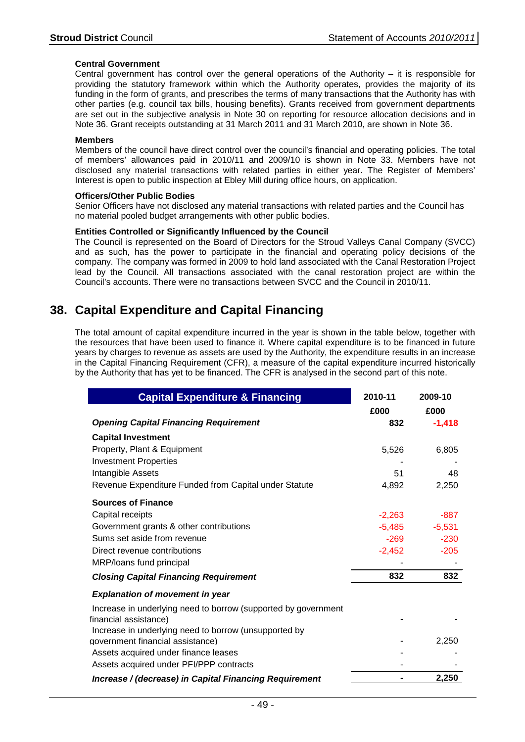**Central Government**

Central government has control over the general operations of the Authority – it is responsible for providing the statutory framework within which the Authority operates, provides the majority of its funding in the form of grants, and prescribes the terms of many transactions that the Authority has with other parties (e.g. council tax bills, housing benefits). Grants received from government departments are set out in the subjective analysis in Note 30 on reporting for resource allocation decisions and in Note 36. Grant receipts outstanding at 31 March 2011 and 31 March 2010, are shown in Note 36.

**Members**

Members of the council have direct control over the council's financial and operating policies. The total of members' allowances paid in 2010/11 and 2009/10 is shown in Note 33. Members have not disclosed any material transactions with related parties in either year. The Register of Members' Interest is open to public inspection at Ebley Mill during office hours, on application.

**Officers/Other Public Bodies**

Senior Officers have not disclosed any material transactions with related parties and the Council has no material pooled budget arrangements with other public bodies.

**Entities Controlled or Significantly Influenced by the Council**

The Council is represented on the Board of Directors for the Stroud Valleys Canal Company (SVCC) and as such, has the power to participate in the financial and operating policy decisions of the company. The company was formed in 2009 to hold land associated with the Canal Restoration Project lead by the Council. All transactions associated with the canal restoration project are within the Council's accounts. There were no transactions between SVCC and the Council in 2010/11.

## 38. Capital Expenditure and Capital Financing

The total amount of capital expenditure incurred in the year is shown in the table below, together with the resources that have been used to finance it. Where capital expenditure is to be financed in future years by charges to revenue as assets are used by the Authority, the expenditure results in an increase in the Capital Financing Requirement (CFR), a measure of the capital expenditure incurred historically by the Authority that has yet to be financed. The CFR is analysed in the second part of this note.

| Capital Expenditure & Financing | 2010-11 | 2009-10 |
|---|---|---|
| | £000 | £000 |
| ***Opening Capital Financing Requirement*** | **832** | **-1,418** |
| **Capital Investment** | | |
| Property, Plant & Equipment | 5,526 | 6,805 |
| Investment Properties | - | - |
| Intangible Assets | 51 | 48 |
| Revenue Expenditure Funded from Capital under Statute | 4,892 | 2,250 |
| **Sources of Finance** | | |
| Capital receipts | -2,263 | -887 |
| Government grants & other contributions | -5,485 | -5,531 |
| Sums set aside from revenue | -269 | -230 |
| Direct revenue contributions | -2,452 | -205 |
| MRP/loans fund principal | - | - |
| ***Closing Capital Financing Requirement*** | **832** | **832** |
| ***Explanation of movement in year*** | | |
| Increase in underlying need to borrow (supported by government financial assistance) | - | - |
| Increase in underlying need to borrow (unsupported by government financial assistance) | - | 2,250 |
| Assets acquired under finance leases | - | - |
| Assets acquired under PFI/PPP contracts | - | - |
| ***Increase / (decrease) in Capital Financing Requirement*** | **-** | **2,250** |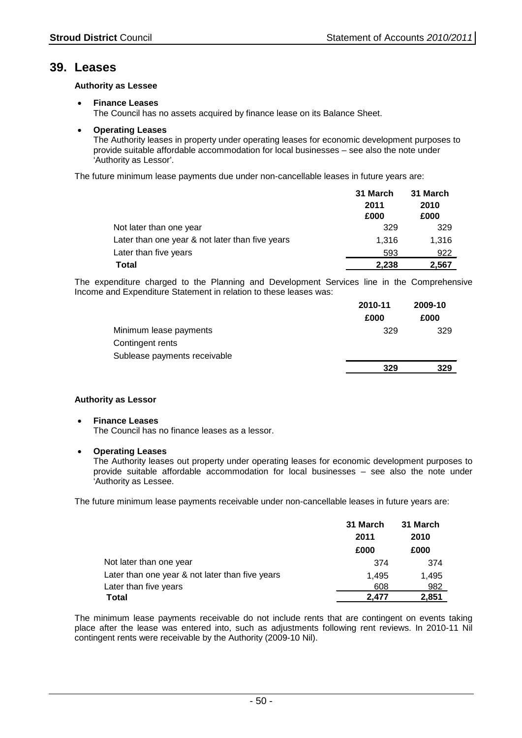# 39. Leases

**Authority as Lessee**

- **Finance Leases**
  The Council has no assets acquired by finance lease on its Balance Sheet.

- **Operating Leases**
  The Authority leases in property under operating leases for economic development purposes to provide suitable affordable accommodation for local businesses – see also the note under 'Authority as Lessor'.

The future minimum lease payments due under non-cancellable leases in future years are:

| | 31 March 2011 £000 | 31 March 2010 £000 |
|---|---|---|
| Not later than one year | 329 | 329 |
| Later than one year & not later than five years | 1,316 | 1,316 |
| Later than five years | 593 | 922 |
| **Total** | **2,238** | **2,567** |

The expenditure charged to the Planning and Development Services line in the Comprehensive Income and Expenditure Statement in relation to these leases was:

| | 2010-11 £000 | 2009-10 £000 |
|---|---|---|
| Minimum lease payments | 329 | 329 |
| Contingent rents | | |
| Sublease payments receivable | | |
| | **329** | **329** |

**Authority as Lessor**

- **Finance Leases**
  The Council has no finance leases as a lessor.

- **Operating Leases**
  The Authority leases out property under operating leases for economic development purposes to provide suitable affordable accommodation for local businesses – see also the note under 'Authority as Lessee.

The future minimum lease payments receivable under non-cancellable leases in future years are:

| | 31 March 2011 £000 | 31 March 2010 £000 |
|---|---|---|
| Not later than one year | 374 | 374 |
| Later than one year & not later than five years | 1,495 | 1,495 |
| Later than five years | 608 | 982 |
| **Total** | **2,477** | **2,851** |

The minimum lease payments receivable do not include rents that are contingent on events taking place after the lease was entered into, such as adjustments following rent reviews. In 2010-11 Nil contingent rents were receivable by the Authority (2009-10 Nil).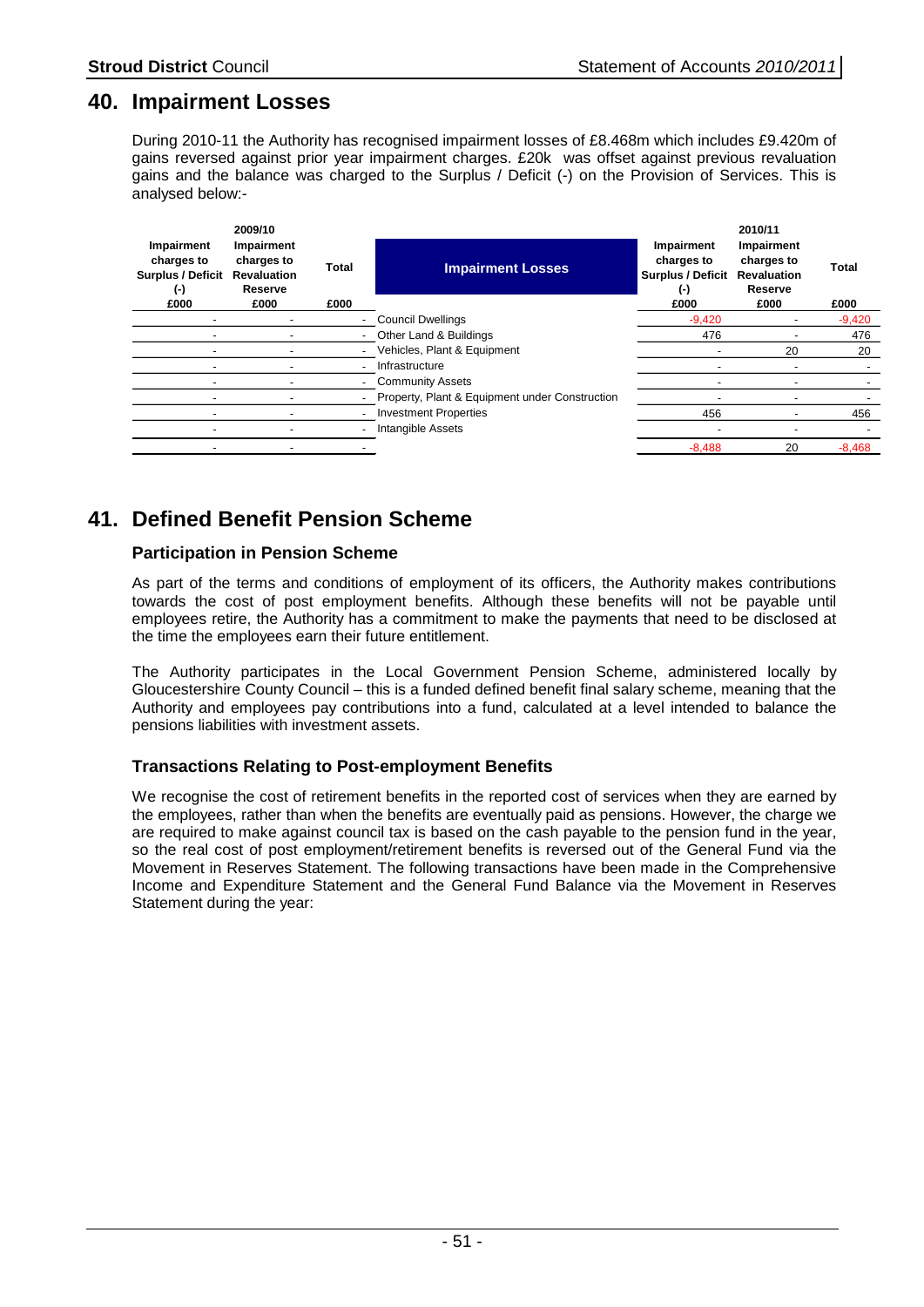## 40. Impairment Losses

During 2010-11 the Authority has recognised impairment losses of £8.468m which includes £9.420m of gains reversed against prior year impairment charges. £20k was offset against previous revaluation gains and the balance was charged to the Surplus / Deficit (-) on the Provision of Services. This is analysed below:-

| 2009/10 Impairment charges to Surplus / Deficit (-) | 2009/10 Impairment charges to Revaluation Reserve | 2009/10 Total | Impairment Losses | 2010/11 Impairment charges to Surplus / Deficit (-) | 2010/11 Impairment charges to Revaluation Reserve | 2010/11 Total |
|---|---|---|---|---|---|---|
| £000 | £000 | £000 | | £000 | £000 | £000 |
| - | - | - | Council Dwellings | -9,420 | - | -9,420 |
| - | - | - | Other Land & Buildings | 476 | - | 476 |
| - | - | - | Vehicles, Plant & Equipment | - | 20 | 20 |
| - | - | - | Infrastructure | - | - | - |
| - | - | - | Community Assets | - | - | - |
| - | - | - | Property, Plant & Equipment under Construction | - | - | - |
| - | - | - | Investment Properties | 456 | - | 456 |
| - | - | - | Intangible Assets | - | - | - |
| - | - | - | | -8,488 | 20 | -8,468 |

## 41. Defined Benefit Pension Scheme

### Participation in Pension Scheme

As part of the terms and conditions of employment of its officers, the Authority makes contributions towards the cost of post employment benefits. Although these benefits will not be payable until employees retire, the Authority has a commitment to make the payments that need to be disclosed at the time the employees earn their future entitlement.

The Authority participates in the Local Government Pension Scheme, administered locally by Gloucestershire County Council – this is a funded defined benefit final salary scheme, meaning that the Authority and employees pay contributions into a fund, calculated at a level intended to balance the pensions liabilities with investment assets.

### Transactions Relating to Post-employment Benefits

We recognise the cost of retirement benefits in the reported cost of services when they are earned by the employees, rather than when the benefits are eventually paid as pensions. However, the charge we are required to make against council tax is based on the cash payable to the pension fund in the year, so the real cost of post employment/retirement benefits is reversed out of the General Fund via the Movement in Reserves Statement. The following transactions have been made in the Comprehensive Income and Expenditure Statement and the General Fund Balance via the Movement in Reserves Statement during the year: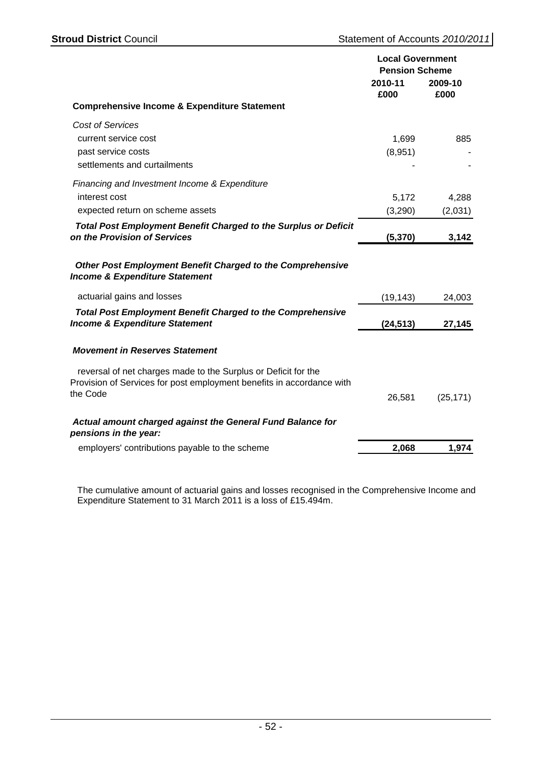| | Local Government Pension Scheme | |
|---|---|---|
| | 2010-11 | 2009-10 |
| | £000 | £000 |
| **Comprehensive Income & Expenditure Statement** | | |
| *Cost of Services* | | |
| current service cost | 1,699 | 885 |
| past service costs | (8,951) | - |
| settlements and curtailments | - | - |
| *Financing and Investment Income & Expenditure* | | |
| interest cost | 5,172 | 4,288 |
| expected return on scheme assets | (3,290) | (2,031) |
| ***Total Post Employment Benefit Charged to the Surplus or Deficit on the Provision of Services*** | **(5,370)** | **3,142** |
| ***Other Post Employment Benefit Charged to the Comprehensive Income & Expenditure Statement*** | | |
| actuarial gains and losses | (19,143) | 24,003 |
| ***Total Post Employment Benefit Charged to the Comprehensive Income & Expenditure Statement*** | **(24,513)** | **27,145** |
| ***Movement in Reserves Statement*** | | |
| reversal of net charges made to the Surplus or Deficit for the Provision of Services for post employment benefits in accordance with the Code | 26,581 | (25,171) |
| ***Actual amount charged against the General Fund Balance for pensions in the year:*** | | |
| employers' contributions payable to the scheme | **2,068** | **1,974** |

The cumulative amount of actuarial gains and losses recognised in the Comprehensive Income and Expenditure Statement to 31 March 2011 is a loss of £15.494m.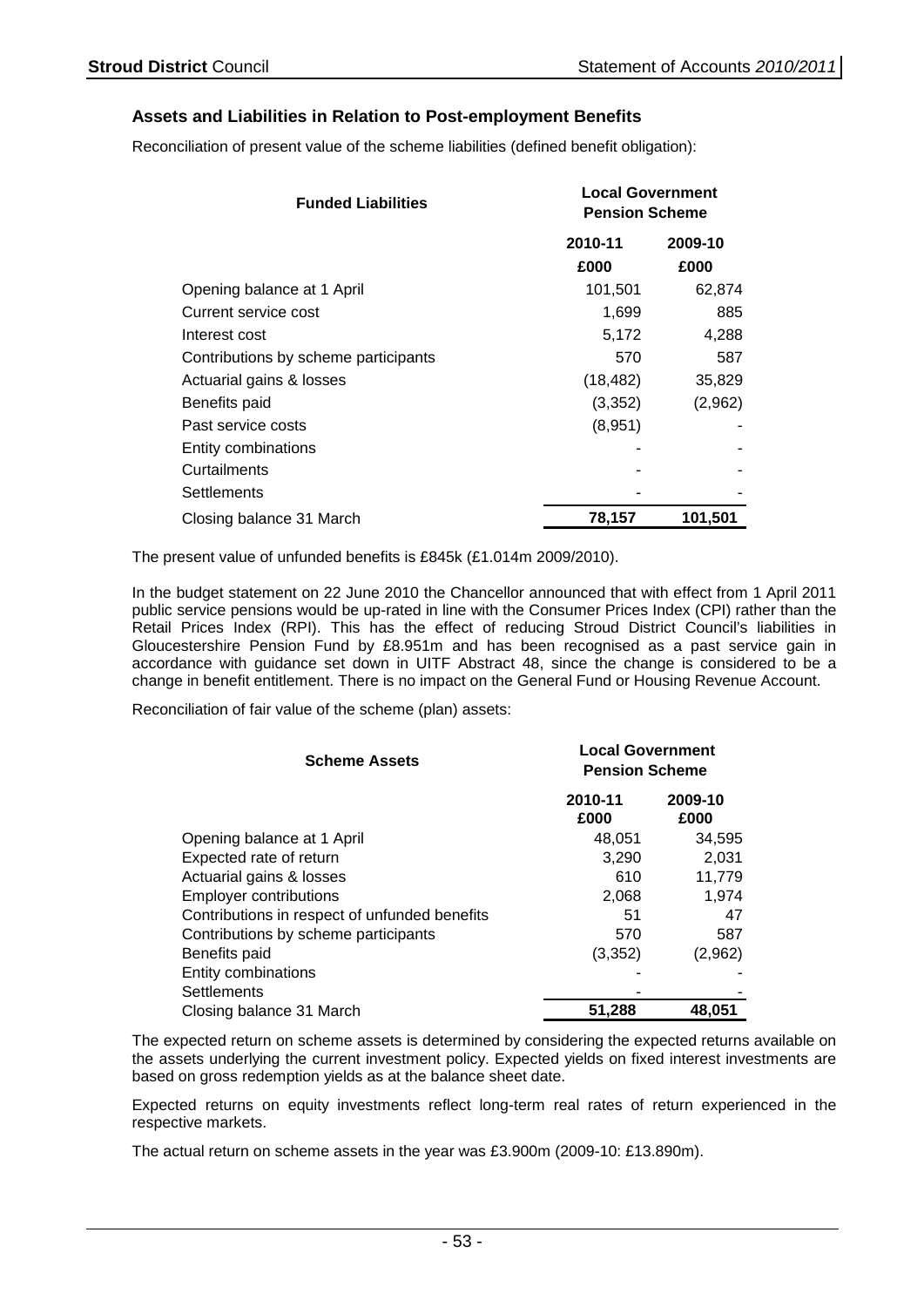### Assets and Liabilities in Relation to Post-employment Benefits

Reconciliation of present value of the scheme liabilities (defined benefit obligation):

| Funded Liabilities | Local Government Pension Scheme | |
|---|---|---|
| | 2010-11 | 2009-10 |
| | £000 | £000 |
| Opening balance at 1 April | 101,501 | 62,874 |
| Current service cost | 1,699 | 885 |
| Interest cost | 5,172 | 4,288 |
| Contributions by scheme participants | 570 | 587 |
| Actuarial gains & losses | (18,482) | 35,829 |
| Benefits paid | (3,352) | (2,962) |
| Past service costs | (8,951) | - |
| Entity combinations | - | - |
| Curtailments | - | - |
| Settlements | - | - |
| Closing balance 31 March | **78,157** | **101,501** |

The present value of unfunded benefits is £845k (£1.014m 2009/2010).

In the budget statement on 22 June 2010 the Chancellor announced that with effect from 1 April 2011 public service pensions would be up-rated in line with the Consumer Prices Index (CPI) rather than the Retail Prices Index (RPI). This has the effect of reducing Stroud District Council's liabilities in Gloucestershire Pension Fund by £8.951m and has been recognised as a past service gain in accordance with guidance set down in UITF Abstract 48, since the change is considered to be a change in benefit entitlement. There is no impact on the General Fund or Housing Revenue Account.

Reconciliation of fair value of the scheme (plan) assets:

| Scheme Assets | Local Government Pension Scheme | |
|---|---|---|
| | 2010-11 £000 | 2009-10 £000 |
| Opening balance at 1 April | 48,051 | 34,595 |
| Expected rate of return | 3,290 | 2,031 |
| Actuarial gains & losses | 610 | 11,779 |
| Employer contributions | 2,068 | 1,974 |
| Contributions in respect of unfunded benefits | 51 | 47 |
| Contributions by scheme participants | 570 | 587 |
| Benefits paid | (3,352) | (2,962) |
| Entity combinations | - | - |
| Settlements | - | - |
| Closing balance 31 March | **51,288** | **48,051** |

The expected return on scheme assets is determined by considering the expected returns available on the assets underlying the current investment policy. Expected yields on fixed interest investments are based on gross redemption yields as at the balance sheet date.

Expected returns on equity investments reflect long-term real rates of return experienced in the respective markets.

The actual return on scheme assets in the year was £3.900m (2009-10: £13.890m).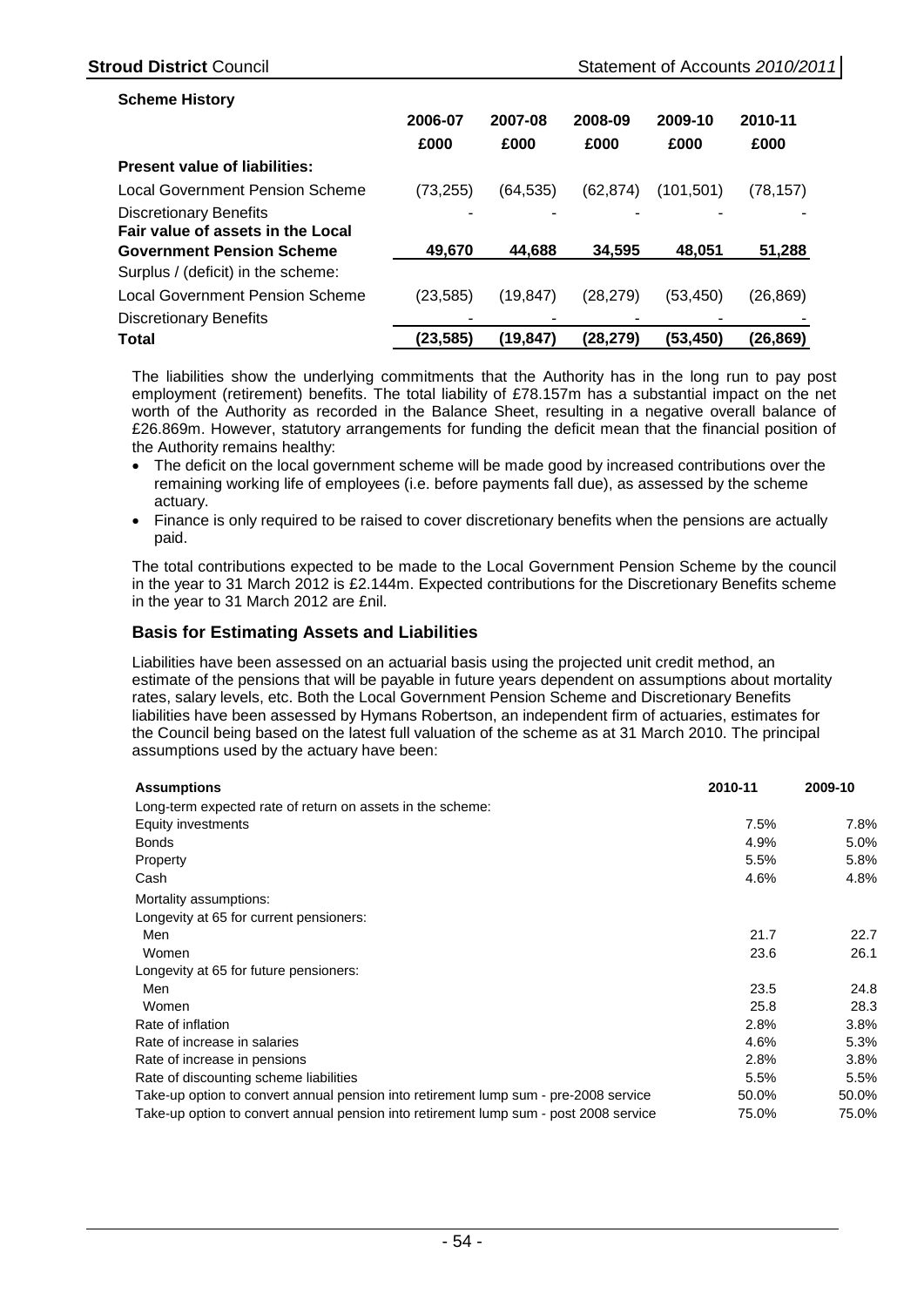**Scheme History**

| | 2006-07 | 2007-08 | 2008-09 | 2009-10 | 2010-11 |
|---|---|---|---|---|---|
| | £000 | £000 | £000 | £000 | £000 |
| **Present value of liabilities:** | | | | | |
| Local Government Pension Scheme | (73,255) | (64,535) | (62,874) | (101,501) | (78,157) |
| Discretionary Benefits | - | - | - | - | - |
| **Fair value of assets in the Local Government Pension Scheme** | **49,670** | **44,688** | **34,595** | **48,051** | **51,288** |
| Surplus / (deficit) in the scheme: | | | | | |
| Local Government Pension Scheme | (23,585) | (19,847) | (28,279) | (53,450) | (26,869) |
| Discretionary Benefits | - | - | - | - | - |
| **Total** | **(23,585)** | **(19,847)** | **(28,279)** | **(53,450)** | **(26,869)** |

The liabilities show the underlying commitments that the Authority has in the long run to pay post employment (retirement) benefits. The total liability of £78.157m has a substantial impact on the net worth of the Authority as recorded in the Balance Sheet, resulting in a negative overall balance of £26.869m. However, statutory arrangements for funding the deficit mean that the financial position of the Authority remains healthy:

- The deficit on the local government scheme will be made good by increased contributions over the remaining working life of employees (i.e. before payments fall due), as assessed by the scheme actuary.
- Finance is only required to be raised to cover discretionary benefits when the pensions are actually paid.

The total contributions expected to be made to the Local Government Pension Scheme by the council in the year to 31 March 2012 is £2.144m. Expected contributions for the Discretionary Benefits scheme in the year to 31 March 2012 are £nil.

## Basis for Estimating Assets and Liabilities

Liabilities have been assessed on an actuarial basis using the projected unit credit method, an estimate of the pensions that will be payable in future years dependent on assumptions about mortality rates, salary levels, etc. Both the Local Government Pension Scheme and Discretionary Benefits liabilities have been assessed by Hymans Robertson, an independent firm of actuaries, estimates for the Council being based on the latest full valuation of the scheme as at 31 March 2010. The principal assumptions used by the actuary have been:

| **Assumptions** | **2010-11** | **2009-10** |
|---|---|---|
| Long-term expected rate of return on assets in the scheme: | | |
| Equity investments | 7.5% | 7.8% |
| Bonds | 4.9% | 5.0% |
| Property | 5.5% | 5.8% |
| Cash | 4.6% | 4.8% |
| Mortality assumptions: | | |
| Longevity at 65 for current pensioners: | | |
| Men | 21.7 | 22.7 |
| Women | 23.6 | 26.1 |
| Longevity at 65 for future pensioners: | | |
| Men | 23.5 | 24.8 |
| Women | 25.8 | 28.3 |
| Rate of inflation | 2.8% | 3.8% |
| Rate of increase in salaries | 4.6% | 5.3% |
| Rate of increase in pensions | 2.8% | 3.8% |
| Rate of discounting scheme liabilities | 5.5% | 5.5% |
| Take-up option to convert annual pension into retirement lump sum - pre-2008 service | 50.0% | 50.0% |
| Take-up option to convert annual pension into retirement lump sum - post 2008 service | 75.0% | 75.0% |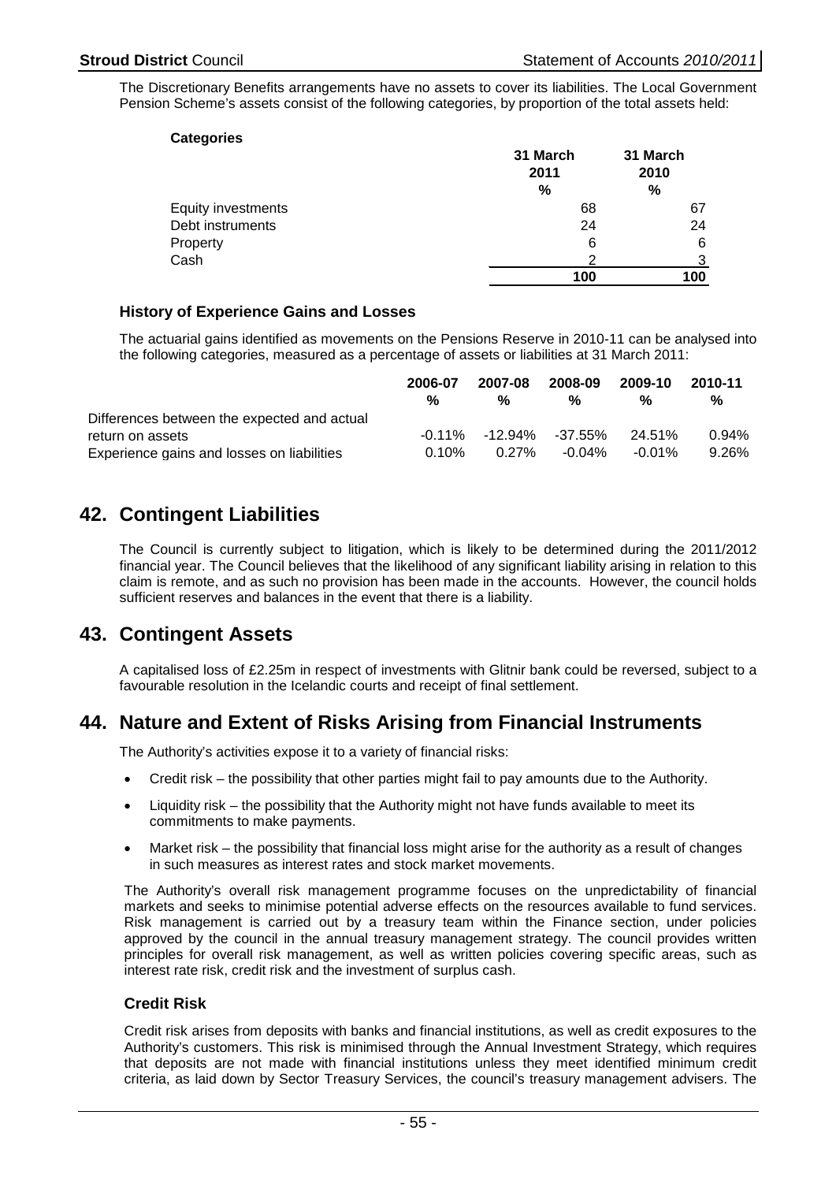The Discretionary Benefits arrangements have no assets to cover its liabilities. The Local Government Pension Scheme's assets consist of the following categories, by proportion of the total assets held:

**Categories**

| | 31 March 2011 % | 31 March 2010 % |
|---|---|---|
| Equity investments | 68 | 67 |
| Debt instruments | 24 | 24 |
| Property | 6 | 6 |
| Cash | 2 | 3 |
| | **100** | **100** |

### History of Experience Gains and Losses

The actuarial gains identified as movements on the Pensions Reserve in 2010-11 can be analysed into the following categories, measured as a percentage of assets or liabilities at 31 March 2011:

| | 2006-07 % | 2007-08 % | 2008-09 % | 2009-10 % | 2010-11 % |
|---|---|---|---|---|---|
| Differences between the expected and actual return on assets | -0.11% | -12.94% | -37.55% | 24.51% | 0.94% |
| Experience gains and losses on liabilities | 0.10% | 0.27% | -0.04% | -0.01% | 9.26% |

## 42. Contingent Liabilities

The Council is currently subject to litigation, which is likely to be determined during the 2011/2012 financial year. The Council believes that the likelihood of any significant liability arising in relation to this claim is remote, and as such no provision has been made in the accounts. However, the council holds sufficient reserves and balances in the event that there is a liability.

## 43. Contingent Assets

A capitalised loss of £2.25m in respect of investments with Glitnir bank could be reversed, subject to a favourable resolution in the Icelandic courts and receipt of final settlement.

## 44. Nature and Extent of Risks Arising from Financial Instruments

The Authority's activities expose it to a variety of financial risks:

- Credit risk – the possibility that other parties might fail to pay amounts due to the Authority.
- Liquidity risk – the possibility that the Authority might not have funds available to meet its commitments to make payments.
- Market risk – the possibility that financial loss might arise for the authority as a result of changes in such measures as interest rates and stock market movements.

The Authority's overall risk management programme focuses on the unpredictability of financial markets and seeks to minimise potential adverse effects on the resources available to fund services. Risk management is carried out by a treasury team within the Finance section, under policies approved by the council in the annual treasury management strategy. The council provides written principles for overall risk management, as well as written policies covering specific areas, such as interest rate risk, credit risk and the investment of surplus cash.

### Credit Risk

Credit risk arises from deposits with banks and financial institutions, as well as credit exposures to the Authority's customers. This risk is minimised through the Annual Investment Strategy, which requires that deposits are not made with financial institutions unless they meet identified minimum credit criteria, as laid down by Sector Treasury Services, the council's treasury management advisers. The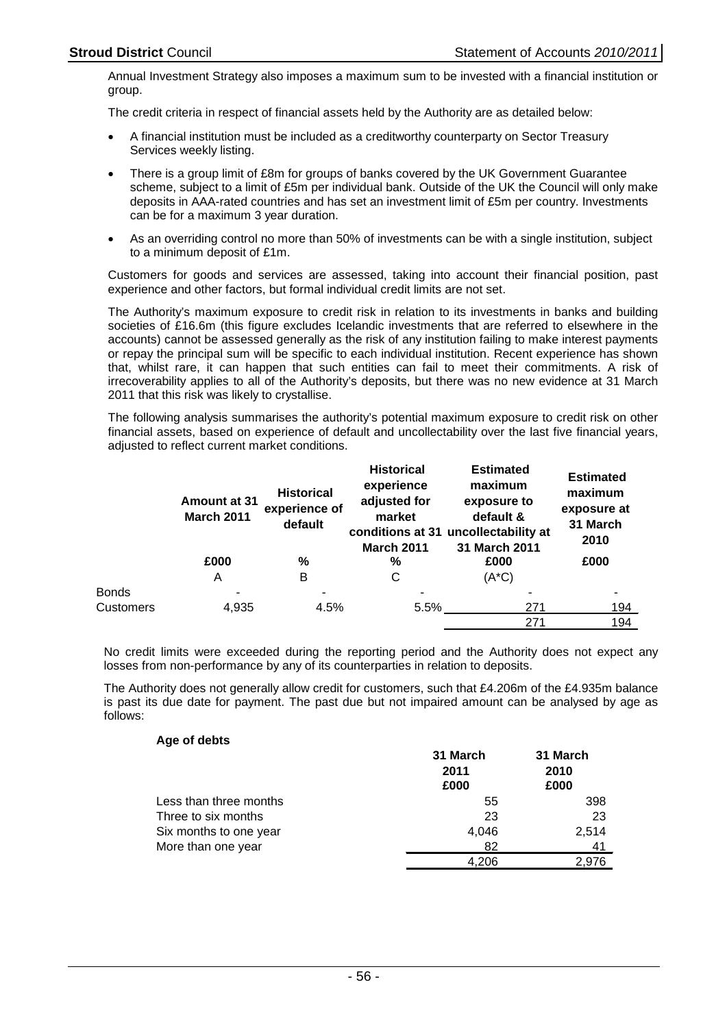Annual Investment Strategy also imposes a maximum sum to be invested with a financial institution or group.

The credit criteria in respect of financial assets held by the Authority are as detailed below:

- A financial institution must be included as a creditworthy counterparty on Sector Treasury Services weekly listing.
- There is a group limit of £8m for groups of banks covered by the UK Government Guarantee scheme, subject to a limit of £5m per individual bank. Outside of the UK the Council will only make deposits in AAA-rated countries and has set an investment limit of £5m per country. Investments can be for a maximum 3 year duration.
- As an overriding control no more than 50% of investments can be with a single institution, subject to a minimum deposit of £1m.

Customers for goods and services are assessed, taking into account their financial position, past experience and other factors, but formal individual credit limits are not set.

The Authority's maximum exposure to credit risk in relation to its investments in banks and building societies of £16.6m (this figure excludes Icelandic investments that are referred to elsewhere in the accounts) cannot be assessed generally as the risk of any institution failing to make interest payments or repay the principal sum will be specific to each individual institution. Recent experience has shown that, whilst rare, it can happen that such entities can fail to meet their commitments. A risk of irrecoverability applies to all of the Authority's deposits, but there was no new evidence at 31 March 2011 that this risk was likely to crystallise.

The following analysis summarises the authority's potential maximum exposure to credit risk on other financial assets, based on experience of default and uncollectability over the last five financial years, adjusted to reflect current market conditions.

| | Amount at 31 March 2011 | Historical experience of default | Historical experience adjusted for market conditions at 31 March 2011 | Estimated maximum exposure to default & uncollectability at 31 March 2011 | Estimated maximum exposure at 31 March 2010 |
|---|---|---|---|---|---|
| | £000 | % | % | £000 | £000 |
| | A | B | C | (A*C) | |
| Bonds | - | - | - | - | - |
| Customers | 4,935 | 4.5% | 5.5% | 271 | 194 |
| | | | | 271 | 194 |

No credit limits were exceeded during the reporting period and the Authority does not expect any losses from non-performance by any of its counterparties in relation to deposits.

The Authority does not generally allow credit for customers, such that £4.206m of the £4.935m balance is past its due date for payment. The past due but not impaired amount can be analysed by age as follows:

**Age of debts**

| | 31 March 2011 £000 | 31 March 2010 £000 |
|---|---|---|
| Less than three months | 55 | 398 |
| Three to six months | 23 | 23 |
| Six months to one year | 4,046 | 2,514 |
| More than one year | 82 | 41 |
| | 4,206 | 2,976 |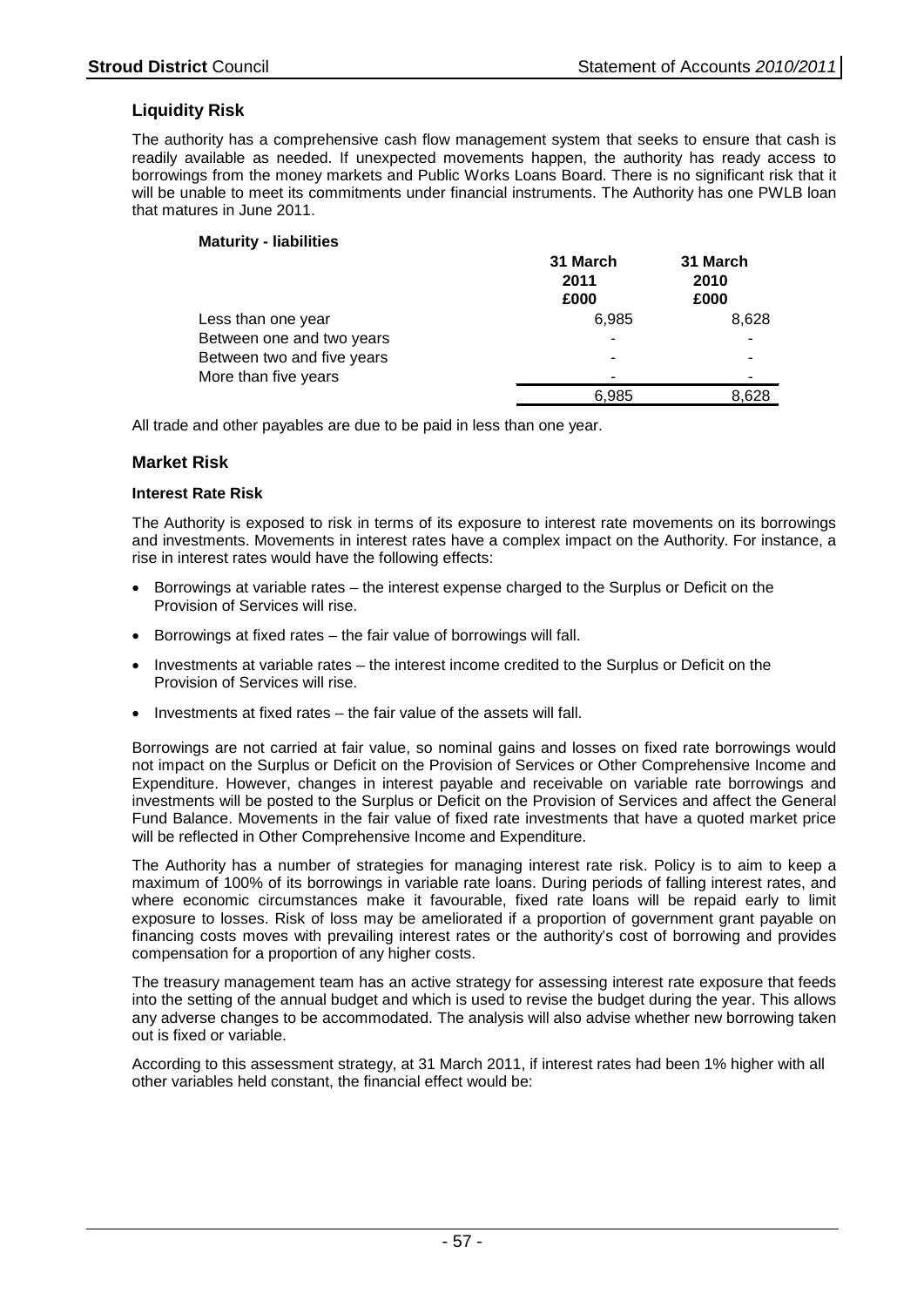## Liquidity Risk

The authority has a comprehensive cash flow management system that seeks to ensure that cash is readily available as needed. If unexpected movements happen, the authority has ready access to borrowings from the money markets and Public Works Loans Board. There is no significant risk that it will be unable to meet its commitments under financial instruments. The Authority has one PWLB loan that matures in June 2011.

**Maturity - liabilities**

| | 31 March 2011 £000 | 31 March 2010 £000 |
|---|---|---|
| Less than one year | 6,985 | 8,628 |
| Between one and two years | - | - |
| Between two and five years | - | - |
| More than five years | - | - |
| | 6,985 | 8,628 |

All trade and other payables are due to be paid in less than one year.

## Market Risk

### Interest Rate Risk

The Authority is exposed to risk in terms of its exposure to interest rate movements on its borrowings and investments. Movements in interest rates have a complex impact on the Authority. For instance, a rise in interest rates would have the following effects:

- Borrowings at variable rates – the interest expense charged to the Surplus or Deficit on the Provision of Services will rise.
- Borrowings at fixed rates – the fair value of borrowings will fall.
- Investments at variable rates – the interest income credited to the Surplus or Deficit on the Provision of Services will rise.
- Investments at fixed rates – the fair value of the assets will fall.

Borrowings are not carried at fair value, so nominal gains and losses on fixed rate borrowings would not impact on the Surplus or Deficit on the Provision of Services or Other Comprehensive Income and Expenditure. However, changes in interest payable and receivable on variable rate borrowings and investments will be posted to the Surplus or Deficit on the Provision of Services and affect the General Fund Balance. Movements in the fair value of fixed rate investments that have a quoted market price will be reflected in Other Comprehensive Income and Expenditure.

The Authority has a number of strategies for managing interest rate risk. Policy is to aim to keep a maximum of 100% of its borrowings in variable rate loans. During periods of falling interest rates, and where economic circumstances make it favourable, fixed rate loans will be repaid early to limit exposure to losses. Risk of loss may be ameliorated if a proportion of government grant payable on financing costs moves with prevailing interest rates or the authority's cost of borrowing and provides compensation for a proportion of any higher costs.

The treasury management team has an active strategy for assessing interest rate exposure that feeds into the setting of the annual budget and which is used to revise the budget during the year. This allows any adverse changes to be accommodated. The analysis will also advise whether new borrowing taken out is fixed or variable.

According to this assessment strategy, at 31 March 2011, if interest rates had been 1% higher with all other variables held constant, the financial effect would be: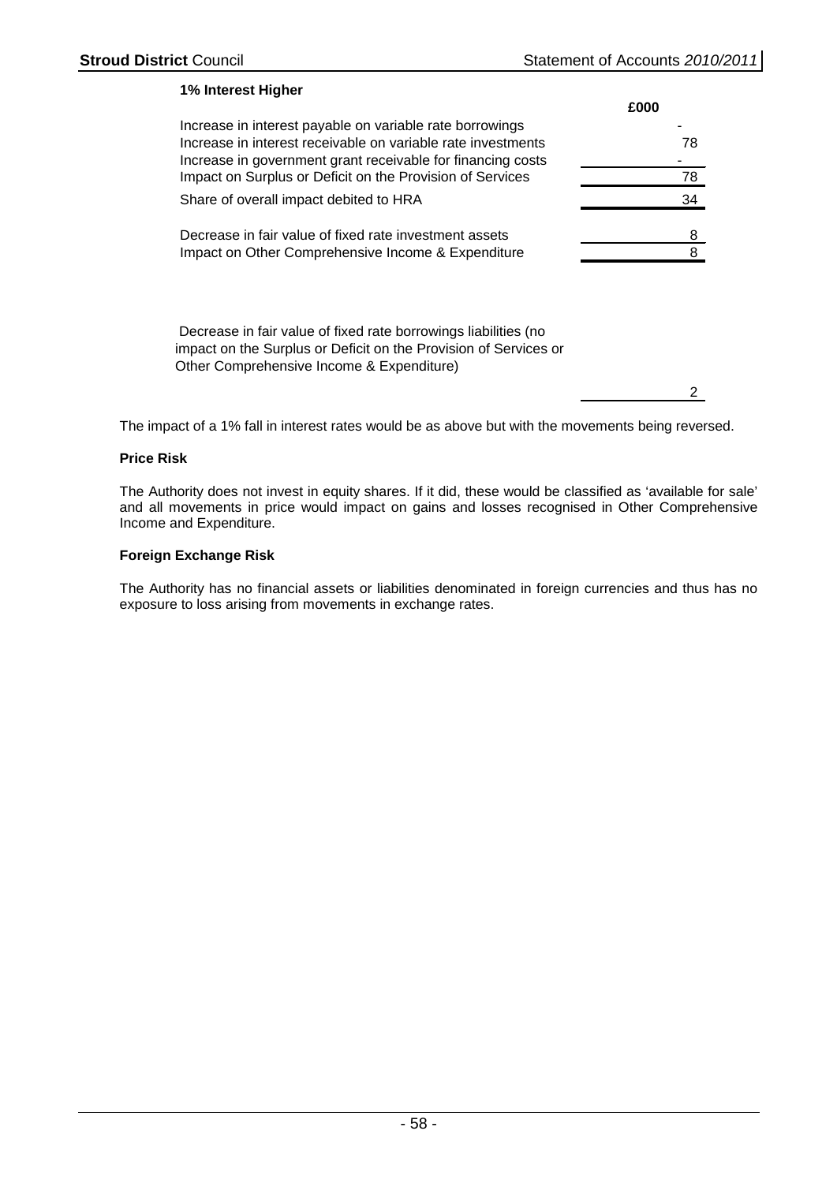**1% Interest Higher**

| | £000 |
|---|---|
| Increase in interest payable on variable rate borrowings | - |
| Increase in interest receivable on variable rate investments | 78 |
| Increase in government grant receivable for financing costs | - |
| Impact on Surplus or Deficit on the Provision of Services | 78 |
| Share of overall impact debited to HRA | 34 |
| | |
| Decrease in fair value of fixed rate investment assets | 8 |
| Impact on Other Comprehensive Income & Expenditure | 8 |
| | |
| Decrease in fair value of fixed rate borrowings liabilities (no impact on the Surplus or Deficit on the Provision of Services or Other Comprehensive Income & Expenditure) | 2 |

The impact of a 1% fall in interest rates would be as above but with the movements being reversed.

**Price Risk**

The Authority does not invest in equity shares. If it did, these would be classified as 'available for sale' and all movements in price would impact on gains and losses recognised in Other Comprehensive Income and Expenditure.

**Foreign Exchange Risk**

The Authority has no financial assets or liabilities denominated in foreign currencies and thus has no exposure to loss arising from movements in exchange rates.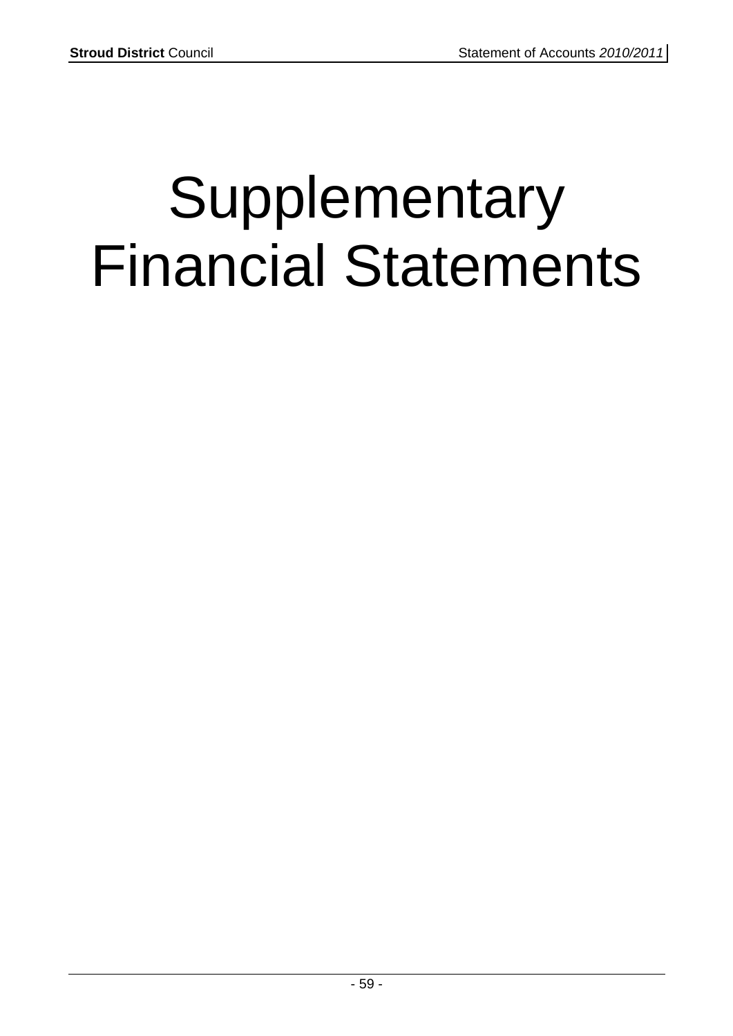# Supplementary Financial Statements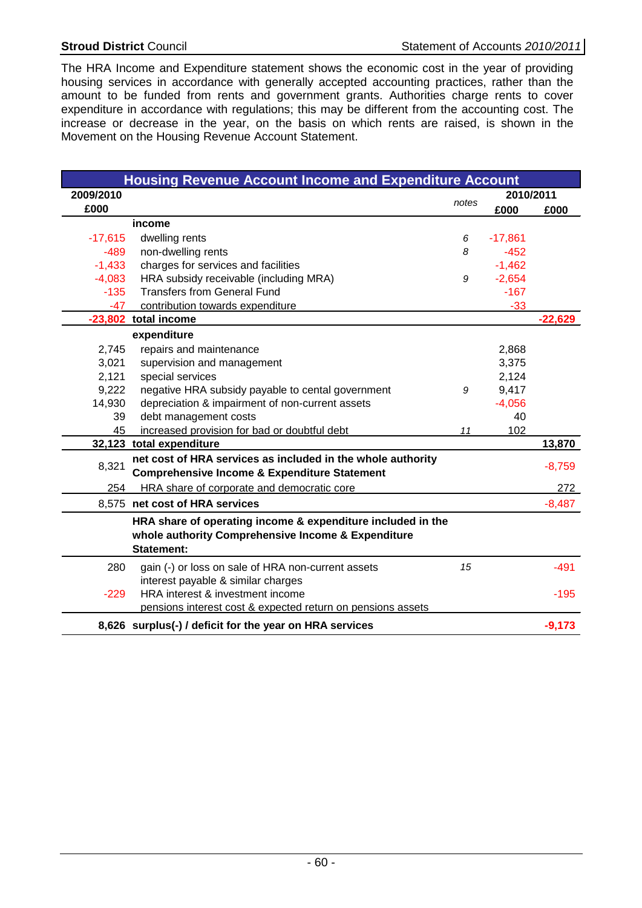The HRA Income and Expenditure statement shows the economic cost in the year of providing housing services in accordance with generally accepted accounting practices, rather than the amount to be funded from rents and government grants. Authorities charge rents to cover expenditure in accordance with regulations; this may be different from the accounting cost. The increase or decrease in the year, on the basis on which rents are raised, is shown in the Movement on the Housing Revenue Account Statement.

## Housing Revenue Account Income and Expenditure Account

| 2009/2010 £000 | | notes | 2010/2011 £000 | £000 |
|---|---|---|---|---|
| | **income** | | | |
| -17,615 | dwelling rents | 6 | -17,861 | |
| -489 | non-dwelling rents | 8 | -452 | |
| -1,433 | charges for services and facilities | | -1,462 | |
| -4,083 | HRA subsidy receivable (including MRA) | 9 | -2,654 | |
| -135 | Transfers from General Fund | | -167 | |
| -47 | contribution towards expenditure | | -33 | |
| **-23,802** | **total income** | | | **-22,629** |
| | **expenditure** | | | |
| 2,745 | repairs and maintenance | | 2,868 | |
| 3,021 | supervision and management | | 3,375 | |
| 2,121 | special services | | 2,124 | |
| 9,222 | negative HRA subsidy payable to cental government | 9 | 9,417 | |
| 14,930 | depreciation & impairment of non-current assets | | -4,056 | |
| 39 | debt management costs | | 40 | |
| 45 | increased provision for bad or doubtful debt | 11 | 102 | |
| **32,123** | **total expenditure** | | | **13,870** |
| 8,321 | **net cost of HRA services as included in the whole authority Comprehensive Income & Expenditure Statement** | | | -8,759 |
| 254 | HRA share of corporate and democratic core | | | 272 |
| 8,575 | **net cost of HRA services** | | | -8,487 |
| | **HRA share of operating income & expenditure included in the whole authority Comprehensive Income & Expenditure Statement:** | | | |
| 280 | gain (-) or loss on sale of HRA non-current assets | 15 | | -491 |
| | interest payable & similar charges | | | |
| -229 | HRA interest & investment income | | | -195 |
| | pensions interest cost & expected return on pensions assets | | | |
| **8,626** | **surplus(-) / deficit for the year on HRA services** | | | **-9,173** |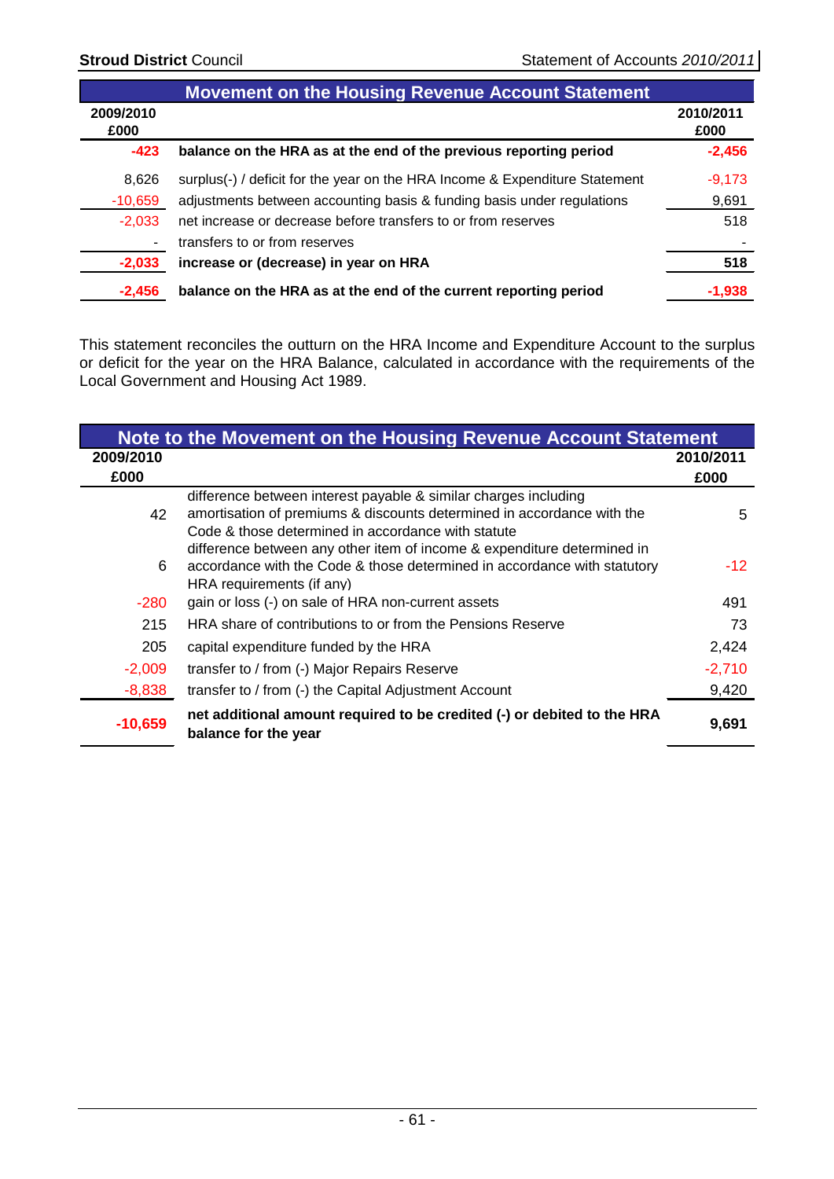## Movement on the Housing Revenue Account Statement

| 2009/2010 £000 | | 2010/2011 £000 |
|---|---|---|
| **-423** | **balance on the HRA as at the end of the previous reporting period** | **-2,456** |
| 8,626 | surplus(-) / deficit for the year on the HRA Income & Expenditure Statement | -9,173 |
| -10,659 | adjustments between accounting basis & funding basis under regulations | 9,691 |
| -2,033 | net increase or decrease before transfers to or from reserves | 518 |
| - | transfers to or from reserves | - |
| **-2,033** | **increase or (decrease) in year on HRA** | **518** |
| **-2,456** | **balance on the HRA as at the end of the current reporting period** | **-1,938** |

This statement reconciles the outturn on the HRA Income and Expenditure Account to the surplus or deficit for the year on the HRA Balance, calculated in accordance with the requirements of the Local Government and Housing Act 1989.

## Note to the Movement on the Housing Revenue Account Statement

| 2009/2010 £000 | | 2010/2011 £000 |
|---|---|---|
| 42 | difference between interest payable & similar charges including amortisation of premiums & discounts determined in accordance with the Code & those determined in accordance with statute | 5 |
| 6 | difference between any other item of income & expenditure determined in accordance with the Code & those determined in accordance with statutory HRA requirements (if any) | -12 |
| -280 | gain or loss (-) on sale of HRA non-current assets | 491 |
| 215 | HRA share of contributions to or from the Pensions Reserve | 73 |
| 205 | capital expenditure funded by the HRA | 2,424 |
| -2,009 | transfer to / from (-) Major Repairs Reserve | -2,710 |
| -8,838 | transfer to / from (-) the Capital Adjustment Account | 9,420 |
| **-10,659** | **net additional amount required to be credited (-) or debited to the HRA balance for the year** | **9,691** |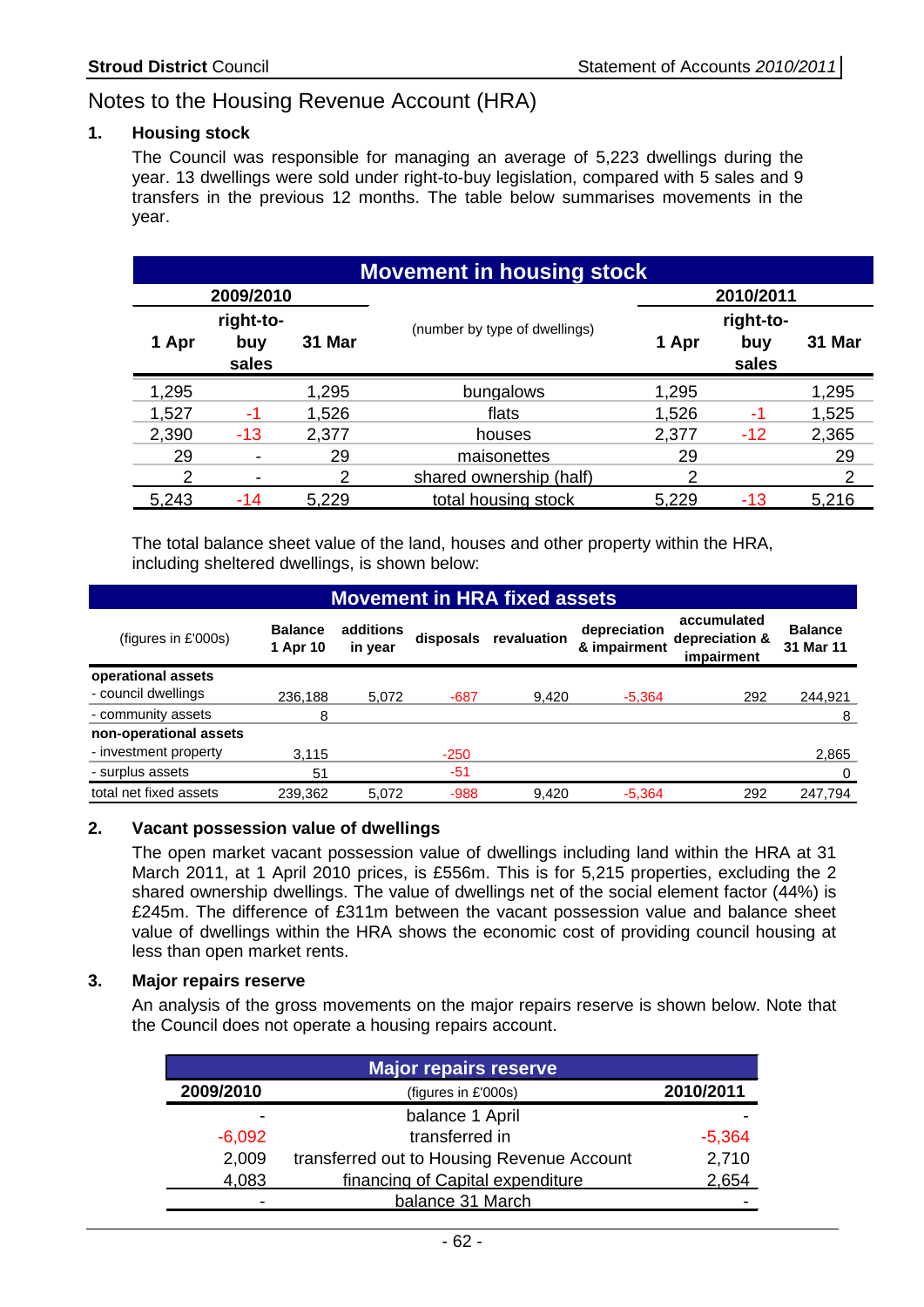## Notes to the Housing Revenue Account (HRA)

### 1. Housing stock

The Council was responsible for managing an average of 5,223 dwellings during the year. 13 dwellings were sold under right-to-buy legislation, compared with 5 sales and 9 transfers in the previous 12 months. The table below summarises movements in the year.

**Movement in housing stock**

| 2009/2010 | | | | 2010/2011 | | |
|---|---|---|---|---|---|---|
| 1 Apr | right-to-buy sales | 31 Mar | (number by type of dwellings) | 1 Apr | right-to-buy sales | 31 Mar |
| 1,295 | | 1,295 | bungalows | 1,295 | | 1,295 |
| 1,527 | -1 | 1,526 | flats | 1,526 | -1 | 1,525 |
| 2,390 | -13 | 2,377 | houses | 2,377 | -12 | 2,365 |
| 29 | - | 29 | maisonettes | 29 | | 29 |
| 2 | - | 2 | shared ownership (half) | 2 | | 2 |
| 5,243 | -14 | 5,229 | total housing stock | 5,229 | -13 | 5,216 |

The total balance sheet value of the land, houses and other property within the HRA, including sheltered dwellings, is shown below:

**Movement in HRA fixed assets**

| (figures in £'000s) | Balance 1 Apr 10 | additions in year | disposals | revaluation | depreciation & impairment | accumulated depreciation & impairment | Balance 31 Mar 11 |
|---|---|---|---|---|---|---|---|
| **operational assets** | | | | | | | |
| - council dwellings | 236,188 | 5,072 | -687 | 9,420 | -5,364 | 292 | 244,921 |
| - community assets | 8 | | | | | | 8 |
| **non-operational assets** | | | | | | | |
| - investment property | 3,115 | | -250 | | | | 2,865 |
| - surplus assets | 51 | | -51 | | | | 0 |
| total net fixed assets | 239,362 | 5,072 | -988 | 9,420 | -5,364 | 292 | 247,794 |

### 2. Vacant possession value of dwellings

The open market vacant possession value of dwellings including land within the HRA at 31 March 2011, at 1 April 2010 prices, is £556m. This is for 5,215 properties, excluding the 2 shared ownership dwellings. The value of dwellings net of the social element factor (44%) is £245m. The difference of £311m between the vacant possession value and balance sheet value of dwellings within the HRA shows the economic cost of providing council housing at less than open market rents.

### 3. Major repairs reserve

An analysis of the gross movements on the major repairs reserve is shown below. Note that the Council does not operate a housing repairs account.

**Major repairs reserve**

| 2009/2010 | (figures in £'000s) | 2010/2011 |
|---|---|---|
| - | balance 1 April | - |
| -6,092 | transferred in | -5,364 |
| 2,009 | transferred out to Housing Revenue Account | 2,710 |
| 4,083 | financing of Capital expenditure | 2,654 |
| - | balance 31 March | - |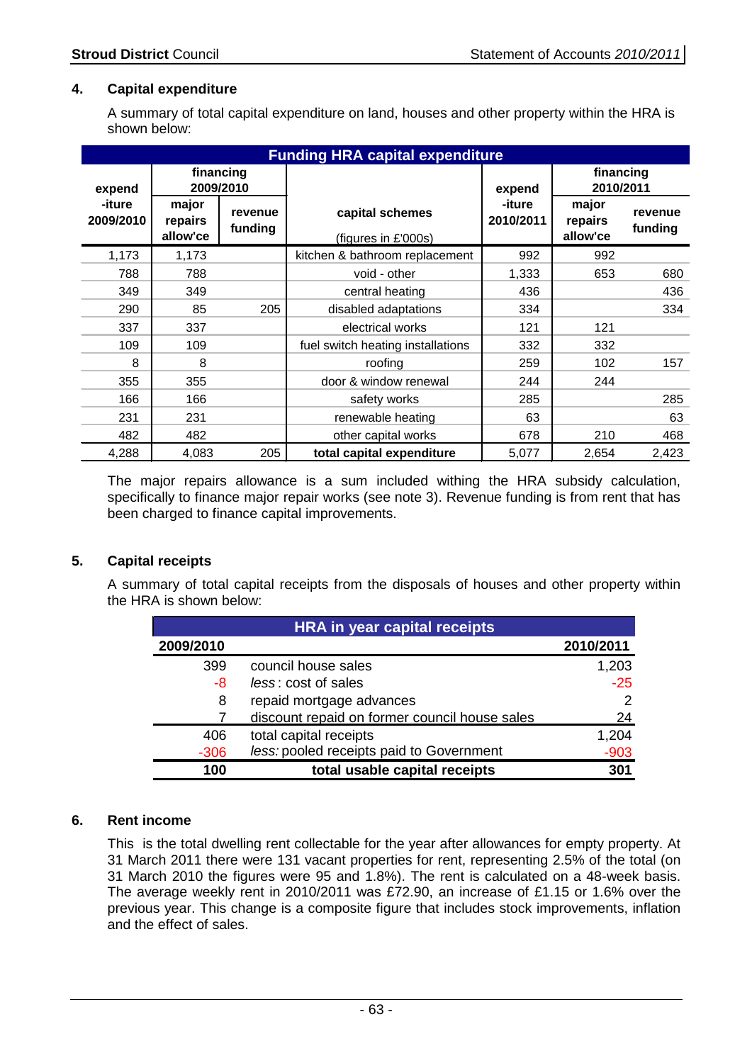## 4. Capital expenditure

A summary of total capital expenditure on land, houses and other property within the HRA is shown below:

| Funding HRA capital expenditure | | | | | | |
|---|---|---|---|---|---|---|
| expend -iture 2009/2010 | financing 2009/2010 | | capital schemes (figures in £'000s) | expend -iture 2010/2011 | financing 2010/2011 | |
| | major repairs allow'ce | revenue funding | | | major repairs allow'ce | revenue funding |
| 1,173 | 1,173 | | kitchen & bathroom replacement | 992 | 992 | |
| 788 | 788 | | void - other | 1,333 | 653 | 680 |
| 349 | 349 | | central heating | 436 | | 436 |
| 290 | 85 | 205 | disabled adaptations | 334 | | 334 |
| 337 | 337 | | electrical works | 121 | 121 | |
| 109 | 109 | | fuel switch heating installations | 332 | 332 | |
| 8 | 8 | | roofing | 259 | 102 | 157 |
| 355 | 355 | | door & window renewal | 244 | 244 | |
| 166 | 166 | | safety works | 285 | | 285 |
| 231 | 231 | | renewable heating | 63 | | 63 |
| 482 | 482 | | other capital works | 678 | 210 | 468 |
| 4,288 | 4,083 | 205 | **total capital expenditure** | 5,077 | 2,654 | 2,423 |

The major repairs allowance is a sum included withing the HRA subsidy calculation, specifically to finance major repair works (see note 3). Revenue funding is from rent that has been charged to finance capital improvements.

## 5. Capital receipts

A summary of total capital receipts from the disposals of houses and other property within the HRA is shown below:

| HRA in year capital receipts | | |
|---|---|---|
| **2009/2010** | | **2010/2011** |
| 399 | council house sales | 1,203 |
| -8 | *less* : cost of sales | -25 |
| 8 | repaid mortgage advances | 2 |
| 7 | discount repaid on former council house sales | 24 |
| 406 | total capital receipts | 1,204 |
| -306 | *less:* pooled receipts paid to Government | -903 |
| **100** | **total usable capital receipts** | **301** |

## 6. Rent income

This is the total dwelling rent collectable for the year after allowances for empty property. At 31 March 2011 there were 131 vacant properties for rent, representing 2.5% of the total (on 31 March 2010 the figures were 95 and 1.8%). The rent is calculated on a 48-week basis. The average weekly rent in 2010/2011 was £72.90, an increase of £1.15 or 1.6% over the previous year. This change is a composite figure that includes stock improvements, inflation and the effect of sales.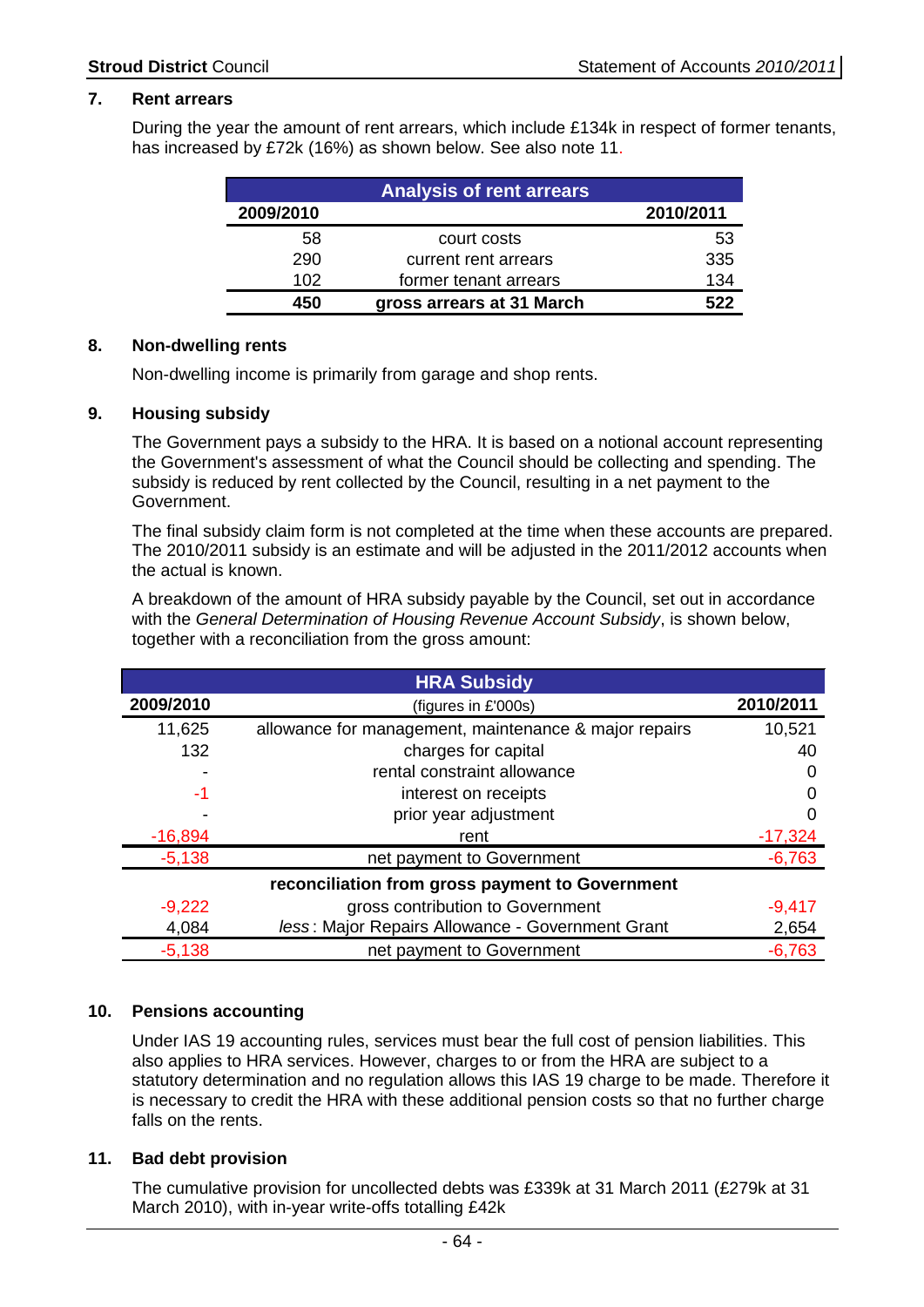## 7. Rent arrears

During the year the amount of rent arrears, which include £134k in respect of former tenants, has increased by £72k (16%) as shown below. See also note 11.

| Analysis of rent arrears | | |
|---|---|---|
| 2009/2010 | | 2010/2011 |
| 58 | court costs | 53 |
| 290 | current rent arrears | 335 |
| 102 | former tenant arrears | 134 |
| **450** | **gross arrears at 31 March** | **522** |

## 8. Non-dwelling rents

Non-dwelling income is primarily from garage and shop rents.

## 9. Housing subsidy

The Government pays a subsidy to the HRA. It is based on a notional account representing the Government's assessment of what the Council should be collecting and spending. The subsidy is reduced by rent collected by the Council, resulting in a net payment to the Government.

The final subsidy claim form is not completed at the time when these accounts are prepared. The 2010/2011 subsidy is an estimate and will be adjusted in the 2011/2012 accounts when the actual is known.

A breakdown of the amount of HRA subsidy payable by the Council, set out in accordance with the *General Determination of Housing Revenue Account Subsidy*, is shown below, together with a reconciliation from the gross amount:

| HRA Subsidy | | |
|---|---|---|
| 2009/2010 | (figures in £'000s) | 2010/2011 |
| 11,625 | allowance for management, maintenance & major repairs | 10,521 |
| 132 | charges for capital | 40 |
| - | rental constraint allowance | 0 |
| -1 | interest on receipts | 0 |
| - | prior year adjustment | 0 |
| -16,894 | rent | -17,324 |
| -5,138 | net payment to Government | -6,763 |
| | **reconciliation from gross payment to Government** | |
| -9,222 | gross contribution to Government | -9,417 |
| 4,084 | *less*: Major Repairs Allowance - Government Grant | 2,654 |
| -5,138 | net payment to Government | -6,763 |

## 10. Pensions accounting

Under IAS 19 accounting rules, services must bear the full cost of pension liabilities. This also applies to HRA services. However, charges to or from the HRA are subject to a statutory determination and no regulation allows this IAS 19 charge to be made. Therefore it is necessary to credit the HRA with these additional pension costs so that no further charge falls on the rents.

## 11. Bad debt provision

The cumulative provision for uncollected debts was £339k at 31 March 2011 (£279k at 31 March 2010), with in-year write-offs totalling £42k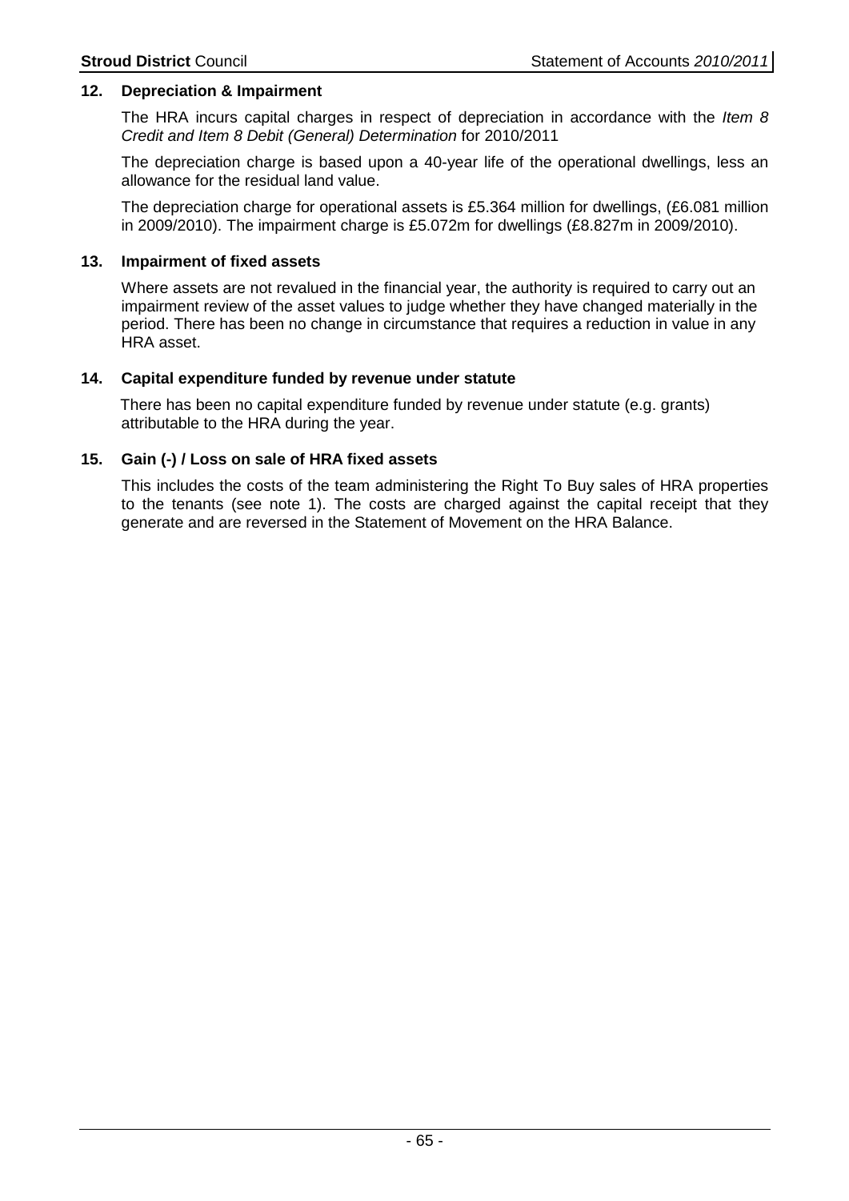## 12. Depreciation & Impairment

The HRA incurs capital charges in respect of depreciation in accordance with the *Item 8 Credit and Item 8 Debit (General) Determination* for 2010/2011

The depreciation charge is based upon a 40-year life of the operational dwellings, less an allowance for the residual land value.

The depreciation charge for operational assets is £5.364 million for dwellings, (£6.081 million in 2009/2010). The impairment charge is £5.072m for dwellings (£8.827m in 2009/2010).

## 13. Impairment of fixed assets

Where assets are not revalued in the financial year, the authority is required to carry out an impairment review of the asset values to judge whether they have changed materially in the period. There has been no change in circumstance that requires a reduction in value in any HRA asset.

## 14. Capital expenditure funded by revenue under statute

There has been no capital expenditure funded by revenue under statute (e.g. grants) attributable to the HRA during the year.

## 15. Gain (-) / Loss on sale of HRA fixed assets

This includes the costs of the team administering the Right To Buy sales of HRA properties to the tenants (see note 1). The costs are charged against the capital receipt that they generate and are reversed in the Statement of Movement on the HRA Balance.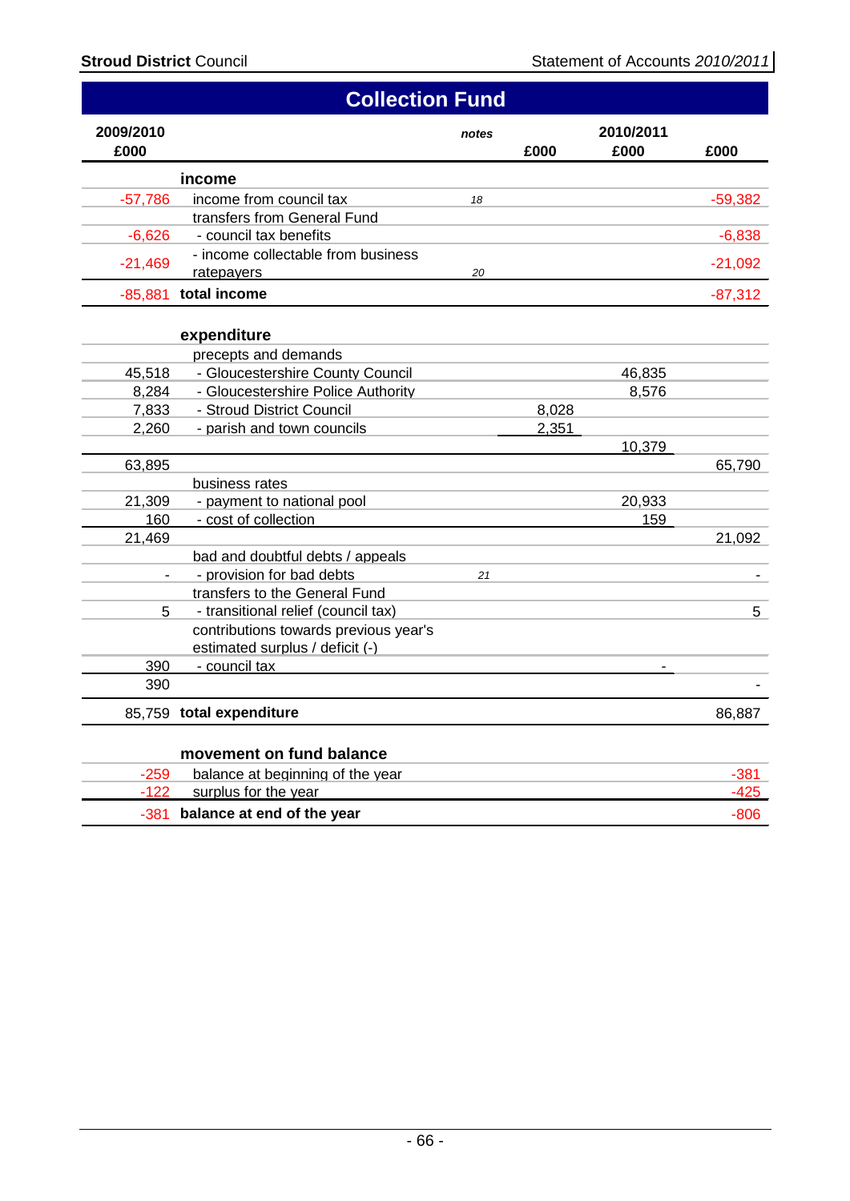# Collection Fund

| 2009/2010 £000 | | notes | £000 | 2010/2011 £000 | £000 |
|---|---|---|---|---|---|
| | **income** | | | | |
| -57,786 | income from council tax | *18* | | | -59,382 |
| | transfers from General Fund | | | | |
| -6,626 | - council tax benefits | | | | -6,838 |
| -21,469 | - income collectable from business ratepayers | *20* | | | -21,092 |
| -85,881 | **total income** | | | | -87,312 |
| | **expenditure** | | | | |
| | precepts and demands | | | | |
| 45,518 | - Gloucestershire County Council | | | 46,835 | |
| 8,284 | - Gloucestershire Police Authority | | | 8,576 | |
| 7,833 | - Stroud District Council | | 8,028 | | |
| 2,260 | - parish and town councils | | 2,351 | | |
| | | | | 10,379 | |
| 63,895 | | | | | 65,790 |
| | business rates | | | | |
| 21,309 | - payment to national pool | | | 20,933 | |
| 160 | - cost of collection | | | 159 | |
| 21,469 | | | | | 21,092 |
| | bad and doubtful debts / appeals | | | | |
| - | - provision for bad debts | *21* | | | - |
| | transfers to the General Fund | | | | |
| 5 | - transitional relief (council tax) | | | | 5 |
| | contributions towards previous year's estimated surplus / deficit (-) | | | | |
| 390 | - council tax | | | - | |
| 390 | | | | | - |
| 85,759 | **total expenditure** | | | | 86,887 |
| | **movement on fund balance** | | | | |
| -259 | balance at beginning of the year | | | | -381 |
| -122 | surplus for the year | | | | -425 |
| -381 | **balance at end of the year** | | | | -806 |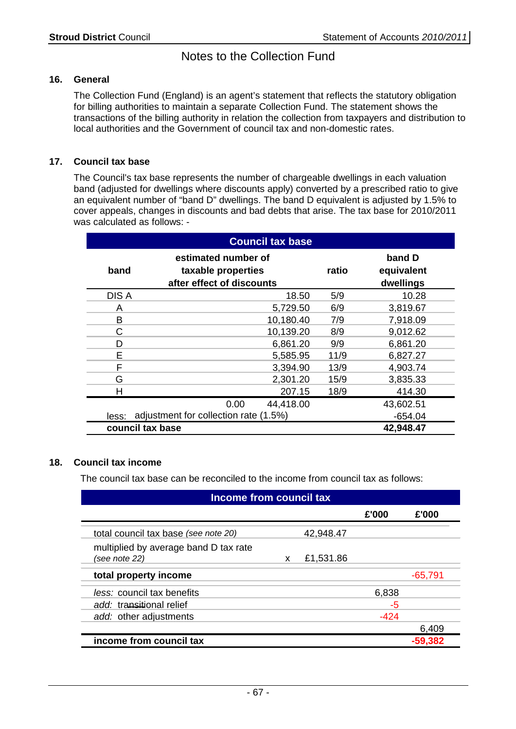# Notes to the Collection Fund

## 16. General

The Collection Fund (England) is an agent's statement that reflects the statutory obligation for billing authorities to maintain a separate Collection Fund. The statement shows the transactions of the billing authority in relation the collection from taxpayers and distribution to local authorities and the Government of council tax and non-domestic rates.

## 17. Council tax base

The Council's tax base represents the number of chargeable dwellings in each valuation band (adjusted for dwellings where discounts apply) converted by a prescribed ratio to give an equivalent number of "band D" dwellings. The band D equivalent is adjusted by 1.5% to cover appeals, changes in discounts and bad debts that arise. The tax base for 2010/2011 was calculated as follows: -

| Council tax base | | | | |
|---|---|---|---|---|
| **band** | | **estimated number of taxable properties after effect of discounts** | **ratio** | **band D equivalent dwellings** |
| DIS A | | 18.50 | 5/9 | 10.28 |
| A | | 5,729.50 | 6/9 | 3,819.67 |
| B | | 10,180.40 | 7/9 | 7,918.09 |
| C | | 10,139.20 | 8/9 | 9,012.62 |
| D | | 6,861.20 | 9/9 | 6,861.20 |
| E | | 5,585.95 | 11/9 | 6,827.27 |
| F | | 3,394.90 | 13/9 | 4,903.74 |
| G | | 2,301.20 | 15/9 | 3,835.33 |
| H | | 207.15 | 18/9 | 414.30 |
| | 0.00 | 44,418.00 | | 43,602.51 |
| less: adjustment for collection rate (1.5%) | | | | -654.04 |
| **council tax base** | | | | **42,948.47** |

## 18. Council tax income

The council tax base can be reconciled to the income from council tax as follows:

| Income from council tax | | | | |
|---|---|---|---|---|
| | | | **£'000** | **£'000** |
| total council tax base *(see note 20)* | | 42,948.47 | | |
| multiplied by average band D tax rate *(see note 22)* | x | £1,531.86 | | |
| **total property income** | | | | -65,791 |
| *less:* council tax benefits | | | 6,838 | |
| *add:* transitional relief | | | -5 | |
| *add:* other adjustments | | | -424 | |
| | | | | 6,409 |
| **income from council tax** | | | | **-59,382** |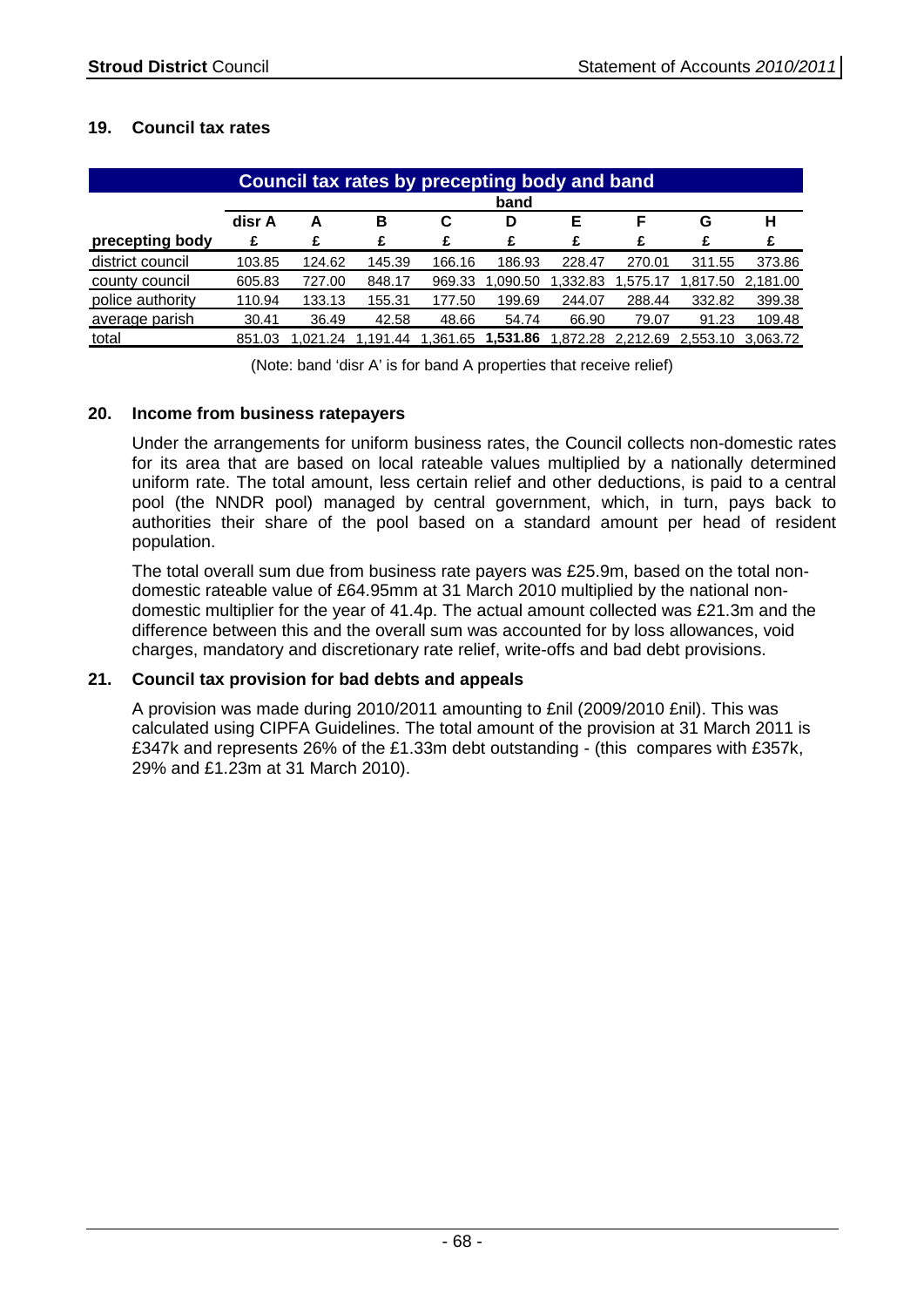## 19. Council tax rates

| Council tax rates by precepting body and band | | | | | | | | | |
|---|---|---|---|---|---|---|---|---|---|
| | band | | | | | | | | |
| | disr A | A | B | C | D | E | F | G | H |
| precepting body | £ | £ | £ | £ | £ | £ | £ | £ | £ |
| district council | 103.85 | 124.62 | 145.39 | 166.16 | 186.93 | 228.47 | 270.01 | 311.55 | 373.86 |
| county council | 605.83 | 727.00 | 848.17 | 969.33 | 1,090.50 | 1,332.83 | 1,575.17 | 1,817.50 | 2,181.00 |
| police authority | 110.94 | 133.13 | 155.31 | 177.50 | 199.69 | 244.07 | 288.44 | 332.82 | 399.38 |
| average parish | 30.41 | 36.49 | 42.58 | 48.66 | 54.74 | 66.90 | 79.07 | 91.23 | 109.48 |
| total | 851.03 | 1,021.24 | 1,191.44 | 1,361.65 | **1,531.86** | 1,872.28 | 2,212.69 | 2,553.10 | 3,063.72 |

(Note: band 'disr A' is for band A properties that receive relief)

## 20. Income from business ratepayers

Under the arrangements for uniform business rates, the Council collects non-domestic rates for its area that are based on local rateable values multiplied by a nationally determined uniform rate. The total amount, less certain relief and other deductions, is paid to a central pool (the NNDR pool) managed by central government, which, in turn, pays back to authorities their share of the pool based on a standard amount per head of resident population.

The total overall sum due from business rate payers was £25.9m, based on the total non-domestic rateable value of £64.95mm at 31 March 2010 multiplied by the national non-domestic multiplier for the year of 41.4p. The actual amount collected was £21.3m and the difference between this and the overall sum was accounted for by loss allowances, void charges, mandatory and discretionary rate relief, write-offs and bad debt provisions.

## 21. Council tax provision for bad debts and appeals

A provision was made during 2010/2011 amounting to £nil (2009/2010 £nil). This was calculated using CIPFA Guidelines. The total amount of the provision at 31 March 2011 is £347k and represents 26% of the £1.33m debt outstanding - (this compares with £357k, 29% and £1.23m at 31 March 2010).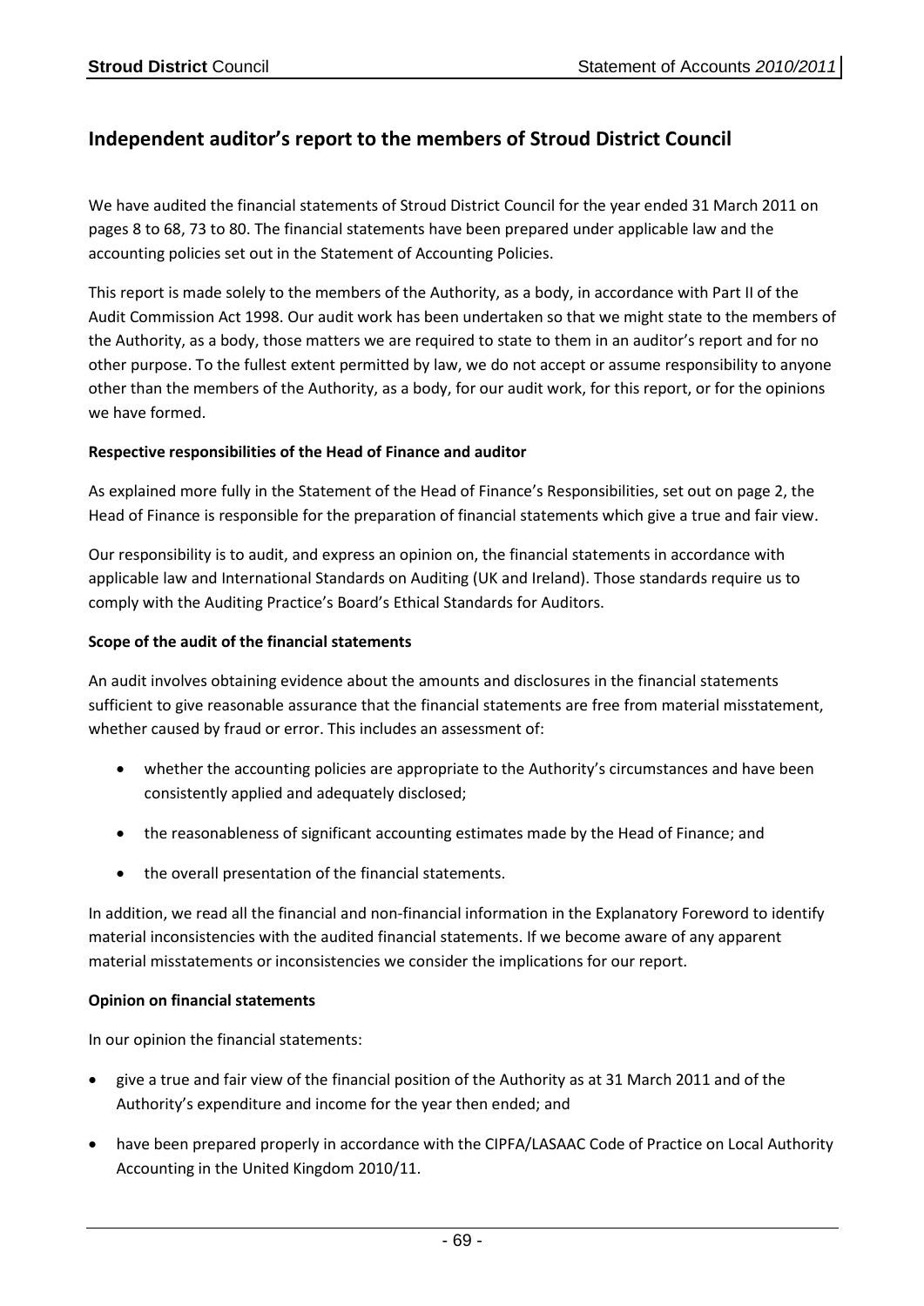## Independent auditor's report to the members of Stroud District Council

We have audited the financial statements of Stroud District Council for the year ended 31 March 2011 on pages 8 to 68, 73 to 80. The financial statements have been prepared under applicable law and the accounting policies set out in the Statement of Accounting Policies.

This report is made solely to the members of the Authority, as a body, in accordance with Part II of the Audit Commission Act 1998. Our audit work has been undertaken so that we might state to the members of the Authority, as a body, those matters we are required to state to them in an auditor's report and for no other purpose. To the fullest extent permitted by law, we do not accept or assume responsibility to anyone other than the members of the Authority, as a body, for our audit work, for this report, or for the opinions we have formed.

**Respective responsibilities of the Head of Finance and auditor**

As explained more fully in the Statement of the Head of Finance's Responsibilities, set out on page 2, the Head of Finance is responsible for the preparation of financial statements which give a true and fair view.

Our responsibility is to audit, and express an opinion on, the financial statements in accordance with applicable law and International Standards on Auditing (UK and Ireland). Those standards require us to comply with the Auditing Practice's Board's Ethical Standards for Auditors.

**Scope of the audit of the financial statements**

An audit involves obtaining evidence about the amounts and disclosures in the financial statements sufficient to give reasonable assurance that the financial statements are free from material misstatement, whether caused by fraud or error. This includes an assessment of:

- whether the accounting policies are appropriate to the Authority's circumstances and have been consistently applied and adequately disclosed;
- the reasonableness of significant accounting estimates made by the Head of Finance; and
- the overall presentation of the financial statements.

In addition, we read all the financial and non-financial information in the Explanatory Foreword to identify material inconsistencies with the audited financial statements. If we become aware of any apparent material misstatements or inconsistencies we consider the implications for our report.

**Opinion on financial statements**

In our opinion the financial statements:

- give a true and fair view of the financial position of the Authority as at 31 March 2011 and of the Authority's expenditure and income for the year then ended; and
- have been prepared properly in accordance with the CIPFA/LASAAC Code of Practice on Local Authority Accounting in the United Kingdom 2010/11.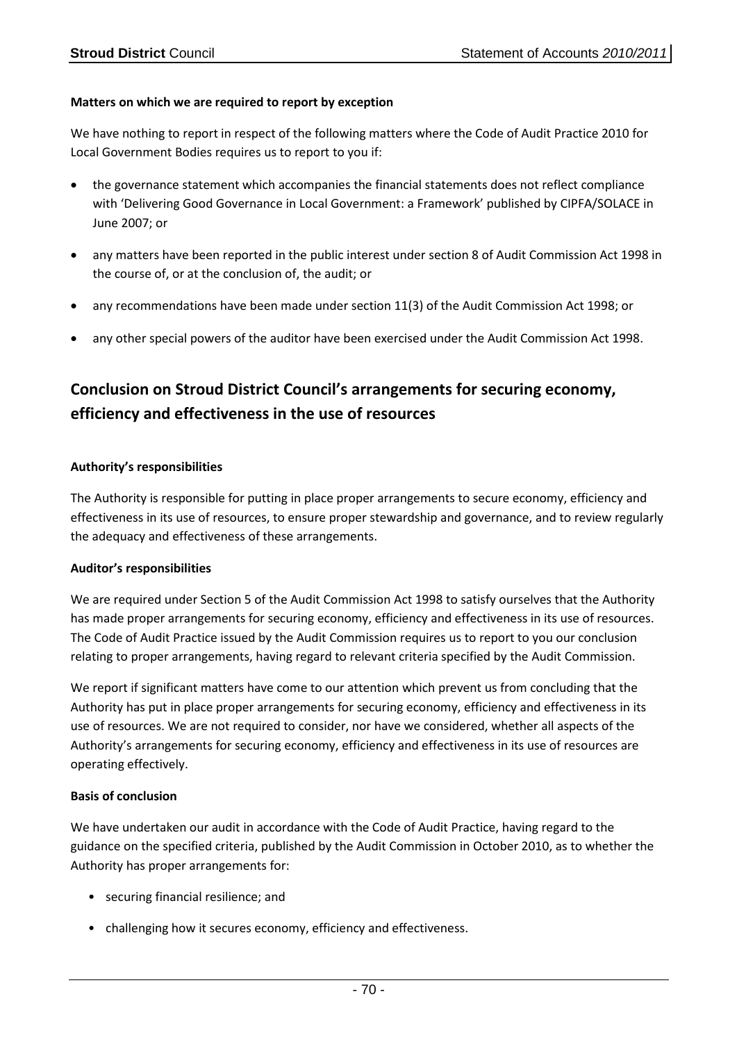**Matters on which we are required to report by exception**

We have nothing to report in respect of the following matters where the Code of Audit Practice 2010 for Local Government Bodies requires us to report to you if:

- the governance statement which accompanies the financial statements does not reflect compliance with 'Delivering Good Governance in Local Government: a Framework' published by CIPFA/SOLACE in June 2007; or
- any matters have been reported in the public interest under section 8 of Audit Commission Act 1998 in the course of, or at the conclusion of, the audit; or
- any recommendations have been made under section 11(3) of the Audit Commission Act 1998; or
- any other special powers of the auditor have been exercised under the Audit Commission Act 1998.

## Conclusion on Stroud District Council's arrangements for securing economy, efficiency and effectiveness in the use of resources

**Authority's responsibilities**

The Authority is responsible for putting in place proper arrangements to secure economy, efficiency and effectiveness in its use of resources, to ensure proper stewardship and governance, and to review regularly the adequacy and effectiveness of these arrangements.

**Auditor's responsibilities**

We are required under Section 5 of the Audit Commission Act 1998 to satisfy ourselves that the Authority has made proper arrangements for securing economy, efficiency and effectiveness in its use of resources. The Code of Audit Practice issued by the Audit Commission requires us to report to you our conclusion relating to proper arrangements, having regard to relevant criteria specified by the Audit Commission.

We report if significant matters have come to our attention which prevent us from concluding that the Authority has put in place proper arrangements for securing economy, efficiency and effectiveness in its use of resources. We are not required to consider, nor have we considered, whether all aspects of the Authority's arrangements for securing economy, efficiency and effectiveness in its use of resources are operating effectively.

**Basis of conclusion**

We have undertaken our audit in accordance with the Code of Audit Practice, having regard to the guidance on the specified criteria, published by the Audit Commission in October 2010, as to whether the Authority has proper arrangements for:

- securing financial resilience; and
- challenging how it secures economy, efficiency and effectiveness.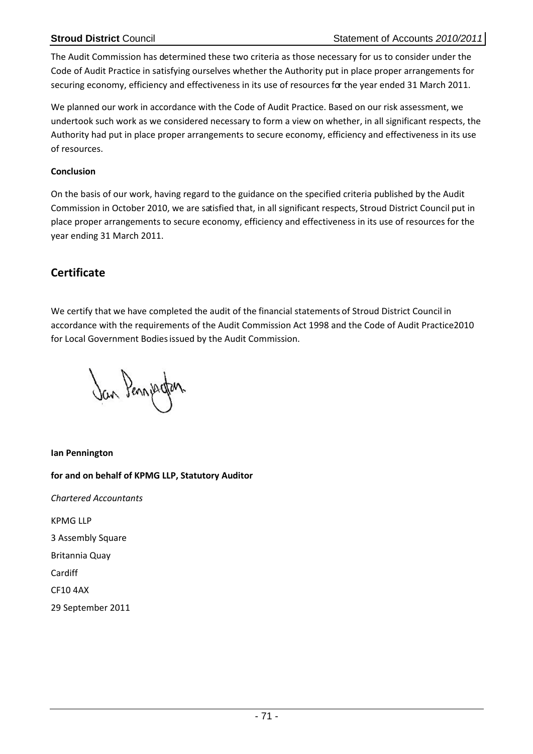The Audit Commission has determined these two criteria as those necessary for us to consider under the Code of Audit Practice in satisfying ourselves whether the Authority put in place proper arrangements for securing economy, efficiency and effectiveness in its use of resources for the year ended 31 March 2011.

We planned our work in accordance with the Code of Audit Practice. Based on our risk assessment, we undertook such work as we considered necessary to form a view on whether, in all significant respects, the Authority had put in place proper arrangements to secure economy, efficiency and effectiveness in its use of resources.

**Conclusion**

On the basis of our work, having regard to the guidance on the specified criteria published by the Audit Commission in October 2010, we are satisfied that, in all significant respects, Stroud District Council put in place proper arrangements to secure economy, efficiency and effectiveness in its use of resources for the year ending 31 March 2011.

## Certificate

We certify that we have completed the audit of the financial statements of Stroud District Council in accordance with the requirements of the Audit Commission Act 1998 and the Code of Audit Practice2010 for Local Government Bodies issued by the Audit Commission.

**Ian Pennington**

**for and on behalf of KPMG LLP, Statutory Auditor**

*Chartered Accountants*

KPMG LLP

3 Assembly Square

Britannia Quay

Cardiff

CF10 4AX

29 September 2011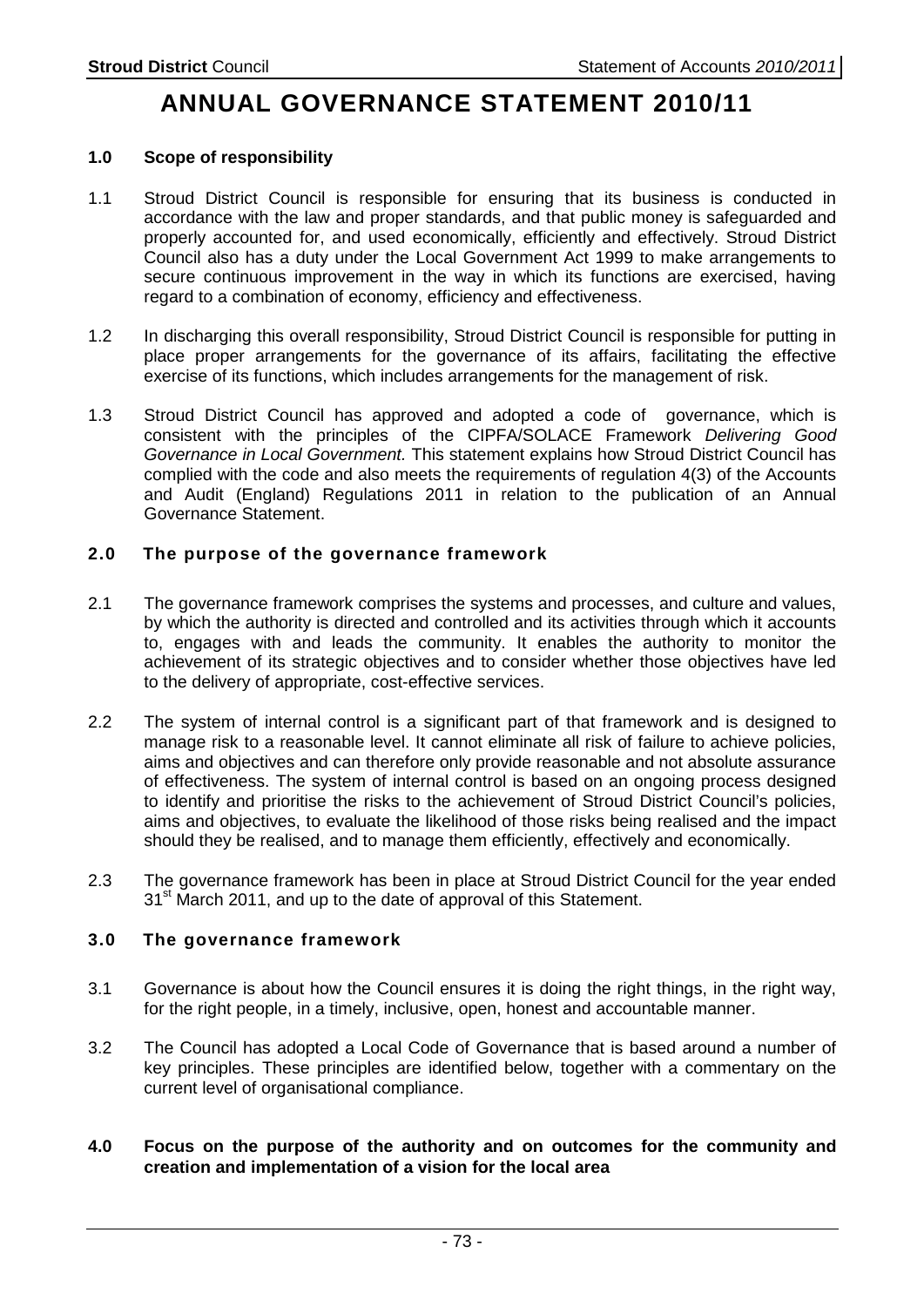# ANNUAL GOVERNANCE STATEMENT 2010/11

## 1.0 Scope of responsibility

1.1 Stroud District Council is responsible for ensuring that its business is conducted in accordance with the law and proper standards, and that public money is safeguarded and properly accounted for, and used economically, efficiently and effectively. Stroud District Council also has a duty under the Local Government Act 1999 to make arrangements to secure continuous improvement in the way in which its functions are exercised, having regard to a combination of economy, efficiency and effectiveness.

1.2 In discharging this overall responsibility, Stroud District Council is responsible for putting in place proper arrangements for the governance of its affairs, facilitating the effective exercise of its functions, which includes arrangements for the management of risk.

1.3 Stroud District Council has approved and adopted a code of governance, which is consistent with the principles of the CIPFA/SOLACE Framework *Delivering Good Governance in Local Government.* This statement explains how Stroud District Council has complied with the code and also meets the requirements of regulation 4(3) of the Accounts and Audit (England) Regulations 2011 in relation to the publication of an Annual Governance Statement.

## 2.0 The purpose of the governance framework

2.1 The governance framework comprises the systems and processes, and culture and values, by which the authority is directed and controlled and its activities through which it accounts to, engages with and leads the community. It enables the authority to monitor the achievement of its strategic objectives and to consider whether those objectives have led to the delivery of appropriate, cost-effective services.

2.2 The system of internal control is a significant part of that framework and is designed to manage risk to a reasonable level. It cannot eliminate all risk of failure to achieve policies, aims and objectives and can therefore only provide reasonable and not absolute assurance of effectiveness. The system of internal control is based on an ongoing process designed to identify and prioritise the risks to the achievement of Stroud District Council's policies, aims and objectives, to evaluate the likelihood of those risks being realised and the impact should they be realised, and to manage them efficiently, effectively and economically.

2.3 The governance framework has been in place at Stroud District Council for the year ended 31st March 2011, and up to the date of approval of this Statement.

## 3.0 The governance framework

3.1 Governance is about how the Council ensures it is doing the right things, in the right way, for the right people, in a timely, inclusive, open, honest and accountable manner.

3.2 The Council has adopted a Local Code of Governance that is based around a number of key principles. These principles are identified below, together with a commentary on the current level of organisational compliance.

## 4.0 Focus on the purpose of the authority and on outcomes for the community and creation and implementation of a vision for the local area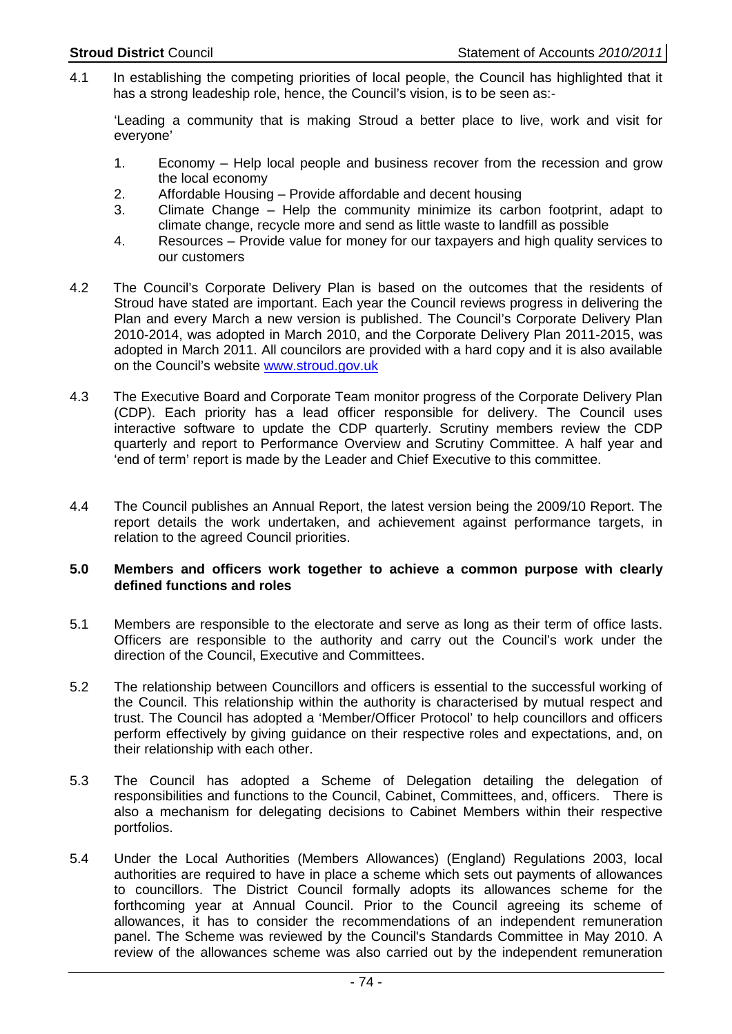4.1 In establishing the competing priorities of local people, the Council has highlighted that it has a strong leadeship role, hence, the Council's vision, is to be seen as:-

'Leading a community that is making Stroud a better place to live, work and visit for everyone'

1. Economy – Help local people and business recover from the recession and grow the local economy
2. Affordable Housing – Provide affordable and decent housing
3. Climate Change – Help the community minimize its carbon footprint, adapt to climate change, recycle more and send as little waste to landfill as possible
4. Resources – Provide value for money for our taxpayers and high quality services to our customers

4.2 The Council's Corporate Delivery Plan is based on the outcomes that the residents of Stroud have stated are important. Each year the Council reviews progress in delivering the Plan and every March a new version is published. The Council's Corporate Delivery Plan 2010-2014, was adopted in March 2010, and the Corporate Delivery Plan 2011-2015, was adopted in March 2011. All councilors are provided with a hard copy and it is also available on the Council's website www.stroud.gov.uk

4.3 The Executive Board and Corporate Team monitor progress of the Corporate Delivery Plan (CDP). Each priority has a lead officer responsible for delivery. The Council uses interactive software to update the CDP quarterly. Scrutiny members review the CDP quarterly and report to Performance Overview and Scrutiny Committee. A half year and 'end of term' report is made by the Leader and Chief Executive to this committee.

4.4 The Council publishes an Annual Report, the latest version being the 2009/10 Report. The report details the work undertaken, and achievement against performance targets, in relation to the agreed Council priorities.

**5.0 Members and officers work together to achieve a common purpose with clearly defined functions and roles**

5.1 Members are responsible to the electorate and serve as long as their term of office lasts. Officers are responsible to the authority and carry out the Council's work under the direction of the Council, Executive and Committees.

5.2 The relationship between Councillors and officers is essential to the successful working of the Council. This relationship within the authority is characterised by mutual respect and trust. The Council has adopted a 'Member/Officer Protocol' to help councillors and officers perform effectively by giving guidance on their respective roles and expectations, and, on their relationship with each other.

5.3 The Council has adopted a Scheme of Delegation detailing the delegation of responsibilities and functions to the Council, Cabinet, Committees, and, officers. There is also a mechanism for delegating decisions to Cabinet Members within their respective portfolios.

5.4 Under the Local Authorities (Members Allowances) (England) Regulations 2003, local authorities are required to have in place a scheme which sets out payments of allowances to councillors. The District Council formally adopts its allowances scheme for the forthcoming year at Annual Council. Prior to the Council agreeing its scheme of allowances, it has to consider the recommendations of an independent remuneration panel. The Scheme was reviewed by the Council's Standards Committee in May 2010. A review of the allowances scheme was also carried out by the independent remuneration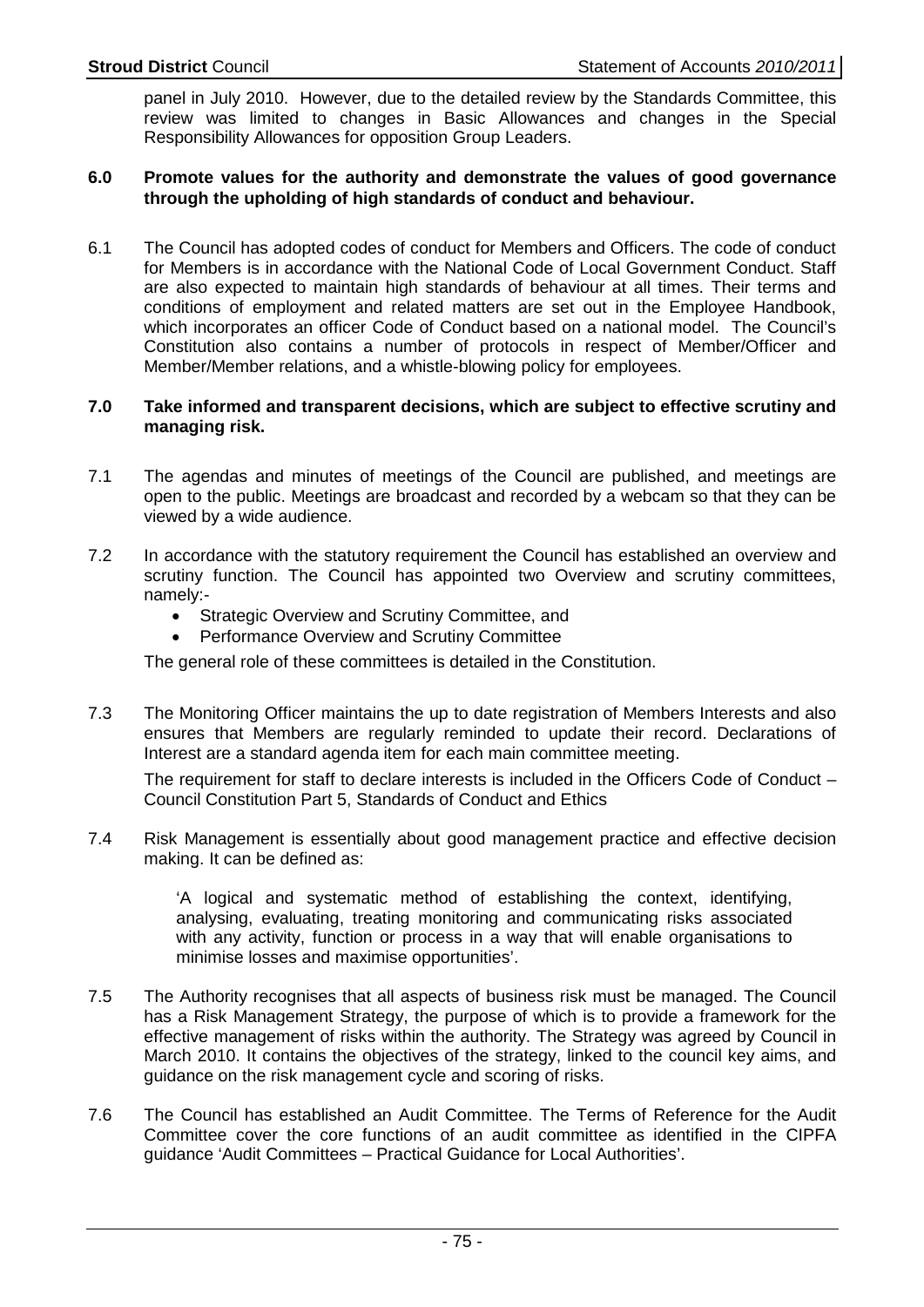panel in July 2010. However, due to the detailed review by the Standards Committee, this review was limited to changes in Basic Allowances and changes in the Special Responsibility Allowances for opposition Group Leaders.

**6.0 Promote values for the authority and demonstrate the values of good governance through the upholding of high standards of conduct and behaviour.**

6.1 The Council has adopted codes of conduct for Members and Officers. The code of conduct for Members is in accordance with the National Code of Local Government Conduct. Staff are also expected to maintain high standards of behaviour at all times. Their terms and conditions of employment and related matters are set out in the Employee Handbook, which incorporates an officer Code of Conduct based on a national model. The Council's Constitution also contains a number of protocols in respect of Member/Officer and Member/Member relations, and a whistle-blowing policy for employees.

**7.0 Take informed and transparent decisions, which are subject to effective scrutiny and managing risk.**

7.1 The agendas and minutes of meetings of the Council are published, and meetings are open to the public. Meetings are broadcast and recorded by a webcam so that they can be viewed by a wide audience.

7.2 In accordance with the statutory requirement the Council has established an overview and scrutiny function. The Council has appointed two Overview and scrutiny committees, namely:-

- Strategic Overview and Scrutiny Committee, and
- Performance Overview and Scrutiny Committee

The general role of these committees is detailed in the Constitution.

7.3 The Monitoring Officer maintains the up to date registration of Members Interests and also ensures that Members are regularly reminded to update their record. Declarations of Interest are a standard agenda item for each main committee meeting.

The requirement for staff to declare interests is included in the Officers Code of Conduct – Council Constitution Part 5, Standards of Conduct and Ethics

7.4 Risk Management is essentially about good management practice and effective decision making. It can be defined as:

> 'A logical and systematic method of establishing the context, identifying, analysing, evaluating, treating monitoring and communicating risks associated with any activity, function or process in a way that will enable organisations to minimise losses and maximise opportunities'.

7.5 The Authority recognises that all aspects of business risk must be managed. The Council has a Risk Management Strategy, the purpose of which is to provide a framework for the effective management of risks within the authority. The Strategy was agreed by Council in March 2010. It contains the objectives of the strategy, linked to the council key aims, and guidance on the risk management cycle and scoring of risks.

7.6 The Council has established an Audit Committee. The Terms of Reference for the Audit Committee cover the core functions of an audit committee as identified in the CIPFA guidance 'Audit Committees – Practical Guidance for Local Authorities'.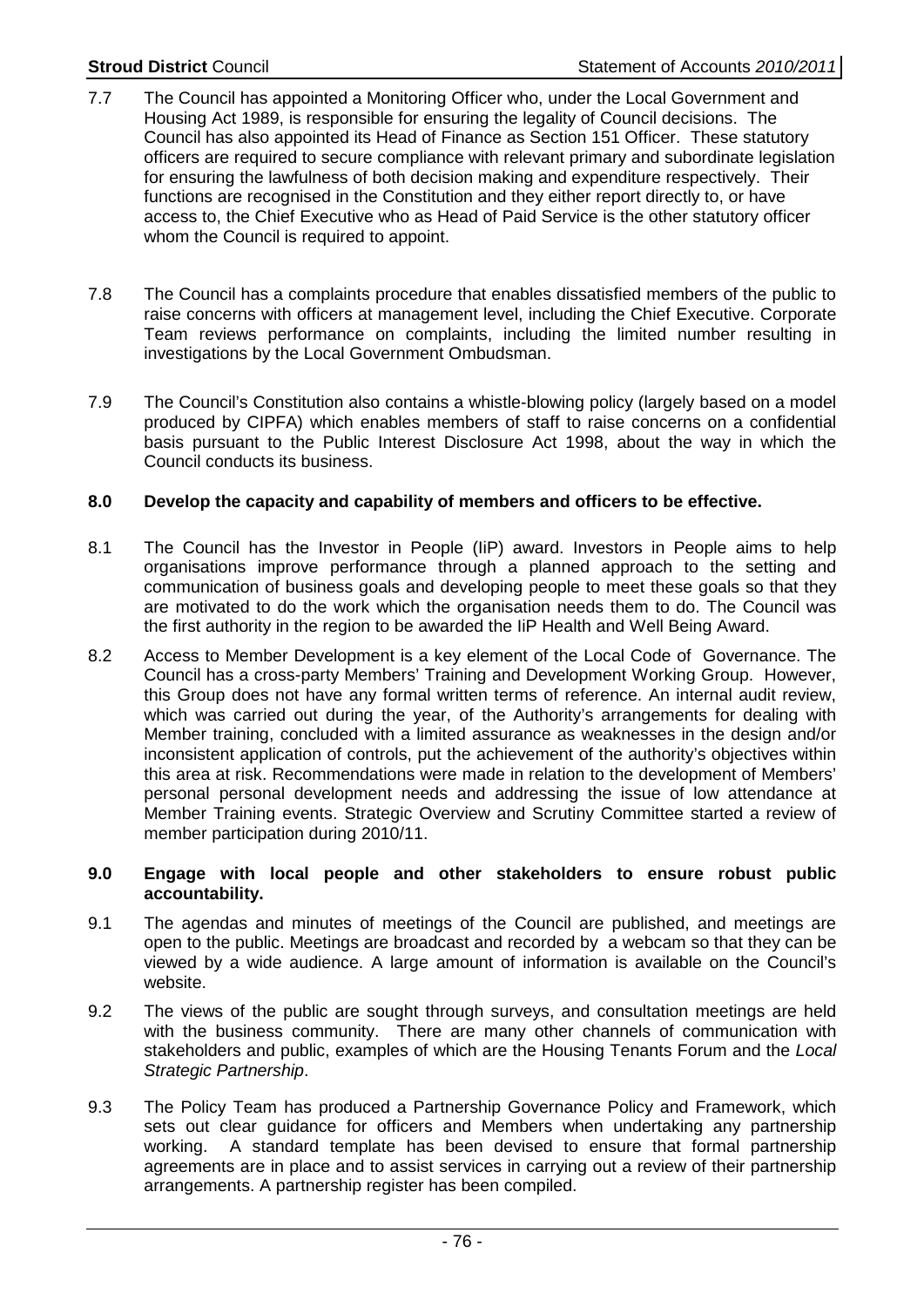7.7 The Council has appointed a Monitoring Officer who, under the Local Government and Housing Act 1989, is responsible for ensuring the legality of Council decisions. The Council has also appointed its Head of Finance as Section 151 Officer. These statutory officers are required to secure compliance with relevant primary and subordinate legislation for ensuring the lawfulness of both decision making and expenditure respectively. Their functions are recognised in the Constitution and they either report directly to, or have access to, the Chief Executive who as Head of Paid Service is the other statutory officer whom the Council is required to appoint.

7.8 The Council has a complaints procedure that enables dissatisfied members of the public to raise concerns with officers at management level, including the Chief Executive. Corporate Team reviews performance on complaints, including the limited number resulting in investigations by the Local Government Ombudsman.

7.9 The Council's Constitution also contains a whistle-blowing policy (largely based on a model produced by CIPFA) which enables members of staff to raise concerns on a confidential basis pursuant to the Public Interest Disclosure Act 1998, about the way in which the Council conducts its business.

**8.0 Develop the capacity and capability of members and officers to be effective.**

8.1 The Council has the Investor in People (IiP) award. Investors in People aims to help organisations improve performance through a planned approach to the setting and communication of business goals and developing people to meet these goals so that they are motivated to do the work which the organisation needs them to do. The Council was the first authority in the region to be awarded the IiP Health and Well Being Award.

8.2 Access to Member Development is a key element of the Local Code of Governance. The Council has a cross-party Members' Training and Development Working Group. However, this Group does not have any formal written terms of reference. An internal audit review, which was carried out during the year, of the Authority's arrangements for dealing with Member training, concluded with a limited assurance as weaknesses in the design and/or inconsistent application of controls, put the achievement of the authority's objectives within this area at risk. Recommendations were made in relation to the development of Members' personal personal development needs and addressing the issue of low attendance at Member Training events. Strategic Overview and Scrutiny Committee started a review of member participation during 2010/11.

**9.0 Engage with local people and other stakeholders to ensure robust public accountability.**

9.1 The agendas and minutes of meetings of the Council are published, and meetings are open to the public. Meetings are broadcast and recorded by a webcam so that they can be viewed by a wide audience. A large amount of information is available on the Council's website.

9.2 The views of the public are sought through surveys, and consultation meetings are held with the business community. There are many other channels of communication with stakeholders and public, examples of which are the Housing Tenants Forum and the *Local Strategic Partnership*.

9.3 The Policy Team has produced a Partnership Governance Policy and Framework, which sets out clear guidance for officers and Members when undertaking any partnership working. A standard template has been devised to ensure that formal partnership agreements are in place and to assist services in carrying out a review of their partnership arrangements. A partnership register has been compiled.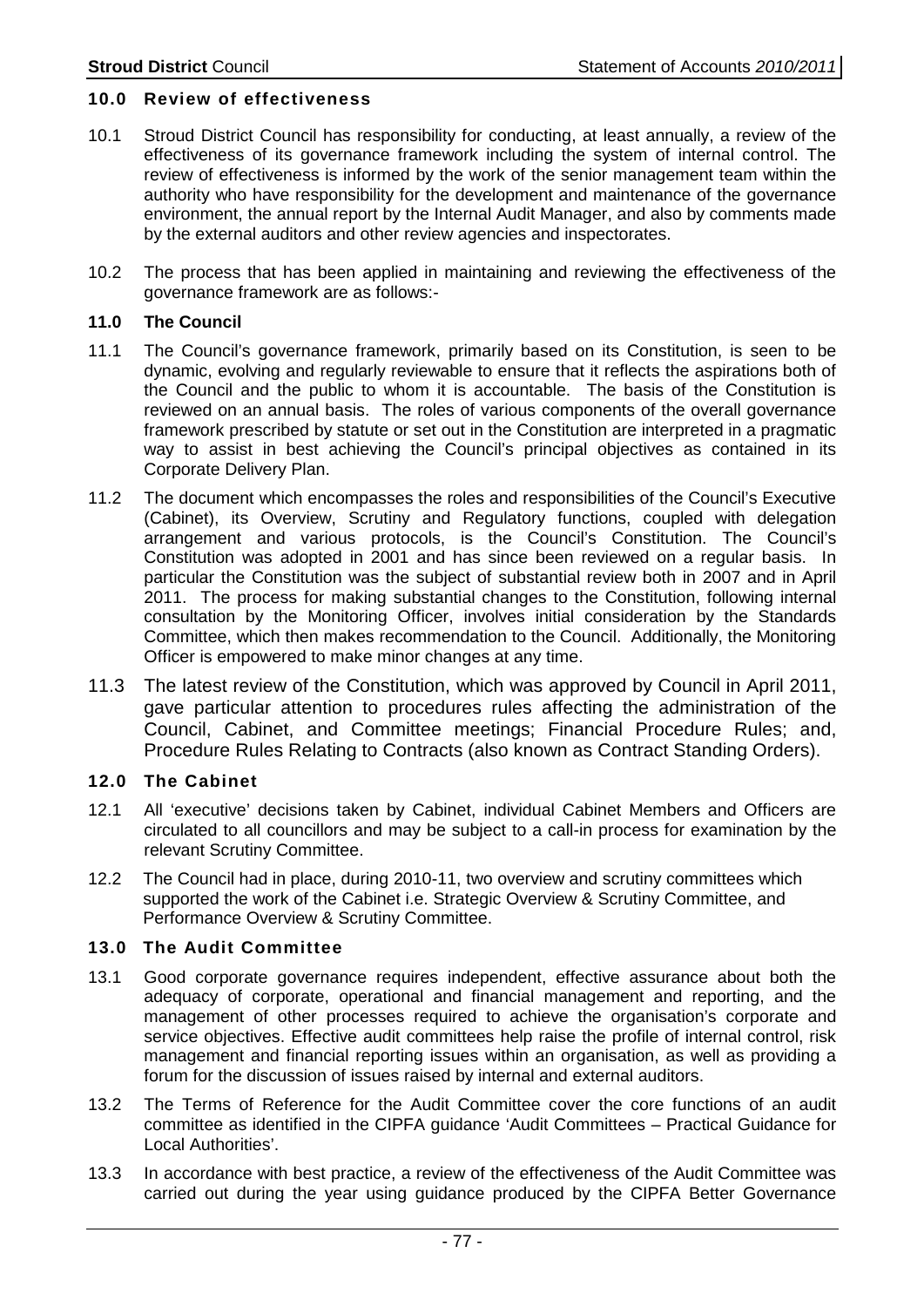## 10.0 Review of effectiveness

10.1 Stroud District Council has responsibility for conducting, at least annually, a review of the effectiveness of its governance framework including the system of internal control. The review of effectiveness is informed by the work of the senior management team within the authority who have responsibility for the development and maintenance of the governance environment, the annual report by the Internal Audit Manager, and also by comments made by the external auditors and other review agencies and inspectorates.

10.2 The process that has been applied in maintaining and reviewing the effectiveness of the governance framework are as follows:-

## 11.0 The Council

11.1 The Council's governance framework, primarily based on its Constitution, is seen to be dynamic, evolving and regularly reviewable to ensure that it reflects the aspirations both of the Council and the public to whom it is accountable. The basis of the Constitution is reviewed on an annual basis. The roles of various components of the overall governance framework prescribed by statute or set out in the Constitution are interpreted in a pragmatic way to assist in best achieving the Council's principal objectives as contained in its Corporate Delivery Plan.

11.2 The document which encompasses the roles and responsibilities of the Council's Executive (Cabinet), its Overview, Scrutiny and Regulatory functions, coupled with delegation arrangement and various protocols, is the Council's Constitution. The Council's Constitution was adopted in 2001 and has since been reviewed on a regular basis. In particular the Constitution was the subject of substantial review both in 2007 and in April 2011. The process for making substantial changes to the Constitution, following internal consultation by the Monitoring Officer, involves initial consideration by the Standards Committee, which then makes recommendation to the Council. Additionally, the Monitoring Officer is empowered to make minor changes at any time.

11.3 The latest review of the Constitution, which was approved by Council in April 2011, gave particular attention to procedures rules affecting the administration of the Council, Cabinet, and Committee meetings; Financial Procedure Rules; and, Procedure Rules Relating to Contracts (also known as Contract Standing Orders).

## 12.0 The Cabinet

12.1 All 'executive' decisions taken by Cabinet, individual Cabinet Members and Officers are circulated to all councillors and may be subject to a call-in process for examination by the relevant Scrutiny Committee.

12.2 The Council had in place, during 2010-11, two overview and scrutiny committees which supported the work of the Cabinet i.e. Strategic Overview & Scrutiny Committee, and Performance Overview & Scrutiny Committee.

## 13.0 The Audit Committee

13.1 Good corporate governance requires independent, effective assurance about both the adequacy of corporate, operational and financial management and reporting, and the management of other processes required to achieve the organisation's corporate and service objectives. Effective audit committees help raise the profile of internal control, risk management and financial reporting issues within an organisation, as well as providing a forum for the discussion of issues raised by internal and external auditors.

13.2 The Terms of Reference for the Audit Committee cover the core functions of an audit committee as identified in the CIPFA guidance 'Audit Committees – Practical Guidance for Local Authorities'.

13.3 In accordance with best practice, a review of the effectiveness of the Audit Committee was carried out during the year using guidance produced by the CIPFA Better Governance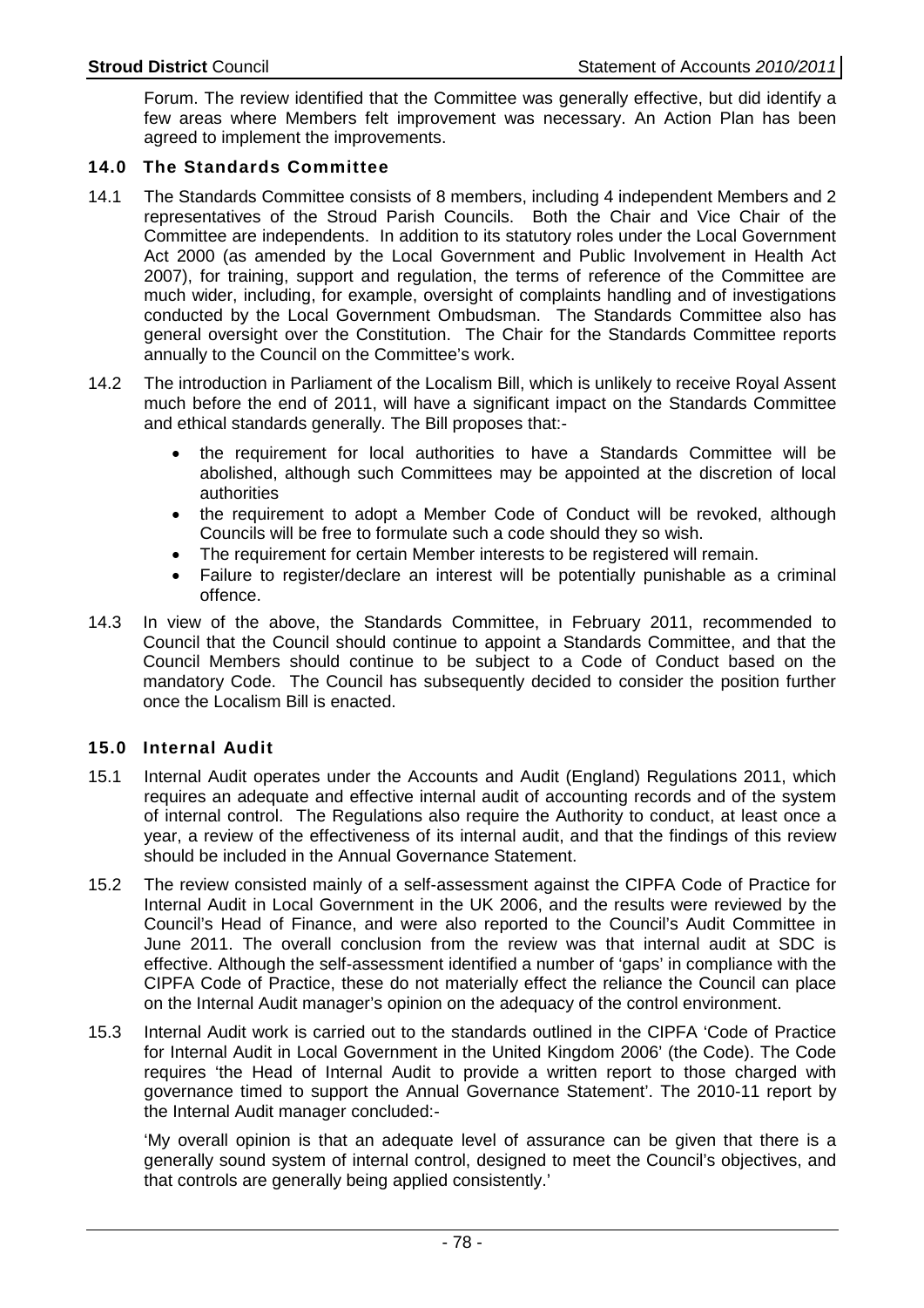Forum. The review identified that the Committee was generally effective, but did identify a few areas where Members felt improvement was necessary. An Action Plan has been agreed to implement the improvements.

## 14.0 The Standards Committee

14.1 The Standards Committee consists of 8 members, including 4 independent Members and 2 representatives of the Stroud Parish Councils. Both the Chair and Vice Chair of the Committee are independents. In addition to its statutory roles under the Local Government Act 2000 (as amended by the Local Government and Public Involvement in Health Act 2007), for training, support and regulation, the terms of reference of the Committee are much wider, including, for example, oversight of complaints handling and of investigations conducted by the Local Government Ombudsman. The Standards Committee also has general oversight over the Constitution. The Chair for the Standards Committee reports annually to the Council on the Committee's work.

14.2 The introduction in Parliament of the Localism Bill, which is unlikely to receive Royal Assent much before the end of 2011, will have a significant impact on the Standards Committee and ethical standards generally. The Bill proposes that:-

- the requirement for local authorities to have a Standards Committee will be abolished, although such Committees may be appointed at the discretion of local authorities
- the requirement to adopt a Member Code of Conduct will be revoked, although Councils will be free to formulate such a code should they so wish.
- The requirement for certain Member interests to be registered will remain.
- Failure to register/declare an interest will be potentially punishable as a criminal offence.

14.3 In view of the above, the Standards Committee, in February 2011, recommended to Council that the Council should continue to appoint a Standards Committee, and that the Council Members should continue to be subject to a Code of Conduct based on the mandatory Code. The Council has subsequently decided to consider the position further once the Localism Bill is enacted.

## 15.0 Internal Audit

15.1 Internal Audit operates under the Accounts and Audit (England) Regulations 2011, which requires an adequate and effective internal audit of accounting records and of the system of internal control. The Regulations also require the Authority to conduct, at least once a year, a review of the effectiveness of its internal audit, and that the findings of this review should be included in the Annual Governance Statement.

15.2 The review consisted mainly of a self-assessment against the CIPFA Code of Practice for Internal Audit in Local Government in the UK 2006, and the results were reviewed by the Council's Head of Finance, and were also reported to the Council's Audit Committee in June 2011. The overall conclusion from the review was that internal audit at SDC is effective. Although the self-assessment identified a number of 'gaps' in compliance with the CIPFA Code of Practice, these do not materially effect the reliance the Council can place on the Internal Audit manager's opinion on the adequacy of the control environment.

15.3 Internal Audit work is carried out to the standards outlined in the CIPFA 'Code of Practice for Internal Audit in Local Government in the United Kingdom 2006' (the Code). The Code requires 'the Head of Internal Audit to provide a written report to those charged with governance timed to support the Annual Governance Statement'. The 2010-11 report by the Internal Audit manager concluded:-

'My overall opinion is that an adequate level of assurance can be given that there is a generally sound system of internal control, designed to meet the Council's objectives, and that controls are generally being applied consistently.'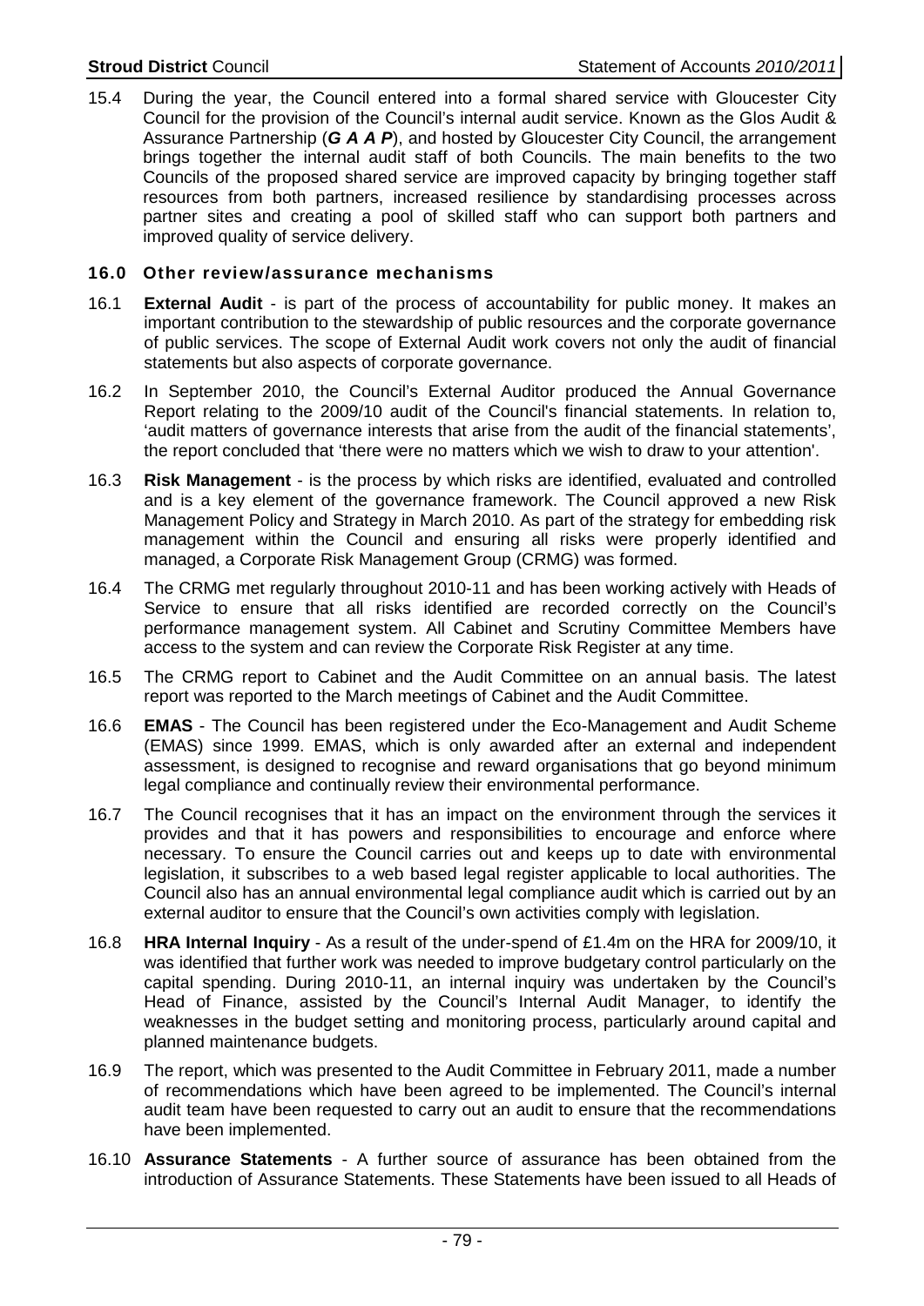15.4 During the year, the Council entered into a formal shared service with Gloucester City Council for the provision of the Council's internal audit service. Known as the Glos Audit & Assurance Partnership (***G A A P***), and hosted by Gloucester City Council, the arrangement brings together the internal audit staff of both Councils. The main benefits to the two Councils of the proposed shared service are improved capacity by bringing together staff resources from both partners, increased resilience by standardising processes across partner sites and creating a pool of skilled staff who can support both partners and improved quality of service delivery.

## 16.0 Other review/assurance mechanisms

16.1 **External Audit** - is part of the process of accountability for public money. It makes an important contribution to the stewardship of public resources and the corporate governance of public services. The scope of External Audit work covers not only the audit of financial statements but also aspects of corporate governance.

16.2 In September 2010, the Council's External Auditor produced the Annual Governance Report relating to the 2009/10 audit of the Council's financial statements. In relation to, 'audit matters of governance interests that arise from the audit of the financial statements', the report concluded that 'there were no matters which we wish to draw to your attention'.

16.3 **Risk Management** - is the process by which risks are identified, evaluated and controlled and is a key element of the governance framework. The Council approved a new Risk Management Policy and Strategy in March 2010. As part of the strategy for embedding risk management within the Council and ensuring all risks were properly identified and managed, a Corporate Risk Management Group (CRMG) was formed.

16.4 The CRMG met regularly throughout 2010-11 and has been working actively with Heads of Service to ensure that all risks identified are recorded correctly on the Council's performance management system. All Cabinet and Scrutiny Committee Members have access to the system and can review the Corporate Risk Register at any time.

16.5 The CRMG report to Cabinet and the Audit Committee on an annual basis. The latest report was reported to the March meetings of Cabinet and the Audit Committee.

16.6 **EMAS** - The Council has been registered under the Eco-Management and Audit Scheme (EMAS) since 1999. EMAS, which is only awarded after an external and independent assessment, is designed to recognise and reward organisations that go beyond minimum legal compliance and continually review their environmental performance.

16.7 The Council recognises that it has an impact on the environment through the services it provides and that it has powers and responsibilities to encourage and enforce where necessary. To ensure the Council carries out and keeps up to date with environmental legislation, it subscribes to a web based legal register applicable to local authorities. The Council also has an annual environmental legal compliance audit which is carried out by an external auditor to ensure that the Council's own activities comply with legislation.

16.8 **HRA Internal Inquiry** - As a result of the under-spend of £1.4m on the HRA for 2009/10, it was identified that further work was needed to improve budgetary control particularly on the capital spending. During 2010-11, an internal inquiry was undertaken by the Council's Head of Finance, assisted by the Council's Internal Audit Manager, to identify the weaknesses in the budget setting and monitoring process, particularly around capital and planned maintenance budgets.

16.9 The report, which was presented to the Audit Committee in February 2011, made a number of recommendations which have been agreed to be implemented. The Council's internal audit team have been requested to carry out an audit to ensure that the recommendations have been implemented.

16.10 **Assurance Statements** - A further source of assurance has been obtained from the introduction of Assurance Statements. These Statements have been issued to all Heads of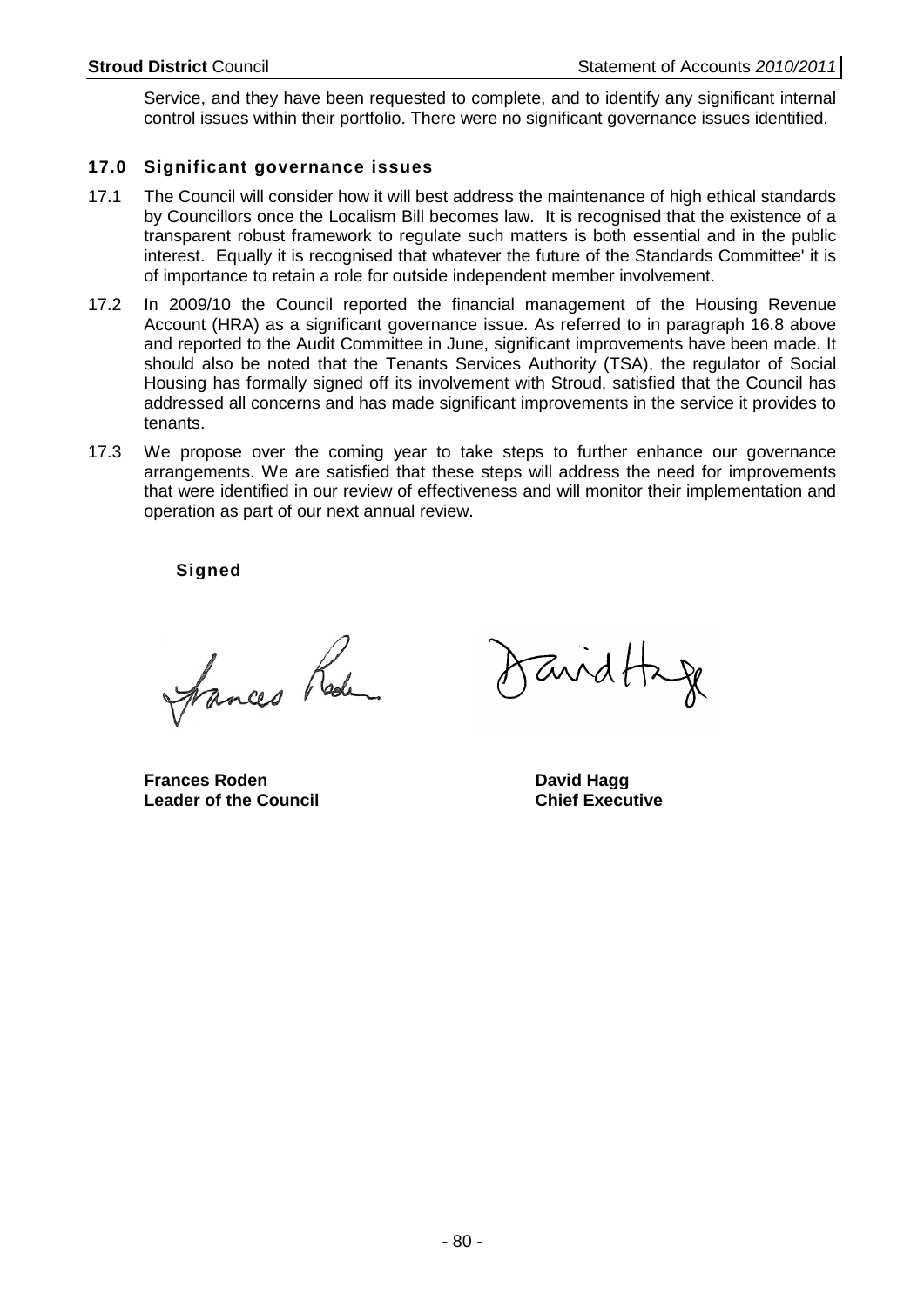Service, and they have been requested to complete, and to identify any significant internal control issues within their portfolio. There were no significant governance issues identified.

## 17.0 Significant governance issues

17.1 The Council will consider how it will best address the maintenance of high ethical standards by Councillors once the Localism Bill becomes law. It is recognised that the existence of a transparent robust framework to regulate such matters is both essential and in the public interest. Equally it is recognised that whatever the future of the Standards Committee' it is of importance to retain a role for outside independent member involvement.

17.2 In 2009/10 the Council reported the financial management of the Housing Revenue Account (HRA) as a significant governance issue. As referred to in paragraph 16.8 above and reported to the Audit Committee in June, significant improvements have been made. It should also be noted that the Tenants Services Authority (TSA), the regulator of Social Housing has formally signed off its involvement with Stroud, satisfied that the Council has addressed all concerns and has made significant improvements in the service it provides to tenants.

17.3 We propose over the coming year to take steps to further enhance our governance arrangements. We are satisfied that these steps will address the need for improvements that were identified in our review of effectiveness and will monitor their implementation and operation as part of our next annual review.

**Signed**

| | |
|---|---|
| **Frances Roden** | **David Hagg** |
| **Leader of the Council** | **Chief Executive** |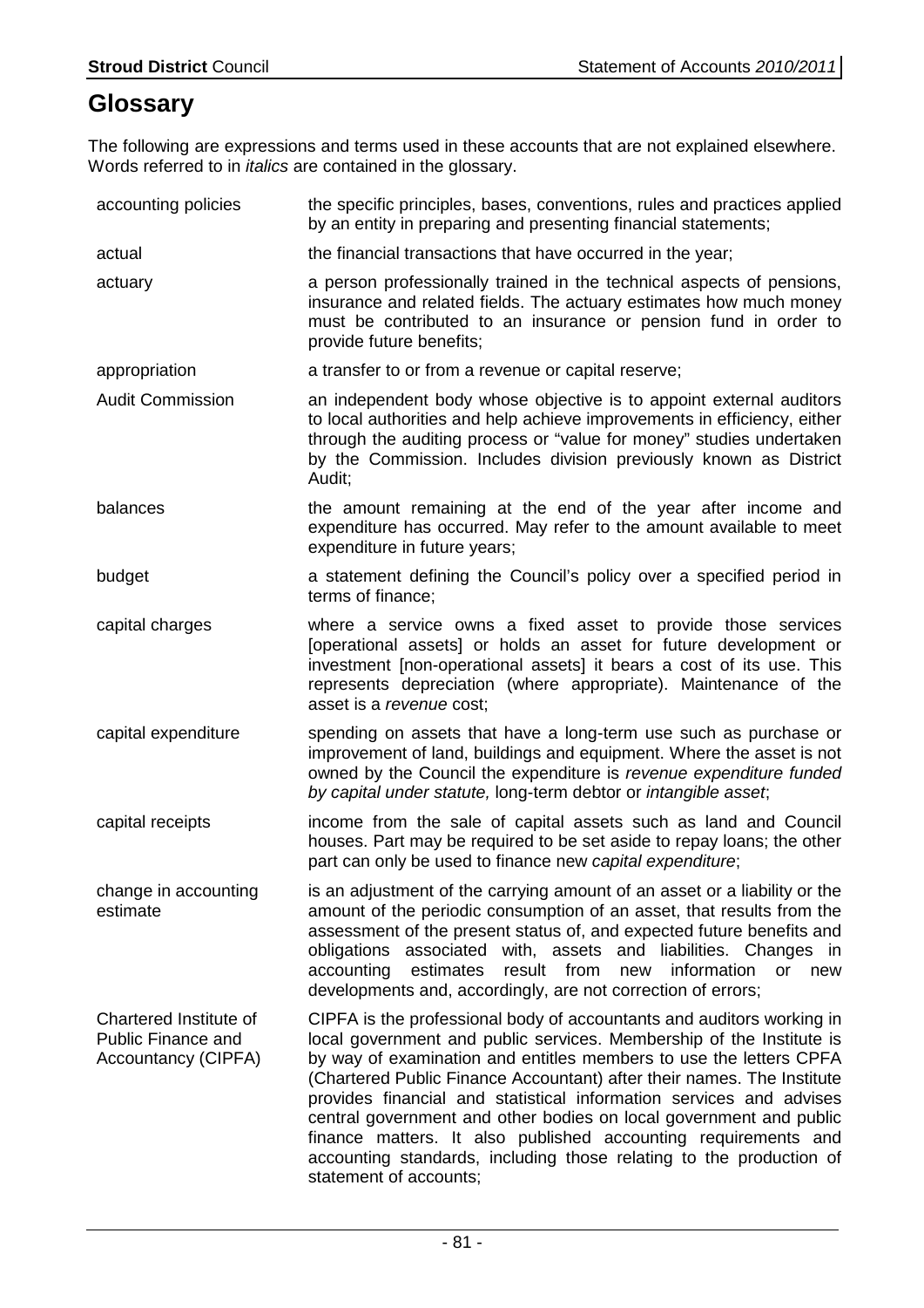# Glossary

The following are expressions and terms used in these accounts that are not explained elsewhere. Words referred to in *italics* are contained in the glossary.

| | |
|---|---|
| accounting policies | the specific principles, bases, conventions, rules and practices applied by an entity in preparing and presenting financial statements; |
| actual | the financial transactions that have occurred in the year; |
| actuary | a person professionally trained in the technical aspects of pensions, insurance and related fields. The actuary estimates how much money must be contributed to an insurance or pension fund in order to provide future benefits; |
| appropriation | a transfer to or from a revenue or capital reserve; |
| Audit Commission | an independent body whose objective is to appoint external auditors to local authorities and help achieve improvements in efficiency, either through the auditing process or "value for money" studies undertaken by the Commission. Includes division previously known as District Audit; |
| balances | the amount remaining at the end of the year after income and expenditure has occurred. May refer to the amount available to meet expenditure in future years; |
| budget | a statement defining the Council's policy over a specified period in terms of finance; |
| capital charges | where a service owns a fixed asset to provide those services [operational assets] or holds an asset for future development or investment [non-operational assets] it bears a cost of its use. This represents depreciation (where appropriate). Maintenance of the asset is a *revenue* cost; |
| capital expenditure | spending on assets that have a long-term use such as purchase or improvement of land, buildings and equipment. Where the asset is not owned by the Council the expenditure is *revenue expenditure funded by capital under statute,* long-term debtor or *intangible asset*; |
| capital receipts | income from the sale of capital assets such as land and Council houses. Part may be required to be set aside to repay loans; the other part can only be used to finance new *capital expenditure*; |
| change in accounting estimate | is an adjustment of the carrying amount of an asset or a liability or the amount of the periodic consumption of an asset, that results from the assessment of the present status of, and expected future benefits and obligations associated with, assets and liabilities. Changes in accounting estimates result from new information or new developments and, accordingly, are not correction of errors; |
| Chartered Institute of Public Finance and Accountancy (CIPFA) | CIPFA is the professional body of accountants and auditors working in local government and public services. Membership of the Institute is by way of examination and entitles members to use the letters CPFA (Chartered Public Finance Accountant) after their names. The Institute provides financial and statistical information services and advises central government and other bodies on local government and public finance matters. It also published accounting requirements and accounting standards, including those relating to the production of statement of accounts; |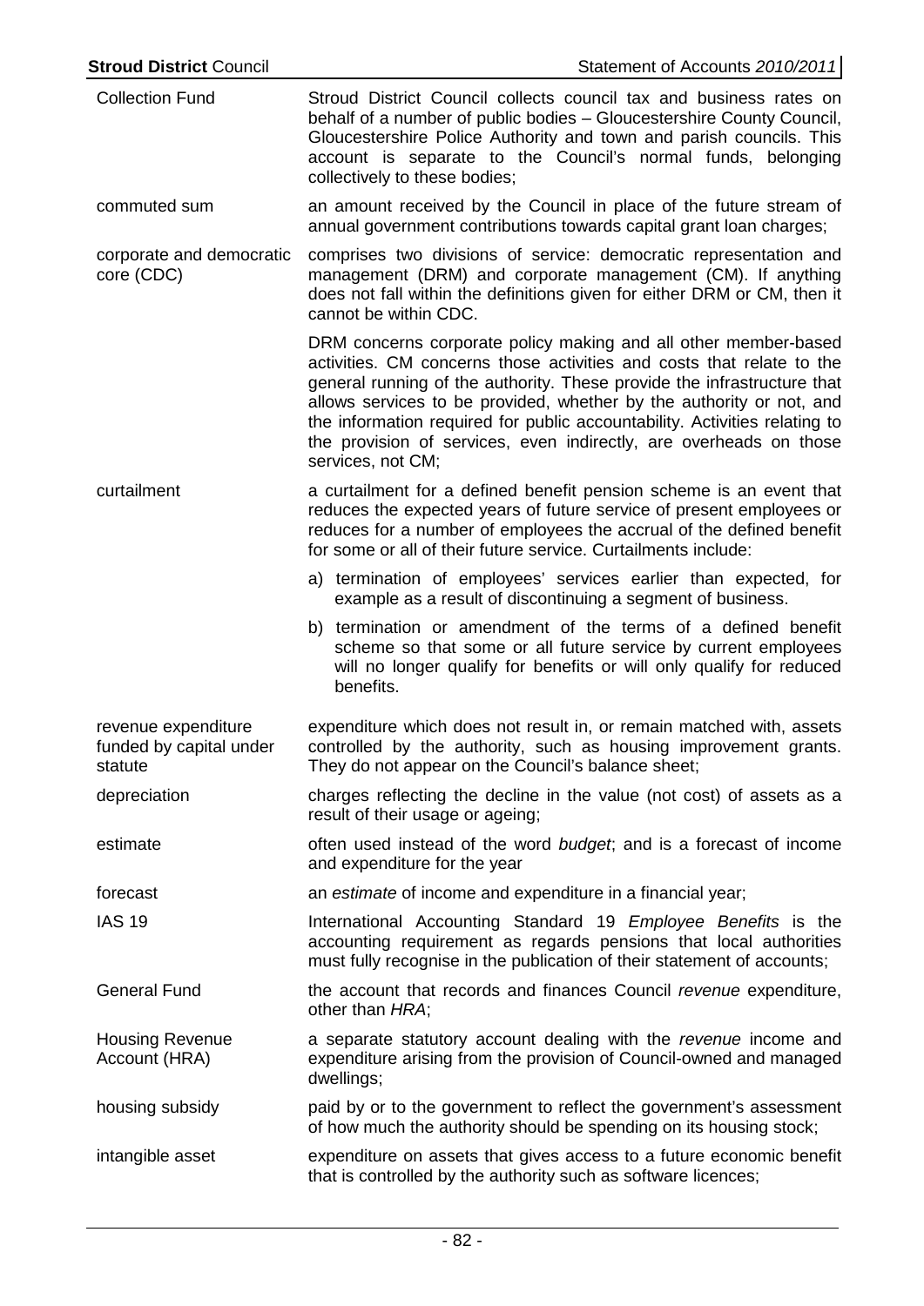| | |
|---|---|
| Collection Fund | Stroud District Council collects council tax and business rates on behalf of a number of public bodies – Gloucestershire County Council, Gloucestershire Police Authority and town and parish councils. This account is separate to the Council's normal funds, belonging collectively to these bodies; |
| commuted sum | an amount received by the Council in place of the future stream of annual government contributions towards capital grant loan charges; |
| corporate and democratic core (CDC) | comprises two divisions of service: democratic representation and management (DRM) and corporate management (CM). If anything does not fall within the definitions given for either DRM or CM, then it cannot be within CDC.<br><br>DRM concerns corporate policy making and all other member-based activities. CM concerns those activities and costs that relate to the general running of the authority. These provide the infrastructure that allows services to be provided, whether by the authority or not, and the information required for public accountability. Activities relating to the provision of services, even indirectly, are overheads on those services, not CM; |
| curtailment | a curtailment for a defined benefit pension scheme is an event that reduces the expected years of future service of present employees or reduces for a number of employees the accrual of the defined benefit for some or all of their future service. Curtailments include:<br><br>a) termination of employees' services earlier than expected, for example as a result of discontinuing a segment of business.<br><br>b) termination or amendment of the terms of a defined benefit scheme so that some or all future service by current employees will no longer qualify for benefits or will only qualify for reduced benefits. |
| revenue expenditure funded by capital under statute | expenditure which does not result in, or remain matched with, assets controlled by the authority, such as housing improvement grants. They do not appear on the Council's balance sheet; |
| depreciation | charges reflecting the decline in the value (not cost) of assets as a result of their usage or ageing; |
| estimate | often used instead of the word *budget*; and is a forecast of income and expenditure for the year |
| forecast | an *estimate* of income and expenditure in a financial year; |
| IAS 19 | International Accounting Standard 19 *Employee Benefits* is the accounting requirement as regards pensions that local authorities must fully recognise in the publication of their statement of accounts; |
| General Fund | the account that records and finances Council *revenue* expenditure, other than *HRA*; |
| Housing Revenue Account (HRA) | a separate statutory account dealing with the *revenue* income and expenditure arising from the provision of Council-owned and managed dwellings; |
| housing subsidy | paid by or to the government to reflect the government's assessment of how much the authority should be spending on its housing stock; |
| intangible asset | expenditure on assets that gives access to a future economic benefit that is controlled by the authority such as software licences; |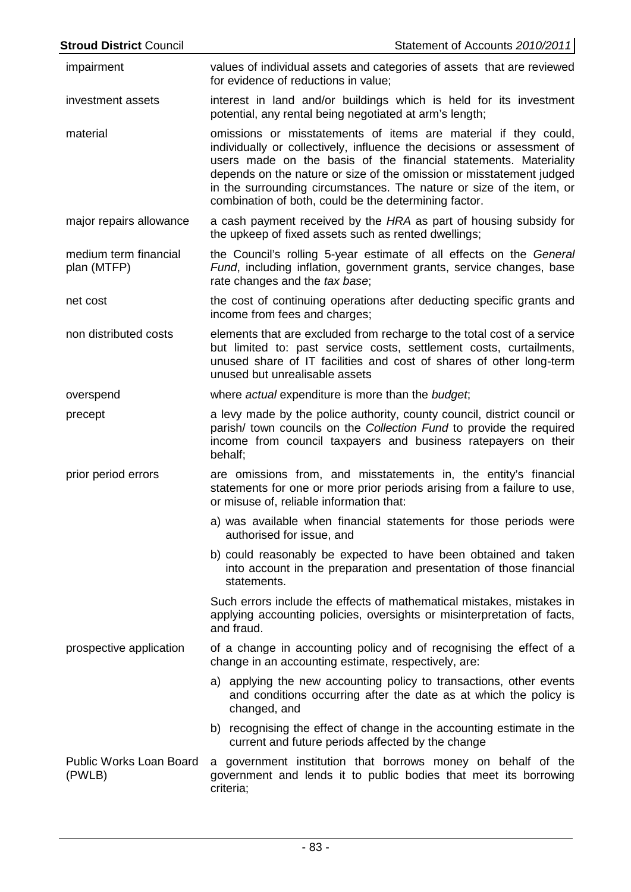| | |
|---|---|
| impairment | values of individual assets and categories of assets that are reviewed for evidence of reductions in value; |
| investment assets | interest in land and/or buildings which is held for its investment potential, any rental being negotiated at arm's length; |
| material | omissions or misstatements of items are material if they could, individually or collectively, influence the decisions or assessment of users made on the basis of the financial statements. Materiality depends on the nature or size of the omission or misstatement judged in the surrounding circumstances. The nature or size of the item, or combination of both, could be the determining factor. |
| major repairs allowance | a cash payment received by the *HRA* as part of housing subsidy for the upkeep of fixed assets such as rented dwellings; |
| medium term financial plan (MTFP) | the Council's rolling 5-year estimate of all effects on the *General Fund*, including inflation, government grants, service changes, base rate changes and the *tax base*; |
| net cost | the cost of continuing operations after deducting specific grants and income from fees and charges; |
| non distributed costs | elements that are excluded from recharge to the total cost of a service but limited to: past service costs, settlement costs, curtailments, unused share of IT facilities and cost of shares of other long-term unused but unrealisable assets |
| overspend | where *actual* expenditure is more than the *budget*; |
| precept | a levy made by the police authority, county council, district council or parish/ town councils on the *Collection Fund* to provide the required income from council taxpayers and business ratepayers on their behalf; |
| prior period errors | are omissions from, and misstatements in, the entity's financial statements for one or more prior periods arising from a failure to use, or misuse of, reliable information that:<br>a) was available when financial statements for those periods were authorised for issue, and<br>b) could reasonably be expected to have been obtained and taken into account in the preparation and presentation of those financial statements.<br>Such errors include the effects of mathematical mistakes, mistakes in applying accounting policies, oversights or misinterpretation of facts, and fraud. |
| prospective application | of a change in accounting policy and of recognising the effect of a change in an accounting estimate, respectively, are:<br>a) applying the new accounting policy to transactions, other events and conditions occurring after the date as at which the policy is changed, and<br>b) recognising the effect of change in the accounting estimate in the current and future periods affected by the change |
| Public Works Loan Board (PWLB) | a government institution that borrows money on behalf of the government and lends it to public bodies that meet its borrowing criteria; |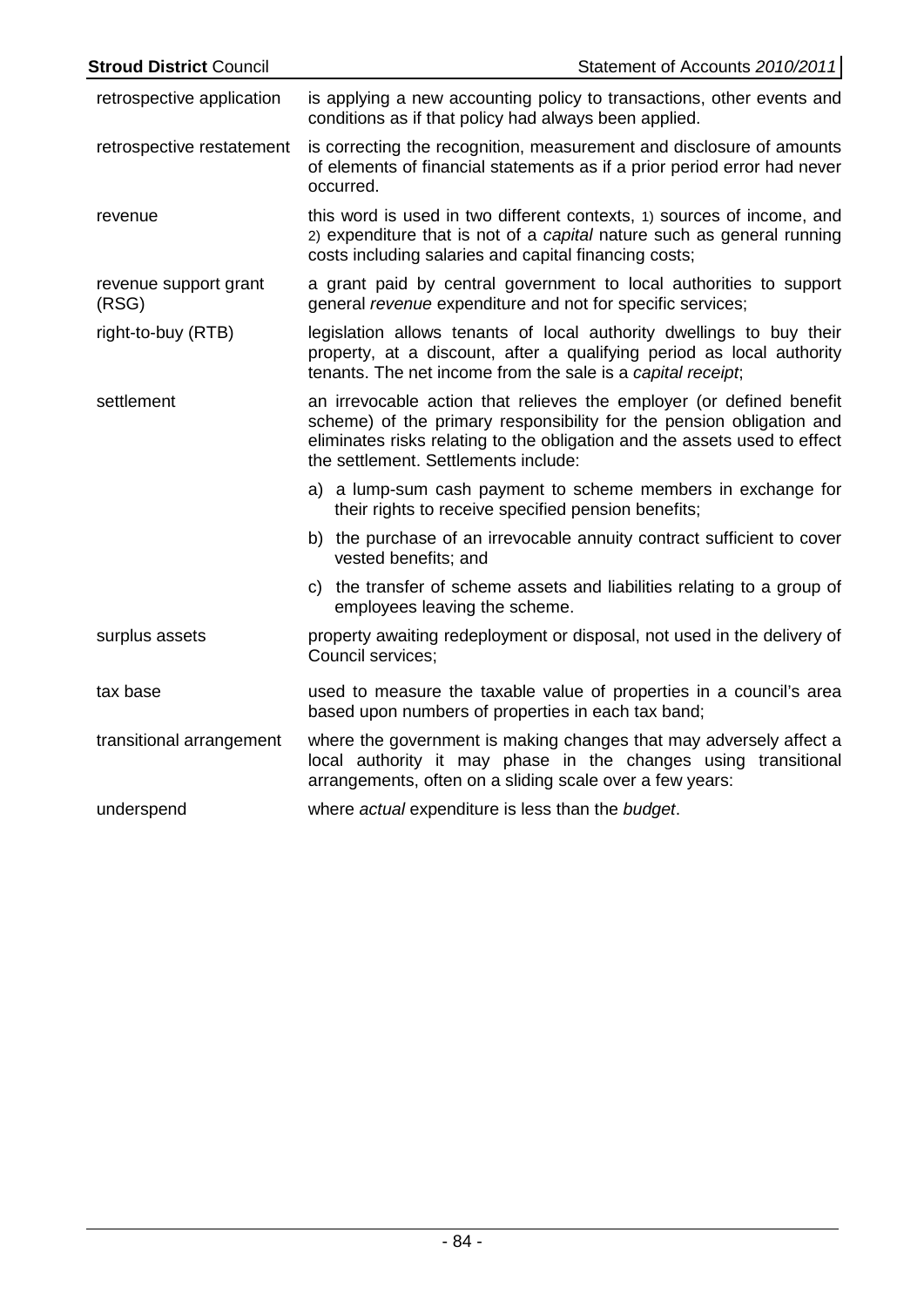**retrospective application** is applying a new accounting policy to transactions, other events and conditions as if that policy had always been applied.

**retrospective restatement** is correcting the recognition, measurement and disclosure of amounts of elements of financial statements as if a prior period error had never occurred.

**revenue** this word is used in two different contexts, 1) sources of income, and 2) expenditure that is not of a *capital* nature such as general running costs including salaries and capital financing costs;

**revenue support grant (RSG)** a grant paid by central government to local authorities to support general *revenue* expenditure and not for specific services;

**right-to-buy (RTB)** legislation allows tenants of local authority dwellings to buy their property, at a discount, after a qualifying period as local authority tenants. The net income from the sale is a *capital receipt*;

**settlement** an irrevocable action that relieves the employer (or defined benefit scheme) of the primary responsibility for the pension obligation and eliminates risks relating to the obligation and the assets used to effect the settlement. Settlements include:

a) a lump-sum cash payment to scheme members in exchange for their rights to receive specified pension benefits;

b) the purchase of an irrevocable annuity contract sufficient to cover vested benefits; and

c) the transfer of scheme assets and liabilities relating to a group of employees leaving the scheme.

**surplus assets** property awaiting redeployment or disposal, not used in the delivery of Council services;

**tax base** used to measure the taxable value of properties in a council's area based upon numbers of properties in each tax band;

**transitional arrangement** where the government is making changes that may adversely affect a local authority it may phase in the changes using transitional arrangements, often on a sliding scale over a few years:

**underspend** where *actual* expenditure is less than the *budget*.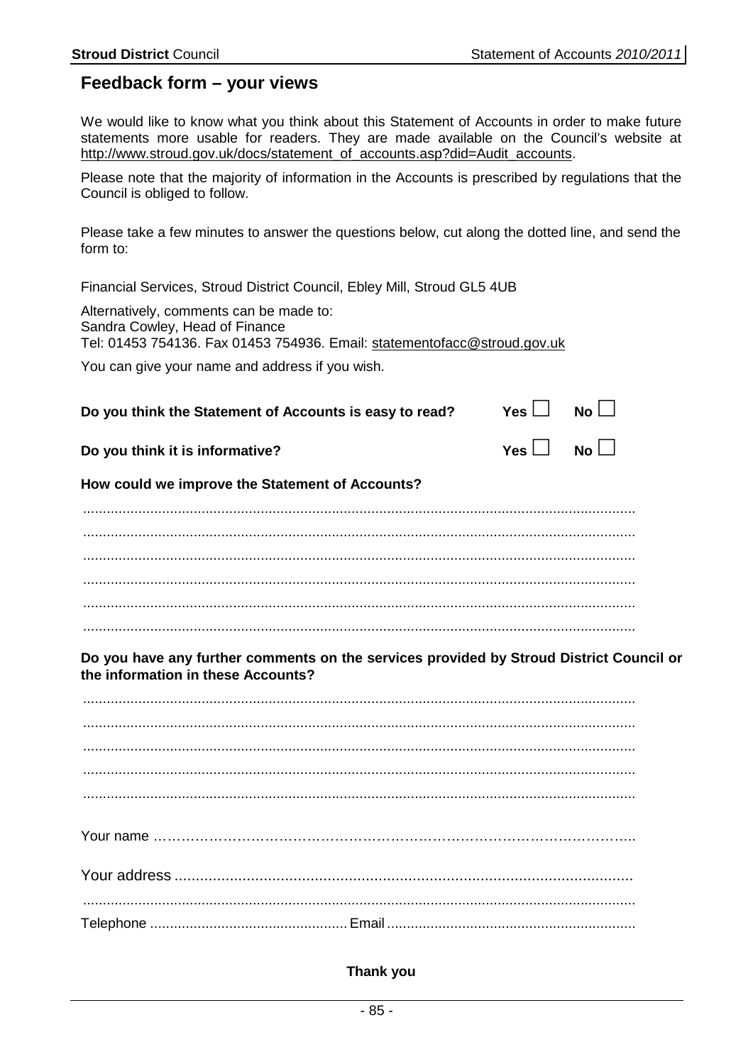## Feedback form – your views

We would like to know what you think about this Statement of Accounts in order to make future statements more usable for readers. They are made available on the Council's website at http://www.stroud.gov.uk/docs/statement_of_accounts.asp?did=Audit_accounts.

Please note that the majority of information in the Accounts is prescribed by regulations that the Council is obliged to follow.

Please take a few minutes to answer the questions below, cut along the dotted line, and send the form to:

Financial Services, Stroud District Council, Ebley Mill, Stroud GL5 4UB

Alternatively, comments can be made to:
Sandra Cowley, Head of Finance
Tel: 01453 754136. Fax 01453 754936. Email: statementofacc@stroud.gov.uk

You can give your name and address if you wish.

**Do you think the Statement of Accounts is easy to read?** **Yes** ☐ **No** ☐

**Do you think it is informative?** **Yes** ☐ **No** ☐

**How could we improve the Statement of Accounts?**

..........................................................................................................................................

..........................................................................................................................................

..........................................................................................................................................

..........................................................................................................................................

..........................................................................................................................................

..........................................................................................................................................

**Do you have any further comments on the services provided by Stroud District Council or the information in these Accounts?**

..........................................................................................................................................

..........................................................................................................................................

..........................................................................................................................................

..........................................................................................................................................

..........................................................................................................................................

Your name ……………………………………………………………………………………………..

Your address ..........................................................................................................

..........................................................................................................................................

Telephone ................................................. Email ..............................................................

**Thank you**